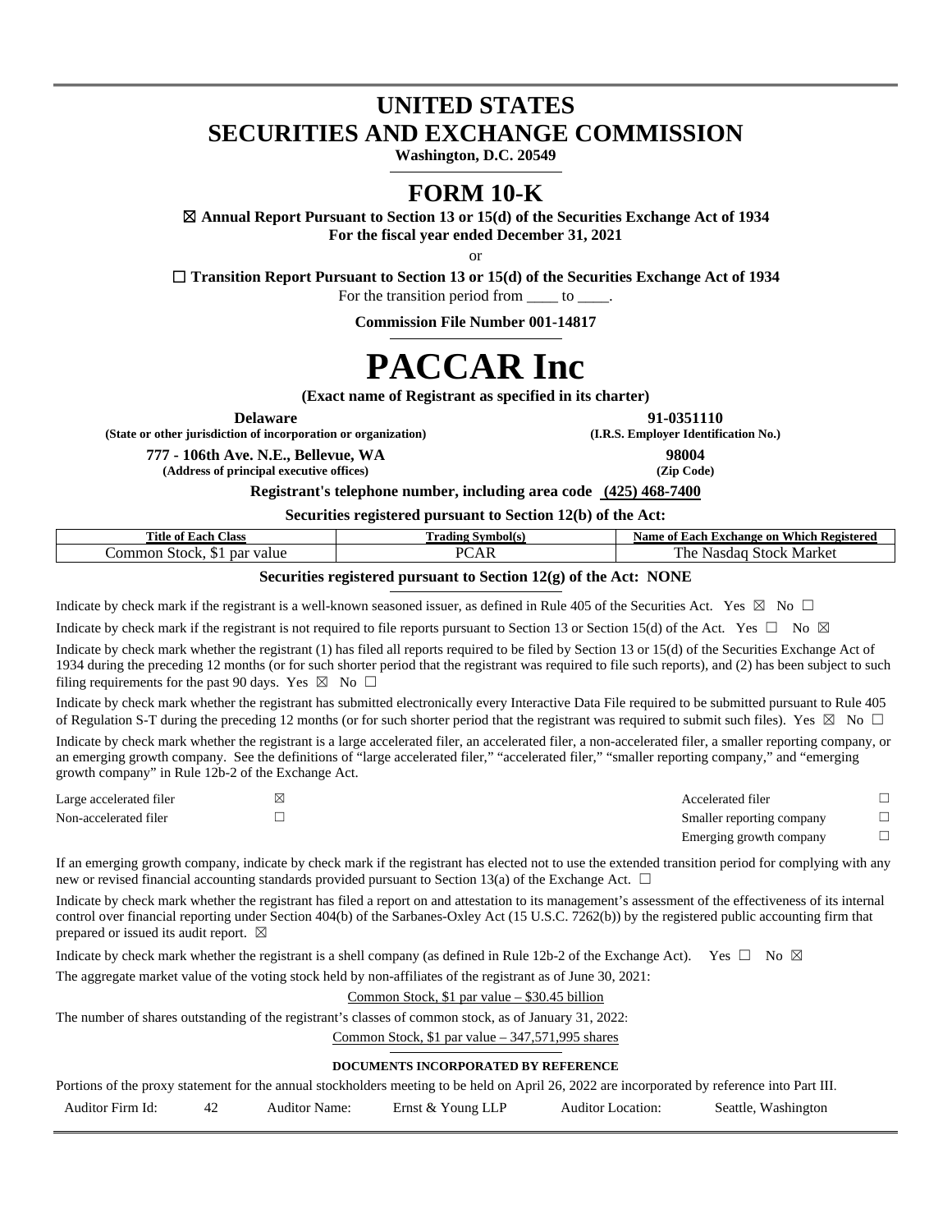# UNITED STATES
# SECURITIES AND EXCHANGE COMMISSION

**Washington, D.C. 20549**

## FORM 10-K

☒ **Annual Report Pursuant to Section 13 or 15(d) of the Securities Exchange Act of 1934**
**For the fiscal year ended December 31, 2021**

or

☐ **Transition Report Pursuant to Section 13 or 15(d) of the Securities Exchange Act of 1934**
For the transition period from ____ to ____.

**Commission File Number 001-14817**

# PACCAR Inc

**(Exact name of Registrant as specified in its charter)**

| | |
|---|---|
| **Delaware** | **91-0351110** |
| **(State or other jurisdiction of incorporation or organization)** | **(I.R.S. Employer Identification No.)** |
| **777 - 106th Ave. N.E., Bellevue, WA** | **98004** |
| **(Address of principal executive offices)** | **(Zip Code)** |

**Registrant's telephone number, including area code (425) 468-7400**

**Securities registered pursuant to Section 12(b) of the Act:**

| Title of Each Class | Trading Symbol(s) | Name of Each Exchange on Which Registered |
|---|---|---|
| Common Stock, $1 par value | PCAR | The Nasdaq Stock Market |

**Securities registered pursuant to Section 12(g) of the Act: NONE**

Indicate by check mark if the registrant is a well-known seasoned issuer, as defined in Rule 405 of the Securities Act. Yes ☒ No ☐

Indicate by check mark if the registrant is not required to file reports pursuant to Section 13 or Section 15(d) of the Act. Yes ☐ No ☒

Indicate by check mark whether the registrant (1) has filed all reports required to be filed by Section 13 or 15(d) of the Securities Exchange Act of 1934 during the preceding 12 months (or for such shorter period that the registrant was required to file such reports), and (2) has been subject to such filing requirements for the past 90 days. Yes ☒ No ☐

Indicate by check mark whether the registrant has submitted electronically every Interactive Data File required to be submitted pursuant to Rule 405 of Regulation S-T during the preceding 12 months (or for such shorter period that the registrant was required to submit such files). Yes ☒ No ☐

Indicate by check mark whether the registrant is a large accelerated filer, an accelerated filer, a non-accelerated filer, a smaller reporting company, or an emerging growth company. See the definitions of "large accelerated filer," "accelerated filer," "smaller reporting company," and "emerging growth company" in Rule 12b-2 of the Exchange Act.

| | | | |
|---|---|---|---|
| Large accelerated filer | ☒ | Accelerated filer | ☐ |
| Non-accelerated filer | ☐ | Smaller reporting company | ☐ |
| | | Emerging growth company | ☐ |

If an emerging growth company, indicate by check mark if the registrant has elected not to use the extended transition period for complying with any new or revised financial accounting standards provided pursuant to Section 13(a) of the Exchange Act. ☐

Indicate by check mark whether the registrant has filed a report on and attestation to its management's assessment of the effectiveness of its internal control over financial reporting under Section 404(b) of the Sarbanes-Oxley Act (15 U.S.C. 7262(b)) by the registered public accounting firm that prepared or issued its audit report. ☒

Indicate by check mark whether the registrant is a shell company (as defined in Rule 12b-2 of the Exchange Act). Yes ☐ No ☒

The aggregate market value of the voting stock held by non-affiliates of the registrant as of June 30, 2021:

Common Stock, $1 par value – $30.45 billion

The number of shares outstanding of the registrant's classes of common stock, as of January 31, 2022:

Common Stock, $1 par value – 347,571,995 shares

**DOCUMENTS INCORPORATED BY REFERENCE**

Portions of the proxy statement for the annual stockholders meeting to be held on April 26, 2022 are incorporated by reference into Part III.

| Auditor Firm Id: | 42 | Auditor Name: | Ernst & Young LLP | Auditor Location: | Seattle, Washington |
|---|---|---|---|---|---|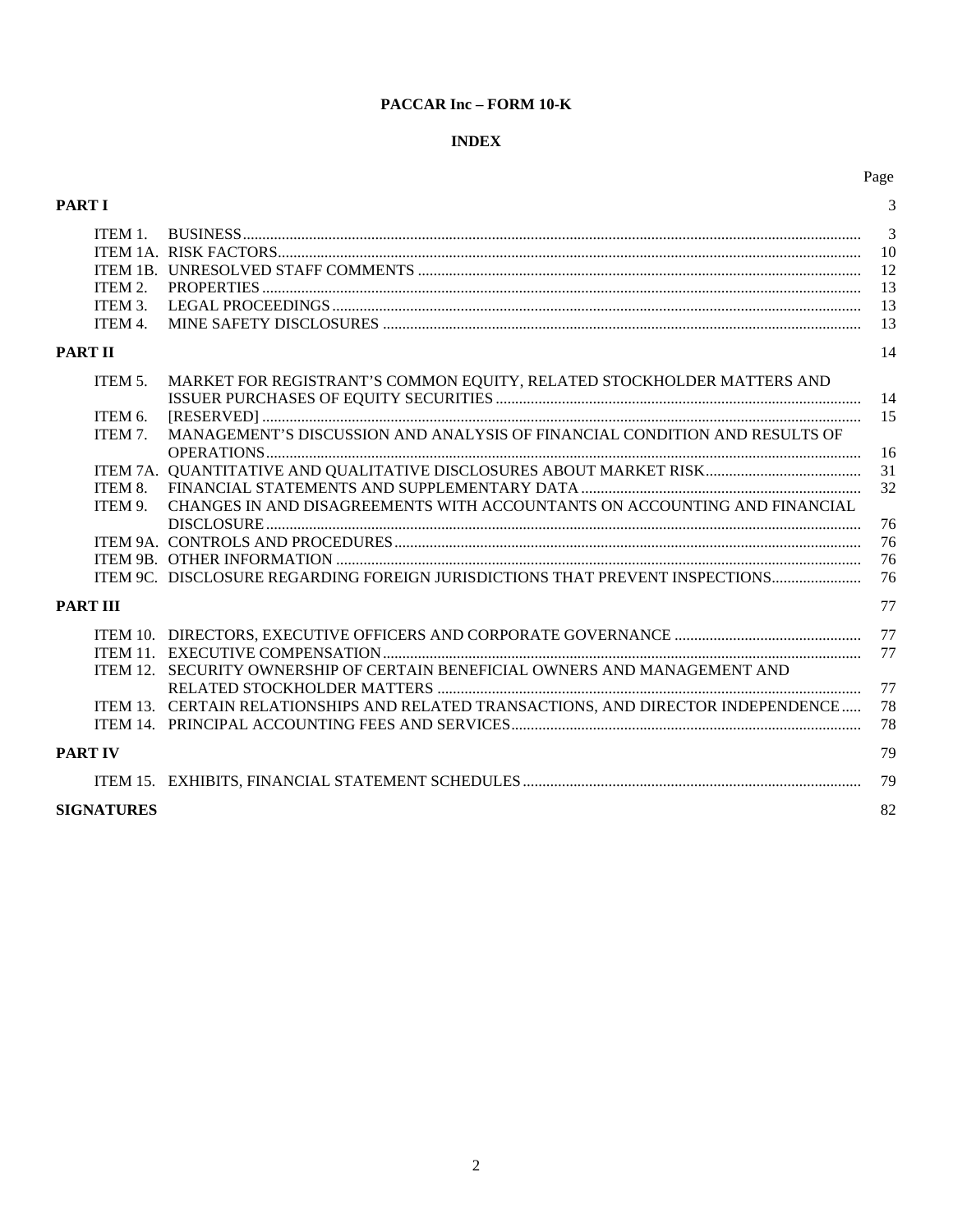# PACCAR Inc – FORM 10-K

## INDEX

| | | Page |
|---|---|---|
| **PART I** | | 3 |
| ITEM 1. | BUSINESS | 3 |
| ITEM 1A. | RISK FACTORS | 10 |
| ITEM 1B. | UNRESOLVED STAFF COMMENTS | 12 |
| ITEM 2. | PROPERTIES | 13 |
| ITEM 3. | LEGAL PROCEEDINGS | 13 |
| ITEM 4. | MINE SAFETY DISCLOSURES | 13 |
| **PART II** | | 14 |
| ITEM 5. | MARKET FOR REGISTRANT'S COMMON EQUITY, RELATED STOCKHOLDER MATTERS AND ISSUER PURCHASES OF EQUITY SECURITIES | 14 |
| ITEM 6. | [RESERVED] | 15 |
| ITEM 7. | MANAGEMENT'S DISCUSSION AND ANALYSIS OF FINANCIAL CONDITION AND RESULTS OF OPERATIONS | 16 |
| ITEM 7A. | QUANTITATIVE AND QUALITATIVE DISCLOSURES ABOUT MARKET RISK | 31 |
| ITEM 8. | FINANCIAL STATEMENTS AND SUPPLEMENTARY DATA | 32 |
| ITEM 9. | CHANGES IN AND DISAGREEMENTS WITH ACCOUNTANTS ON ACCOUNTING AND FINANCIAL DISCLOSURE | 76 |
| ITEM 9A. | CONTROLS AND PROCEDURES | 76 |
| ITEM 9B. | OTHER INFORMATION | 76 |
| ITEM 9C. | DISCLOSURE REGARDING FOREIGN JURISDICTIONS THAT PREVENT INSPECTIONS | 76 |
| **PART III** | | 77 |
| ITEM 10. | DIRECTORS, EXECUTIVE OFFICERS AND CORPORATE GOVERNANCE | 77 |
| ITEM 11. | EXECUTIVE COMPENSATION | 77 |
| ITEM 12. | SECURITY OWNERSHIP OF CERTAIN BENEFICIAL OWNERS AND MANAGEMENT AND RELATED STOCKHOLDER MATTERS | 77 |
| ITEM 13. | CERTAIN RELATIONSHIPS AND RELATED TRANSACTIONS, AND DIRECTOR INDEPENDENCE | 78 |
| ITEM 14. | PRINCIPAL ACCOUNTING FEES AND SERVICES | 78 |
| **PART IV** | | 79 |
| ITEM 15. | EXHIBITS, FINANCIAL STATEMENT SCHEDULES | 79 |
| **SIGNATURES** | | 82 |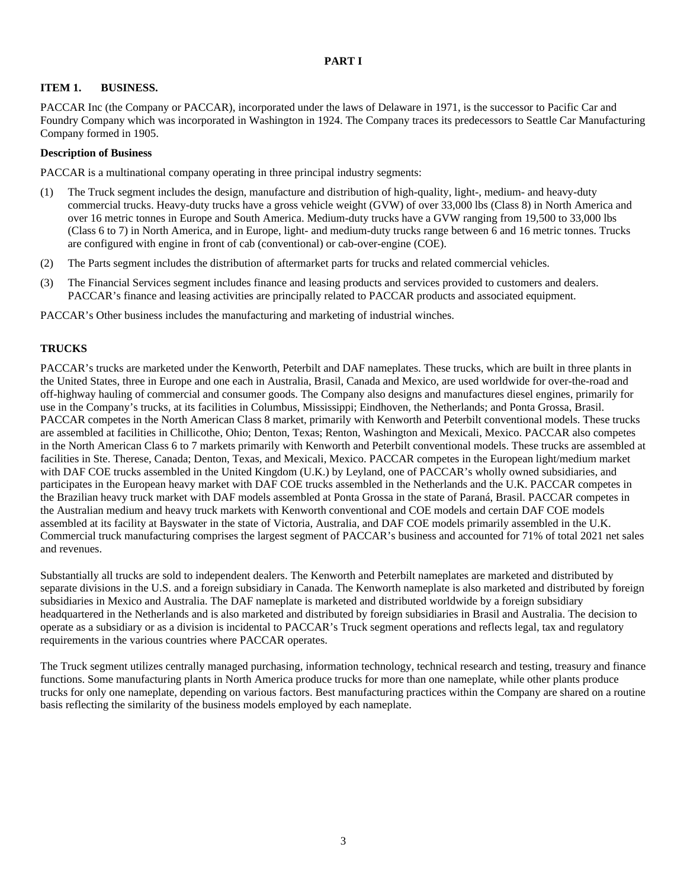# PART I

## ITEM 1. BUSINESS.

PACCAR Inc (the Company or PACCAR), incorporated under the laws of Delaware in 1971, is the successor to Pacific Car and Foundry Company which was incorporated in Washington in 1924. The Company traces its predecessors to Seattle Car Manufacturing Company formed in 1905.

**Description of Business**

PACCAR is a multinational company operating in three principal industry segments:

(1) The Truck segment includes the design, manufacture and distribution of high-quality, light-, medium- and heavy-duty commercial trucks. Heavy-duty trucks have a gross vehicle weight (GVW) of over 33,000 lbs (Class 8) in North America and over 16 metric tonnes in Europe and South America. Medium-duty trucks have a GVW ranging from 19,500 to 33,000 lbs (Class 6 to 7) in North America, and in Europe, light- and medium-duty trucks range between 6 and 16 metric tonnes. Trucks are configured with engine in front of cab (conventional) or cab-over-engine (COE).

(2) The Parts segment includes the distribution of aftermarket parts for trucks and related commercial vehicles.

(3) The Financial Services segment includes finance and leasing products and services provided to customers and dealers. PACCAR's finance and leasing activities are principally related to PACCAR products and associated equipment.

PACCAR's Other business includes the manufacturing and marketing of industrial winches.

## TRUCKS

PACCAR's trucks are marketed under the Kenworth, Peterbilt and DAF nameplates. These trucks, which are built in three plants in the United States, three in Europe and one each in Australia, Brasil, Canada and Mexico, are used worldwide for over-the-road and off-highway hauling of commercial and consumer goods. The Company also designs and manufactures diesel engines, primarily for use in the Company's trucks, at its facilities in Columbus, Mississippi; Eindhoven, the Netherlands; and Ponta Grossa, Brasil. PACCAR competes in the North American Class 8 market, primarily with Kenworth and Peterbilt conventional models. These trucks are assembled at facilities in Chillicothe, Ohio; Denton, Texas; Renton, Washington and Mexicali, Mexico. PACCAR also competes in the North American Class 6 to 7 markets primarily with Kenworth and Peterbilt conventional models. These trucks are assembled at facilities in Ste. Therese, Canada; Denton, Texas, and Mexicali, Mexico. PACCAR competes in the European light/medium market with DAF COE trucks assembled in the United Kingdom (U.K.) by Leyland, one of PACCAR's wholly owned subsidiaries, and participates in the European heavy market with DAF COE trucks assembled in the Netherlands and the U.K. PACCAR competes in the Brazilian heavy truck market with DAF models assembled at Ponta Grossa in the state of Paraná, Brasil. PACCAR competes in the Australian medium and heavy truck markets with Kenworth conventional and COE models and certain DAF COE models assembled at its facility at Bayswater in the state of Victoria, Australia, and DAF COE models primarily assembled in the U.K. Commercial truck manufacturing comprises the largest segment of PACCAR's business and accounted for 71% of total 2021 net sales and revenues.

Substantially all trucks are sold to independent dealers. The Kenworth and Peterbilt nameplates are marketed and distributed by separate divisions in the U.S. and a foreign subsidiary in Canada. The Kenworth nameplate is also marketed and distributed by foreign subsidiaries in Mexico and Australia. The DAF nameplate is marketed and distributed worldwide by a foreign subsidiary headquartered in the Netherlands and is also marketed and distributed by foreign subsidiaries in Brasil and Australia. The decision to operate as a subsidiary or as a division is incidental to PACCAR's Truck segment operations and reflects legal, tax and regulatory requirements in the various countries where PACCAR operates.

The Truck segment utilizes centrally managed purchasing, information technology, technical research and testing, treasury and finance functions. Some manufacturing plants in North America produce trucks for more than one nameplate, while other plants produce trucks for only one nameplate, depending on various factors. Best manufacturing practices within the Company are shared on a routine basis reflecting the similarity of the business models employed by each nameplate.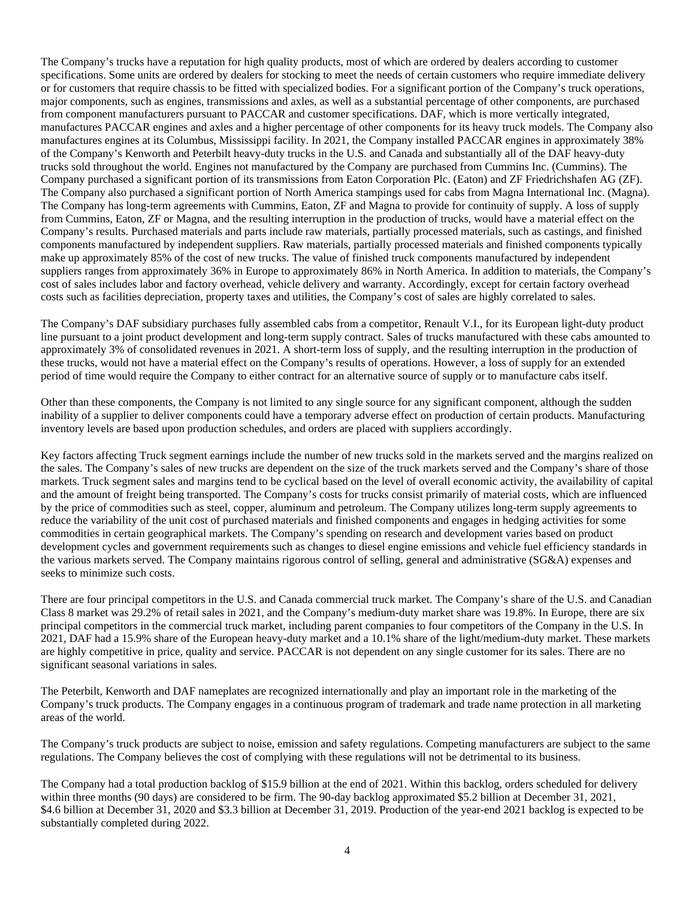The Company's trucks have a reputation for high quality products, most of which are ordered by dealers according to customer specifications. Some units are ordered by dealers for stocking to meet the needs of certain customers who require immediate delivery or for customers that require chassis to be fitted with specialized bodies. For a significant portion of the Company's truck operations, major components, such as engines, transmissions and axles, as well as a substantial percentage of other components, are purchased from component manufacturers pursuant to PACCAR and customer specifications. DAF, which is more vertically integrated, manufactures PACCAR engines and axles and a higher percentage of other components for its heavy truck models. The Company also manufactures engines at its Columbus, Mississippi facility. In 2021, the Company installed PACCAR engines in approximately 38% of the Company's Kenworth and Peterbilt heavy-duty trucks in the U.S. and Canada and substantially all of the DAF heavy-duty trucks sold throughout the world. Engines not manufactured by the Company are purchased from Cummins Inc. (Cummins). The Company purchased a significant portion of its transmissions from Eaton Corporation Plc. (Eaton) and ZF Friedrichshafen AG (ZF). The Company also purchased a significant portion of North America stampings used for cabs from Magna International Inc. (Magna). The Company has long-term agreements with Cummins, Eaton, ZF and Magna to provide for continuity of supply. A loss of supply from Cummins, Eaton, ZF or Magna, and the resulting interruption in the production of trucks, would have a material effect on the Company's results. Purchased materials and parts include raw materials, partially processed materials, such as castings, and finished components manufactured by independent suppliers. Raw materials, partially processed materials and finished components typically make up approximately 85% of the cost of new trucks. The value of finished truck components manufactured by independent suppliers ranges from approximately 36% in Europe to approximately 86% in North America. In addition to materials, the Company's cost of sales includes labor and factory overhead, vehicle delivery and warranty. Accordingly, except for certain factory overhead costs such as facilities depreciation, property taxes and utilities, the Company's cost of sales are highly correlated to sales.

The Company's DAF subsidiary purchases fully assembled cabs from a competitor, Renault V.I., for its European light-duty product line pursuant to a joint product development and long-term supply contract. Sales of trucks manufactured with these cabs amounted to approximately 3% of consolidated revenues in 2021. A short-term loss of supply, and the resulting interruption in the production of these trucks, would not have a material effect on the Company's results of operations. However, a loss of supply for an extended period of time would require the Company to either contract for an alternative source of supply or to manufacture cabs itself.

Other than these components, the Company is not limited to any single source for any significant component, although the sudden inability of a supplier to deliver components could have a temporary adverse effect on production of certain products. Manufacturing inventory levels are based upon production schedules, and orders are placed with suppliers accordingly.

Key factors affecting Truck segment earnings include the number of new trucks sold in the markets served and the margins realized on the sales. The Company's sales of new trucks are dependent on the size of the truck markets served and the Company's share of those markets. Truck segment sales and margins tend to be cyclical based on the level of overall economic activity, the availability of capital and the amount of freight being transported. The Company's costs for trucks consist primarily of material costs, which are influenced by the price of commodities such as steel, copper, aluminum and petroleum. The Company utilizes long-term supply agreements to reduce the variability of the unit cost of purchased materials and finished components and engages in hedging activities for some commodities in certain geographical markets. The Company's spending on research and development varies based on product development cycles and government requirements such as changes to diesel engine emissions and vehicle fuel efficiency standards in the various markets served. The Company maintains rigorous control of selling, general and administrative (SG&A) expenses and seeks to minimize such costs.

There are four principal competitors in the U.S. and Canada commercial truck market. The Company's share of the U.S. and Canadian Class 8 market was 29.2% of retail sales in 2021, and the Company's medium-duty market share was 19.8%. In Europe, there are six principal competitors in the commercial truck market, including parent companies to four competitors of the Company in the U.S. In 2021, DAF had a 15.9% share of the European heavy-duty market and a 10.1% share of the light/medium-duty market. These markets are highly competitive in price, quality and service. PACCAR is not dependent on any single customer for its sales. There are no significant seasonal variations in sales.

The Peterbilt, Kenworth and DAF nameplates are recognized internationally and play an important role in the marketing of the Company's truck products. The Company engages in a continuous program of trademark and trade name protection in all marketing areas of the world.

The Company's truck products are subject to noise, emission and safety regulations. Competing manufacturers are subject to the same regulations. The Company believes the cost of complying with these regulations will not be detrimental to its business.

The Company had a total production backlog of $15.9 billion at the end of 2021. Within this backlog, orders scheduled for delivery within three months (90 days) are considered to be firm. The 90-day backlog approximated $5.2 billion at December 31, 2021, $4.6 billion at December 31, 2020 and $3.3 billion at December 31, 2019. Production of the year-end 2021 backlog is expected to be substantially completed during 2022.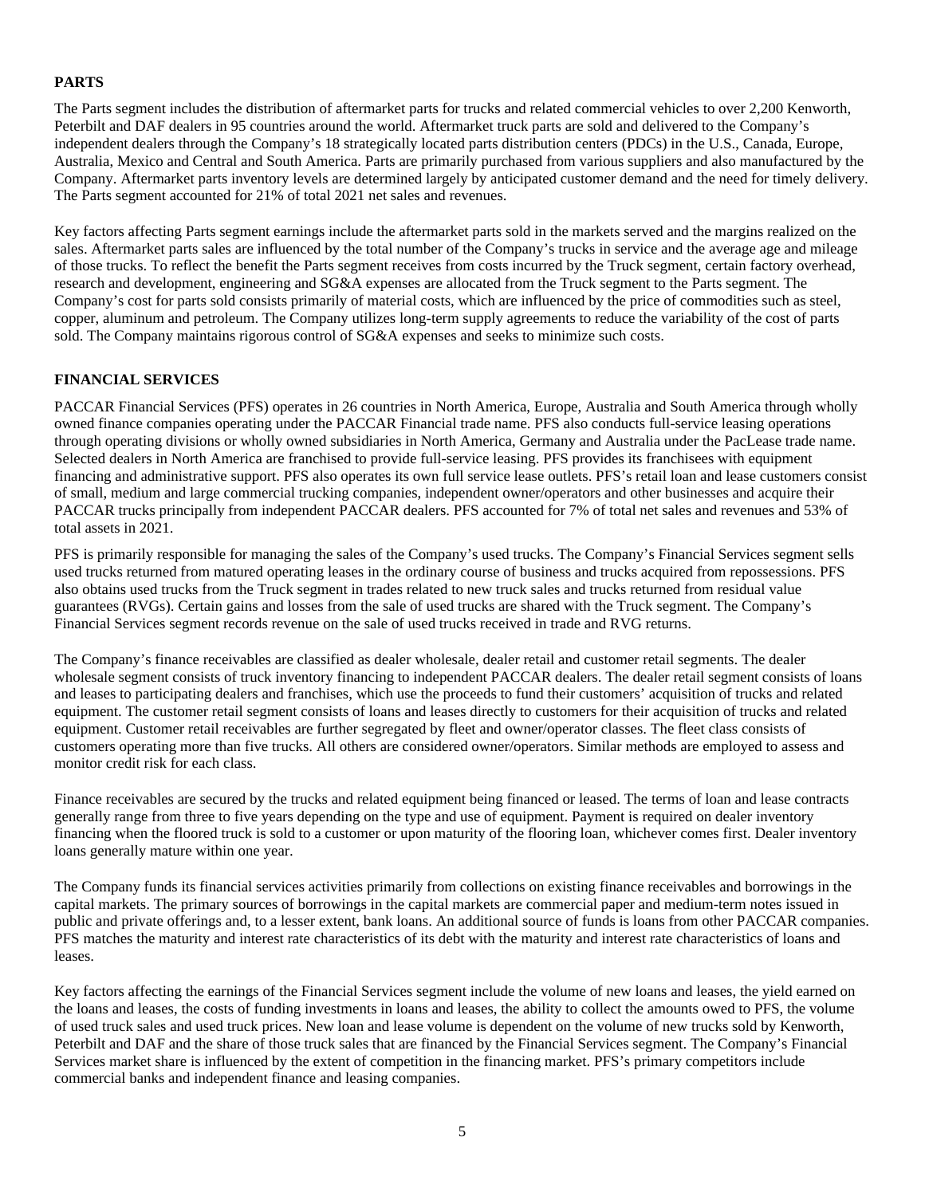**PARTS**

The Parts segment includes the distribution of aftermarket parts for trucks and related commercial vehicles to over 2,200 Kenworth, Peterbilt and DAF dealers in 95 countries around the world. Aftermarket truck parts are sold and delivered to the Company's independent dealers through the Company's 18 strategically located parts distribution centers (PDCs) in the U.S., Canada, Europe, Australia, Mexico and Central and South America. Parts are primarily purchased from various suppliers and also manufactured by the Company. Aftermarket parts inventory levels are determined largely by anticipated customer demand and the need for timely delivery. The Parts segment accounted for 21% of total 2021 net sales and revenues.

Key factors affecting Parts segment earnings include the aftermarket parts sold in the markets served and the margins realized on the sales. Aftermarket parts sales are influenced by the total number of the Company's trucks in service and the average age and mileage of those trucks. To reflect the benefit the Parts segment receives from costs incurred by the Truck segment, certain factory overhead, research and development, engineering and SG&A expenses are allocated from the Truck segment to the Parts segment. The Company's cost for parts sold consists primarily of material costs, which are influenced by the price of commodities such as steel, copper, aluminum and petroleum. The Company utilizes long-term supply agreements to reduce the variability of the cost of parts sold. The Company maintains rigorous control of SG&A expenses and seeks to minimize such costs.

**FINANCIAL SERVICES**

PACCAR Financial Services (PFS) operates in 26 countries in North America, Europe, Australia and South America through wholly owned finance companies operating under the PACCAR Financial trade name. PFS also conducts full-service leasing operations through operating divisions or wholly owned subsidiaries in North America, Germany and Australia under the PacLease trade name. Selected dealers in North America are franchised to provide full-service leasing. PFS provides its franchisees with equipment financing and administrative support. PFS also operates its own full service lease outlets. PFS's retail loan and lease customers consist of small, medium and large commercial trucking companies, independent owner/operators and other businesses and acquire their PACCAR trucks principally from independent PACCAR dealers. PFS accounted for 7% of total net sales and revenues and 53% of total assets in 2021.

PFS is primarily responsible for managing the sales of the Company's used trucks. The Company's Financial Services segment sells used trucks returned from matured operating leases in the ordinary course of business and trucks acquired from repossessions. PFS also obtains used trucks from the Truck segment in trades related to new truck sales and trucks returned from residual value guarantees (RVGs). Certain gains and losses from the sale of used trucks are shared with the Truck segment. The Company's Financial Services segment records revenue on the sale of used trucks received in trade and RVG returns.

The Company's finance receivables are classified as dealer wholesale, dealer retail and customer retail segments. The dealer wholesale segment consists of truck inventory financing to independent PACCAR dealers. The dealer retail segment consists of loans and leases to participating dealers and franchises, which use the proceeds to fund their customers' acquisition of trucks and related equipment. The customer retail segment consists of loans and leases directly to customers for their acquisition of trucks and related equipment. Customer retail receivables are further segregated by fleet and owner/operator classes. The fleet class consists of customers operating more than five trucks. All others are considered owner/operators. Similar methods are employed to assess and monitor credit risk for each class.

Finance receivables are secured by the trucks and related equipment being financed or leased. The terms of loan and lease contracts generally range from three to five years depending on the type and use of equipment. Payment is required on dealer inventory financing when the floored truck is sold to a customer or upon maturity of the flooring loan, whichever comes first. Dealer inventory loans generally mature within one year.

The Company funds its financial services activities primarily from collections on existing finance receivables and borrowings in the capital markets. The primary sources of borrowings in the capital markets are commercial paper and medium-term notes issued in public and private offerings and, to a lesser extent, bank loans. An additional source of funds is loans from other PACCAR companies. PFS matches the maturity and interest rate characteristics of its debt with the maturity and interest rate characteristics of loans and leases.

Key factors affecting the earnings of the Financial Services segment include the volume of new loans and leases, the yield earned on the loans and leases, the costs of funding investments in loans and leases, the ability to collect the amounts owed to PFS, the volume of used truck sales and used truck prices. New loan and lease volume is dependent on the volume of new trucks sold by Kenworth, Peterbilt and DAF and the share of those truck sales that are financed by the Financial Services segment. The Company's Financial Services market share is influenced by the extent of competition in the financing market. PFS's primary competitors include commercial banks and independent finance and leasing companies.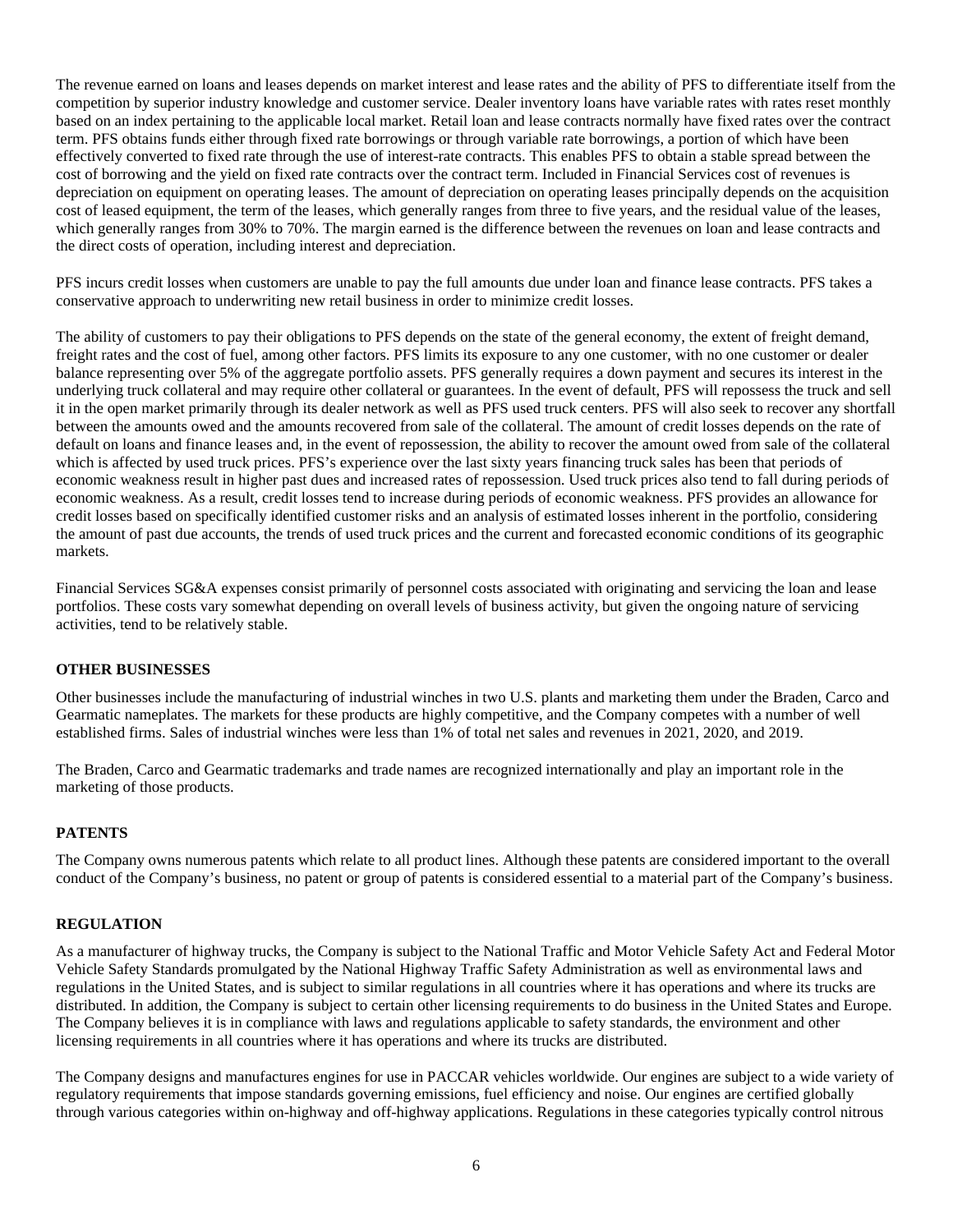The revenue earned on loans and leases depends on market interest and lease rates and the ability of PFS to differentiate itself from the competition by superior industry knowledge and customer service. Dealer inventory loans have variable rates with rates reset monthly based on an index pertaining to the applicable local market. Retail loan and lease contracts normally have fixed rates over the contract term. PFS obtains funds either through fixed rate borrowings or through variable rate borrowings, a portion of which have been effectively converted to fixed rate through the use of interest-rate contracts. This enables PFS to obtain a stable spread between the cost of borrowing and the yield on fixed rate contracts over the contract term. Included in Financial Services cost of revenues is depreciation on equipment on operating leases. The amount of depreciation on operating leases principally depends on the acquisition cost of leased equipment, the term of the leases, which generally ranges from three to five years, and the residual value of the leases, which generally ranges from 30% to 70%. The margin earned is the difference between the revenues on loan and lease contracts and the direct costs of operation, including interest and depreciation.

PFS incurs credit losses when customers are unable to pay the full amounts due under loan and finance lease contracts. PFS takes a conservative approach to underwriting new retail business in order to minimize credit losses.

The ability of customers to pay their obligations to PFS depends on the state of the general economy, the extent of freight demand, freight rates and the cost of fuel, among other factors. PFS limits its exposure to any one customer, with no one customer or dealer balance representing over 5% of the aggregate portfolio assets. PFS generally requires a down payment and secures its interest in the underlying truck collateral and may require other collateral or guarantees. In the event of default, PFS will repossess the truck and sell it in the open market primarily through its dealer network as well as PFS used truck centers. PFS will also seek to recover any shortfall between the amounts owed and the amounts recovered from sale of the collateral. The amount of credit losses depends on the rate of default on loans and finance leases and, in the event of repossession, the ability to recover the amount owed from sale of the collateral which is affected by used truck prices. PFS's experience over the last sixty years financing truck sales has been that periods of economic weakness result in higher past dues and increased rates of repossession. Used truck prices also tend to fall during periods of economic weakness. As a result, credit losses tend to increase during periods of economic weakness. PFS provides an allowance for credit losses based on specifically identified customer risks and an analysis of estimated losses inherent in the portfolio, considering the amount of past due accounts, the trends of used truck prices and the current and forecasted economic conditions of its geographic markets.

Financial Services SG&A expenses consist primarily of personnel costs associated with originating and servicing the loan and lease portfolios. These costs vary somewhat depending on overall levels of business activity, but given the ongoing nature of servicing activities, tend to be relatively stable.

**OTHER BUSINESSES**

Other businesses include the manufacturing of industrial winches in two U.S. plants and marketing them under the Braden, Carco and Gearmatic nameplates. The markets for these products are highly competitive, and the Company competes with a number of well established firms. Sales of industrial winches were less than 1% of total net sales and revenues in 2021, 2020, and 2019.

The Braden, Carco and Gearmatic trademarks and trade names are recognized internationally and play an important role in the marketing of those products.

**PATENTS**

The Company owns numerous patents which relate to all product lines. Although these patents are considered important to the overall conduct of the Company's business, no patent or group of patents is considered essential to a material part of the Company's business.

**REGULATION**

As a manufacturer of highway trucks, the Company is subject to the National Traffic and Motor Vehicle Safety Act and Federal Motor Vehicle Safety Standards promulgated by the National Highway Traffic Safety Administration as well as environmental laws and regulations in the United States, and is subject to similar regulations in all countries where it has operations and where its trucks are distributed. In addition, the Company is subject to certain other licensing requirements to do business in the United States and Europe. The Company believes it is in compliance with laws and regulations applicable to safety standards, the environment and other licensing requirements in all countries where it has operations and where its trucks are distributed.

The Company designs and manufactures engines for use in PACCAR vehicles worldwide. Our engines are subject to a wide variety of regulatory requirements that impose standards governing emissions, fuel efficiency and noise. Our engines are certified globally through various categories within on-highway and off-highway applications. Regulations in these categories typically control nitrous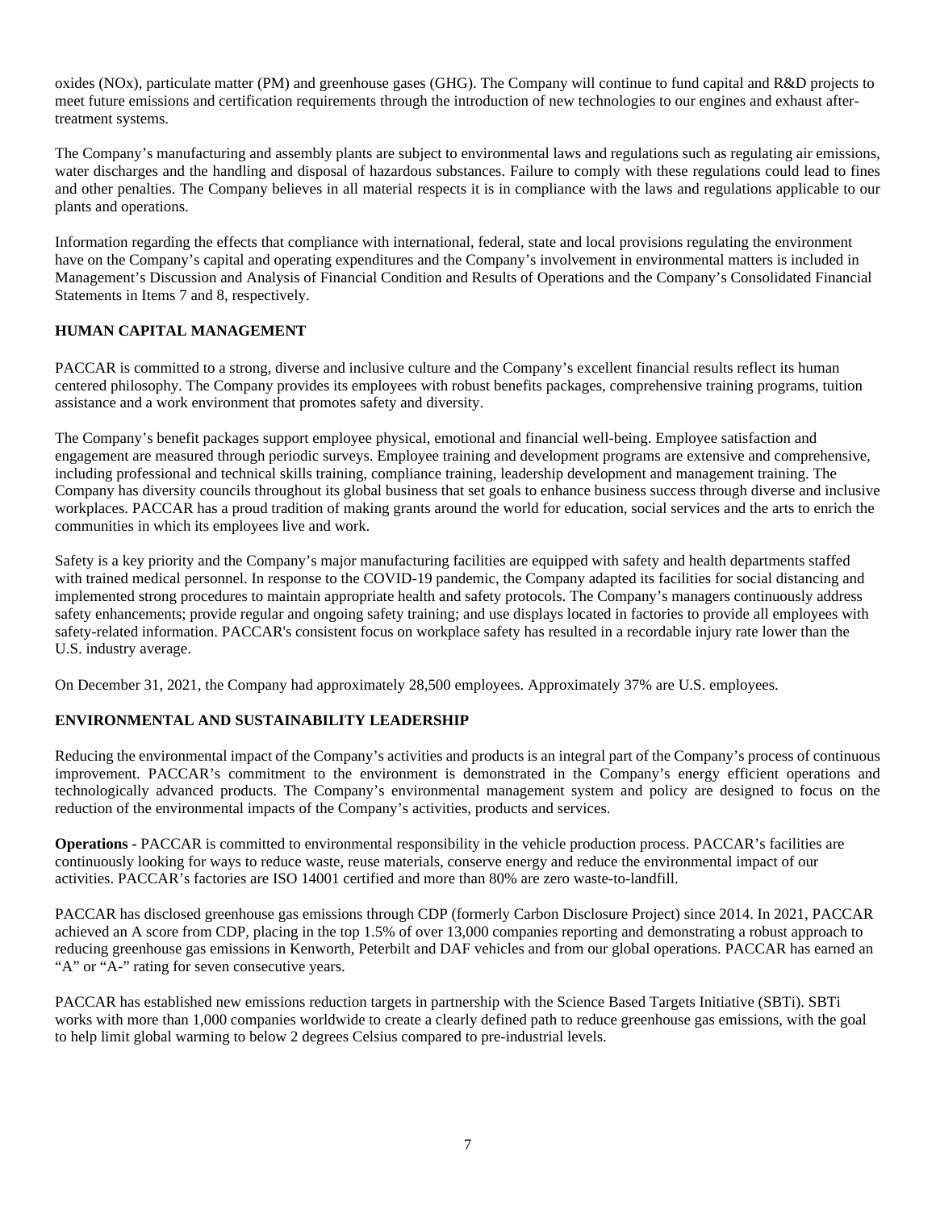oxides (NOx), particulate matter (PM) and greenhouse gases (GHG). The Company will continue to fund capital and R&D projects to meet future emissions and certification requirements through the introduction of new technologies to our engines and exhaust after-treatment systems.

The Company's manufacturing and assembly plants are subject to environmental laws and regulations such as regulating air emissions, water discharges and the handling and disposal of hazardous substances. Failure to comply with these regulations could lead to fines and other penalties. The Company believes in all material respects it is in compliance with the laws and regulations applicable to our plants and operations.

Information regarding the effects that compliance with international, federal, state and local provisions regulating the environment have on the Company's capital and operating expenditures and the Company's involvement in environmental matters is included in Management's Discussion and Analysis of Financial Condition and Results of Operations and the Company's Consolidated Financial Statements in Items 7 and 8, respectively.

## HUMAN CAPITAL MANAGEMENT

PACCAR is committed to a strong, diverse and inclusive culture and the Company's excellent financial results reflect its human centered philosophy. The Company provides its employees with robust benefits packages, comprehensive training programs, tuition assistance and a work environment that promotes safety and diversity.

The Company's benefit packages support employee physical, emotional and financial well-being. Employee satisfaction and engagement are measured through periodic surveys. Employee training and development programs are extensive and comprehensive, including professional and technical skills training, compliance training, leadership development and management training. The Company has diversity councils throughout its global business that set goals to enhance business success through diverse and inclusive workplaces. PACCAR has a proud tradition of making grants around the world for education, social services and the arts to enrich the communities in which its employees live and work.

Safety is a key priority and the Company's major manufacturing facilities are equipped with safety and health departments staffed with trained medical personnel. In response to the COVID-19 pandemic, the Company adapted its facilities for social distancing and implemented strong procedures to maintain appropriate health and safety protocols. The Company's managers continuously address safety enhancements; provide regular and ongoing safety training; and use displays located in factories to provide all employees with safety-related information. PACCAR's consistent focus on workplace safety has resulted in a recordable injury rate lower than the U.S. industry average.

On December 31, 2021, the Company had approximately 28,500 employees. Approximately 37% are U.S. employees.

## ENVIRONMENTAL AND SUSTAINABILITY LEADERSHIP

Reducing the environmental impact of the Company's activities and products is an integral part of the Company's process of continuous improvement. PACCAR's commitment to the environment is demonstrated in the Company's energy efficient operations and technologically advanced products. The Company's environmental management system and policy are designed to focus on the reduction of the environmental impacts of the Company's activities, products and services.

**Operations -** PACCAR is committed to environmental responsibility in the vehicle production process. PACCAR's facilities are continuously looking for ways to reduce waste, reuse materials, conserve energy and reduce the environmental impact of our activities. PACCAR's factories are ISO 14001 certified and more than 80% are zero waste-to-landfill.

PACCAR has disclosed greenhouse gas emissions through CDP (formerly Carbon Disclosure Project) since 2014. In 2021, PACCAR achieved an A score from CDP, placing in the top 1.5% of over 13,000 companies reporting and demonstrating a robust approach to reducing greenhouse gas emissions in Kenworth, Peterbilt and DAF vehicles and from our global operations. PACCAR has earned an "A" or "A-" rating for seven consecutive years.

PACCAR has established new emissions reduction targets in partnership with the Science Based Targets Initiative (SBTi). SBTi works with more than 1,000 companies worldwide to create a clearly defined path to reduce greenhouse gas emissions, with the goal to help limit global warming to below 2 degrees Celsius compared to pre-industrial levels.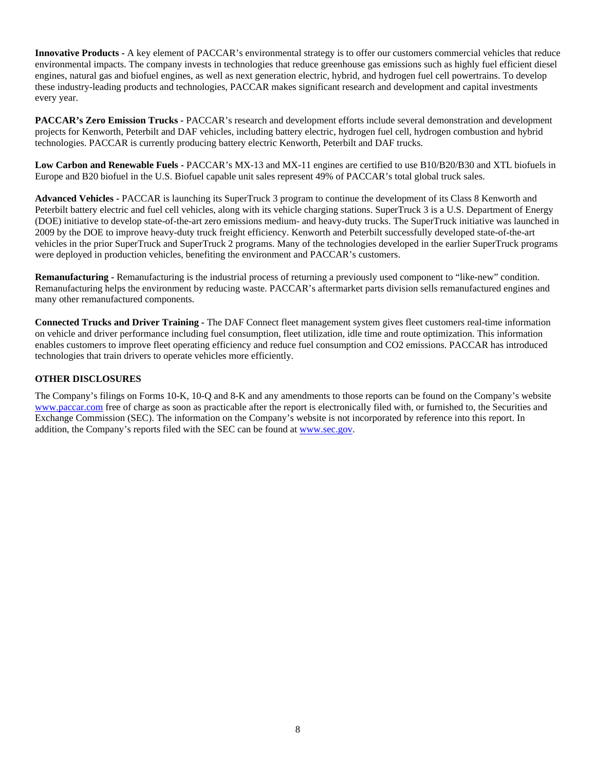**Innovative Products -** A key element of PACCAR's environmental strategy is to offer our customers commercial vehicles that reduce environmental impacts. The company invests in technologies that reduce greenhouse gas emissions such as highly fuel efficient diesel engines, natural gas and biofuel engines, as well as next generation electric, hybrid, and hydrogen fuel cell powertrains. To develop these industry-leading products and technologies, PACCAR makes significant research and development and capital investments every year.

**PACCAR's Zero Emission Trucks -** PACCAR's research and development efforts include several demonstration and development projects for Kenworth, Peterbilt and DAF vehicles, including battery electric, hydrogen fuel cell, hydrogen combustion and hybrid technologies. PACCAR is currently producing battery electric Kenworth, Peterbilt and DAF trucks.

**Low Carbon and Renewable Fuels -** PACCAR's MX-13 and MX-11 engines are certified to use B10/B20/B30 and XTL biofuels in Europe and B20 biofuel in the U.S. Biofuel capable unit sales represent 49% of PACCAR's total global truck sales.

**Advanced Vehicles -** PACCAR is launching its SuperTruck 3 program to continue the development of its Class 8 Kenworth and Peterbilt battery electric and fuel cell vehicles, along with its vehicle charging stations. SuperTruck 3 is a U.S. Department of Energy (DOE) initiative to develop state-of-the-art zero emissions medium- and heavy-duty trucks. The SuperTruck initiative was launched in 2009 by the DOE to improve heavy-duty truck freight efficiency. Kenworth and Peterbilt successfully developed state-of-the-art vehicles in the prior SuperTruck and SuperTruck 2 programs. Many of the technologies developed in the earlier SuperTruck programs were deployed in production vehicles, benefiting the environment and PACCAR's customers.

**Remanufacturing -** Remanufacturing is the industrial process of returning a previously used component to "like-new" condition. Remanufacturing helps the environment by reducing waste. PACCAR's aftermarket parts division sells remanufactured engines and many other remanufactured components.

**Connected Trucks and Driver Training -** The DAF Connect fleet management system gives fleet customers real-time information on vehicle and driver performance including fuel consumption, fleet utilization, idle time and route optimization. This information enables customers to improve fleet operating efficiency and reduce fuel consumption and $CO_2$ emissions. PACCAR has introduced technologies that train drivers to operate vehicles more efficiently.

**OTHER DISCLOSURES**

The Company's filings on Forms 10-K, 10-Q and 8-K and any amendments to those reports can be found on the Company's website www.paccar.com free of charge as soon as practicable after the report is electronically filed with, or furnished to, the Securities and Exchange Commission (SEC). The information on the Company's website is not incorporated by reference into this report. In addition, the Company's reports filed with the SEC can be found at www.sec.gov.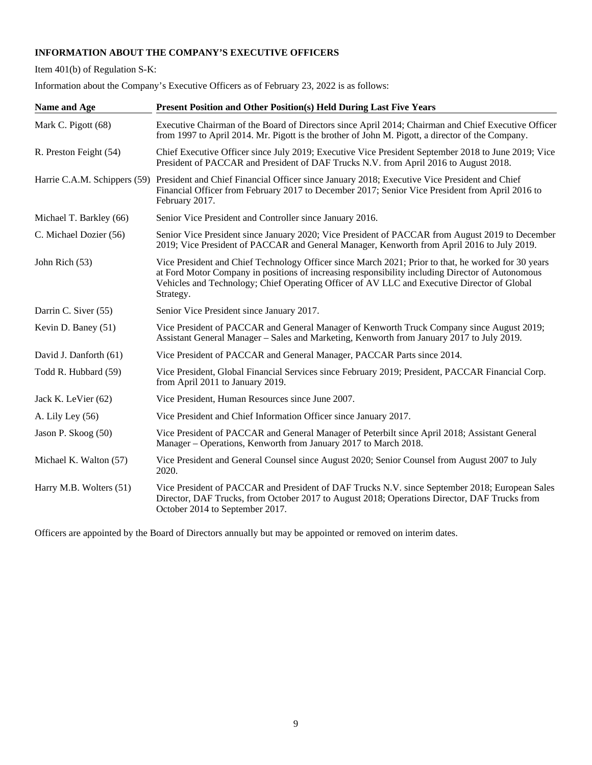**INFORMATION ABOUT THE COMPANY'S EXECUTIVE OFFICERS**

Item 401(b) of Regulation S-K:

Information about the Company's Executive Officers as of February 23, 2022 is as follows:

| Name and Age | Present Position and Other Position(s) Held During Last Five Years |
|---|---|
| Mark C. Pigott (68) | Executive Chairman of the Board of Directors since April 2014; Chairman and Chief Executive Officer from 1997 to April 2014. Mr. Pigott is the brother of John M. Pigott, a director of the Company. |
| R. Preston Feight (54) | Chief Executive Officer since July 2019; Executive Vice President September 2018 to June 2019; Vice President of PACCAR and President of DAF Trucks N.V. from April 2016 to August 2018. |
| Harrie C.A.M. Schippers (59) | President and Chief Financial Officer since January 2018; Executive Vice President and Chief Financial Officer from February 2017 to December 2017; Senior Vice President from April 2016 to February 2017. |
| Michael T. Barkley (66) | Senior Vice President and Controller since January 2016. |
| C. Michael Dozier (56) | Senior Vice President since January 2020; Vice President of PACCAR from August 2019 to December 2019; Vice President of PACCAR and General Manager, Kenworth from April 2016 to July 2019. |
| John Rich (53) | Vice President and Chief Technology Officer since March 2021; Prior to that, he worked for 30 years at Ford Motor Company in positions of increasing responsibility including Director of Autonomous Vehicles and Technology; Chief Operating Officer of AV LLC and Executive Director of Global Strategy. |
| Darrin C. Siver (55) | Senior Vice President since January 2017. |
| Kevin D. Baney (51) | Vice President of PACCAR and General Manager of Kenworth Truck Company since August 2019; Assistant General Manager – Sales and Marketing, Kenworth from January 2017 to July 2019. |
| David J. Danforth (61) | Vice President of PACCAR and General Manager, PACCAR Parts since 2014. |
| Todd R. Hubbard (59) | Vice President, Global Financial Services since February 2019; President, PACCAR Financial Corp. from April 2011 to January 2019. |
| Jack K. LeVier (62) | Vice President, Human Resources since June 2007. |
| A. Lily Ley (56) | Vice President and Chief Information Officer since January 2017. |
| Jason P. Skoog (50) | Vice President of PACCAR and General Manager of Peterbilt since April 2018; Assistant General Manager – Operations, Kenworth from January 2017 to March 2018. |
| Michael K. Walton (57) | Vice President and General Counsel since August 2020; Senior Counsel from August 2007 to July 2020. |
| Harry M.B. Wolters (51) | Vice President of PACCAR and President of DAF Trucks N.V. since September 2018; European Sales Director, DAF Trucks, from October 2017 to August 2018; Operations Director, DAF Trucks from October 2014 to September 2017. |

Officers are appointed by the Board of Directors annually but may be appointed or removed on interim dates.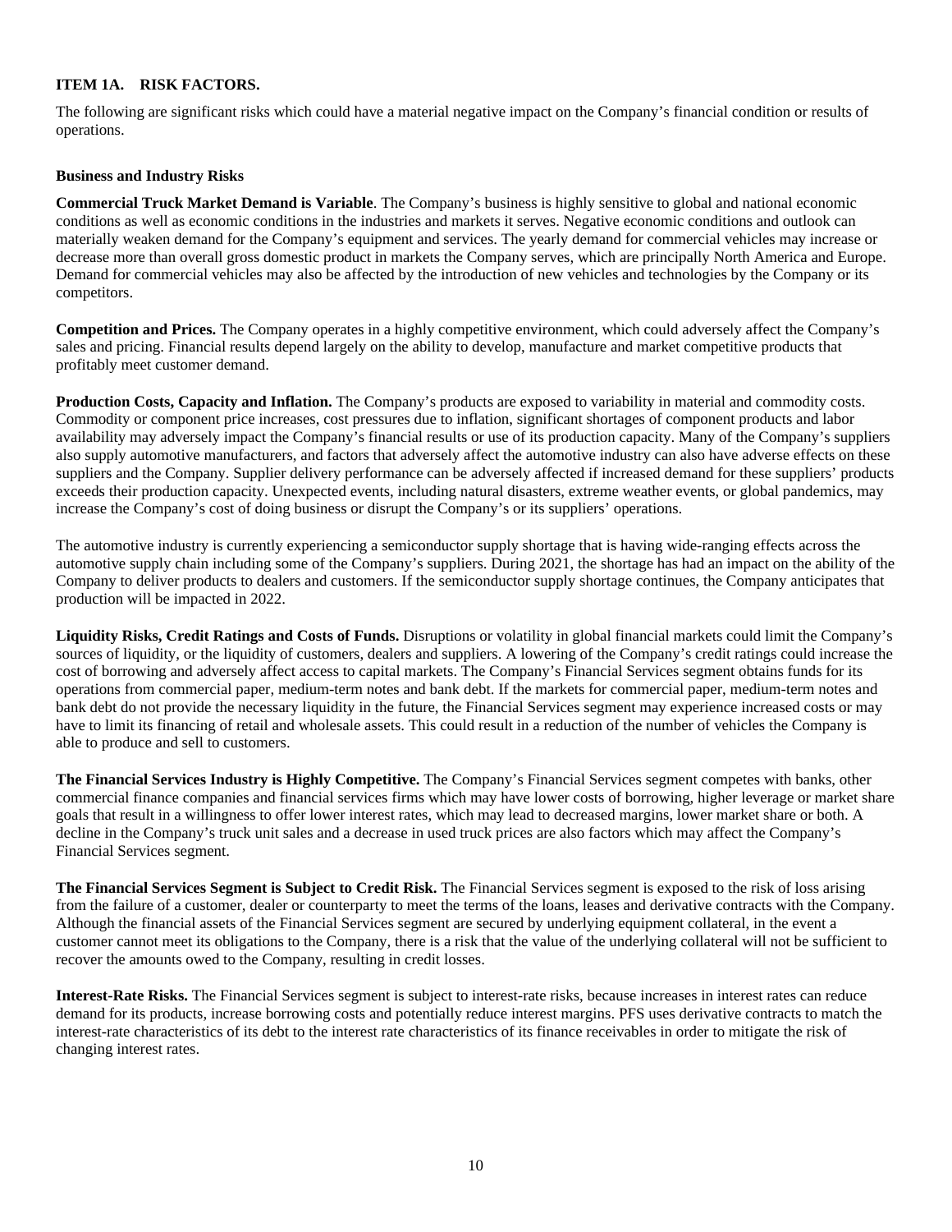## ITEM 1A. RISK FACTORS.

The following are significant risks which could have a material negative impact on the Company's financial condition or results of operations.

### Business and Industry Risks

**Commercial Truck Market Demand is Variable**. The Company's business is highly sensitive to global and national economic conditions as well as economic conditions in the industries and markets it serves. Negative economic conditions and outlook can materially weaken demand for the Company's equipment and services. The yearly demand for commercial vehicles may increase or decrease more than overall gross domestic product in markets the Company serves, which are principally North America and Europe. Demand for commercial vehicles may also be affected by the introduction of new vehicles and technologies by the Company or its competitors.

**Competition and Prices.** The Company operates in a highly competitive environment, which could adversely affect the Company's sales and pricing. Financial results depend largely on the ability to develop, manufacture and market competitive products that profitably meet customer demand.

**Production Costs, Capacity and Inflation.** The Company's products are exposed to variability in material and commodity costs. Commodity or component price increases, cost pressures due to inflation, significant shortages of component products and labor availability may adversely impact the Company's financial results or use of its production capacity. Many of the Company's suppliers also supply automotive manufacturers, and factors that adversely affect the automotive industry can also have adverse effects on these suppliers and the Company. Supplier delivery performance can be adversely affected if increased demand for these suppliers' products exceeds their production capacity. Unexpected events, including natural disasters, extreme weather events, or global pandemics, may increase the Company's cost of doing business or disrupt the Company's or its suppliers' operations.

The automotive industry is currently experiencing a semiconductor supply shortage that is having wide-ranging effects across the automotive supply chain including some of the Company's suppliers. During 2021, the shortage has had an impact on the ability of the Company to deliver products to dealers and customers. If the semiconductor supply shortage continues, the Company anticipates that production will be impacted in 2022.

**Liquidity Risks, Credit Ratings and Costs of Funds.** Disruptions or volatility in global financial markets could limit the Company's sources of liquidity, or the liquidity of customers, dealers and suppliers. A lowering of the Company's credit ratings could increase the cost of borrowing and adversely affect access to capital markets. The Company's Financial Services segment obtains funds for its operations from commercial paper, medium-term notes and bank debt. If the markets for commercial paper, medium-term notes and bank debt do not provide the necessary liquidity in the future, the Financial Services segment may experience increased costs or may have to limit its financing of retail and wholesale assets. This could result in a reduction of the number of vehicles the Company is able to produce and sell to customers.

**The Financial Services Industry is Highly Competitive.** The Company's Financial Services segment competes with banks, other commercial finance companies and financial services firms which may have lower costs of borrowing, higher leverage or market share goals that result in a willingness to offer lower interest rates, which may lead to decreased margins, lower market share or both. A decline in the Company's truck unit sales and a decrease in used truck prices are also factors which may affect the Company's Financial Services segment.

**The Financial Services Segment is Subject to Credit Risk.** The Financial Services segment is exposed to the risk of loss arising from the failure of a customer, dealer or counterparty to meet the terms of the loans, leases and derivative contracts with the Company. Although the financial assets of the Financial Services segment are secured by underlying equipment collateral, in the event a customer cannot meet its obligations to the Company, there is a risk that the value of the underlying collateral will not be sufficient to recover the amounts owed to the Company, resulting in credit losses.

**Interest-Rate Risks.** The Financial Services segment is subject to interest-rate risks, because increases in interest rates can reduce demand for its products, increase borrowing costs and potentially reduce interest margins. PFS uses derivative contracts to match the interest-rate characteristics of its debt to the interest rate characteristics of its finance receivables in order to mitigate the risk of changing interest rates.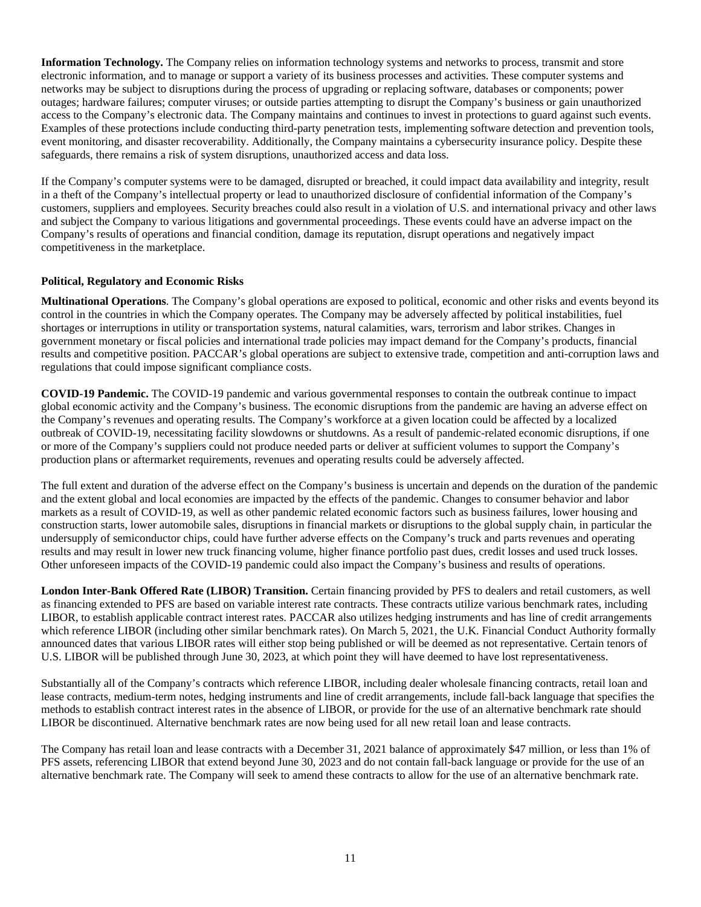**Information Technology.** The Company relies on information technology systems and networks to process, transmit and store electronic information, and to manage or support a variety of its business processes and activities. These computer systems and networks may be subject to disruptions during the process of upgrading or replacing software, databases or components; power outages; hardware failures; computer viruses; or outside parties attempting to disrupt the Company's business or gain unauthorized access to the Company's electronic data. The Company maintains and continues to invest in protections to guard against such events. Examples of these protections include conducting third-party penetration tests, implementing software detection and prevention tools, event monitoring, and disaster recoverability. Additionally, the Company maintains a cybersecurity insurance policy. Despite these safeguards, there remains a risk of system disruptions, unauthorized access and data loss.

If the Company's computer systems were to be damaged, disrupted or breached, it could impact data availability and integrity, result in a theft of the Company's intellectual property or lead to unauthorized disclosure of confidential information of the Company's customers, suppliers and employees. Security breaches could also result in a violation of U.S. and international privacy and other laws and subject the Company to various litigations and governmental proceedings. These events could have an adverse impact on the Company's results of operations and financial condition, damage its reputation, disrupt operations and negatively impact competitiveness in the marketplace.

**Political, Regulatory and Economic Risks**

**Multinational Operations**. The Company's global operations are exposed to political, economic and other risks and events beyond its control in the countries in which the Company operates. The Company may be adversely affected by political instabilities, fuel shortages or interruptions in utility or transportation systems, natural calamities, wars, terrorism and labor strikes. Changes in government monetary or fiscal policies and international trade policies may impact demand for the Company's products, financial results and competitive position. PACCAR's global operations are subject to extensive trade, competition and anti-corruption laws and regulations that could impose significant compliance costs.

**COVID-19 Pandemic.** The COVID-19 pandemic and various governmental responses to contain the outbreak continue to impact global economic activity and the Company's business. The economic disruptions from the pandemic are having an adverse effect on the Company's revenues and operating results. The Company's workforce at a given location could be affected by a localized outbreak of COVID-19, necessitating facility slowdowns or shutdowns. As a result of pandemic-related economic disruptions, if one or more of the Company's suppliers could not produce needed parts or deliver at sufficient volumes to support the Company's production plans or aftermarket requirements, revenues and operating results could be adversely affected.

The full extent and duration of the adverse effect on the Company's business is uncertain and depends on the duration of the pandemic and the extent global and local economies are impacted by the effects of the pandemic. Changes to consumer behavior and labor markets as a result of COVID-19, as well as other pandemic related economic factors such as business failures, lower housing and construction starts, lower automobile sales, disruptions in financial markets or disruptions to the global supply chain, in particular the undersupply of semiconductor chips, could have further adverse effects on the Company's truck and parts revenues and operating results and may result in lower new truck financing volume, higher finance portfolio past dues, credit losses and used truck losses. Other unforeseen impacts of the COVID-19 pandemic could also impact the Company's business and results of operations.

**London Inter-Bank Offered Rate (LIBOR) Transition.** Certain financing provided by PFS to dealers and retail customers, as well as financing extended to PFS are based on variable interest rate contracts. These contracts utilize various benchmark rates, including LIBOR, to establish applicable contract interest rates. PACCAR also utilizes hedging instruments and has line of credit arrangements which reference LIBOR (including other similar benchmark rates). On March 5, 2021, the U.K. Financial Conduct Authority formally announced dates that various LIBOR rates will either stop being published or will be deemed as not representative. Certain tenors of U.S. LIBOR will be published through June 30, 2023, at which point they will have deemed to have lost representativeness.

Substantially all of the Company's contracts which reference LIBOR, including dealer wholesale financing contracts, retail loan and lease contracts, medium-term notes, hedging instruments and line of credit arrangements, include fall-back language that specifies the methods to establish contract interest rates in the absence of LIBOR, or provide for the use of an alternative benchmark rate should LIBOR be discontinued. Alternative benchmark rates are now being used for all new retail loan and lease contracts.

The Company has retail loan and lease contracts with a December 31, 2021 balance of approximately $47 million, or less than 1% of PFS assets, referencing LIBOR that extend beyond June 30, 2023 and do not contain fall-back language or provide for the use of an alternative benchmark rate. The Company will seek to amend these contracts to allow for the use of an alternative benchmark rate.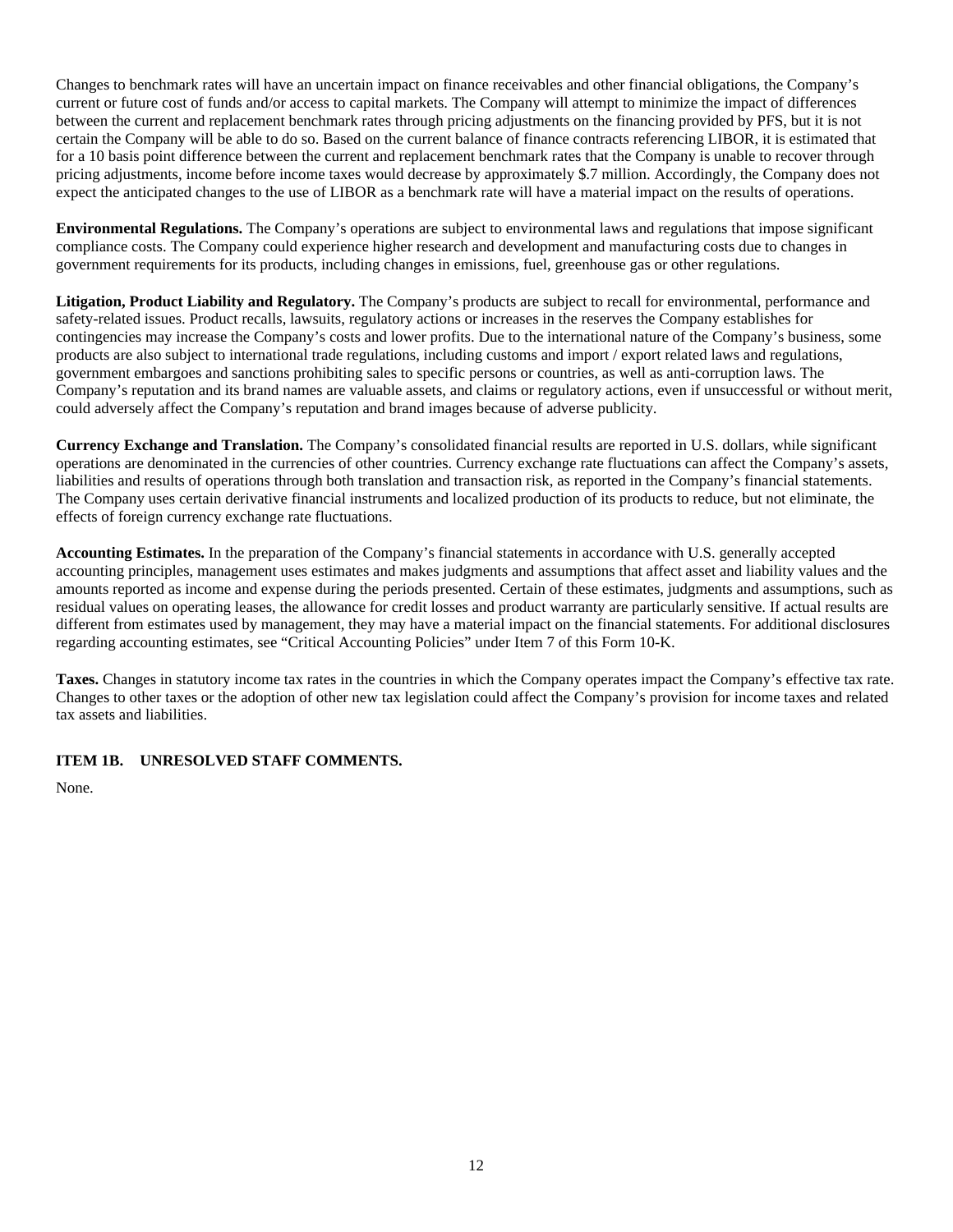Changes to benchmark rates will have an uncertain impact on finance receivables and other financial obligations, the Company's current or future cost of funds and/or access to capital markets. The Company will attempt to minimize the impact of differences between the current and replacement benchmark rates through pricing adjustments on the financing provided by PFS, but it is not certain the Company will be able to do so. Based on the current balance of finance contracts referencing LIBOR, it is estimated that for a 10 basis point difference between the current and replacement benchmark rates that the Company is unable to recover through pricing adjustments, income before income taxes would decrease by approximately $.7 million. Accordingly, the Company does not expect the anticipated changes to the use of LIBOR as a benchmark rate will have a material impact on the results of operations.

**Environmental Regulations.** The Company's operations are subject to environmental laws and regulations that impose significant compliance costs. The Company could experience higher research and development and manufacturing costs due to changes in government requirements for its products, including changes in emissions, fuel, greenhouse gas or other regulations.

**Litigation, Product Liability and Regulatory.** The Company's products are subject to recall for environmental, performance and safety-related issues. Product recalls, lawsuits, regulatory actions or increases in the reserves the Company establishes for contingencies may increase the Company's costs and lower profits. Due to the international nature of the Company's business, some products are also subject to international trade regulations, including customs and import / export related laws and regulations, government embargoes and sanctions prohibiting sales to specific persons or countries, as well as anti-corruption laws. The Company's reputation and its brand names are valuable assets, and claims or regulatory actions, even if unsuccessful or without merit, could adversely affect the Company's reputation and brand images because of adverse publicity.

**Currency Exchange and Translation.** The Company's consolidated financial results are reported in U.S. dollars, while significant operations are denominated in the currencies of other countries. Currency exchange rate fluctuations can affect the Company's assets, liabilities and results of operations through both translation and transaction risk, as reported in the Company's financial statements. The Company uses certain derivative financial instruments and localized production of its products to reduce, but not eliminate, the effects of foreign currency exchange rate fluctuations.

**Accounting Estimates.** In the preparation of the Company's financial statements in accordance with U.S. generally accepted accounting principles, management uses estimates and makes judgments and assumptions that affect asset and liability values and the amounts reported as income and expense during the periods presented. Certain of these estimates, judgments and assumptions, such as residual values on operating leases, the allowance for credit losses and product warranty are particularly sensitive. If actual results are different from estimates used by management, they may have a material impact on the financial statements. For additional disclosures regarding accounting estimates, see "Critical Accounting Policies" under Item 7 of this Form 10-K.

**Taxes.** Changes in statutory income tax rates in the countries in which the Company operates impact the Company's effective tax rate. Changes to other taxes or the adoption of other new tax legislation could affect the Company's provision for income taxes and related tax assets and liabilities.

## ITEM 1B. UNRESOLVED STAFF COMMENTS.

None.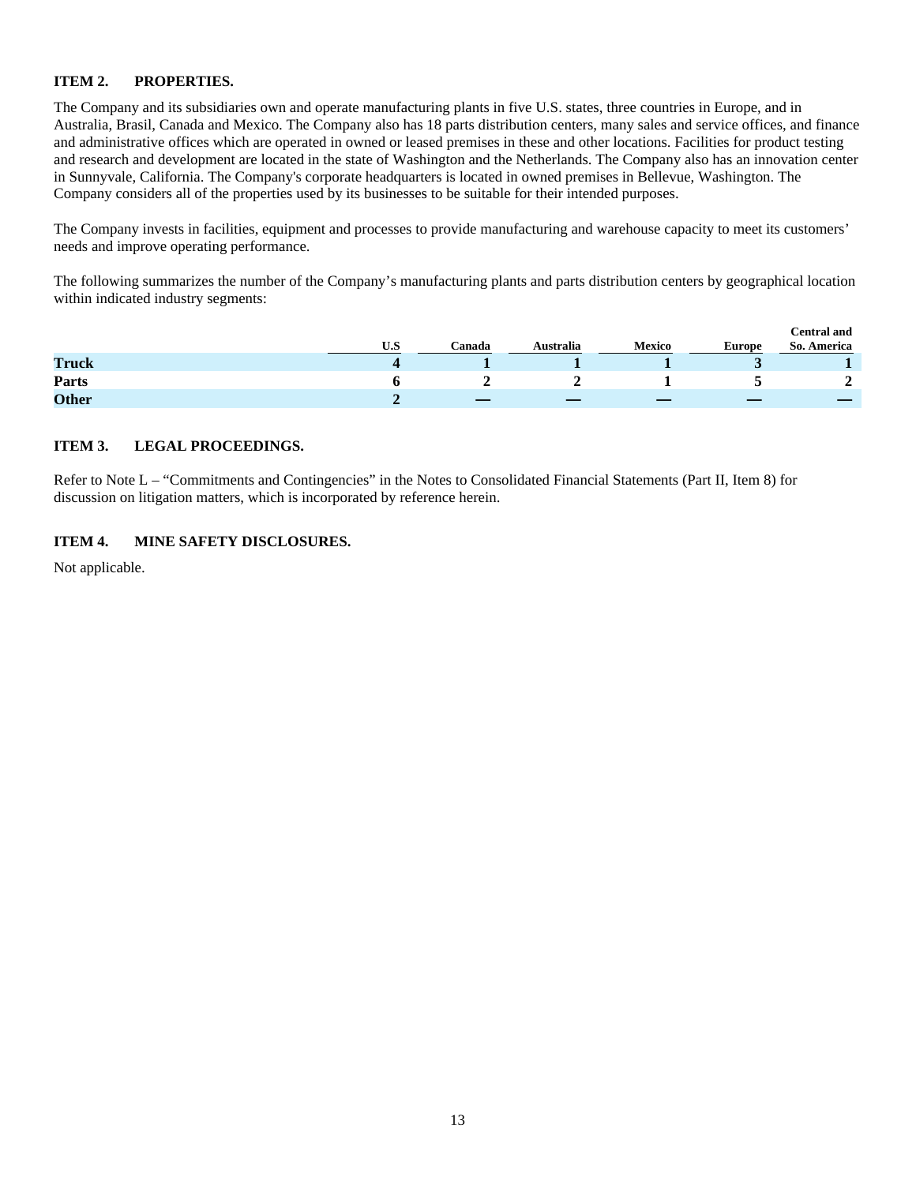## ITEM 2. PROPERTIES.

The Company and its subsidiaries own and operate manufacturing plants in five U.S. states, three countries in Europe, and in Australia, Brasil, Canada and Mexico. The Company also has 18 parts distribution centers, many sales and service offices, and finance and administrative offices which are operated in owned or leased premises in these and other locations. Facilities for product testing and research and development are located in the state of Washington and the Netherlands. The Company also has an innovation center in Sunnyvale, California. The Company's corporate headquarters is located in owned premises in Bellevue, Washington. The Company considers all of the properties used by its businesses to be suitable for their intended purposes.

The Company invests in facilities, equipment and processes to provide manufacturing and warehouse capacity to meet its customers' needs and improve operating performance.

The following summarizes the number of the Company's manufacturing plants and parts distribution centers by geographical location within indicated industry segments:

| | U.S | Canada | Australia | Mexico | Europe | Central and So. America |
|---|---|---|---|---|---|---|
| **Truck** | **4** | **1** | **1** | **1** | **3** | **1** |
| **Parts** | **6** | **2** | **2** | **1** | **5** | **2** |
| **Other** | **2** | **—** | **—** | **—** | **—** | **—** |

## ITEM 3. LEGAL PROCEEDINGS.

Refer to Note L – "Commitments and Contingencies" in the Notes to Consolidated Financial Statements (Part II, Item 8) for discussion on litigation matters, which is incorporated by reference herein.

## ITEM 4. MINE SAFETY DISCLOSURES.

Not applicable.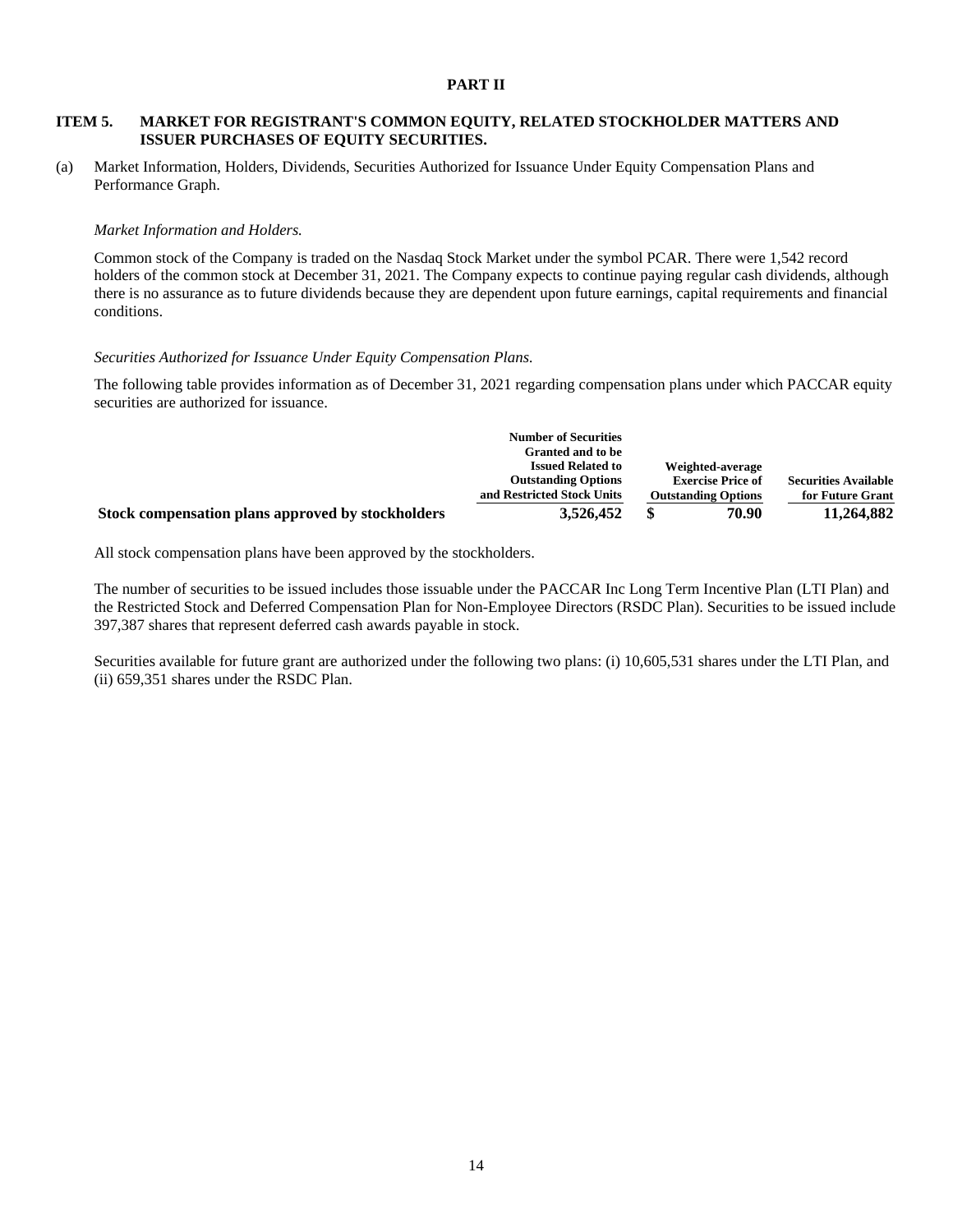# PART II

## ITEM 5. MARKET FOR REGISTRANT'S COMMON EQUITY, RELATED STOCKHOLDER MATTERS AND ISSUER PURCHASES OF EQUITY SECURITIES.

(a) Market Information, Holders, Dividends, Securities Authorized for Issuance Under Equity Compensation Plans and Performance Graph.

*Market Information and Holders.*

Common stock of the Company is traded on the Nasdaq Stock Market under the symbol PCAR. There were 1,542 record holders of the common stock at December 31, 2021. The Company expects to continue paying regular cash dividends, although there is no assurance as to future dividends because they are dependent upon future earnings, capital requirements and financial conditions.

*Securities Authorized for Issuance Under Equity Compensation Plans.*

The following table provides information as of December 31, 2021 regarding compensation plans under which PACCAR equity securities are authorized for issuance.

| | Number of Securities Granted and to be Issued Related to Outstanding Options and Restricted Stock Units | Weighted-average Exercise Price of Outstanding Options | Securities Available for Future Grant |
|---|---|---|---|
| **Stock compensation plans approved by stockholders** | **3,526,452** | **$ 70.90** | **11,264,882** |

All stock compensation plans have been approved by the stockholders.

The number of securities to be issued includes those issuable under the PACCAR Inc Long Term Incentive Plan (LTI Plan) and the Restricted Stock and Deferred Compensation Plan for Non-Employee Directors (RSDC Plan). Securities to be issued include 397,387 shares that represent deferred cash awards payable in stock.

Securities available for future grant are authorized under the following two plans: (i) 10,605,531 shares under the LTI Plan, and (ii) 659,351 shares under the RSDC Plan.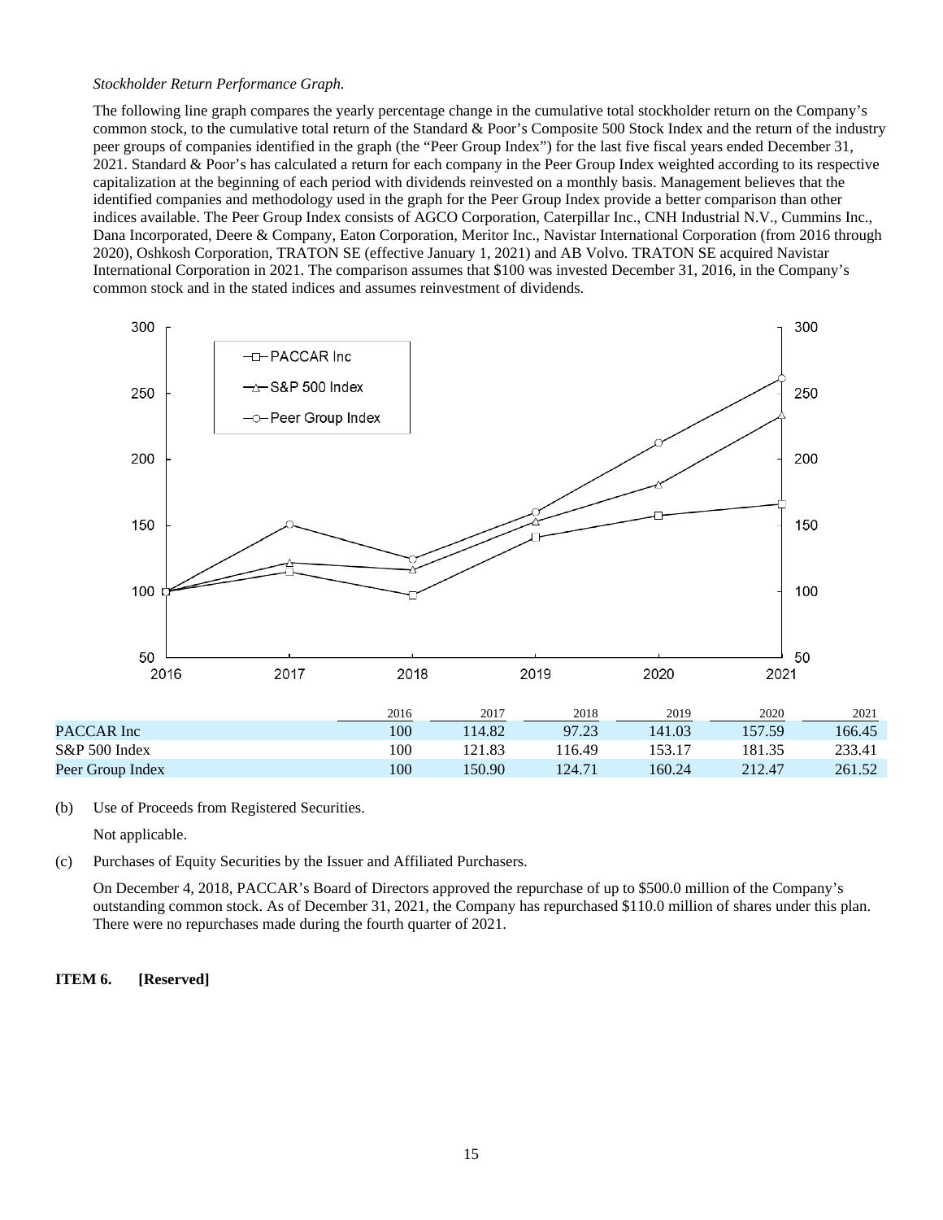*Stockholder Return Performance Graph.*

The following line graph compares the yearly percentage change in the cumulative total stockholder return on the Company's common stock, to the cumulative total return of the Standard & Poor's Composite 500 Stock Index and the return of the industry peer groups of companies identified in the graph (the "Peer Group Index") for the last five fiscal years ended December 31, 2021. Standard & Poor's has calculated a return for each company in the Peer Group Index weighted according to its respective capitalization at the beginning of each period with dividends reinvested on a monthly basis. Management believes that the identified companies and methodology used in the graph for the Peer Group Index provide a better comparison than other indices available. The Peer Group Index consists of AGCO Corporation, Caterpillar Inc., CNH Industrial N.V., Cummins Inc., Dana Incorporated, Deere & Company, Eaton Corporation, Meritor Inc., Navistar International Corporation (from 2016 through 2020), Oshkosh Corporation, TRATON SE (effective January 1, 2021) and AB Volvo. TRATON SE acquired Navistar International Corporation in 2021. The comparison assumes that $100 was invested December 31, 2016, in the Company's common stock and in the stated indices and assumes reinvestment of dividends.

| | 2016 | 2017 | 2018 | 2019 | 2020 | 2021 |
|---|---|---|---|---|---|---|
| PACCAR Inc | 100 | 114.82 | 97.23 | 141.03 | 157.59 | 166.45 |
| S&P 500 Index | 100 | 121.83 | 116.49 | 153.17 | 181.35 | 233.41 |
| Peer Group Index | 100 | 150.90 | 124.71 | 160.24 | 212.47 | 261.52 |

(b) Use of Proceeds from Registered Securities.

Not applicable.

(c) Purchases of Equity Securities by the Issuer and Affiliated Purchasers.

On December 4, 2018, PACCAR's Board of Directors approved the repurchase of up to $500.0 million of the Company's outstanding common stock. As of December 31, 2021, the Company has repurchased $110.0 million of shares under this plan. There were no repurchases made during the fourth quarter of 2021.

**ITEM 6. [Reserved]**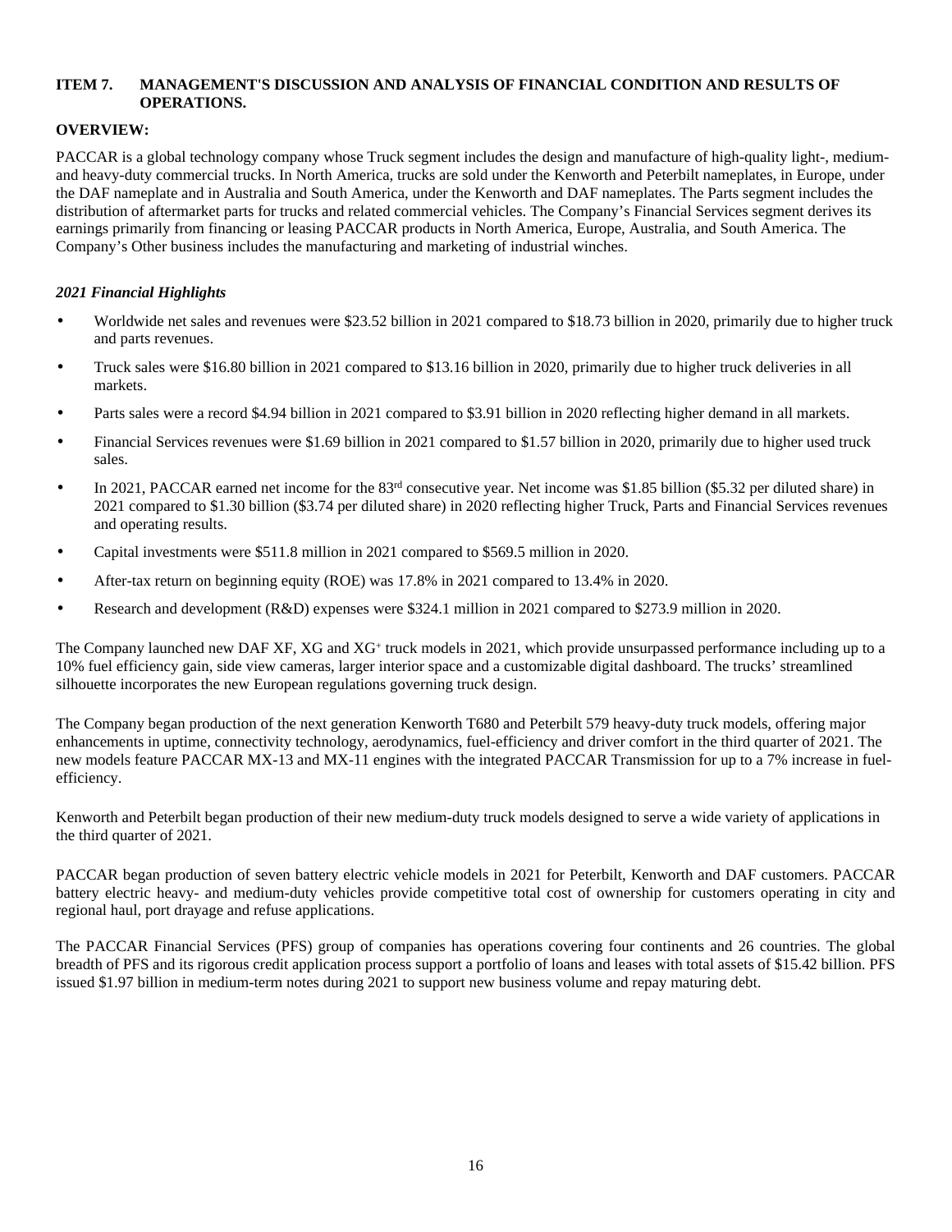## ITEM 7. MANAGEMENT'S DISCUSSION AND ANALYSIS OF FINANCIAL CONDITION AND RESULTS OF OPERATIONS.

### OVERVIEW:

PACCAR is a global technology company whose Truck segment includes the design and manufacture of high-quality light-, medium- and heavy-duty commercial trucks. In North America, trucks are sold under the Kenworth and Peterbilt nameplates, in Europe, under the DAF nameplate and in Australia and South America, under the Kenworth and DAF nameplates. The Parts segment includes the distribution of aftermarket parts for trucks and related commercial vehicles. The Company's Financial Services segment derives its earnings primarily from financing or leasing PACCAR products in North America, Europe, Australia, and South America. The Company's Other business includes the manufacturing and marketing of industrial winches.

***2021 Financial Highlights***

- Worldwide net sales and revenues were $23.52 billion in 2021 compared to $18.73 billion in 2020, primarily due to higher truck and parts revenues.
- Truck sales were $16.80 billion in 2021 compared to $13.16 billion in 2020, primarily due to higher truck deliveries in all markets.
- Parts sales were a record $4.94 billion in 2021 compared to $3.91 billion in 2020 reflecting higher demand in all markets.
- Financial Services revenues were $1.69 billion in 2021 compared to $1.57 billion in 2020, primarily due to higher used truck sales.
- In 2021, PACCAR earned net income for the 83rd consecutive year. Net income was $1.85 billion ($5.32 per diluted share) in 2021 compared to $1.30 billion ($3.74 per diluted share) in 2020 reflecting higher Truck, Parts and Financial Services revenues and operating results.
- Capital investments were $511.8 million in 2021 compared to $569.5 million in 2020.
- After-tax return on beginning equity (ROE) was 17.8% in 2021 compared to 13.4% in 2020.
- Research and development (R&D) expenses were $324.1 million in 2021 compared to $273.9 million in 2020.

The Company launched new DAF XF, XG and XG+ truck models in 2021, which provide unsurpassed performance including up to a 10% fuel efficiency gain, side view cameras, larger interior space and a customizable digital dashboard. The trucks' streamlined silhouette incorporates the new European regulations governing truck design.

The Company began production of the next generation Kenworth T680 and Peterbilt 579 heavy-duty truck models, offering major enhancements in uptime, connectivity technology, aerodynamics, fuel-efficiency and driver comfort in the third quarter of 2021. The new models feature PACCAR MX-13 and MX-11 engines with the integrated PACCAR Transmission for up to a 7% increase in fuel-efficiency.

Kenworth and Peterbilt began production of their new medium-duty truck models designed to serve a wide variety of applications in the third quarter of 2021.

PACCAR began production of seven battery electric vehicle models in 2021 for Peterbilt, Kenworth and DAF customers. PACCAR battery electric heavy- and medium-duty vehicles provide competitive total cost of ownership for customers operating in city and regional haul, port drayage and refuse applications.

The PACCAR Financial Services (PFS) group of companies has operations covering four continents and 26 countries. The global breadth of PFS and its rigorous credit application process support a portfolio of loans and leases with total assets of $15.42 billion. PFS issued $1.97 billion in medium-term notes during 2021 to support new business volume and repay maturing debt.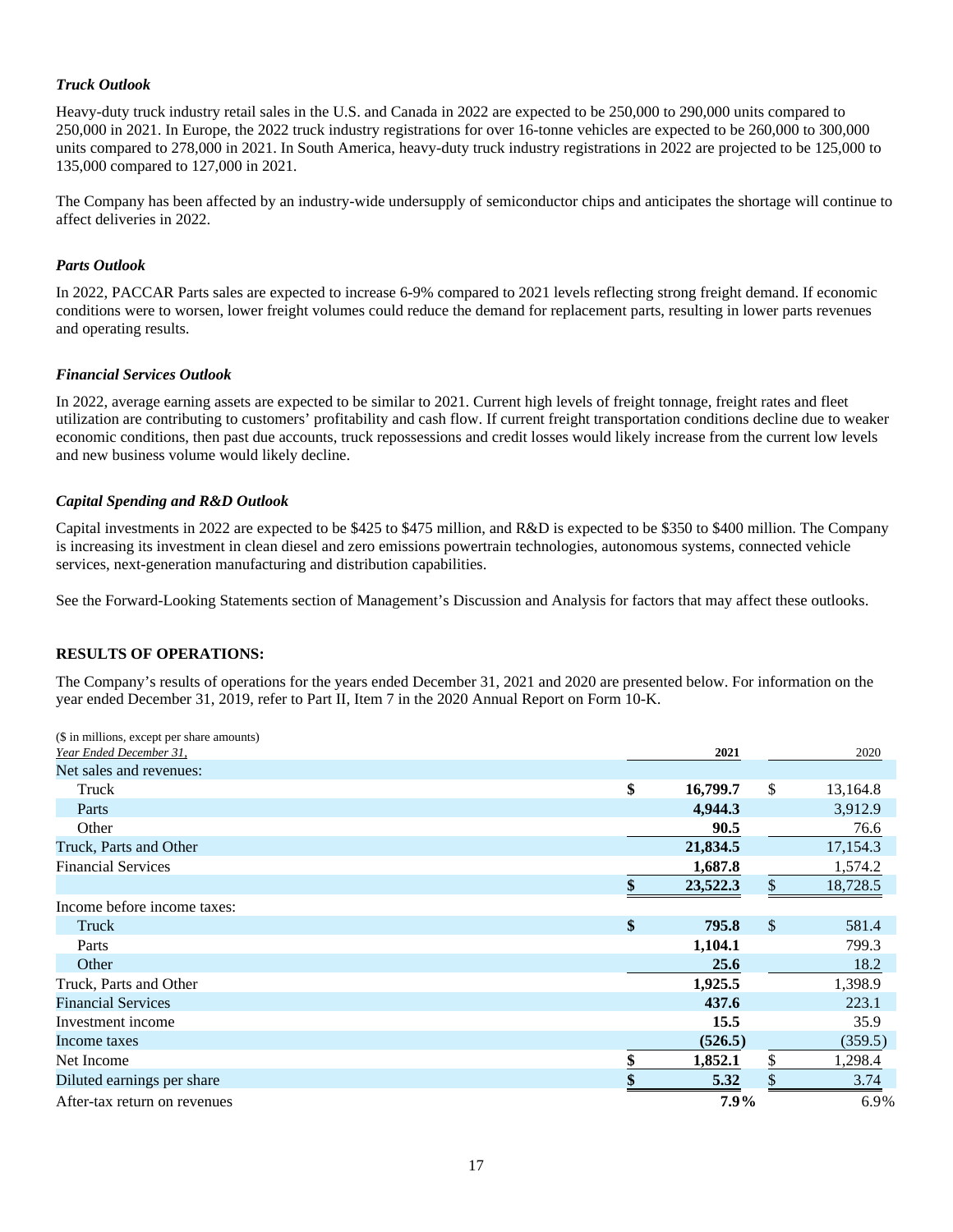*Truck Outlook*

Heavy-duty truck industry retail sales in the U.S. and Canada in 2022 are expected to be 250,000 to 290,000 units compared to 250,000 in 2021. In Europe, the 2022 truck industry registrations for over 16-tonne vehicles are expected to be 260,000 to 300,000 units compared to 278,000 in 2021. In South America, heavy-duty truck industry registrations in 2022 are projected to be 125,000 to 135,000 compared to 127,000 in 2021.

The Company has been affected by an industry-wide undersupply of semiconductor chips and anticipates the shortage will continue to affect deliveries in 2022.

*Parts Outlook*

In 2022, PACCAR Parts sales are expected to increase 6-9% compared to 2021 levels reflecting strong freight demand. If economic conditions were to worsen, lower freight volumes could reduce the demand for replacement parts, resulting in lower parts revenues and operating results.

*Financial Services Outlook*

In 2022, average earning assets are expected to be similar to 2021. Current high levels of freight tonnage, freight rates and fleet utilization are contributing to customers' profitability and cash flow. If current freight transportation conditions decline due to weaker economic conditions, then past due accounts, truck repossessions and credit losses would likely increase from the current low levels and new business volume would likely decline.

*Capital Spending and R&D Outlook*

Capital investments in 2022 are expected to be $425 to $475 million, and R&D is expected to be $350 to $400 million. The Company is increasing its investment in clean diesel and zero emissions powertrain technologies, autonomous systems, connected vehicle services, next-generation manufacturing and distribution capabilities.

See the Forward-Looking Statements section of Management's Discussion and Analysis for factors that may affect these outlooks.

**RESULTS OF OPERATIONS:**

The Company's results of operations for the years ended December 31, 2021 and 2020 are presented below. For information on the year ended December 31, 2019, refer to Part II, Item 7 in the 2020 Annual Report on Form 10-K.

($ in millions, except per share amounts)

| *Year Ended December 31,* | **2021** | 2020 |
|---|---|---|
| Net sales and revenues: | | |
| Truck | **$ 16,799.7** | $ 13,164.8 |
| Parts | **4,944.3** | 3,912.9 |
| Other | **90.5** | 76.6 |
| Truck, Parts and Other | **21,834.5** | 17,154.3 |
| Financial Services | **1,687.8** | 1,574.2 |
| | **$ 23,522.3** | $ 18,728.5 |
| Income before income taxes: | | |
| Truck | **$ 795.8** | $ 581.4 |
| Parts | **1,104.1** | 799.3 |
| Other | **25.6** | 18.2 |
| Truck, Parts and Other | **1,925.5** | 1,398.9 |
| Financial Services | **437.6** | 223.1 |
| Investment income | **15.5** | 35.9 |
| Income taxes | **(526.5)** | (359.5) |
| Net Income | **$ 1,852.1** | $ 1,298.4 |
| Diluted earnings per share | **$ 5.32** | $ 3.74 |
| After-tax return on revenues | **7.9%** | 6.9% |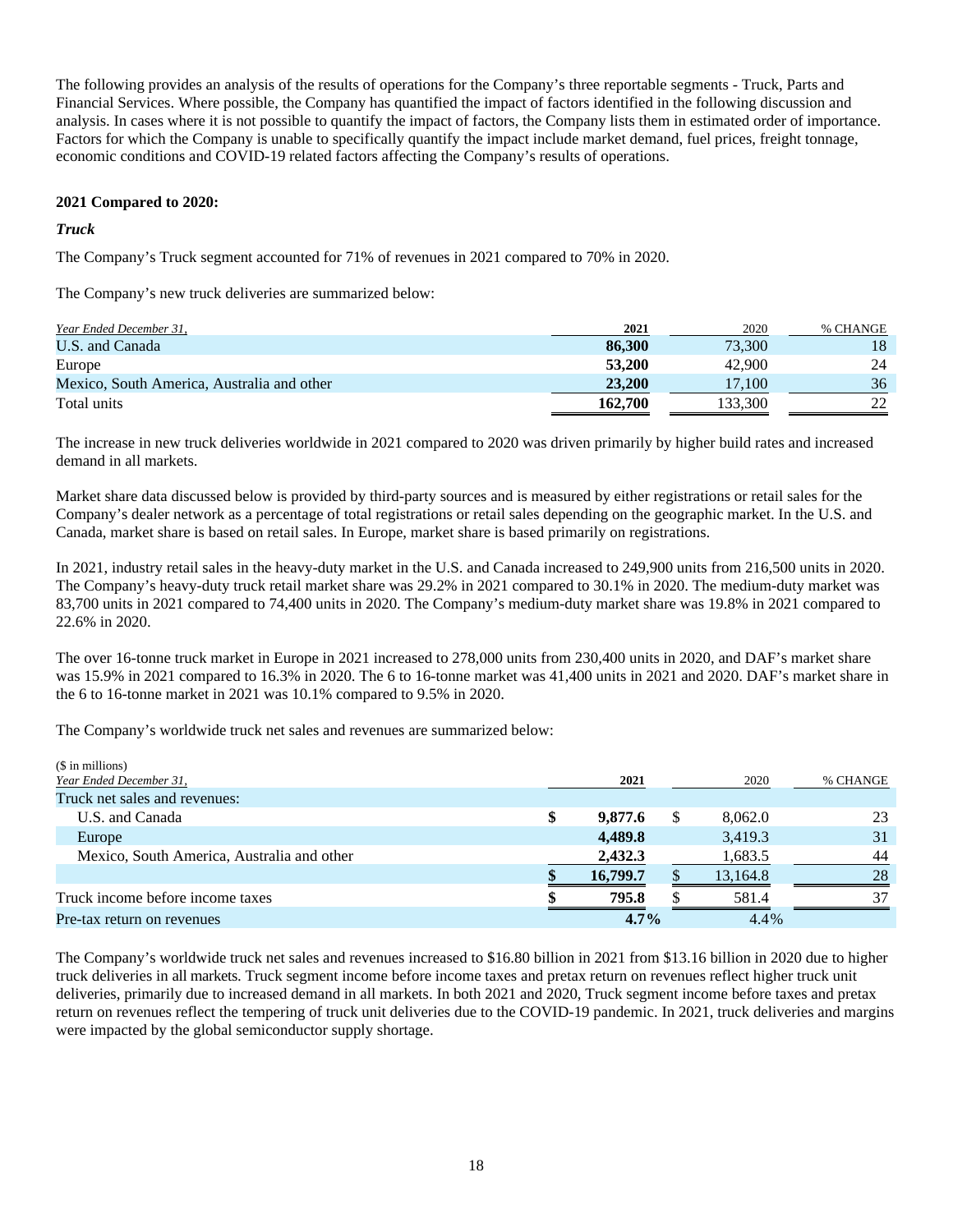The following provides an analysis of the results of operations for the Company's three reportable segments - Truck, Parts and Financial Services. Where possible, the Company has quantified the impact of factors identified in the following discussion and analysis. In cases where it is not possible to quantify the impact of factors, the Company lists them in estimated order of importance. Factors for which the Company is unable to specifically quantify the impact include market demand, fuel prices, freight tonnage, economic conditions and COVID-19 related factors affecting the Company's results of operations.

**2021 Compared to 2020:**

***Truck***

The Company's Truck segment accounted for 71% of revenues in 2021 compared to 70% in 2020.

The Company's new truck deliveries are summarized below:

| *Year Ended December 31,* | **2021** | 2020 | % CHANGE |
|---|---|---|---|
| U.S. and Canada | **86,300** | 73,300 | 18 |
| Europe | **53,200** | 42,900 | 24 |
| Mexico, South America, Australia and other | **23,200** | 17,100 | 36 |
| Total units | **162,700** | 133,300 | 22 |

The increase in new truck deliveries worldwide in 2021 compared to 2020 was driven primarily by higher build rates and increased demand in all markets.

Market share data discussed below is provided by third-party sources and is measured by either registrations or retail sales for the Company's dealer network as a percentage of total registrations or retail sales depending on the geographic market. In the U.S. and Canada, market share is based on retail sales. In Europe, market share is based primarily on registrations.

In 2021, industry retail sales in the heavy-duty market in the U.S. and Canada increased to 249,900 units from 216,500 units in 2020. The Company's heavy-duty truck retail market share was 29.2% in 2021 compared to 30.1% in 2020. The medium-duty market was 83,700 units in 2021 compared to 74,400 units in 2020. The Company's medium-duty market share was 19.8% in 2021 compared to 22.6% in 2020.

The over 16-tonne truck market in Europe in 2021 increased to 278,000 units from 230,400 units in 2020, and DAF's market share was 15.9% in 2021 compared to 16.3% in 2020. The 6 to 16-tonne market was 41,400 units in 2021 and 2020. DAF's market share in the 6 to 16-tonne market in 2021 was 10.1% compared to 9.5% in 2020.

The Company's worldwide truck net sales and revenues are summarized below:

| ($ in millions)<br>*Year Ended December 31,* | **2021** | 2020 | % CHANGE |
|---|---|---|---|
| Truck net sales and revenues: | | | |
| U.S. and Canada | **$ 9,877.6** | $ 8,062.0 | 23 |
| Europe | **4,489.8** | 3,419.3 | 31 |
| Mexico, South America, Australia and other | **2,432.3** | 1,683.5 | 44 |
| | **$ 16,799.7** | $ 13,164.8 | 28 |
| Truck income before income taxes | **$ 795.8** | $ 581.4 | 37 |
| Pre-tax return on revenues | **4.7%** | 4.4% | |

The Company's worldwide truck net sales and revenues increased to $16.80 billion in 2021 from $13.16 billion in 2020 due to higher truck deliveries in all markets. Truck segment income before income taxes and pretax return on revenues reflect higher truck unit deliveries, primarily due to increased demand in all markets. In both 2021 and 2020, Truck segment income before taxes and pretax return on revenues reflect the tempering of truck unit deliveries due to the COVID-19 pandemic. In 2021, truck deliveries and margins were impacted by the global semiconductor supply shortage.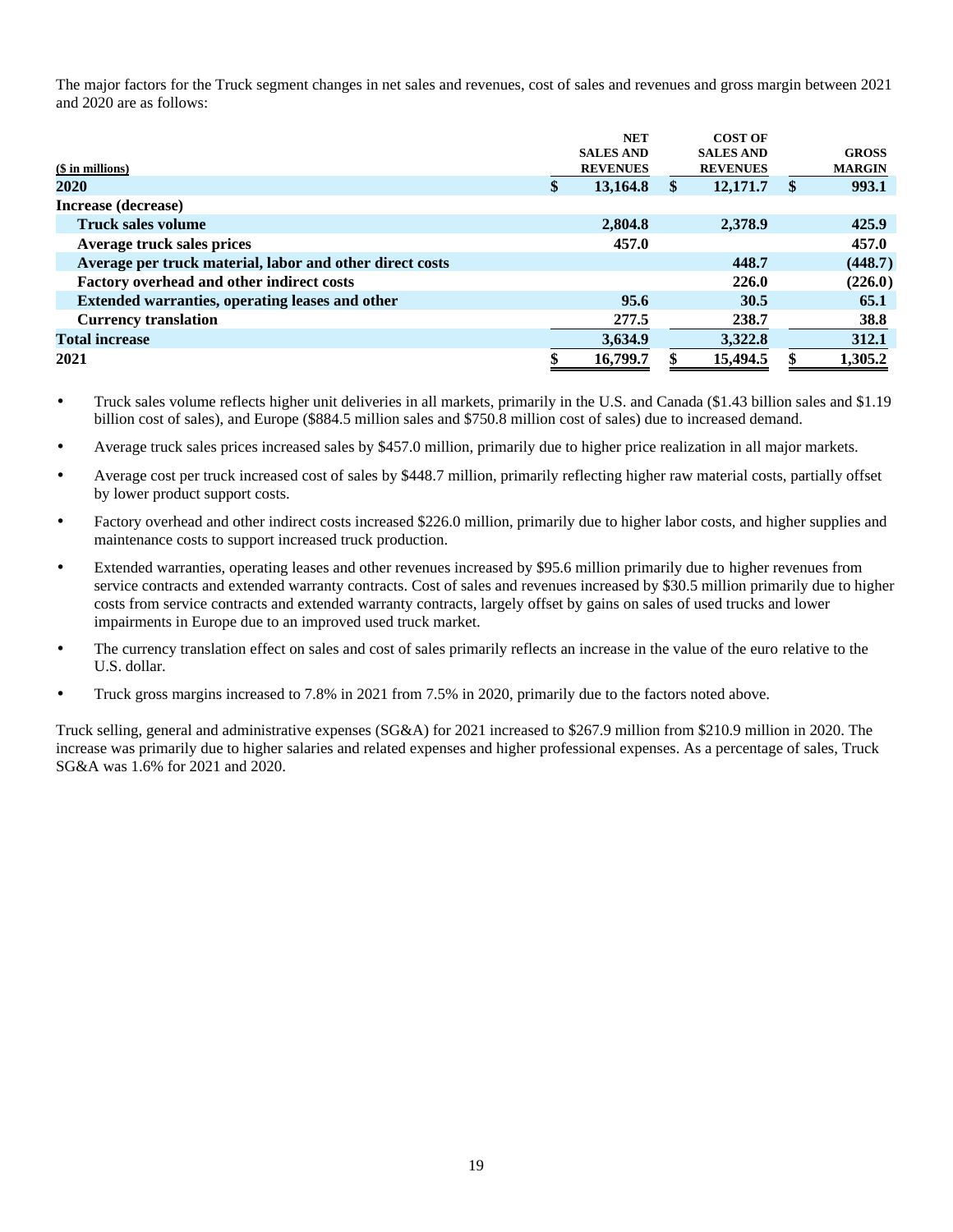The major factors for the Truck segment changes in net sales and revenues, cost of sales and revenues and gross margin between 2021 and 2020 are as follows:

| ($ in millions) | NET SALES AND REVENUES | COST OF SALES AND REVENUES | GROSS MARGIN |
|---|---|---|---|
| **2020** | **$ 13,164.8** | **$ 12,171.7** | **$ 993.1** |
| **Increase (decrease)** | | | |
| **Truck sales volume** | **2,804.8** | **2,378.9** | **425.9** |
| **Average truck sales prices** | **457.0** | | **457.0** |
| **Average per truck material, labor and other direct costs** | | **448.7** | **(448.7)** |
| **Factory overhead and other indirect costs** | | **226.0** | **(226.0)** |
| **Extended warranties, operating leases and other** | **95.6** | **30.5** | **65.1** |
| **Currency translation** | **277.5** | **238.7** | **38.8** |
| **Total increase** | **3,634.9** | **3,322.8** | **312.1** |
| **2021** | **$ 16,799.7** | **$ 15,494.5** | **$ 1,305.2** |

- Truck sales volume reflects higher unit deliveries in all markets, primarily in the U.S. and Canada ($1.43 billion sales and $1.19 billion cost of sales), and Europe ($884.5 million sales and $750.8 million cost of sales) due to increased demand.
- Average truck sales prices increased sales by $457.0 million, primarily due to higher price realization in all major markets.
- Average cost per truck increased cost of sales by $448.7 million, primarily reflecting higher raw material costs, partially offset by lower product support costs.
- Factory overhead and other indirect costs increased $226.0 million, primarily due to higher labor costs, and higher supplies and maintenance costs to support increased truck production.
- Extended warranties, operating leases and other revenues increased by $95.6 million primarily due to higher revenues from service contracts and extended warranty contracts. Cost of sales and revenues increased by $30.5 million primarily due to higher costs from service contracts and extended warranty contracts, largely offset by gains on sales of used trucks and lower impairments in Europe due to an improved used truck market.
- The currency translation effect on sales and cost of sales primarily reflects an increase in the value of the euro relative to the U.S. dollar.
- Truck gross margins increased to 7.8% in 2021 from 7.5% in 2020, primarily due to the factors noted above.

Truck selling, general and administrative expenses (SG&A) for 2021 increased to $267.9 million from $210.9 million in 2020. The increase was primarily due to higher salaries and related expenses and higher professional expenses. As a percentage of sales, Truck SG&A was 1.6% for 2021 and 2020.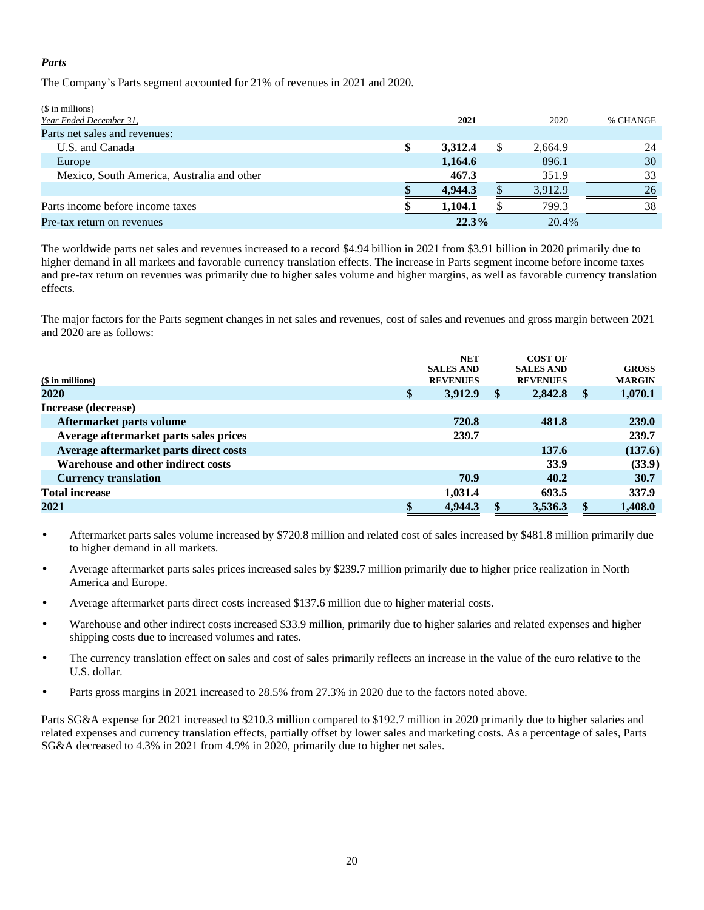***Parts***

The Company’s Parts segment accounted for 21% of revenues in 2021 and 2020.

| ($ in millions)<br>*Year Ended December 31,* | 2021 | 2020 | % CHANGE |
|---|---|---|---|
| Parts net sales and revenues: | | | |
| U.S. and Canada | $ 3,312.4 | $ 2,664.9 | 24 |
| Europe | 1,164.6 | 896.1 | 30 |
| Mexico, South America, Australia and other | 467.3 | 351.9 | 33 |
| | $ 4,944.3 | $ 3,912.9 | 26 |
| Parts income before income taxes | $ 1,104.1 | $ 799.3 | 38 |
| Pre-tax return on revenues | 22.3% | 20.4% | |

The worldwide parts net sales and revenues increased to a record $4.94 billion in 2021 from $3.91 billion in 2020 primarily due to higher demand in all markets and favorable currency translation effects. The increase in Parts segment income before income taxes and pre-tax return on revenues was primarily due to higher sales volume and higher margins, as well as favorable currency translation effects.

The major factors for the Parts segment changes in net sales and revenues, cost of sales and revenues and gross margin between 2021 and 2020 are as follows:

| ($ in millions) | NET SALES AND REVENUES | COST OF SALES AND REVENUES | GROSS MARGIN |
|---|---|---|---|
| **2020** | **$ 3,912.9** | **$ 2,842.8** | **$ 1,070.1** |
| **Increase (decrease)** | | | |
| **Aftermarket parts volume** | **720.8** | **481.8** | **239.0** |
| **Average aftermarket parts sales prices** | **239.7** | | **239.7** |
| **Average aftermarket parts direct costs** | | **137.6** | **(137.6)** |
| **Warehouse and other indirect costs** | | **33.9** | **(33.9)** |
| **Currency translation** | **70.9** | **40.2** | **30.7** |
| **Total increase** | **1,031.4** | **693.5** | **337.9** |
| **2021** | **$ 4,944.3** | **$ 3,536.3** | **$ 1,408.0** |

- Aftermarket parts sales volume increased by $720.8 million and related cost of sales increased by $481.8 million primarily due to higher demand in all markets.
- Average aftermarket parts sales prices increased sales by $239.7 million primarily due to higher price realization in North America and Europe.
- Average aftermarket parts direct costs increased $137.6 million due to higher material costs.
- Warehouse and other indirect costs increased $33.9 million, primarily due to higher salaries and related expenses and higher shipping costs due to increased volumes and rates.
- The currency translation effect on sales and cost of sales primarily reflects an increase in the value of the euro relative to the U.S. dollar.
- Parts gross margins in 2021 increased to 28.5% from 27.3% in 2020 due to the factors noted above.

Parts SG&A expense for 2021 increased to $210.3 million compared to $192.7 million in 2020 primarily due to higher salaries and related expenses and currency translation effects, partially offset by lower sales and marketing costs. As a percentage of sales, Parts SG&A decreased to 4.3% in 2021 from 4.9% in 2020, primarily due to higher net sales.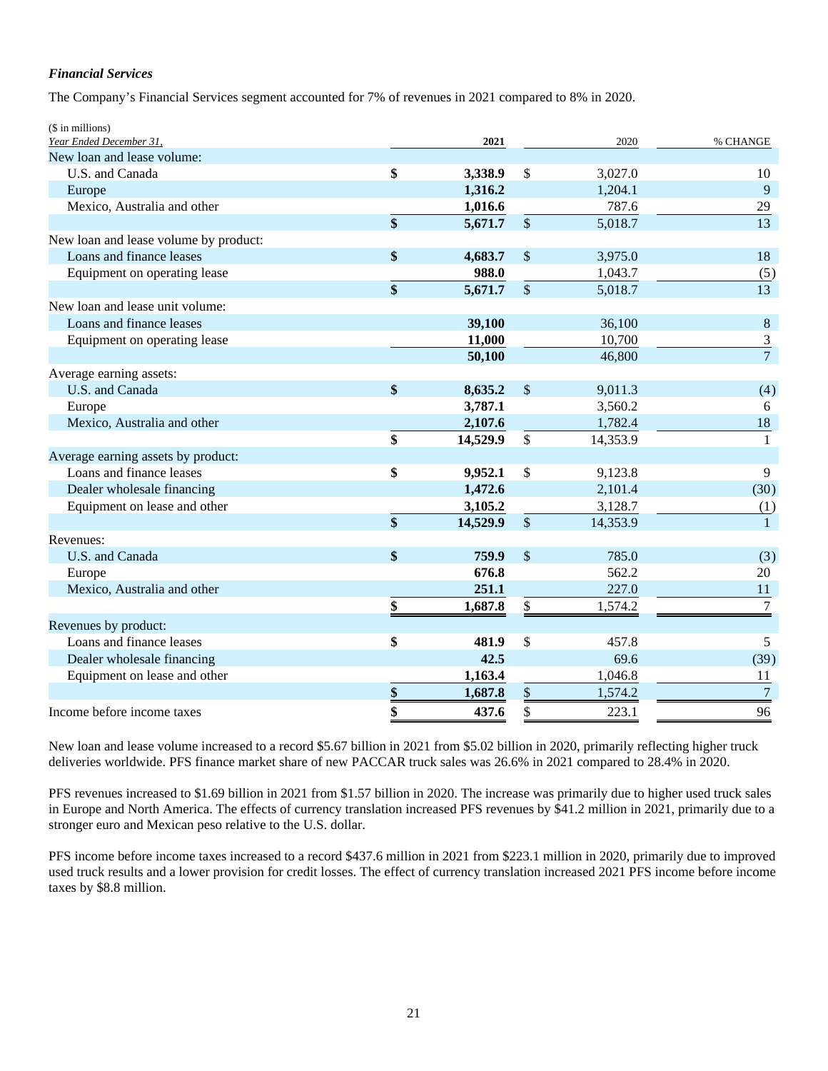***Financial Services***

The Company's Financial Services segment accounted for 7% of revenues in 2021 compared to 8% in 2020.

| ($ in millions)<br>*Year Ended December 31,* | 2021 | 2020 | % CHANGE |
|---|---|---|---|
| New loan and lease volume: | | | |
| U.S. and Canada | **$ 3,338.9** | $ 3,027.0 | 10 |
| Europe | **1,316.2** | 1,204.1 | 9 |
| Mexico, Australia and other | **1,016.6** | 787.6 | 29 |
| | **$ 5,671.7** | $ 5,018.7 | 13 |
| New loan and lease volume by product: | | | |
| Loans and finance leases | **$ 4,683.7** | $ 3,975.0 | 18 |
| Equipment on operating lease | **988.0** | 1,043.7 | (5) |
| | **$ 5,671.7** | $ 5,018.7 | 13 |
| New loan and lease unit volume: | | | |
| Loans and finance leases | **39,100** | 36,100 | 8 |
| Equipment on operating lease | **11,000** | 10,700 | 3 |
| | **50,100** | 46,800 | 7 |
| Average earning assets: | | | |
| U.S. and Canada | **$ 8,635.2** | $ 9,011.3 | (4) |
| Europe | **3,787.1** | 3,560.2 | 6 |
| Mexico, Australia and other | **2,107.6** | 1,782.4 | 18 |
| | **$ 14,529.9** | $ 14,353.9 | 1 |
| Average earning assets by product: | | | |
| Loans and finance leases | **$ 9,952.1** | $ 9,123.8 | 9 |
| Dealer wholesale financing | **1,472.6** | 2,101.4 | (30) |
| Equipment on lease and other | **3,105.2** | 3,128.7 | (1) |
| | **$ 14,529.9** | $ 14,353.9 | 1 |
| Revenues: | | | |
| U.S. and Canada | **$ 759.9** | $ 785.0 | (3) |
| Europe | **676.8** | 562.2 | 20 |
| Mexico, Australia and other | **251.1** | 227.0 | 11 |
| | **$ 1,687.8** | $ 1,574.2 | 7 |
| Revenues by product: | | | |
| Loans and finance leases | **$ 481.9** | $ 457.8 | 5 |
| Dealer wholesale financing | **42.5** | 69.6 | (39) |
| Equipment on lease and other | **1,163.4** | 1,046.8 | 11 |
| | **$ 1,687.8** | $ 1,574.2 | 7 |
| Income before income taxes | **$ 437.6** | $ 223.1 | 96 |

New loan and lease volume increased to a record $5.67 billion in 2021 from $5.02 billion in 2020, primarily reflecting higher truck deliveries worldwide. PFS finance market share of new PACCAR truck sales was 26.6% in 2021 compared to 28.4% in 2020.

PFS revenues increased to $1.69 billion in 2021 from $1.57 billion in 2020. The increase was primarily due to higher used truck sales in Europe and North America. The effects of currency translation increased PFS revenues by $41.2 million in 2021, primarily due to a stronger euro and Mexican peso relative to the U.S. dollar.

PFS income before income taxes increased to a record $437.6 million in 2021 from $223.1 million in 2020, primarily due to improved used truck results and a lower provision for credit losses. The effect of currency translation increased 2021 PFS income before income taxes by $8.8 million.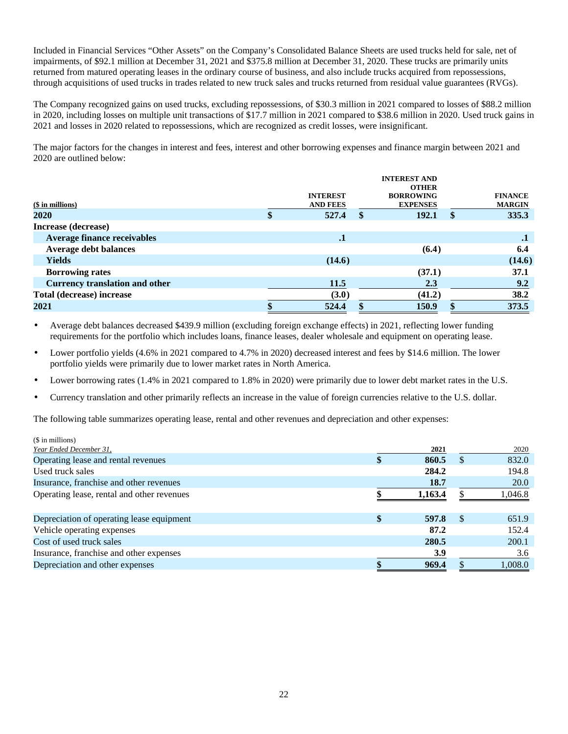Included in Financial Services "Other Assets" on the Company's Consolidated Balance Sheets are used trucks held for sale, net of impairments, of $92.1 million at December 31, 2021 and $375.8 million at December 31, 2020. These trucks are primarily units returned from matured operating leases in the ordinary course of business, and also include trucks acquired from repossessions, through acquisitions of used trucks in trades related to new truck sales and trucks returned from residual value guarantees (RVGs).

The Company recognized gains on used trucks, excluding repossessions, of $30.3 million in 2021 compared to losses of $88.2 million in 2020, including losses on multiple unit transactions of $17.7 million in 2021 compared to $38.6 million in 2020. Used truck gains in 2021 and losses in 2020 related to repossessions, which are recognized as credit losses, were insignificant.

The major factors for the changes in interest and fees, interest and other borrowing expenses and finance margin between 2021 and 2020 are outlined below:

| ($ in millions) | INTEREST AND FEES | INTEREST AND OTHER BORROWING EXPENSES | FINANCE MARGIN |
|---|---|---|---|
| **2020** | **$ 527.4** | **$ 192.1** | **$ 335.3** |
| **Increase (decrease)** | | | |
| **Average finance receivables** | **.1** | | **.1** |
| **Average debt balances** | | **(6.4)** | **6.4** |
| **Yields** | **(14.6)** | | **(14.6)** |
| **Borrowing rates** | | **(37.1)** | **37.1** |
| **Currency translation and other** | **11.5** | **2.3** | **9.2** |
| **Total (decrease) increase** | **(3.0)** | **(41.2)** | **38.2** |
| **2021** | **$ 524.4** | **$ 150.9** | **$ 373.5** |

- Average debt balances decreased $439.9 million (excluding foreign exchange effects) in 2021, reflecting lower funding requirements for the portfolio which includes loans, finance leases, dealer wholesale and equipment on operating lease.
- Lower portfolio yields (4.6% in 2021 compared to 4.7% in 2020) decreased interest and fees by $14.6 million. The lower portfolio yields were primarily due to lower market rates in North America.
- Lower borrowing rates (1.4% in 2021 compared to 1.8% in 2020) were primarily due to lower debt market rates in the U.S.
- Currency translation and other primarily reflects an increase in the value of foreign currencies relative to the U.S. dollar.

The following table summarizes operating lease, rental and other revenues and depreciation and other expenses:

| ($ in millions) *Year Ended December 31,* | **2021** | 2020 |
|---|---|---|
| Operating lease and rental revenues | **$ 860.5** | $ 832.0 |
| Used truck sales | **284.2** | 194.8 |
| Insurance, franchise and other revenues | **18.7** | 20.0 |
| Operating lease, rental and other revenues | **$ 1,163.4** | $ 1,046.8 |
| | | |
| Depreciation of operating lease equipment | **$ 597.8** | $ 651.9 |
| Vehicle operating expenses | **87.2** | 152.4 |
| Cost of used truck sales | **280.5** | 200.1 |
| Insurance, franchise and other expenses | **3.9** | 3.6 |
| Depreciation and other expenses | **$ 969.4** | $ 1,008.0 |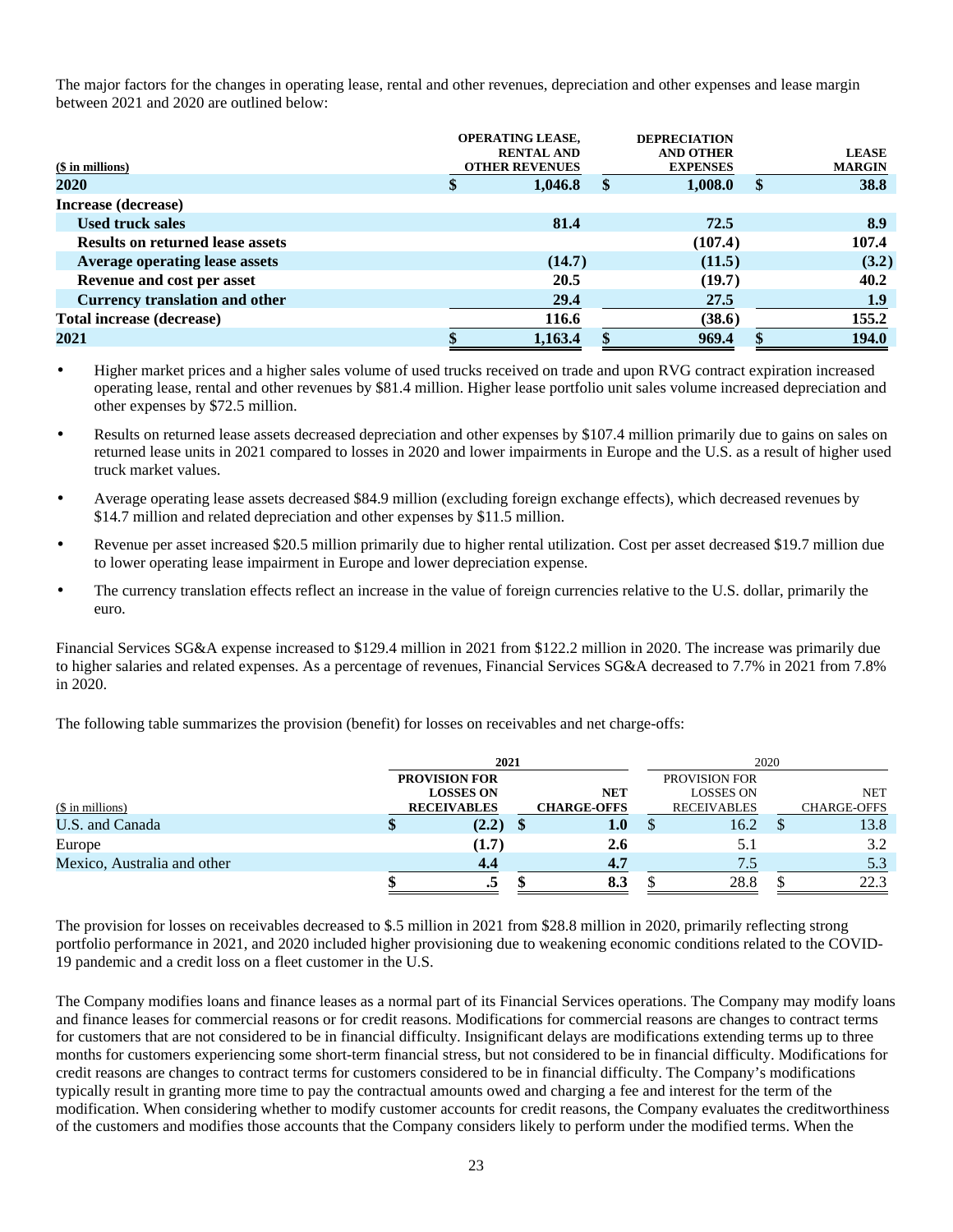The major factors for the changes in operating lease, rental and other revenues, depreciation and other expenses and lease margin between 2021 and 2020 are outlined below:

| ($ in millions) | OPERATING LEASE, RENTAL AND OTHER REVENUES | DEPRECIATION AND OTHER EXPENSES | LEASE MARGIN |
|---|---|---|---|
| **2020** | **$ 1,046.8** | **$ 1,008.0** | **$ 38.8** |
| **Increase (decrease)** | | | |
| **Used truck sales** | **81.4** | **72.5** | **8.9** |
| **Results on returned lease assets** | | **(107.4)** | **107.4** |
| **Average operating lease assets** | **(14.7)** | **(11.5)** | **(3.2)** |
| **Revenue and cost per asset** | **20.5** | **(19.7)** | **40.2** |
| **Currency translation and other** | **29.4** | **27.5** | **1.9** |
| **Total increase (decrease)** | **116.6** | **(38.6)** | **155.2** |
| **2021** | **$ 1,163.4** | **$ 969.4** | **$ 194.0** |

- Higher market prices and a higher sales volume of used trucks received on trade and upon RVG contract expiration increased operating lease, rental and other revenues by $81.4 million. Higher lease portfolio unit sales volume increased depreciation and other expenses by $72.5 million.
- Results on returned lease assets decreased depreciation and other expenses by $107.4 million primarily due to gains on sales on returned lease units in 2021 compared to losses in 2020 and lower impairments in Europe and the U.S. as a result of higher used truck market values.
- Average operating lease assets decreased $84.9 million (excluding foreign exchange effects), which decreased revenues by $14.7 million and related depreciation and other expenses by $11.5 million.
- Revenue per asset increased $20.5 million primarily due to higher rental utilization. Cost per asset decreased $19.7 million due to lower operating lease impairment in Europe and lower depreciation expense.
- The currency translation effects reflect an increase in the value of foreign currencies relative to the U.S. dollar, primarily the euro.

Financial Services SG&A expense increased to $129.4 million in 2021 from $122.2 million in 2020. The increase was primarily due to higher salaries and related expenses. As a percentage of revenues, Financial Services SG&A decreased to 7.7% in 2021 from 7.8% in 2020.

The following table summarizes the provision (benefit) for losses on receivables and net charge-offs:

| | **2021** | | 2020 | |
|---|---|---|---|---|
| ($ in millions) | **PROVISION FOR LOSSES ON RECEIVABLES** | **NET CHARGE-OFFS** | PROVISION FOR LOSSES ON RECEIVABLES | NET CHARGE-OFFS |
| U.S. and Canada | **$ (2.2)** | **$ 1.0** | $ 16.2 | $ 13.8 |
| Europe | **(1.7)** | **2.6** | 5.1 | 3.2 |
| Mexico, Australia and other | **4.4** | **4.7** | 7.5 | 5.3 |
| | **$ .5** | **$ 8.3** | $ 28.8 | $ 22.3 |

The provision for losses on receivables decreased to $.5 million in 2021 from $28.8 million in 2020, primarily reflecting strong portfolio performance in 2021, and 2020 included higher provisioning due to weakening economic conditions related to the COVID-19 pandemic and a credit loss on a fleet customer in the U.S.

The Company modifies loans and finance leases as a normal part of its Financial Services operations. The Company may modify loans and finance leases for commercial reasons or for credit reasons. Modifications for commercial reasons are changes to contract terms for customers that are not considered to be in financial difficulty. Insignificant delays are modifications extending terms up to three months for customers experiencing some short-term financial stress, but not considered to be in financial difficulty. Modifications for credit reasons are changes to contract terms for customers considered to be in financial difficulty. The Company's modifications typically result in granting more time to pay the contractual amounts owed and charging a fee and interest for the term of the modification. When considering whether to modify customer accounts for credit reasons, the Company evaluates the creditworthiness of the customers and modifies those accounts that the Company considers likely to perform under the modified terms. When the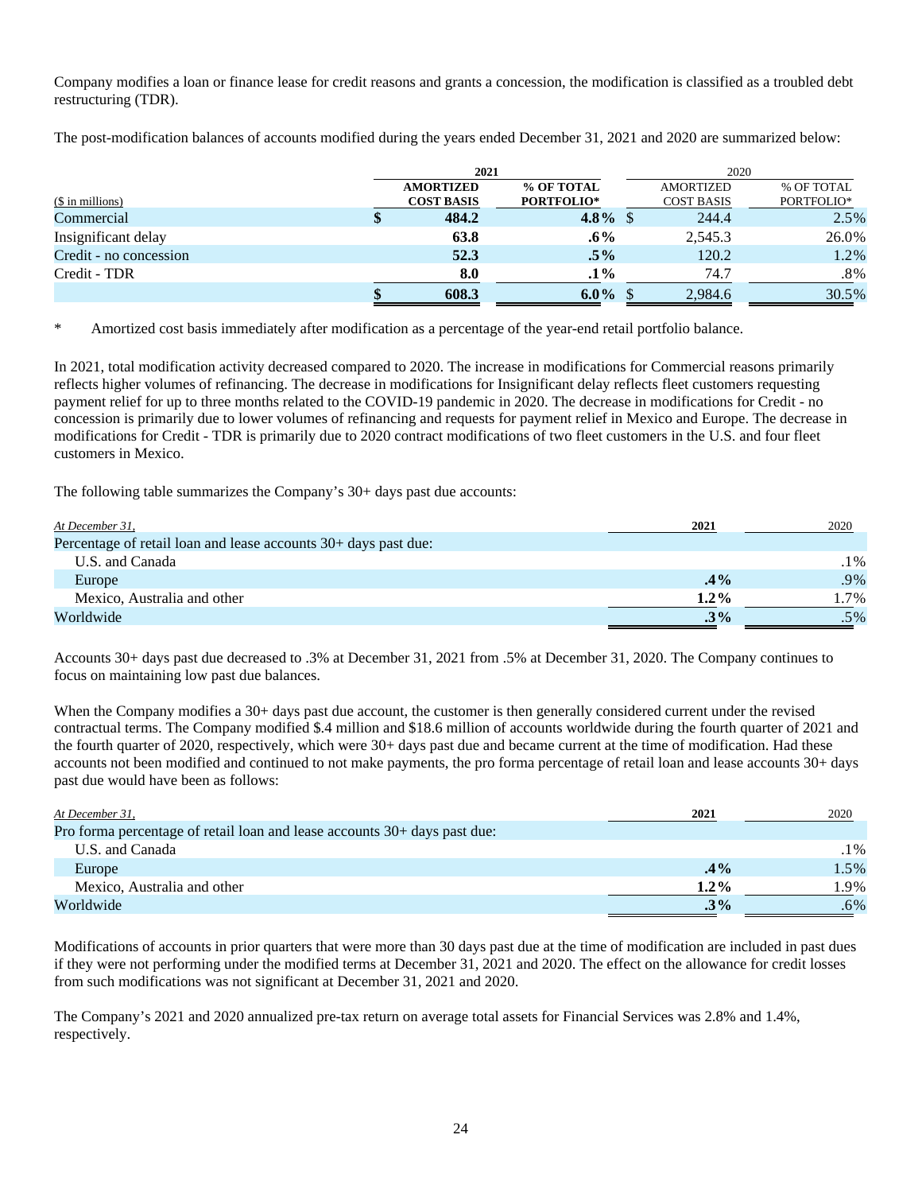Company modifies a loan or finance lease for credit reasons and grants a concession, the modification is classified as a troubled debt restructuring (TDR).

The post-modification balances of accounts modified during the years ended December 31, 2021 and 2020 are summarized below:

| ($ in millions) | 2021 | | 2020 | |
|---|---|---|---|---|
| | **AMORTIZED COST BASIS** | **% OF TOTAL PORTFOLIO*** | AMORTIZED COST BASIS | % OF TOTAL PORTFOLIO* |
| Commercial | **$ 484.2** | **4.8%** | $ 244.4 | 2.5% |
| Insignificant delay | **63.8** | **.6%** | 2,545.3 | 26.0% |
| Credit - no concession | **52.3** | **.5%** | 120.2 | 1.2% |
| Credit - TDR | **8.0** | **.1%** | 74.7 | .8% |
| | **$ 608.3** | **6.0%** | $ 2,984.6 | 30.5% |

\* Amortized cost basis immediately after modification as a percentage of the year-end retail portfolio balance.

In 2021, total modification activity decreased compared to 2020. The increase in modifications for Commercial reasons primarily reflects higher volumes of refinancing. The decrease in modifications for Insignificant delay reflects fleet customers requesting payment relief for up to three months related to the COVID-19 pandemic in 2020. The decrease in modifications for Credit - no concession is primarily due to lower volumes of refinancing and requests for payment relief in Mexico and Europe. The decrease in modifications for Credit - TDR is primarily due to 2020 contract modifications of two fleet customers in the U.S. and four fleet customers in Mexico.

The following table summarizes the Company's 30+ days past due accounts:

| *At December 31,* | **2021** | 2020 |
|---|---|---|
| Percentage of retail loan and lease accounts 30+ days past due: | | |
| U.S. and Canada | | .1% |
| Europe | **.4%** | .9% |
| Mexico, Australia and other | **1.2%** | 1.7% |
| Worldwide | **.3%** | .5% |

Accounts 30+ days past due decreased to .3% at December 31, 2021 from .5% at December 31, 2020. The Company continues to focus on maintaining low past due balances.

When the Company modifies a 30+ days past due account, the customer is then generally considered current under the revised contractual terms. The Company modified $.4 million and $18.6 million of accounts worldwide during the fourth quarter of 2021 and the fourth quarter of 2020, respectively, which were 30+ days past due and became current at the time of modification. Had these accounts not been modified and continued to not make payments, the pro forma percentage of retail loan and lease accounts 30+ days past due would have been as follows:

| *At December 31,* | **2021** | 2020 |
|---|---|---|
| Pro forma percentage of retail loan and lease accounts 30+ days past due: | | |
| U.S. and Canada | | .1% |
| Europe | **.4%** | 1.5% |
| Mexico, Australia and other | **1.2%** | 1.9% |
| Worldwide | **.3%** | .6% |

Modifications of accounts in prior quarters that were more than 30 days past due at the time of modification are included in past dues if they were not performing under the modified terms at December 31, 2021 and 2020. The effect on the allowance for credit losses from such modifications was not significant at December 31, 2021 and 2020.

The Company's 2021 and 2020 annualized pre-tax return on average total assets for Financial Services was 2.8% and 1.4%, respectively.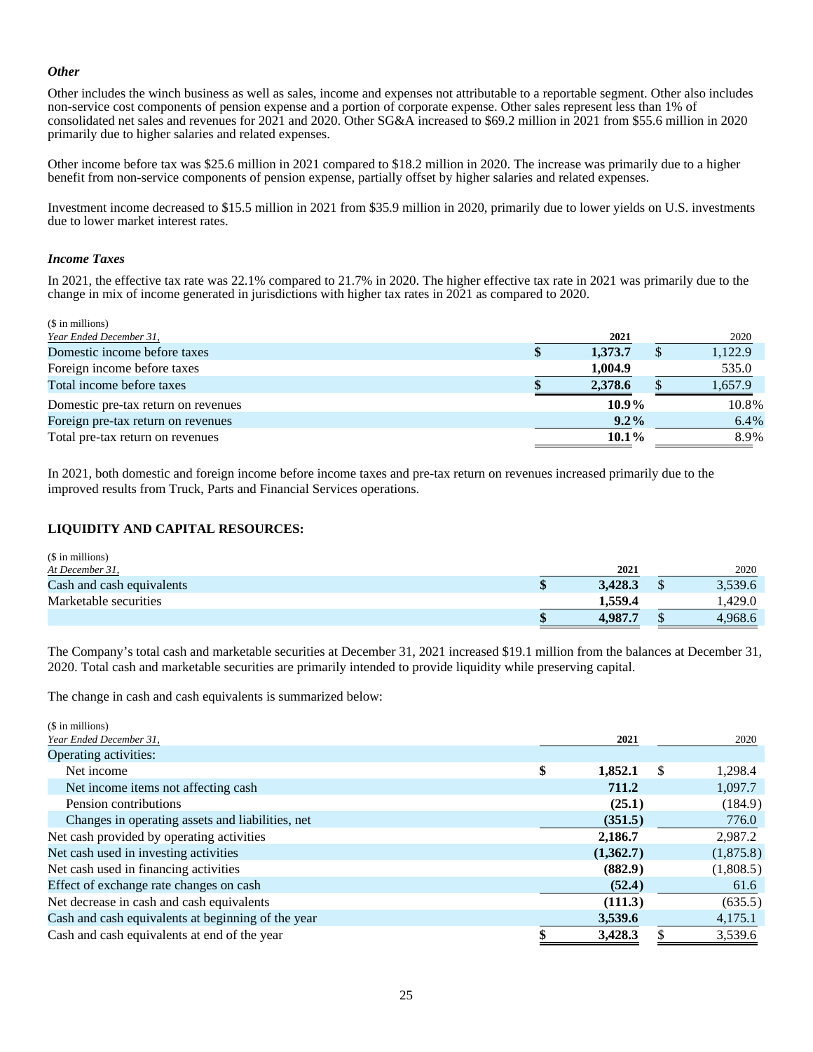### *Other*

Other includes the winch business as well as sales, income and expenses not attributable to a reportable segment. Other also includes non-service cost components of pension expense and a portion of corporate expense. Other sales represent less than 1% of consolidated net sales and revenues for 2021 and 2020. Other SG&A increased to $69.2 million in 2021 from $55.6 million in 2020 primarily due to higher salaries and related expenses.

Other income before tax was $25.6 million in 2021 compared to $18.2 million in 2020. The increase was primarily due to a higher benefit from non-service components of pension expense, partially offset by higher salaries and related expenses.

Investment income decreased to $15.5 million in 2021 from $35.9 million in 2020, primarily due to lower yields on U.S. investments due to lower market interest rates.

### *Income Taxes*

In 2021, the effective tax rate was 22.1% compared to 21.7% in 2020. The higher effective tax rate in 2021 was primarily due to the change in mix of income generated in jurisdictions with higher tax rates in 2021 as compared to 2020.

| ($ in millions)<br>*Year Ended December 31,* | **2021** | 2020 |
|---|---|---|
| Domestic income before taxes | **$ 1,373.7** | $ 1,122.9 |
| Foreign income before taxes | **1,004.9** | 535.0 |
| Total income before taxes | **$ 2,378.6** | $ 1,657.9 |
| Domestic pre-tax return on revenues | **10.9%** | 10.8% |
| Foreign pre-tax return on revenues | **9.2%** | 6.4% |
| Total pre-tax return on revenues | **10.1%** | 8.9% |

In 2021, both domestic and foreign income before income taxes and pre-tax return on revenues increased primarily due to the improved results from Truck, Parts and Financial Services operations.

## LIQUIDITY AND CAPITAL RESOURCES:

| ($ in millions)<br>*At December 31,* | **2021** | 2020 |
|---|---|---|
| Cash and cash equivalents | **$ 3,428.3** | $ 3,539.6 |
| Marketable securities | **1,559.4** | 1,429.0 |
| | **$ 4,987.7** | $ 4,968.6 |

The Company's total cash and marketable securities at December 31, 2021 increased $19.1 million from the balances at December 31, 2020. Total cash and marketable securities are primarily intended to provide liquidity while preserving capital.

The change in cash and cash equivalents is summarized below:

| ($ in millions)<br>*Year Ended December 31,* | **2021** | 2020 |
|---|---|---|
| Operating activities: | | |
| Net income | **$ 1,852.1** | $ 1,298.4 |
| Net income items not affecting cash | **711.2** | 1,097.7 |
| Pension contributions | **(25.1)** | (184.9) |
| Changes in operating assets and liabilities, net | **(351.5)** | 776.0 |
| Net cash provided by operating activities | **2,186.7** | 2,987.2 |
| Net cash used in investing activities | **(1,362.7)** | (1,875.8) |
| Net cash used in financing activities | **(882.9)** | (1,808.5) |
| Effect of exchange rate changes on cash | **(52.4)** | 61.6 |
| Net decrease in cash and cash equivalents | **(111.3)** | (635.5) |
| Cash and cash equivalents at beginning of the year | **3,539.6** | 4,175.1 |
| Cash and cash equivalents at end of the year | **$ 3,428.3** | $ 3,539.6 |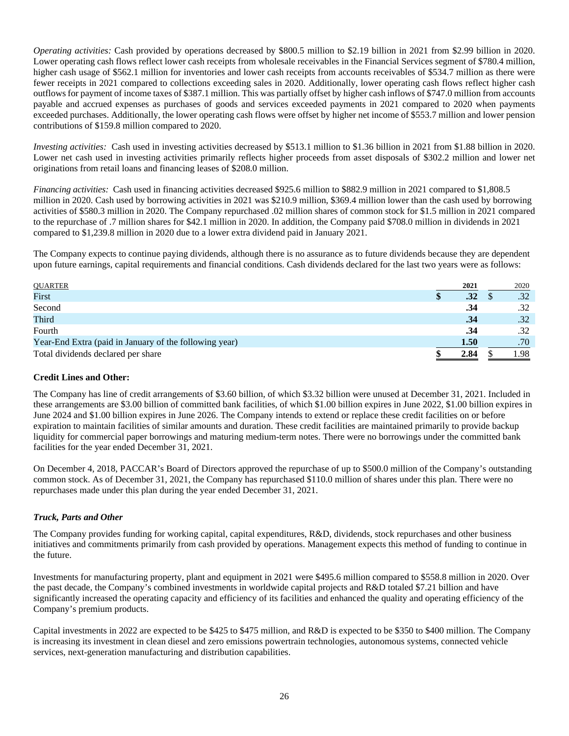*Operating activities:* Cash provided by operations decreased by $800.5 million to $2.19 billion in 2021 from $2.99 billion in 2020. Lower operating cash flows reflect lower cash receipts from wholesale receivables in the Financial Services segment of $780.4 million, higher cash usage of $562.1 million for inventories and lower cash receipts from accounts receivables of $534.7 million as there were fewer receipts in 2021 compared to collections exceeding sales in 2020. Additionally, lower operating cash flows reflect higher cash outflows for payment of income taxes of $387.1 million. This was partially offset by higher cash inflows of $747.0 million from accounts payable and accrued expenses as purchases of goods and services exceeded payments in 2021 compared to 2020 when payments exceeded purchases. Additionally, the lower operating cash flows were offset by higher net income of $553.7 million and lower pension contributions of $159.8 million compared to 2020.

*Investing activities:* Cash used in investing activities decreased by $513.1 million to $1.36 billion in 2021 from $1.88 billion in 2020. Lower net cash used in investing activities primarily reflects higher proceeds from asset disposals of $302.2 million and lower net originations from retail loans and financing leases of $208.0 million.

*Financing activities:* Cash used in financing activities decreased $925.6 million to $882.9 million in 2021 compared to $1,808.5 million in 2020. Cash used by borrowing activities in 2021 was $210.9 million, $369.4 million lower than the cash used by borrowing activities of $580.3 million in 2020. The Company repurchased .02 million shares of common stock for $1.5 million in 2021 compared to the repurchase of .7 million shares for $42.1 million in 2020. In addition, the Company paid $708.0 million in dividends in 2021 compared to $1,239.8 million in 2020 due to a lower extra dividend paid in January 2021.

The Company expects to continue paying dividends, although there is no assurance as to future dividends because they are dependent upon future earnings, capital requirements and financial conditions. Cash dividends declared for the last two years were as follows:

| QUARTER | 2021 | 2020 |
|---|---|---|
| First | $ .32 | $ .32 |
| Second | .34 | .32 |
| Third | .34 | .32 |
| Fourth | .34 | .32 |
| Year-End Extra (paid in January of the following year) | 1.50 | .70 |
| Total dividends declared per share | $ 2.84 | $ 1.98 |

**Credit Lines and Other:**

The Company has line of credit arrangements of $3.60 billion, of which $3.32 billion were unused at December 31, 2021. Included in these arrangements are $3.00 billion of committed bank facilities, of which $1.00 billion expires in June 2022, $1.00 billion expires in June 2024 and $1.00 billion expires in June 2026. The Company intends to extend or replace these credit facilities on or before expiration to maintain facilities of similar amounts and duration. These credit facilities are maintained primarily to provide backup liquidity for commercial paper borrowings and maturing medium-term notes. There were no borrowings under the committed bank facilities for the year ended December 31, 2021.

On December 4, 2018, PACCAR's Board of Directors approved the repurchase of up to $500.0 million of the Company's outstanding common stock. As of December 31, 2021, the Company has repurchased $110.0 million of shares under this plan. There were no repurchases made under this plan during the year ended December 31, 2021.

***Truck, Parts and Other***

The Company provides funding for working capital, capital expenditures, R&D, dividends, stock repurchases and other business initiatives and commitments primarily from cash provided by operations. Management expects this method of funding to continue in the future.

Investments for manufacturing property, plant and equipment in 2021 were $495.6 million compared to $558.8 million in 2020. Over the past decade, the Company's combined investments in worldwide capital projects and R&D totaled $7.21 billion and have significantly increased the operating capacity and efficiency of its facilities and enhanced the quality and operating efficiency of the Company's premium products.

Capital investments in 2022 are expected to be $425 to $475 million, and R&D is expected to be $350 to $400 million. The Company is increasing its investment in clean diesel and zero emissions powertrain technologies, autonomous systems, connected vehicle services, next-generation manufacturing and distribution capabilities.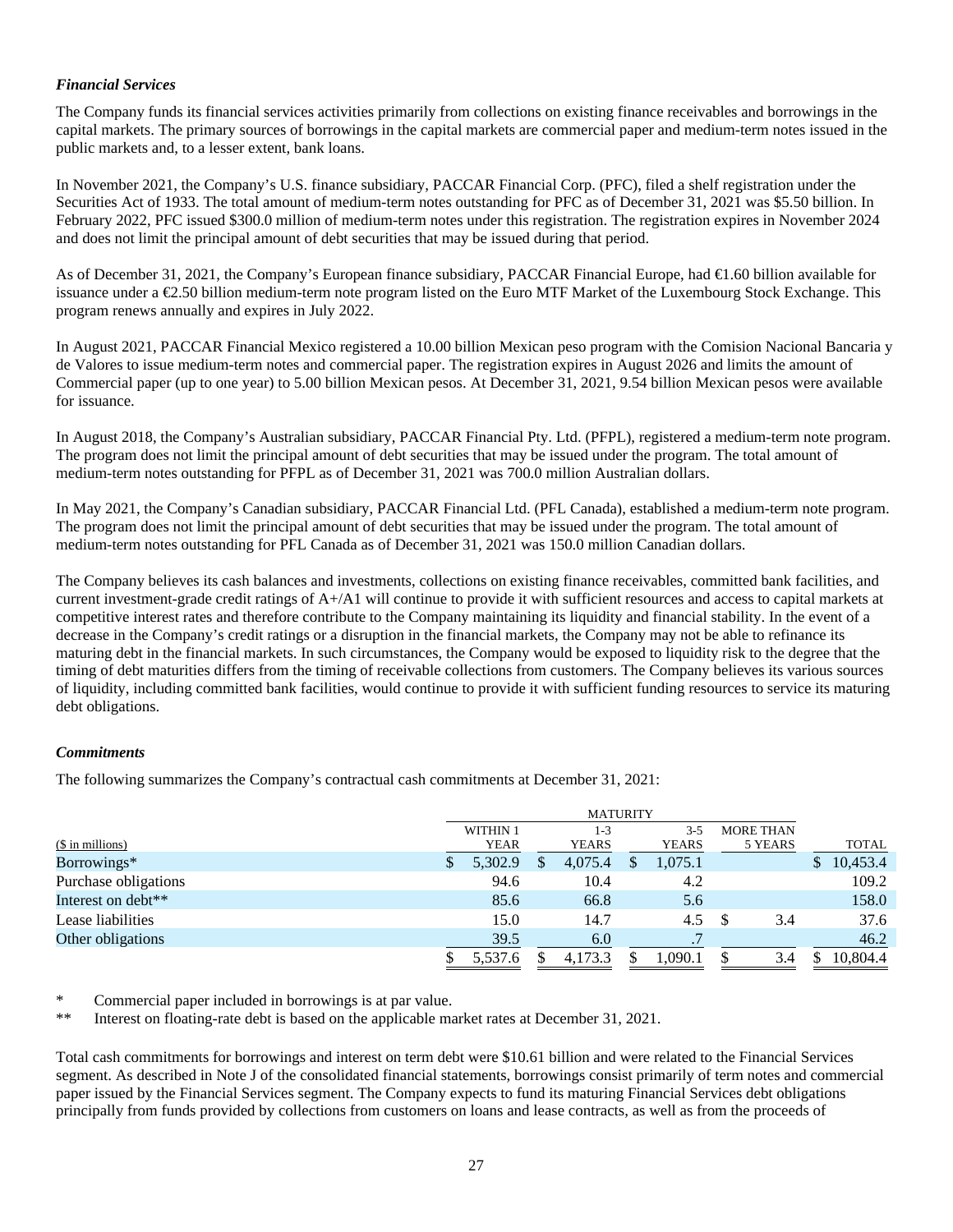### *Financial Services*

The Company funds its financial services activities primarily from collections on existing finance receivables and borrowings in the capital markets. The primary sources of borrowings in the capital markets are commercial paper and medium-term notes issued in the public markets and, to a lesser extent, bank loans.

In November 2021, the Company's U.S. finance subsidiary, PACCAR Financial Corp. (PFC), filed a shelf registration under the Securities Act of 1933. The total amount of medium-term notes outstanding for PFC as of December 31, 2021 was $5.50 billion. In February 2022, PFC issued $300.0 million of medium-term notes under this registration. The registration expires in November 2024 and does not limit the principal amount of debt securities that may be issued during that period.

As of December 31, 2021, the Company's European finance subsidiary, PACCAR Financial Europe, had €1.60 billion available for issuance under a €2.50 billion medium-term note program listed on the Euro MTF Market of the Luxembourg Stock Exchange. This program renews annually and expires in July 2022.

In August 2021, PACCAR Financial Mexico registered a 10.00 billion Mexican peso program with the Comision Nacional Bancaria y de Valores to issue medium-term notes and commercial paper. The registration expires in August 2026 and limits the amount of Commercial paper (up to one year) to 5.00 billion Mexican pesos. At December 31, 2021, 9.54 billion Mexican pesos were available for issuance.

In August 2018, the Company's Australian subsidiary, PACCAR Financial Pty. Ltd. (PFPL), registered a medium-term note program. The program does not limit the principal amount of debt securities that may be issued under the program. The total amount of medium-term notes outstanding for PFPL as of December 31, 2021 was 700.0 million Australian dollars.

In May 2021, the Company's Canadian subsidiary, PACCAR Financial Ltd. (PFL Canada), established a medium-term note program. The program does not limit the principal amount of debt securities that may be issued under the program. The total amount of medium-term notes outstanding for PFL Canada as of December 31, 2021 was 150.0 million Canadian dollars.

The Company believes its cash balances and investments, collections on existing finance receivables, committed bank facilities, and current investment-grade credit ratings of A+/A1 will continue to provide it with sufficient resources and access to capital markets at competitive interest rates and therefore contribute to the Company maintaining its liquidity and financial stability. In the event of a decrease in the Company's credit ratings or a disruption in the financial markets, the Company may not be able to refinance its maturing debt in the financial markets. In such circumstances, the Company would be exposed to liquidity risk to the degree that the timing of debt maturities differs from the timing of receivable collections from customers. The Company believes its various sources of liquidity, including committed bank facilities, would continue to provide it with sufficient funding resources to service its maturing debt obligations.

### *Commitments*

The following summarizes the Company's contractual cash commitments at December 31, 2021:

| ($ in millions) | MATURITY | | | | |
|---|---|---|---|---|---|
| | WITHIN 1 YEAR | 1-3 YEARS | 3-5 YEARS | MORE THAN 5 YEARS | TOTAL |
| Borrowings* | $ 5,302.9 | $ 4,075.4 | $ 1,075.1 | | $ 10,453.4 |
| Purchase obligations | 94.6 | 10.4 | 4.2 | | 109.2 |
| Interest on debt** | 85.6 | 66.8 | 5.6 | | 158.0 |
| Lease liabilities | 15.0 | 14.7 | 4.5 | $ 3.4 | 37.6 |
| Other obligations | 39.5 | 6.0 | .7 | | 46.2 |
| | $ 5,537.6 | $ 4,173.3 | $ 1,090.1 | $ 3.4 | $ 10,804.4 |

\* Commercial paper included in borrowings is at par value.

\*\* Interest on floating-rate debt is based on the applicable market rates at December 31, 2021.

Total cash commitments for borrowings and interest on term debt were $10.61 billion and were related to the Financial Services segment. As described in Note J of the consolidated financial statements, borrowings consist primarily of term notes and commercial paper issued by the Financial Services segment. The Company expects to fund its maturing Financial Services debt obligations principally from funds provided by collections from customers on loans and lease contracts, as well as from the proceeds of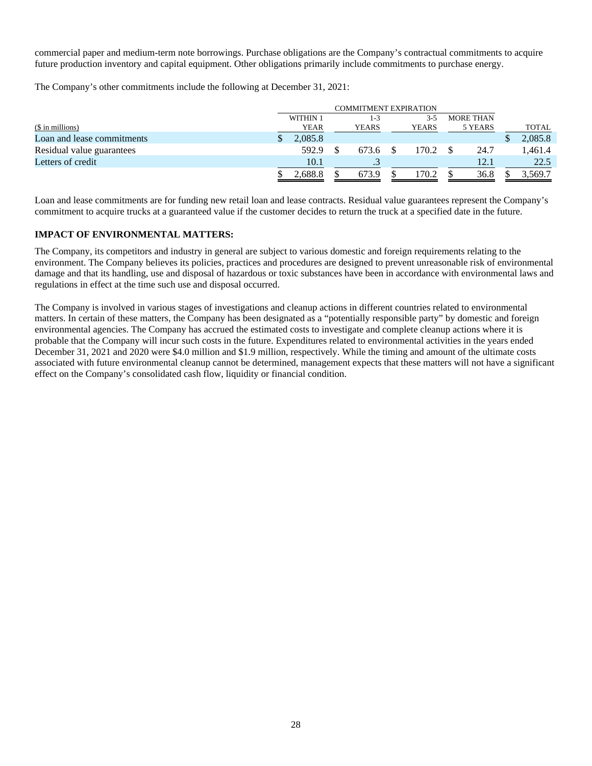commercial paper and medium-term note borrowings. Purchase obligations are the Company's contractual commitments to acquire future production inventory and capital equipment. Other obligations primarily include commitments to purchase energy.

The Company's other commitments include the following at December 31, 2021:

| | COMMITMENT EXPIRATION | | | | |
|---|---|---|---|---|---|
| ($ in millions) | WITHIN 1 YEAR | 1-3 YEARS | 3-5 YEARS | MORE THAN 5 YEARS | TOTAL |
| Loan and lease commitments | $ 2,085.8 | | | | $ 2,085.8 |
| Residual value guarantees | 592.9 | $ 673.6 | $ 170.2 | $ 24.7 | 1,461.4 |
| Letters of credit | 10.1 | .3 | | 12.1 | 22.5 |
| | $ 2,688.8 | $ 673.9 | $ 170.2 | $ 36.8 | $ 3,569.7 |

Loan and lease commitments are for funding new retail loan and lease contracts. Residual value guarantees represent the Company's commitment to acquire trucks at a guaranteed value if the customer decides to return the truck at a specified date in the future.

**IMPACT OF ENVIRONMENTAL MATTERS:**

The Company, its competitors and industry in general are subject to various domestic and foreign requirements relating to the environment. The Company believes its policies, practices and procedures are designed to prevent unreasonable risk of environmental damage and that its handling, use and disposal of hazardous or toxic substances have been in accordance with environmental laws and regulations in effect at the time such use and disposal occurred.

The Company is involved in various stages of investigations and cleanup actions in different countries related to environmental matters. In certain of these matters, the Company has been designated as a "potentially responsible party" by domestic and foreign environmental agencies. The Company has accrued the estimated costs to investigate and complete cleanup actions where it is probable that the Company will incur such costs in the future. Expenditures related to environmental activities in the years ended December 31, 2021 and 2020 were $4.0 million and $1.9 million, respectively. While the timing and amount of the ultimate costs associated with future environmental cleanup cannot be determined, management expects that these matters will not have a significant effect on the Company's consolidated cash flow, liquidity or financial condition.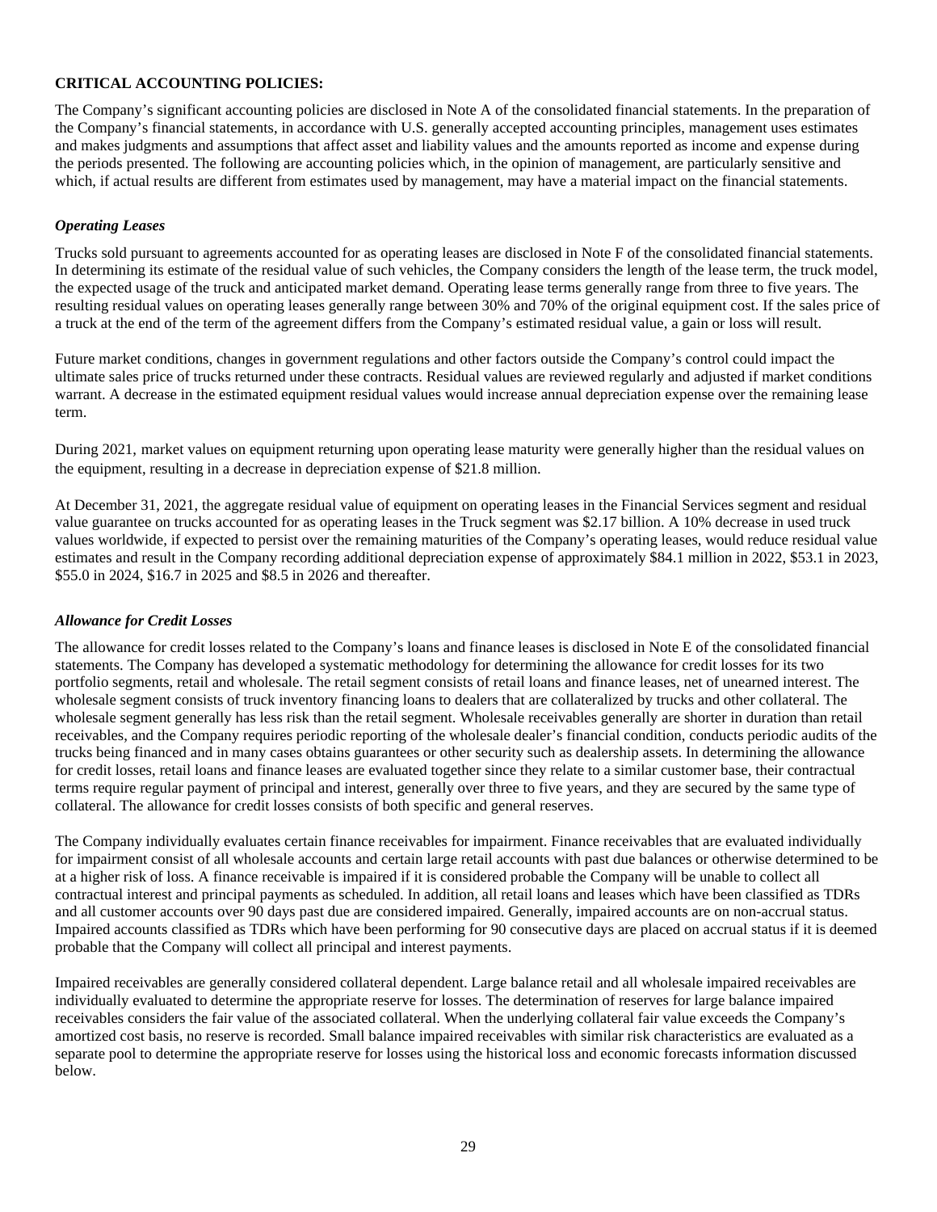**CRITICAL ACCOUNTING POLICIES:**

The Company's significant accounting policies are disclosed in Note A of the consolidated financial statements. In the preparation of the Company's financial statements, in accordance with U.S. generally accepted accounting principles, management uses estimates and makes judgments and assumptions that affect asset and liability values and the amounts reported as income and expense during the periods presented. The following are accounting policies which, in the opinion of management, are particularly sensitive and which, if actual results are different from estimates used by management, may have a material impact on the financial statements.

***Operating Leases***

Trucks sold pursuant to agreements accounted for as operating leases are disclosed in Note F of the consolidated financial statements. In determining its estimate of the residual value of such vehicles, the Company considers the length of the lease term, the truck model, the expected usage of the truck and anticipated market demand. Operating lease terms generally range from three to five years. The resulting residual values on operating leases generally range between 30% and 70% of the original equipment cost. If the sales price of a truck at the end of the term of the agreement differs from the Company's estimated residual value, a gain or loss will result.

Future market conditions, changes in government regulations and other factors outside the Company's control could impact the ultimate sales price of trucks returned under these contracts. Residual values are reviewed regularly and adjusted if market conditions warrant. A decrease in the estimated equipment residual values would increase annual depreciation expense over the remaining lease term.

During 2021, market values on equipment returning upon operating lease maturity were generally higher than the residual values on the equipment, resulting in a decrease in depreciation expense of $21.8 million.

At December 31, 2021, the aggregate residual value of equipment on operating leases in the Financial Services segment and residual value guarantee on trucks accounted for as operating leases in the Truck segment was $2.17 billion. A 10% decrease in used truck values worldwide, if expected to persist over the remaining maturities of the Company's operating leases, would reduce residual value estimates and result in the Company recording additional depreciation expense of approximately $84.1 million in 2022, $53.1 in 2023, $55.0 in 2024, $16.7 in 2025 and $8.5 in 2026 and thereafter.

***Allowance for Credit Losses***

The allowance for credit losses related to the Company's loans and finance leases is disclosed in Note E of the consolidated financial statements. The Company has developed a systematic methodology for determining the allowance for credit losses for its two portfolio segments, retail and wholesale. The retail segment consists of retail loans and finance leases, net of unearned interest. The wholesale segment consists of truck inventory financing loans to dealers that are collateralized by trucks and other collateral. The wholesale segment generally has less risk than the retail segment. Wholesale receivables generally are shorter in duration than retail receivables, and the Company requires periodic reporting of the wholesale dealer's financial condition, conducts periodic audits of the trucks being financed and in many cases obtains guarantees or other security such as dealership assets. In determining the allowance for credit losses, retail loans and finance leases are evaluated together since they relate to a similar customer base, their contractual terms require regular payment of principal and interest, generally over three to five years, and they are secured by the same type of collateral. The allowance for credit losses consists of both specific and general reserves.

The Company individually evaluates certain finance receivables for impairment. Finance receivables that are evaluated individually for impairment consist of all wholesale accounts and certain large retail accounts with past due balances or otherwise determined to be at a higher risk of loss. A finance receivable is impaired if it is considered probable the Company will be unable to collect all contractual interest and principal payments as scheduled. In addition, all retail loans and leases which have been classified as TDRs and all customer accounts over 90 days past due are considered impaired. Generally, impaired accounts are on non-accrual status. Impaired accounts classified as TDRs which have been performing for 90 consecutive days are placed on accrual status if it is deemed probable that the Company will collect all principal and interest payments.

Impaired receivables are generally considered collateral dependent. Large balance retail and all wholesale impaired receivables are individually evaluated to determine the appropriate reserve for losses. The determination of reserves for large balance impaired receivables considers the fair value of the associated collateral. When the underlying collateral fair value exceeds the Company's amortized cost basis, no reserve is recorded. Small balance impaired receivables with similar risk characteristics are evaluated as a separate pool to determine the appropriate reserve for losses using the historical loss and economic forecasts information discussed below.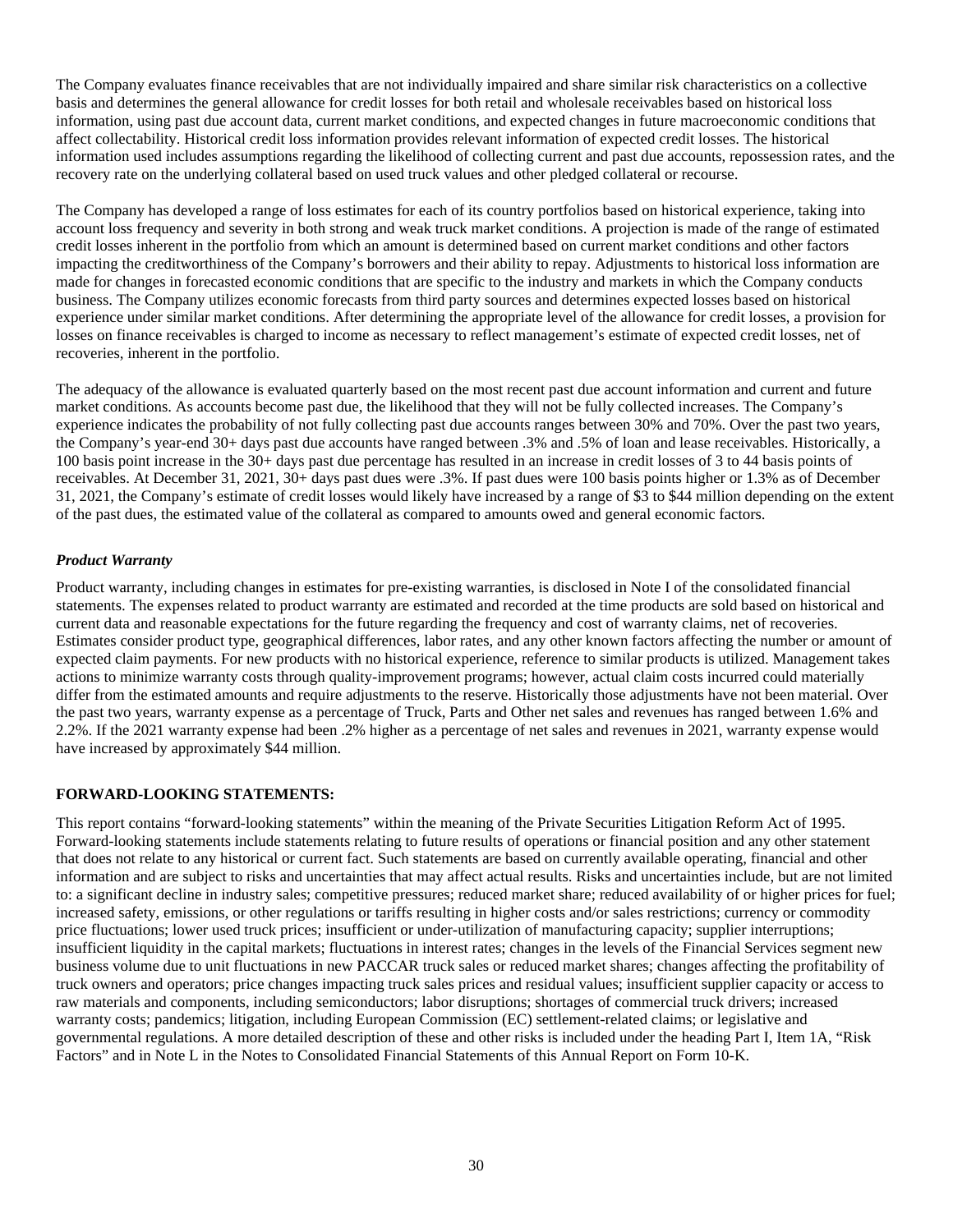The Company evaluates finance receivables that are not individually impaired and share similar risk characteristics on a collective basis and determines the general allowance for credit losses for both retail and wholesale receivables based on historical loss information, using past due account data, current market conditions, and expected changes in future macroeconomic conditions that affect collectability. Historical credit loss information provides relevant information of expected credit losses. The historical information used includes assumptions regarding the likelihood of collecting current and past due accounts, repossession rates, and the recovery rate on the underlying collateral based on used truck values and other pledged collateral or recourse.

The Company has developed a range of loss estimates for each of its country portfolios based on historical experience, taking into account loss frequency and severity in both strong and weak truck market conditions. A projection is made of the range of estimated credit losses inherent in the portfolio from which an amount is determined based on current market conditions and other factors impacting the creditworthiness of the Company's borrowers and their ability to repay. Adjustments to historical loss information are made for changes in forecasted economic conditions that are specific to the industry and markets in which the Company conducts business. The Company utilizes economic forecasts from third party sources and determines expected losses based on historical experience under similar market conditions. After determining the appropriate level of the allowance for credit losses, a provision for losses on finance receivables is charged to income as necessary to reflect management's estimate of expected credit losses, net of recoveries, inherent in the portfolio.

The adequacy of the allowance is evaluated quarterly based on the most recent past due account information and current and future market conditions. As accounts become past due, the likelihood that they will not be fully collected increases. The Company's experience indicates the probability of not fully collecting past due accounts ranges between 30% and 70%. Over the past two years, the Company's year-end 30+ days past due accounts have ranged between .3% and .5% of loan and lease receivables. Historically, a 100 basis point increase in the 30+ days past due percentage has resulted in an increase in credit losses of 3 to 44 basis points of receivables. At December 31, 2021, 30+ days past dues were .3%. If past dues were 100 basis points higher or 1.3% as of December 31, 2021, the Company's estimate of credit losses would likely have increased by a range of $3 to $44 million depending on the extent of the past dues, the estimated value of the collateral as compared to amounts owed and general economic factors.

***Product Warranty***

Product warranty, including changes in estimates for pre-existing warranties, is disclosed in Note I of the consolidated financial statements. The expenses related to product warranty are estimated and recorded at the time products are sold based on historical and current data and reasonable expectations for the future regarding the frequency and cost of warranty claims, net of recoveries. Estimates consider product type, geographical differences, labor rates, and any other known factors affecting the number or amount of expected claim payments. For new products with no historical experience, reference to similar products is utilized. Management takes actions to minimize warranty costs through quality-improvement programs; however, actual claim costs incurred could materially differ from the estimated amounts and require adjustments to the reserve. Historically those adjustments have not been material. Over the past two years, warranty expense as a percentage of Truck, Parts and Other net sales and revenues has ranged between 1.6% and 2.2%. If the 2021 warranty expense had been .2% higher as a percentage of net sales and revenues in 2021, warranty expense would have increased by approximately $44 million.

**FORWARD-LOOKING STATEMENTS:**

This report contains "forward-looking statements" within the meaning of the Private Securities Litigation Reform Act of 1995. Forward-looking statements include statements relating to future results of operations or financial position and any other statement that does not relate to any historical or current fact. Such statements are based on currently available operating, financial and other information and are subject to risks and uncertainties that may affect actual results. Risks and uncertainties include, but are not limited to: a significant decline in industry sales; competitive pressures; reduced market share; reduced availability of or higher prices for fuel; increased safety, emissions, or other regulations or tariffs resulting in higher costs and/or sales restrictions; currency or commodity price fluctuations; lower used truck prices; insufficient or under-utilization of manufacturing capacity; supplier interruptions; insufficient liquidity in the capital markets; fluctuations in interest rates; changes in the levels of the Financial Services segment new business volume due to unit fluctuations in new PACCAR truck sales or reduced market shares; changes affecting the profitability of truck owners and operators; price changes impacting truck sales prices and residual values; insufficient supplier capacity or access to raw materials and components, including semiconductors; labor disruptions; shortages of commercial truck drivers; increased warranty costs; pandemics; litigation, including European Commission (EC) settlement-related claims; or legislative and governmental regulations. A more detailed description of these and other risks is included under the heading Part I, Item 1A, "Risk Factors" and in Note L in the Notes to Consolidated Financial Statements of this Annual Report on Form 10-K.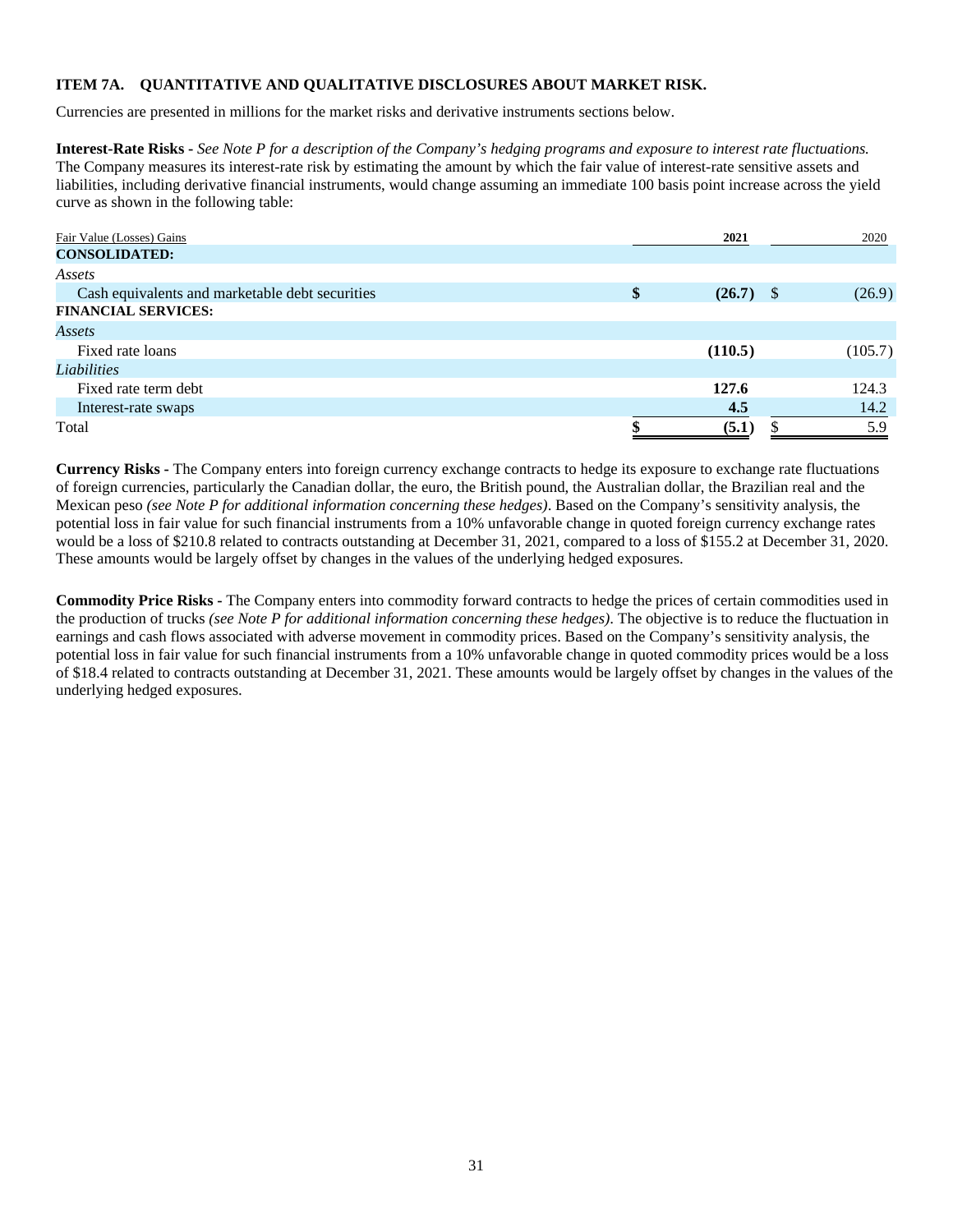### ITEM 7A. QUANTITATIVE AND QUALITATIVE DISCLOSURES ABOUT MARKET RISK.

Currencies are presented in millions for the market risks and derivative instruments sections below.

**Interest-Rate Risks -** *See Note P for a description of the Company's hedging programs and exposure to interest rate fluctuations.* The Company measures its interest-rate risk by estimating the amount by which the fair value of interest-rate sensitive assets and liabilities, including derivative financial instruments, would change assuming an immediate 100 basis point increase across the yield curve as shown in the following table:

| Fair Value (Losses) Gains | 2021 | 2020 |
|---|---|---|
| **CONSOLIDATED:** | | |
| *Assets* | | |
| Cash equivalents and marketable debt securities | **$ (26.7)** | $ (26.9) |
| **FINANCIAL SERVICES:** | | |
| *Assets* | | |
| Fixed rate loans | **(110.5)** | (105.7) |
| *Liabilities* | | |
| Fixed rate term debt | **127.6** | 124.3 |
| Interest-rate swaps | **4.5** | 14.2 |
| Total | **$ (5.1)** | $ 5.9 |

**Currency Risks -** The Company enters into foreign currency exchange contracts to hedge its exposure to exchange rate fluctuations of foreign currencies, particularly the Canadian dollar, the euro, the British pound, the Australian dollar, the Brazilian real and the Mexican peso *(see Note P for additional information concerning these hedges)*. Based on the Company's sensitivity analysis, the potential loss in fair value for such financial instruments from a 10% unfavorable change in quoted foreign currency exchange rates would be a loss of $210.8 related to contracts outstanding at December 31, 2021, compared to a loss of $155.2 at December 31, 2020. These amounts would be largely offset by changes in the values of the underlying hedged exposures.

**Commodity Price Risks -** The Company enters into commodity forward contracts to hedge the prices of certain commodities used in the production of trucks *(see Note P for additional information concerning these hedges)*. The objective is to reduce the fluctuation in earnings and cash flows associated with adverse movement in commodity prices. Based on the Company's sensitivity analysis, the potential loss in fair value for such financial instruments from a 10% unfavorable change in quoted commodity prices would be a loss of $18.4 related to contracts outstanding at December 31, 2021. These amounts would be largely offset by changes in the values of the underlying hedged exposures.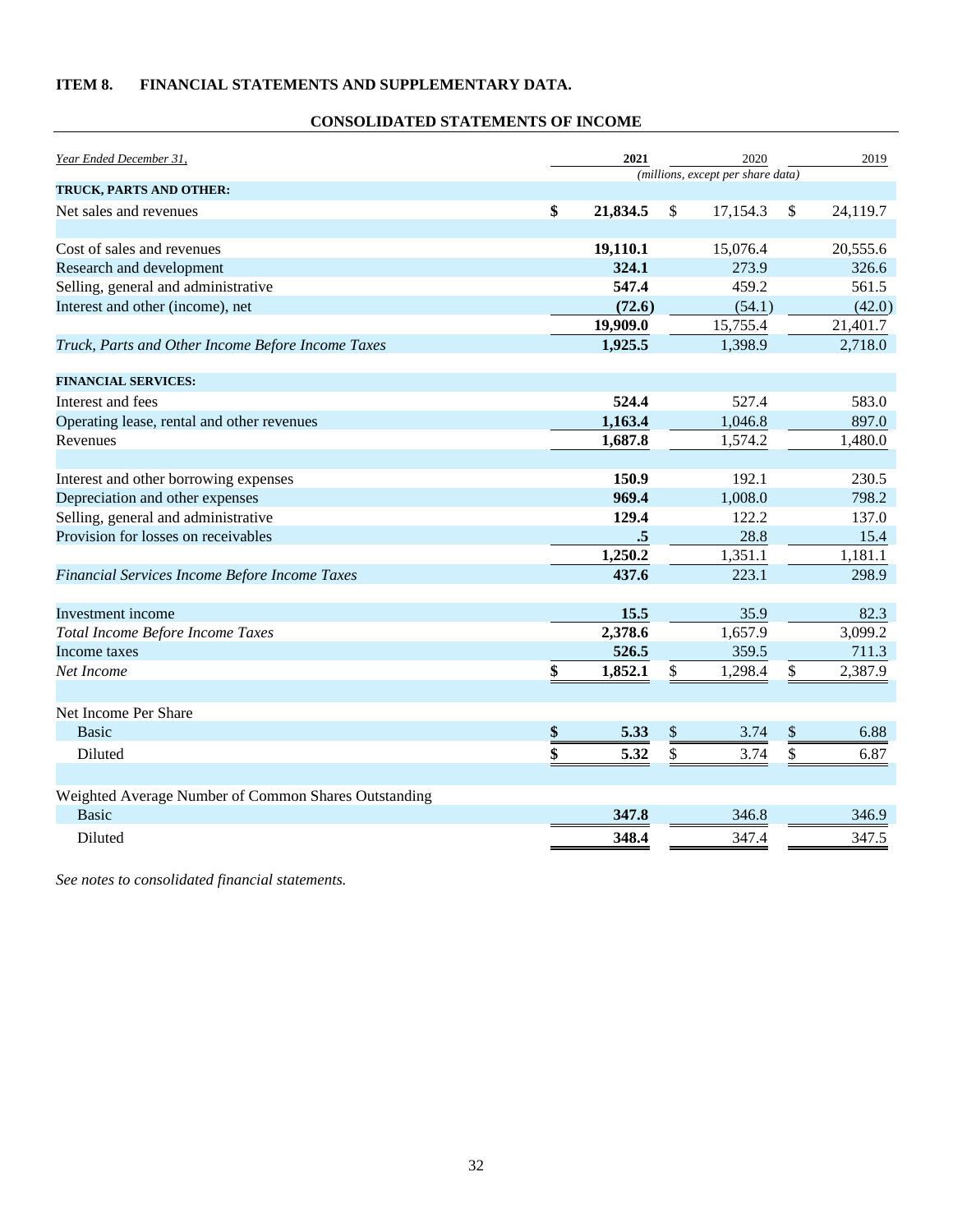**ITEM 8. FINANCIAL STATEMENTS AND SUPPLEMENTARY DATA.**

**CONSOLIDATED STATEMENTS OF INCOME**

| *Year Ended December 31,* | **2021** | 2020 | 2019 |
|---|---|---|---|
| | *(millions, except per share data)* | | |
| **TRUCK, PARTS AND OTHER:** | | | |
| Net sales and revenues | **$ 21,834.5** | $ 17,154.3 | $ 24,119.7 |
| | | | |
| Cost of sales and revenues | **19,110.1** | 15,076.4 | 20,555.6 |
| Research and development | **324.1** | 273.9 | 326.6 |
| Selling, general and administrative | **547.4** | 459.2 | 561.5 |
| Interest and other (income), net | **(72.6)** | (54.1) | (42.0) |
| | **19,909.0** | 15,755.4 | 21,401.7 |
| *Truck, Parts and Other Income Before Income Taxes* | **1,925.5** | 1,398.9 | 2,718.0 |
| | | | |
| **FINANCIAL SERVICES:** | | | |
| Interest and fees | **524.4** | 527.4 | 583.0 |
| Operating lease, rental and other revenues | **1,163.4** | 1,046.8 | 897.0 |
| Revenues | **1,687.8** | 1,574.2 | 1,480.0 |
| | | | |
| Interest and other borrowing expenses | **150.9** | 192.1 | 230.5 |
| Depreciation and other expenses | **969.4** | 1,008.0 | 798.2 |
| Selling, general and administrative | **129.4** | 122.2 | 137.0 |
| Provision for losses on receivables | **.5** | 28.8 | 15.4 |
| | **1,250.2** | 1,351.1 | 1,181.1 |
| *Financial Services Income Before Income Taxes* | **437.6** | 223.1 | 298.9 |
| | | | |
| Investment income | **15.5** | 35.9 | 82.3 |
| *Total Income Before Income Taxes* | **2,378.6** | 1,657.9 | 3,099.2 |
| Income taxes | **526.5** | 359.5 | 711.3 |
| *Net Income* | **$ 1,852.1** | $ 1,298.4 | $ 2,387.9 |
| | | | |
| Net Income Per Share | | | |
| Basic | **$ 5.33** | $ 3.74 | $ 6.88 |
| Diluted | **$ 5.32** | $ 3.74 | $ 6.87 |
| | | | |
| Weighted Average Number of Common Shares Outstanding | | | |
| Basic | **347.8** | 346.8 | 346.9 |
| Diluted | **348.4** | 347.4 | 347.5 |

*See notes to consolidated financial statements.*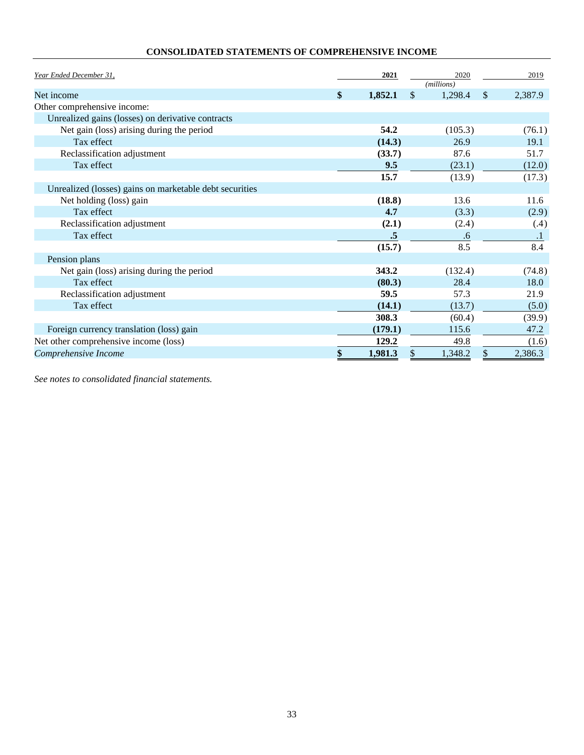## CONSOLIDATED STATEMENTS OF COMPREHENSIVE INCOME

| *Year Ended December 31,* | **2021** | 2020 | 2019 |
|---|---|---|---|
| | | *(millions)* | |
| Net income | **$ 1,852.1** | $ 1,298.4 | $ 2,387.9 |
| Other comprehensive income: | | | |
| Unrealized gains (losses) on derivative contracts | | | |
| Net gain (loss) arising during the period | **54.2** | (105.3) | (76.1) |
| Tax effect | **(14.3)** | 26.9 | 19.1 |
| Reclassification adjustment | **(33.7)** | 87.6 | 51.7 |
| Tax effect | **9.5** | (23.1) | (12.0) |
| | **15.7** | (13.9) | (17.3) |
| Unrealized (losses) gains on marketable debt securities | | | |
| Net holding (loss) gain | **(18.8)** | 13.6 | 11.6 |
| Tax effect | **4.7** | (3.3) | (2.9) |
| Reclassification adjustment | **(2.1)** | (2.4) | (.4) |
| Tax effect | **.5** | .6 | .1 |
| | **(15.7)** | 8.5 | 8.4 |
| Pension plans | | | |
| Net gain (loss) arising during the period | **343.2** | (132.4) | (74.8) |
| Tax effect | **(80.3)** | 28.4 | 18.0 |
| Reclassification adjustment | **59.5** | 57.3 | 21.9 |
| Tax effect | **(14.1)** | (13.7) | (5.0) |
| | **308.3** | (60.4) | (39.9) |
| Foreign currency translation (loss) gain | **(179.1)** | 115.6 | 47.2 |
| Net other comprehensive income (loss) | **129.2** | 49.8 | (1.6) |
| *Comprehensive Income* | **$ 1,981.3** | $ 1,348.2 | $ 2,386.3 |

*See notes to consolidated financial statements.*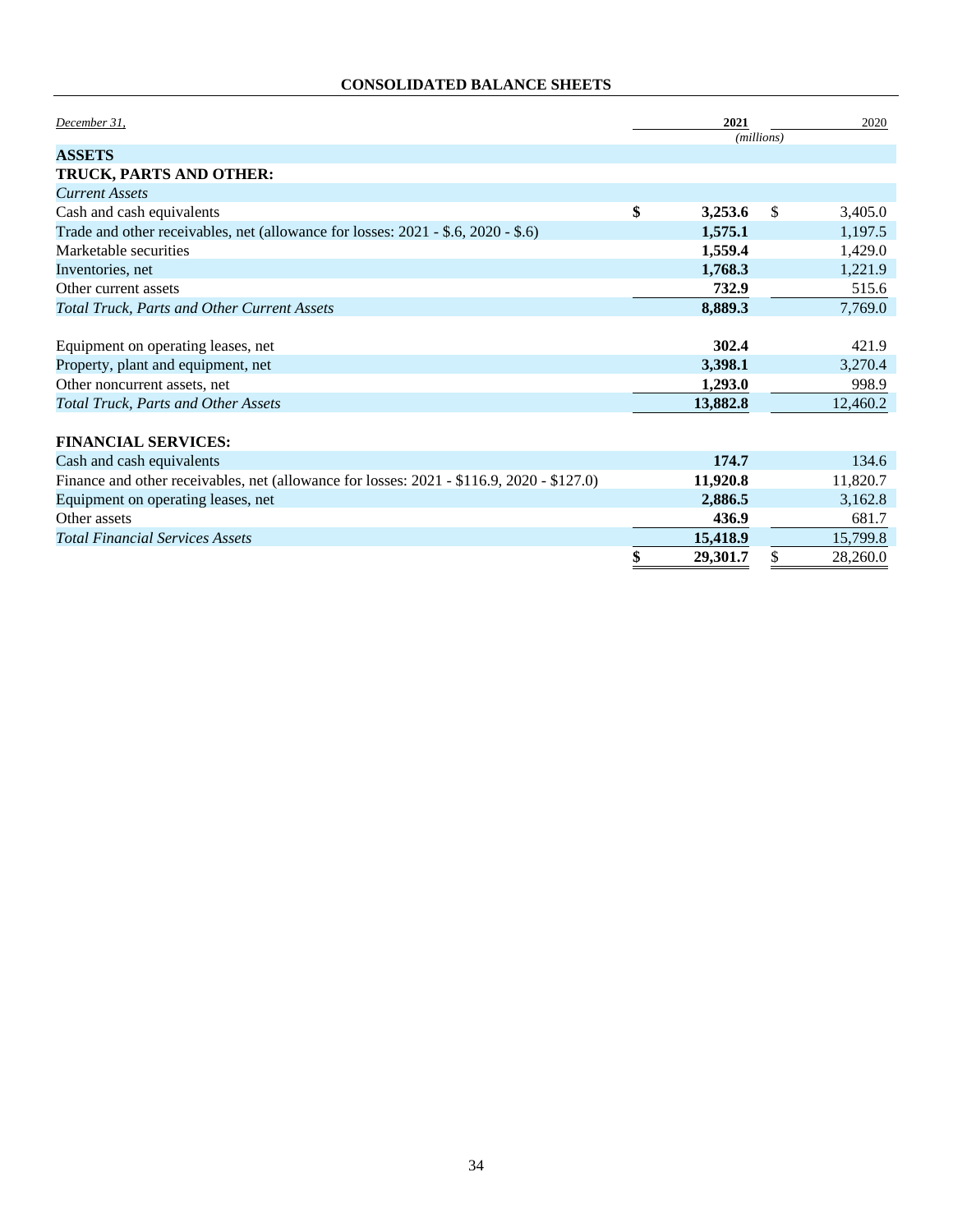## CONSOLIDATED BALANCE SHEETS

| *December 31,* | **2021** | 2020 |
|---|---|---|
| | *(millions)* | |
| **ASSETS** | | |
| **TRUCK, PARTS AND OTHER:** | | |
| *Current Assets* | | |
| Cash and cash equivalents | **$ 3,253.6** | $ 3,405.0 |
| Trade and other receivables, net (allowance for losses: 2021 - $.6, 2020 - $.6) | **1,575.1** | 1,197.5 |
| Marketable securities | **1,559.4** | 1,429.0 |
| Inventories, net | **1,768.3** | 1,221.9 |
| Other current assets | **732.9** | 515.6 |
| *Total Truck, Parts and Other Current Assets* | **8,889.3** | 7,769.0 |
| | | |
| Equipment on operating leases, net | **302.4** | 421.9 |
| Property, plant and equipment, net | **3,398.1** | 3,270.4 |
| Other noncurrent assets, net | **1,293.0** | 998.9 |
| *Total Truck, Parts and Other Assets* | **13,882.8** | 12,460.2 |
| | | |
| **FINANCIAL SERVICES:** | | |
| Cash and cash equivalents | **174.7** | 134.6 |
| Finance and other receivables, net (allowance for losses: 2021 - $116.9, 2020 - $127.0) | **11,920.8** | 11,820.7 |
| Equipment on operating leases, net | **2,886.5** | 3,162.8 |
| Other assets | **436.9** | 681.7 |
| *Total Financial Services Assets* | **15,418.9** | 15,799.8 |
| | **$ 29,301.7** | $ 28,260.0 |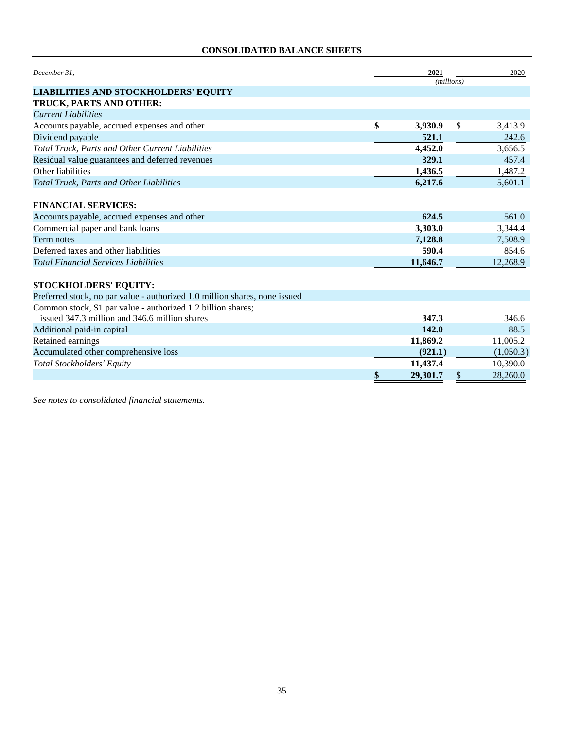## CONSOLIDATED BALANCE SHEETS

| *December 31,* | **2021** | 2020 |
|---|---|---|
| | *(millions)* | |
| **LIABILITIES AND STOCKHOLDERS' EQUITY** | | |
| **TRUCK, PARTS AND OTHER:** | | |
| *Current Liabilities* | | |
| Accounts payable, accrued expenses and other | **$ 3,930.9** | $ 3,413.9 |
| Dividend payable | **521.1** | 242.6 |
| *Total Truck, Parts and Other Current Liabilities* | **4,452.0** | 3,656.5 |
| Residual value guarantees and deferred revenues | **329.1** | 457.4 |
| Other liabilities | **1,436.5** | 1,487.2 |
| *Total Truck, Parts and Other Liabilities* | **6,217.6** | 5,601.1 |
| | | |
| **FINANCIAL SERVICES:** | | |
| Accounts payable, accrued expenses and other | **624.5** | 561.0 |
| Commercial paper and bank loans | **3,303.0** | 3,344.4 |
| Term notes | **7,128.8** | 7,508.9 |
| Deferred taxes and other liabilities | **590.4** | 854.6 |
| *Total Financial Services Liabilities* | **11,646.7** | 12,268.9 |
| | | |
| **STOCKHOLDERS' EQUITY:** | | |
| Preferred stock, no par value - authorized 1.0 million shares, none issued | | |
| Common stock, $1 par value - authorized 1.2 billion shares; issued 347.3 million and 346.6 million shares | **347.3** | 346.6 |
| Additional paid-in capital | **142.0** | 88.5 |
| Retained earnings | **11,869.2** | 11,005.2 |
| Accumulated other comprehensive loss | **(921.1)** | (1,050.3) |
| *Total Stockholders' Equity* | **11,437.4** | 10,390.0 |
| | **$ 29,301.7** | $ 28,260.0 |

*See notes to consolidated financial statements.*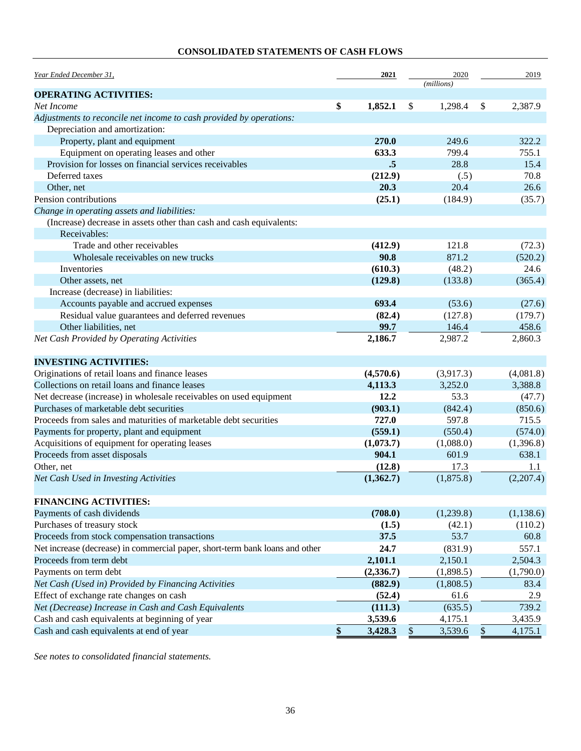## CONSOLIDATED STATEMENTS OF CASH FLOWS

| *Year Ended December 31,* | 2021 | 2020 | 2019 |
|---|---|---|---|
| | | *(millions)* | |
| **OPERATING ACTIVITIES:** | | | |
| *Net Income* | **$ 1,852.1** | $ 1,298.4 | $ 2,387.9 |
| *Adjustments to reconcile net income to cash provided by operations:* | | | |
| Depreciation and amortization: | | | |
| Property, plant and equipment | **270.0** | 249.6 | 322.2 |
| Equipment on operating leases and other | **633.3** | 799.4 | 755.1 |
| Provision for losses on financial services receivables | **.5** | 28.8 | 15.4 |
| Deferred taxes | **(212.9)** | (.5) | 70.8 |
| Other, net | **20.3** | 20.4 | 26.6 |
| Pension contributions | **(25.1)** | (184.9) | (35.7) |
| *Change in operating assets and liabilities:* | | | |
| (Increase) decrease in assets other than cash and cash equivalents: | | | |
| Receivables: | | | |
| Trade and other receivables | **(412.9)** | 121.8 | (72.3) |
| Wholesale receivables on new trucks | **90.8** | 871.2 | (520.2) |
| Inventories | **(610.3)** | (48.2) | 24.6 |
| Other assets, net | **(129.8)** | (133.8) | (365.4) |
| Increase (decrease) in liabilities: | | | |
| Accounts payable and accrued expenses | **693.4** | (53.6) | (27.6) |
| Residual value guarantees and deferred revenues | **(82.4)** | (127.8) | (179.7) |
| Other liabilities, net | **99.7** | 146.4 | 458.6 |
| *Net Cash Provided by Operating Activities* | **2,186.7** | 2,987.2 | 2,860.3 |
| **INVESTING ACTIVITIES:** | | | |
| Originations of retail loans and finance leases | **(4,570.6)** | (3,917.3) | (4,081.8) |
| Collections on retail loans and finance leases | **4,113.3** | 3,252.0 | 3,388.8 |
| Net decrease (increase) in wholesale receivables on used equipment | **12.2** | 53.3 | (47.7) |
| Purchases of marketable debt securities | **(903.1)** | (842.4) | (850.6) |
| Proceeds from sales and maturities of marketable debt securities | **727.0** | 597.8 | 715.5 |
| Payments for property, plant and equipment | **(559.1)** | (550.4) | (574.0) |
| Acquisitions of equipment for operating leases | **(1,073.7)** | (1,088.0) | (1,396.8) |
| Proceeds from asset disposals | **904.1** | 601.9 | 638.1 |
| Other, net | **(12.8)** | 17.3 | 1.1 |
| *Net Cash Used in Investing Activities* | **(1,362.7)** | (1,875.8) | (2,207.4) |
| **FINANCING ACTIVITIES:** | | | |
| Payments of cash dividends | **(708.0)** | (1,239.8) | (1,138.6) |
| Purchases of treasury stock | **(1.5)** | (42.1) | (110.2) |
| Proceeds from stock compensation transactions | **37.5** | 53.7 | 60.8 |
| Net increase (decrease) in commercial paper, short-term bank loans and other | **24.7** | (831.9) | 557.1 |
| Proceeds from term debt | **2,101.1** | 2,150.1 | 2,504.3 |
| Payments on term debt | **(2,336.7)** | (1,898.5) | (1,790.0) |
| *Net Cash (Used in) Provided by Financing Activities* | **(882.9)** | (1,808.5) | 83.4 |
| Effect of exchange rate changes on cash | **(52.4)** | 61.6 | 2.9 |
| *Net (Decrease) Increase in Cash and Cash Equivalents* | **(111.3)** | (635.5) | 739.2 |
| Cash and cash equivalents at beginning of year | **3,539.6** | 4,175.1 | 3,435.9 |
| Cash and cash equivalents at end of year | **$ 3,428.3** | $ 3,539.6 | $ 4,175.1 |

*See notes to consolidated financial statements.*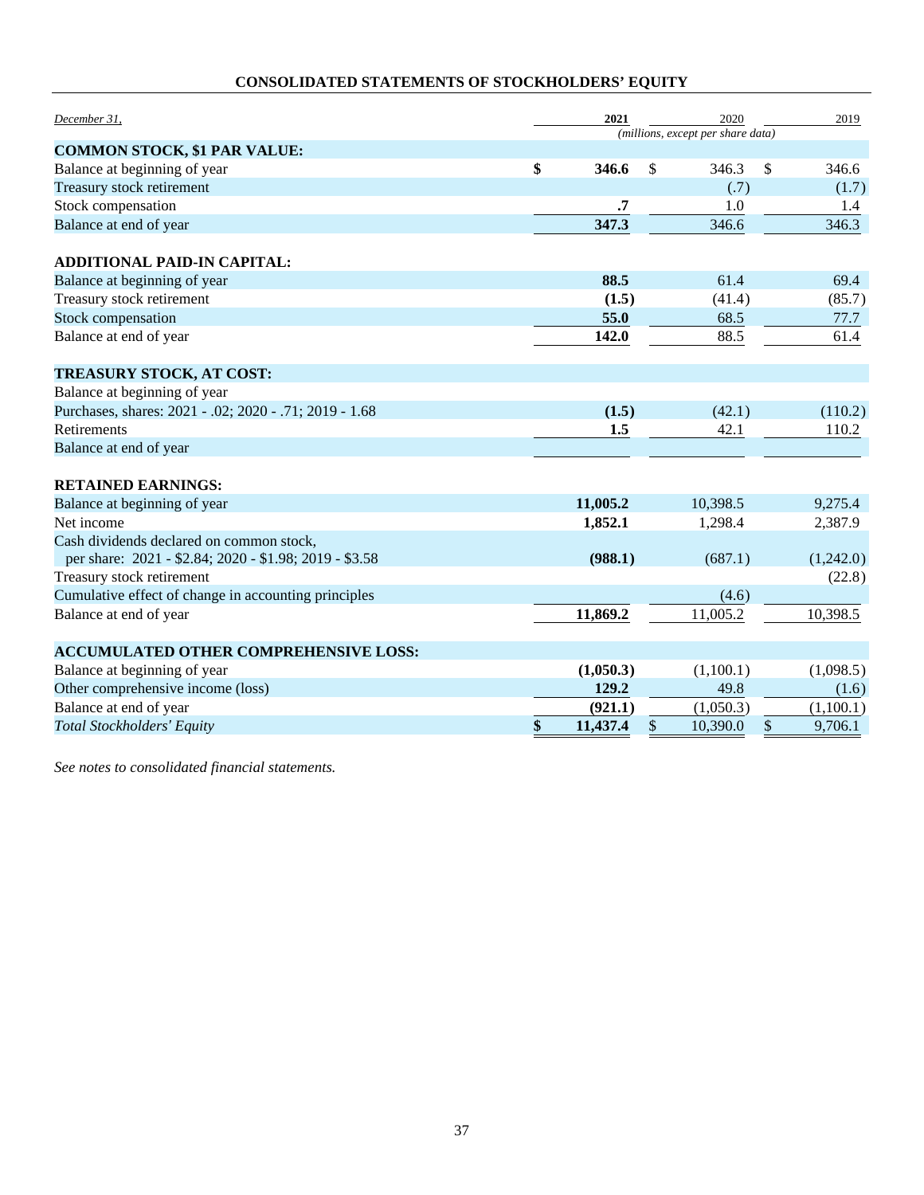## CONSOLIDATED STATEMENTS OF STOCKHOLDERS' EQUITY

| *December 31,* | **2021** | 2020 | 2019 |
|---|---|---|---|
| | *(millions, except per share data)* | | |
| **COMMON STOCK, $1 PAR VALUE:** | | | |
| Balance at beginning of year | **$ 346.6** | $ 346.3 | $ 346.6 |
| Treasury stock retirement | | (.7) | (1.7) |
| Stock compensation | **.7** | 1.0 | 1.4 |
| Balance at end of year | **347.3** | 346.6 | 346.3 |
| **ADDITIONAL PAID-IN CAPITAL:** | | | |
| Balance at beginning of year | **88.5** | 61.4 | 69.4 |
| Treasury stock retirement | **(1.5)** | (41.4) | (85.7) |
| Stock compensation | **55.0** | 68.5 | 77.7 |
| Balance at end of year | **142.0** | 88.5 | 61.4 |
| **TREASURY STOCK, AT COST:** | | | |
| Balance at beginning of year | | | |
| Purchases, shares: 2021 - .02; 2020 - .71; 2019 - 1.68 | **(1.5)** | (42.1) | (110.2) |
| Retirements | **1.5** | 42.1 | 110.2 |
| Balance at end of year | | | |
| **RETAINED EARNINGS:** | | | |
| Balance at beginning of year | **11,005.2** | 10,398.5 | 9,275.4 |
| Net income | **1,852.1** | 1,298.4 | 2,387.9 |
| Cash dividends declared on common stock, per share: 2021 - $2.84; 2020 - $1.98; 2019 - $3.58 | **(988.1)** | (687.1) | (1,242.0) |
| Treasury stock retirement | | | (22.8) |
| Cumulative effect of change in accounting principles | | (4.6) | |
| Balance at end of year | **11,869.2** | 11,005.2 | 10,398.5 |
| **ACCUMULATED OTHER COMPREHENSIVE LOSS:** | | | |
| Balance at beginning of year | **(1,050.3)** | (1,100.1) | (1,098.5) |
| Other comprehensive income (loss) | **129.2** | 49.8 | (1.6) |
| Balance at end of year | **(921.1)** | (1,050.3) | (1,100.1) |
| *Total Stockholders' Equity* | **$ 11,437.4** | $ 10,390.0 | $ 9,706.1 |

*See notes to consolidated financial statements.*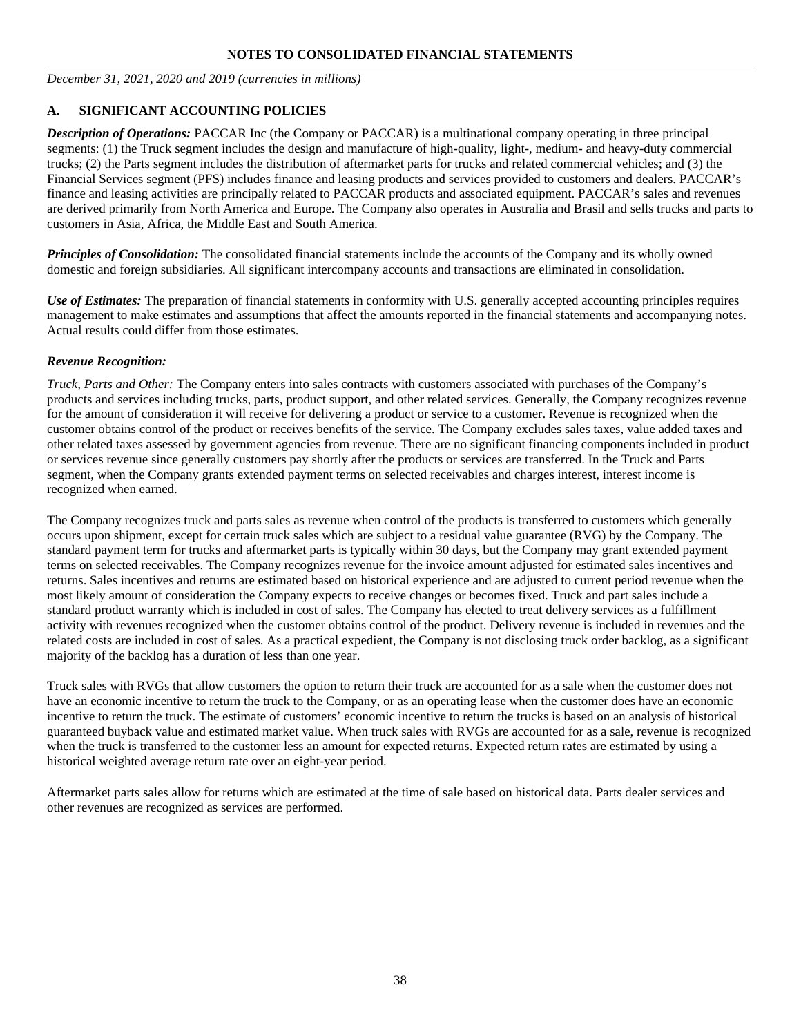## NOTES TO CONSOLIDATED FINANCIAL STATEMENTS

*December 31, 2021, 2020 and 2019 (currencies in millions)*

### A. SIGNIFICANT ACCOUNTING POLICIES

***Description of Operations:*** PACCAR Inc (the Company or PACCAR) is a multinational company operating in three principal segments: (1) the Truck segment includes the design and manufacture of high-quality, light-, medium- and heavy-duty commercial trucks; (2) the Parts segment includes the distribution of aftermarket parts for trucks and related commercial vehicles; and (3) the Financial Services segment (PFS) includes finance and leasing products and services provided to customers and dealers. PACCAR's finance and leasing activities are principally related to PACCAR products and associated equipment. PACCAR's sales and revenues are derived primarily from North America and Europe. The Company also operates in Australia and Brasil and sells trucks and parts to customers in Asia, Africa, the Middle East and South America.

***Principles of Consolidation:*** The consolidated financial statements include the accounts of the Company and its wholly owned domestic and foreign subsidiaries. All significant intercompany accounts and transactions are eliminated in consolidation.

***Use of Estimates:*** The preparation of financial statements in conformity with U.S. generally accepted accounting principles requires management to make estimates and assumptions that affect the amounts reported in the financial statements and accompanying notes. Actual results could differ from those estimates.

***Revenue Recognition:***

*Truck, Parts and Other:* The Company enters into sales contracts with customers associated with purchases of the Company's products and services including trucks, parts, product support, and other related services. Generally, the Company recognizes revenue for the amount of consideration it will receive for delivering a product or service to a customer. Revenue is recognized when the customer obtains control of the product or receives benefits of the service. The Company excludes sales taxes, value added taxes and other related taxes assessed by government agencies from revenue. There are no significant financing components included in product or services revenue since generally customers pay shortly after the products or services are transferred. In the Truck and Parts segment, when the Company grants extended payment terms on selected receivables and charges interest, interest income is recognized when earned.

The Company recognizes truck and parts sales as revenue when control of the products is transferred to customers which generally occurs upon shipment, except for certain truck sales which are subject to a residual value guarantee (RVG) by the Company. The standard payment term for trucks and aftermarket parts is typically within 30 days, but the Company may grant extended payment terms on selected receivables. The Company recognizes revenue for the invoice amount adjusted for estimated sales incentives and returns. Sales incentives and returns are estimated based on historical experience and are adjusted to current period revenue when the most likely amount of consideration the Company expects to receive changes or becomes fixed. Truck and part sales include a standard product warranty which is included in cost of sales. The Company has elected to treat delivery services as a fulfillment activity with revenues recognized when the customer obtains control of the product. Delivery revenue is included in revenues and the related costs are included in cost of sales. As a practical expedient, the Company is not disclosing truck order backlog, as a significant majority of the backlog has a duration of less than one year.

Truck sales with RVGs that allow customers the option to return their truck are accounted for as a sale when the customer does not have an economic incentive to return the truck to the Company, or as an operating lease when the customer does have an economic incentive to return the truck. The estimate of customers' economic incentive to return the trucks is based on an analysis of historical guaranteed buyback value and estimated market value. When truck sales with RVGs are accounted for as a sale, revenue is recognized when the truck is transferred to the customer less an amount for expected returns. Expected return rates are estimated by using a historical weighted average return rate over an eight-year period.

Aftermarket parts sales allow for returns which are estimated at the time of sale based on historical data. Parts dealer services and other revenues are recognized as services are performed.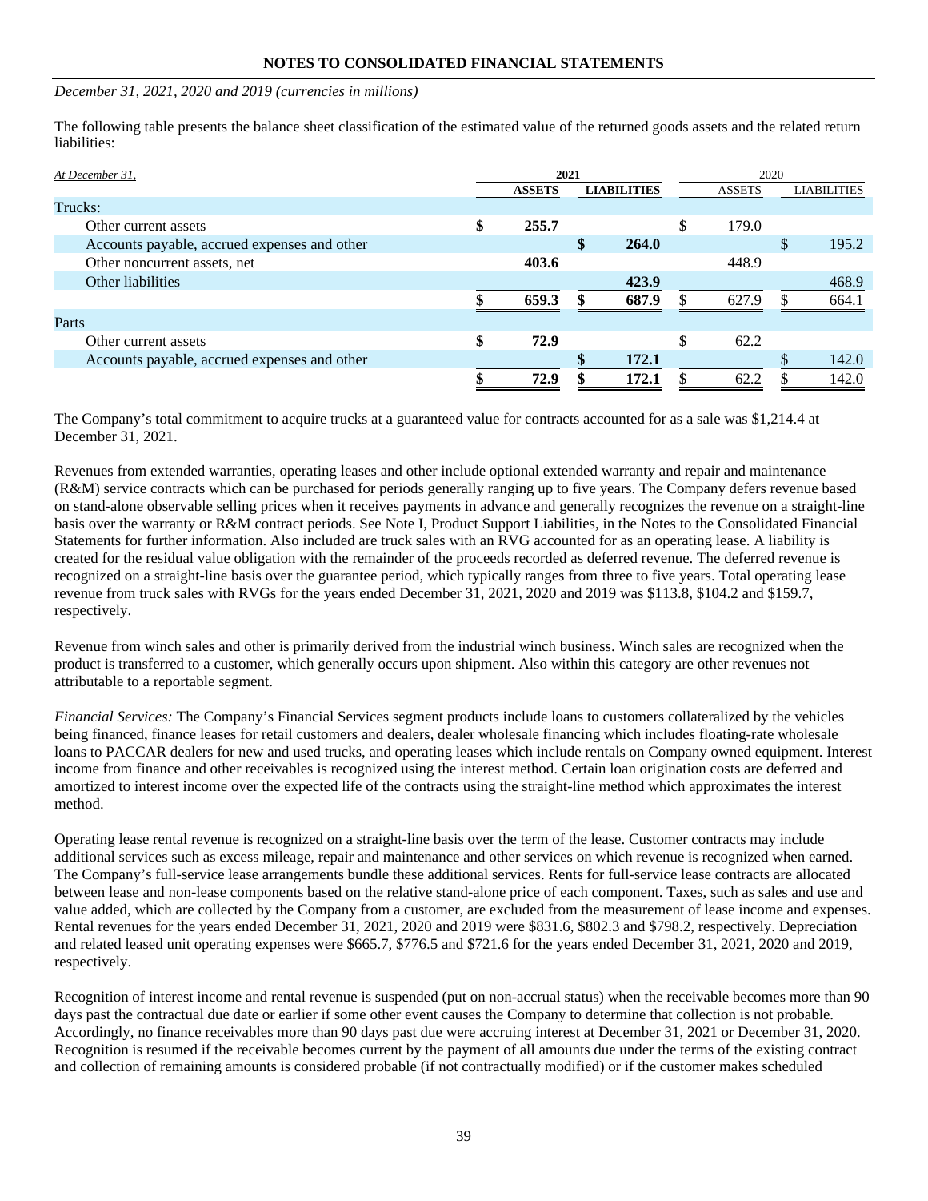**NOTES TO CONSOLIDATED FINANCIAL STATEMENTS**

*December 31, 2021, 2020 and 2019 (currencies in millions)*

The following table presents the balance sheet classification of the estimated value of the returned goods assets and the related return liabilities:

| *At December 31,* | **2021** | | 2020 | |
|---|---|---|---|---|
| | **ASSETS** | **LIABILITIES** | ASSETS | LIABILITIES |
| Trucks: | | | | |
| Other current assets | **$ 255.7** | | $ 179.0 | |
| Accounts payable, accrued expenses and other | | **$ 264.0** | | $ 195.2 |
| Other noncurrent assets, net | **403.6** | | 448.9 | |
| Other liabilities | | **423.9** | | 468.9 |
| | **$ 659.3** | **$ 687.9** | $ 627.9 | $ 664.1 |
| Parts | | | | |
| Other current assets | **$ 72.9** | | $ 62.2 | |
| Accounts payable, accrued expenses and other | | **$ 172.1** | | $ 142.0 |
| | **$ 72.9** | **$ 172.1** | $ 62.2 | $ 142.0 |

The Company's total commitment to acquire trucks at a guaranteed value for contracts accounted for as a sale was $1,214.4 at December 31, 2021.

Revenues from extended warranties, operating leases and other include optional extended warranty and repair and maintenance (R&M) service contracts which can be purchased for periods generally ranging up to five years. The Company defers revenue based on stand-alone observable selling prices when it receives payments in advance and generally recognizes the revenue on a straight-line basis over the warranty or R&M contract periods. See Note I, Product Support Liabilities, in the Notes to the Consolidated Financial Statements for further information. Also included are truck sales with an RVG accounted for as an operating lease. A liability is created for the residual value obligation with the remainder of the proceeds recorded as deferred revenue. The deferred revenue is recognized on a straight-line basis over the guarantee period, which typically ranges from three to five years. Total operating lease revenue from truck sales with RVGs for the years ended December 31, 2021, 2020 and 2019 was $113.8, $104.2 and $159.7, respectively.

Revenue from winch sales and other is primarily derived from the industrial winch business. Winch sales are recognized when the product is transferred to a customer, which generally occurs upon shipment. Also within this category are other revenues not attributable to a reportable segment.

*Financial Services:* The Company's Financial Services segment products include loans to customers collateralized by the vehicles being financed, finance leases for retail customers and dealers, dealer wholesale financing which includes floating-rate wholesale loans to PACCAR dealers for new and used trucks, and operating leases which include rentals on Company owned equipment. Interest income from finance and other receivables is recognized using the interest method. Certain loan origination costs are deferred and amortized to interest income over the expected life of the contracts using the straight-line method which approximates the interest method.

Operating lease rental revenue is recognized on a straight-line basis over the term of the lease. Customer contracts may include additional services such as excess mileage, repair and maintenance and other services on which revenue is recognized when earned. The Company's full-service lease arrangements bundle these additional services. Rents for full-service lease contracts are allocated between lease and non-lease components based on the relative stand-alone price of each component. Taxes, such as sales and use and value added, which are collected by the Company from a customer, are excluded from the measurement of lease income and expenses. Rental revenues for the years ended December 31, 2021, 2020 and 2019 were $831.6, $802.3 and $798.2, respectively. Depreciation and related leased unit operating expenses were $665.7, $776.5 and $721.6 for the years ended December 31, 2021, 2020 and 2019, respectively.

Recognition of interest income and rental revenue is suspended (put on non-accrual status) when the receivable becomes more than 90 days past the contractual due date or earlier if some other event causes the Company to determine that collection is not probable. Accordingly, no finance receivables more than 90 days past due were accruing interest at December 31, 2021 or December 31, 2020. Recognition is resumed if the receivable becomes current by the payment of all amounts due under the terms of the existing contract and collection of remaining amounts is considered probable (if not contractually modified) or if the customer makes scheduled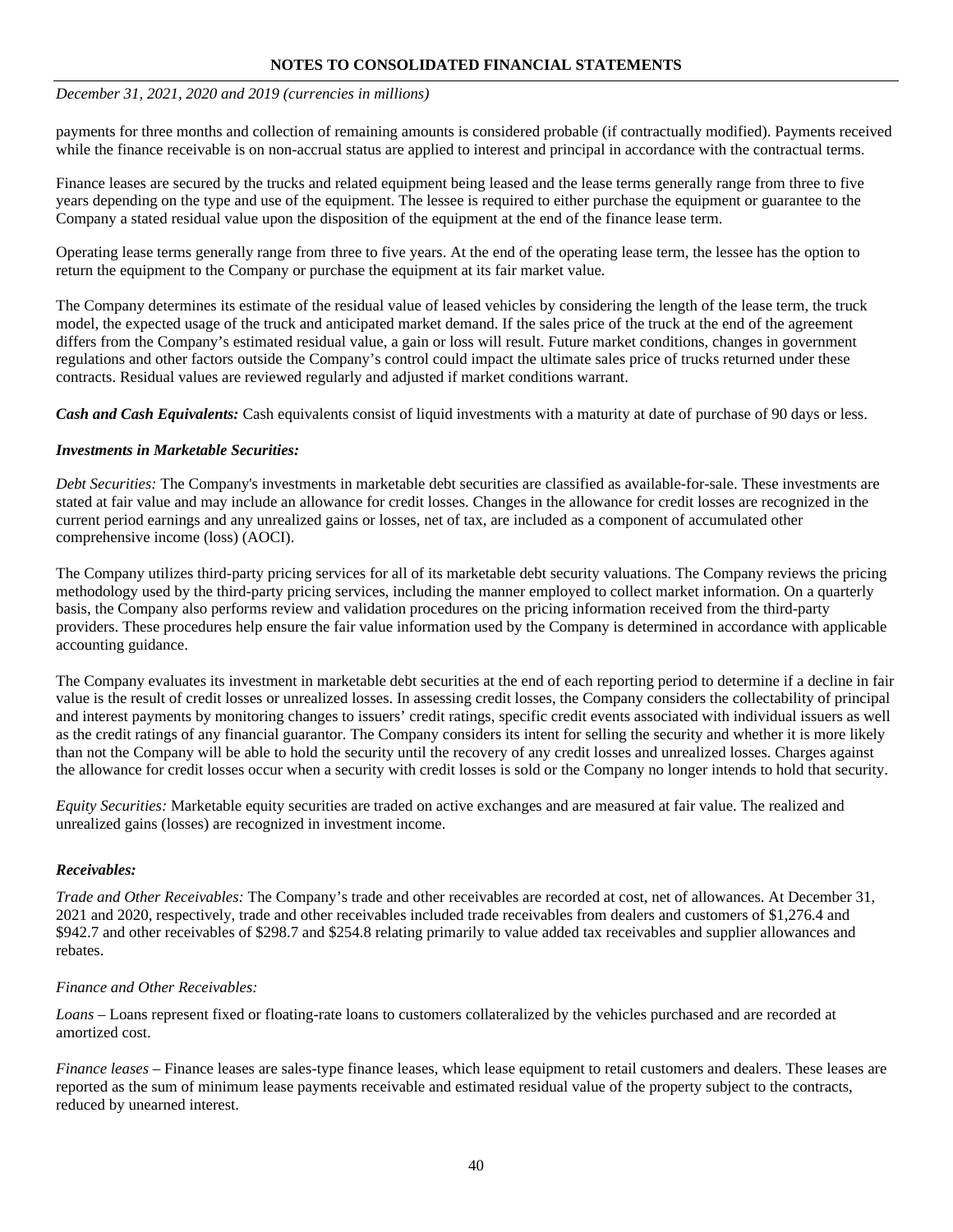payments for three months and collection of remaining amounts is considered probable (if contractually modified). Payments received while the finance receivable is on non-accrual status are applied to interest and principal in accordance with the contractual terms.

Finance leases are secured by the trucks and related equipment being leased and the lease terms generally range from three to five years depending on the type and use of the equipment. The lessee is required to either purchase the equipment or guarantee to the Company a stated residual value upon the disposition of the equipment at the end of the finance lease term.

Operating lease terms generally range from three to five years. At the end of the operating lease term, the lessee has the option to return the equipment to the Company or purchase the equipment at its fair market value.

The Company determines its estimate of the residual value of leased vehicles by considering the length of the lease term, the truck model, the expected usage of the truck and anticipated market demand. If the sales price of the truck at the end of the agreement differs from the Company's estimated residual value, a gain or loss will result. Future market conditions, changes in government regulations and other factors outside the Company's control could impact the ultimate sales price of trucks returned under these contracts. Residual values are reviewed regularly and adjusted if market conditions warrant.

***Cash and Cash Equivalents:*** Cash equivalents consist of liquid investments with a maturity at date of purchase of 90 days or less.

***Investments in Marketable Securities:***

*Debt Securities:* The Company's investments in marketable debt securities are classified as available-for-sale. These investments are stated at fair value and may include an allowance for credit losses. Changes in the allowance for credit losses are recognized in the current period earnings and any unrealized gains or losses, net of tax, are included as a component of accumulated other comprehensive income (loss) (AOCI).

The Company utilizes third-party pricing services for all of its marketable debt security valuations. The Company reviews the pricing methodology used by the third-party pricing services, including the manner employed to collect market information. On a quarterly basis, the Company also performs review and validation procedures on the pricing information received from the third-party providers. These procedures help ensure the fair value information used by the Company is determined in accordance with applicable accounting guidance.

The Company evaluates its investment in marketable debt securities at the end of each reporting period to determine if a decline in fair value is the result of credit losses or unrealized losses. In assessing credit losses, the Company considers the collectability of principal and interest payments by monitoring changes to issuers' credit ratings, specific credit events associated with individual issuers as well as the credit ratings of any financial guarantor. The Company considers its intent for selling the security and whether it is more likely than not the Company will be able to hold the security until the recovery of any credit losses and unrealized losses. Charges against the allowance for credit losses occur when a security with credit losses is sold or the Company no longer intends to hold that security.

*Equity Securities:* Marketable equity securities are traded on active exchanges and are measured at fair value. The realized and unrealized gains (losses) are recognized in investment income.

***Receivables:***

*Trade and Other Receivables:* The Company's trade and other receivables are recorded at cost, net of allowances. At December 31, 2021 and 2020, respectively, trade and other receivables included trade receivables from dealers and customers of $1,276.4 and $942.7 and other receivables of $298.7 and $254.8 relating primarily to value added tax receivables and supplier allowances and rebates.

*Finance and Other Receivables:*

*Loans* – Loans represent fixed or floating-rate loans to customers collateralized by the vehicles purchased and are recorded at amortized cost.

*Finance leases* – Finance leases are sales-type finance leases, which lease equipment to retail customers and dealers. These leases are reported as the sum of minimum lease payments receivable and estimated residual value of the property subject to the contracts, reduced by unearned interest.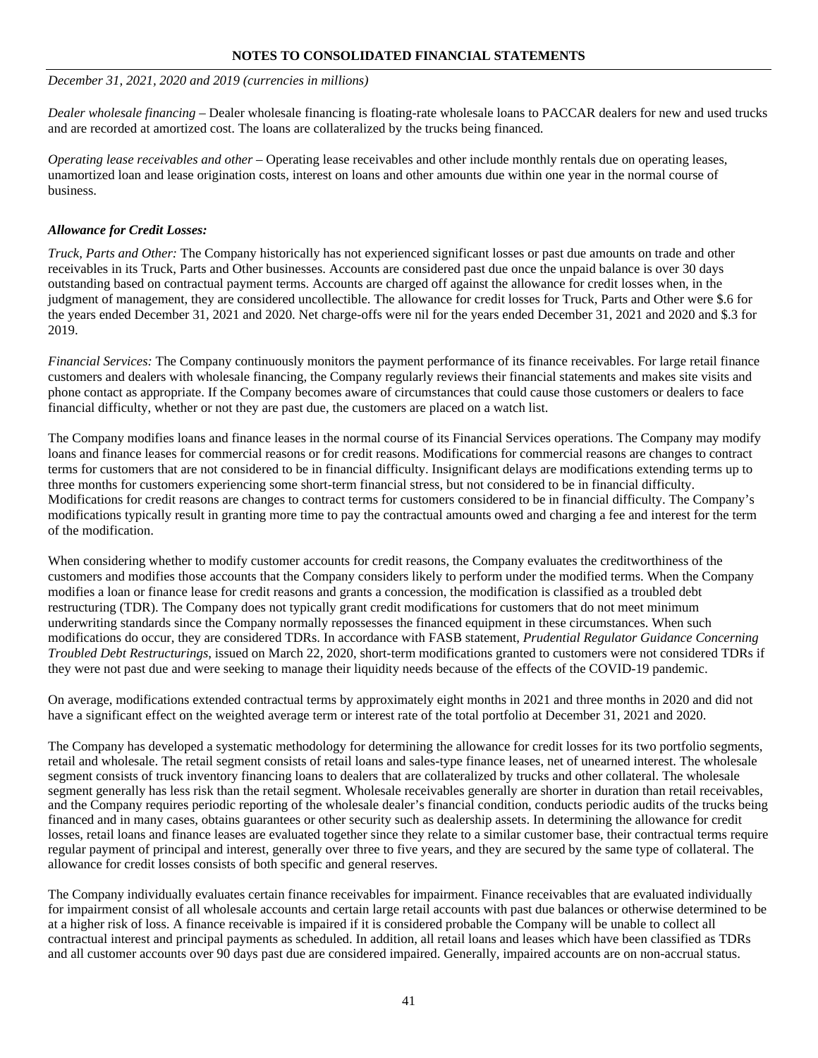*December 31, 2021, 2020 and 2019 (currencies in millions)*

*Dealer wholesale financing* – Dealer wholesale financing is floating-rate wholesale loans to PACCAR dealers for new and used trucks and are recorded at amortized cost. The loans are collateralized by the trucks being financed.

*Operating lease receivables and other* – Operating lease receivables and other include monthly rentals due on operating leases, unamortized loan and lease origination costs, interest on loans and other amounts due within one year in the normal course of business.

***Allowance for Credit Losses:***

*Truck, Parts and Other:* The Company historically has not experienced significant losses or past due amounts on trade and other receivables in its Truck, Parts and Other businesses. Accounts are considered past due once the unpaid balance is over 30 days outstanding based on contractual payment terms. Accounts are charged off against the allowance for credit losses when, in the judgment of management, they are considered uncollectible. The allowance for credit losses for Truck, Parts and Other were $.6 for the years ended December 31, 2021 and 2020. Net charge-offs were nil for the years ended December 31, 2021 and 2020 and $.3 for 2019.

*Financial Services:* The Company continuously monitors the payment performance of its finance receivables. For large retail finance customers and dealers with wholesale financing, the Company regularly reviews their financial statements and makes site visits and phone contact as appropriate. If the Company becomes aware of circumstances that could cause those customers or dealers to face financial difficulty, whether or not they are past due, the customers are placed on a watch list.

The Company modifies loans and finance leases in the normal course of its Financial Services operations. The Company may modify loans and finance leases for commercial reasons or for credit reasons. Modifications for commercial reasons are changes to contract terms for customers that are not considered to be in financial difficulty. Insignificant delays are modifications extending terms up to three months for customers experiencing some short-term financial stress, but not considered to be in financial difficulty. Modifications for credit reasons are changes to contract terms for customers considered to be in financial difficulty. The Company's modifications typically result in granting more time to pay the contractual amounts owed and charging a fee and interest for the term of the modification.

When considering whether to modify customer accounts for credit reasons, the Company evaluates the creditworthiness of the customers and modifies those accounts that the Company considers likely to perform under the modified terms. When the Company modifies a loan or finance lease for credit reasons and grants a concession, the modification is classified as a troubled debt restructuring (TDR). The Company does not typically grant credit modifications for customers that do not meet minimum underwriting standards since the Company normally repossesses the financed equipment in these circumstances. When such modifications do occur, they are considered TDRs. In accordance with FASB statement, *Prudential Regulator Guidance Concerning Troubled Debt Restructurings*, issued on March 22, 2020, short-term modifications granted to customers were not considered TDRs if they were not past due and were seeking to manage their liquidity needs because of the effects of the COVID-19 pandemic.

On average, modifications extended contractual terms by approximately eight months in 2021 and three months in 2020 and did not have a significant effect on the weighted average term or interest rate of the total portfolio at December 31, 2021 and 2020.

The Company has developed a systematic methodology for determining the allowance for credit losses for its two portfolio segments, retail and wholesale. The retail segment consists of retail loans and sales-type finance leases, net of unearned interest. The wholesale segment consists of truck inventory financing loans to dealers that are collateralized by trucks and other collateral. The wholesale segment generally has less risk than the retail segment. Wholesale receivables generally are shorter in duration than retail receivables, and the Company requires periodic reporting of the wholesale dealer's financial condition, conducts periodic audits of the trucks being financed and in many cases, obtains guarantees or other security such as dealership assets. In determining the allowance for credit losses, retail loans and finance leases are evaluated together since they relate to a similar customer base, their contractual terms require regular payment of principal and interest, generally over three to five years, and they are secured by the same type of collateral. The allowance for credit losses consists of both specific and general reserves.

The Company individually evaluates certain finance receivables for impairment. Finance receivables that are evaluated individually for impairment consist of all wholesale accounts and certain large retail accounts with past due balances or otherwise determined to be at a higher risk of loss. A finance receivable is impaired if it is considered probable the Company will be unable to collect all contractual interest and principal payments as scheduled. In addition, all retail loans and leases which have been classified as TDRs and all customer accounts over 90 days past due are considered impaired. Generally, impaired accounts are on non-accrual status.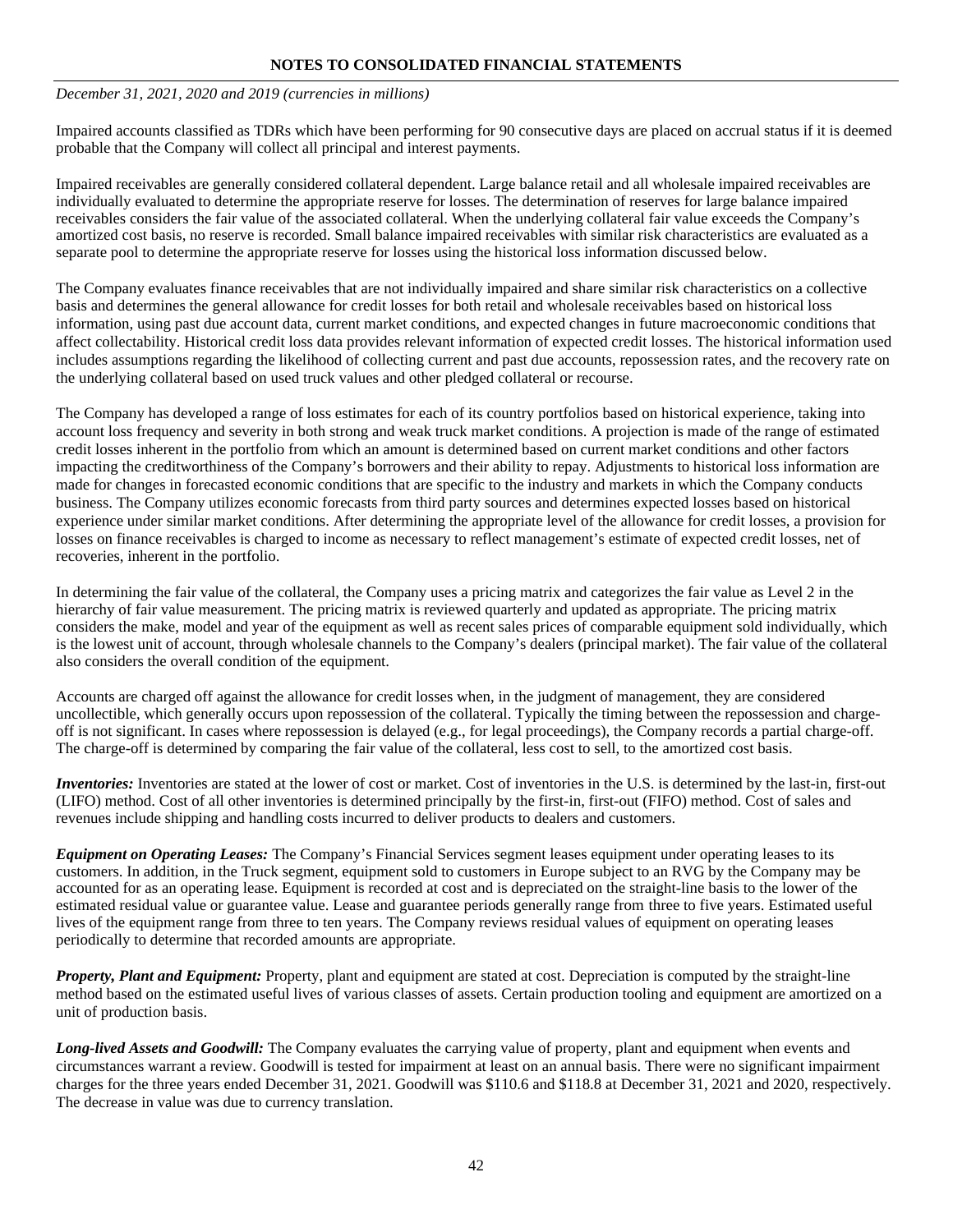Impaired accounts classified as TDRs which have been performing for 90 consecutive days are placed on accrual status if it is deemed probable that the Company will collect all principal and interest payments.

Impaired receivables are generally considered collateral dependent. Large balance retail and all wholesale impaired receivables are individually evaluated to determine the appropriate reserve for losses. The determination of reserves for large balance impaired receivables considers the fair value of the associated collateral. When the underlying collateral fair value exceeds the Company's amortized cost basis, no reserve is recorded. Small balance impaired receivables with similar risk characteristics are evaluated as a separate pool to determine the appropriate reserve for losses using the historical loss information discussed below.

The Company evaluates finance receivables that are not individually impaired and share similar risk characteristics on a collective basis and determines the general allowance for credit losses for both retail and wholesale receivables based on historical loss information, using past due account data, current market conditions, and expected changes in future macroeconomic conditions that affect collectability. Historical credit loss data provides relevant information of expected credit losses. The historical information used includes assumptions regarding the likelihood of collecting current and past due accounts, repossession rates, and the recovery rate on the underlying collateral based on used truck values and other pledged collateral or recourse.

The Company has developed a range of loss estimates for each of its country portfolios based on historical experience, taking into account loss frequency and severity in both strong and weak truck market conditions. A projection is made of the range of estimated credit losses inherent in the portfolio from which an amount is determined based on current market conditions and other factors impacting the creditworthiness of the Company's borrowers and their ability to repay. Adjustments to historical loss information are made for changes in forecasted economic conditions that are specific to the industry and markets in which the Company conducts business. The Company utilizes economic forecasts from third party sources and determines expected losses based on historical experience under similar market conditions. After determining the appropriate level of the allowance for credit losses, a provision for losses on finance receivables is charged to income as necessary to reflect management's estimate of expected credit losses, net of recoveries, inherent in the portfolio.

In determining the fair value of the collateral, the Company uses a pricing matrix and categorizes the fair value as Level 2 in the hierarchy of fair value measurement. The pricing matrix is reviewed quarterly and updated as appropriate. The pricing matrix considers the make, model and year of the equipment as well as recent sales prices of comparable equipment sold individually, which is the lowest unit of account, through wholesale channels to the Company's dealers (principal market). The fair value of the collateral also considers the overall condition of the equipment.

Accounts are charged off against the allowance for credit losses when, in the judgment of management, they are considered uncollectible, which generally occurs upon repossession of the collateral. Typically the timing between the repossession and charge-off is not significant. In cases where repossession is delayed (e.g., for legal proceedings), the Company records a partial charge-off. The charge-off is determined by comparing the fair value of the collateral, less cost to sell, to the amortized cost basis.

***Inventories:*** Inventories are stated at the lower of cost or market. Cost of inventories in the U.S. is determined by the last-in, first-out (LIFO) method. Cost of all other inventories is determined principally by the first-in, first-out (FIFO) method. Cost of sales and revenues include shipping and handling costs incurred to deliver products to dealers and customers.

***Equipment on Operating Leases:*** The Company's Financial Services segment leases equipment under operating leases to its customers. In addition, in the Truck segment, equipment sold to customers in Europe subject to an RVG by the Company may be accounted for as an operating lease. Equipment is recorded at cost and is depreciated on the straight-line basis to the lower of the estimated residual value or guarantee value. Lease and guarantee periods generally range from three to five years. Estimated useful lives of the equipment range from three to ten years. The Company reviews residual values of equipment on operating leases periodically to determine that recorded amounts are appropriate.

***Property, Plant and Equipment:*** Property, plant and equipment are stated at cost. Depreciation is computed by the straight-line method based on the estimated useful lives of various classes of assets. Certain production tooling and equipment are amortized on a unit of production basis.

***Long-lived Assets and Goodwill:*** The Company evaluates the carrying value of property, plant and equipment when events and circumstances warrant a review. Goodwill is tested for impairment at least on an annual basis. There were no significant impairment charges for the three years ended December 31, 2021. Goodwill was $110.6 and $118.8 at December 31, 2021 and 2020, respectively. The decrease in value was due to currency translation.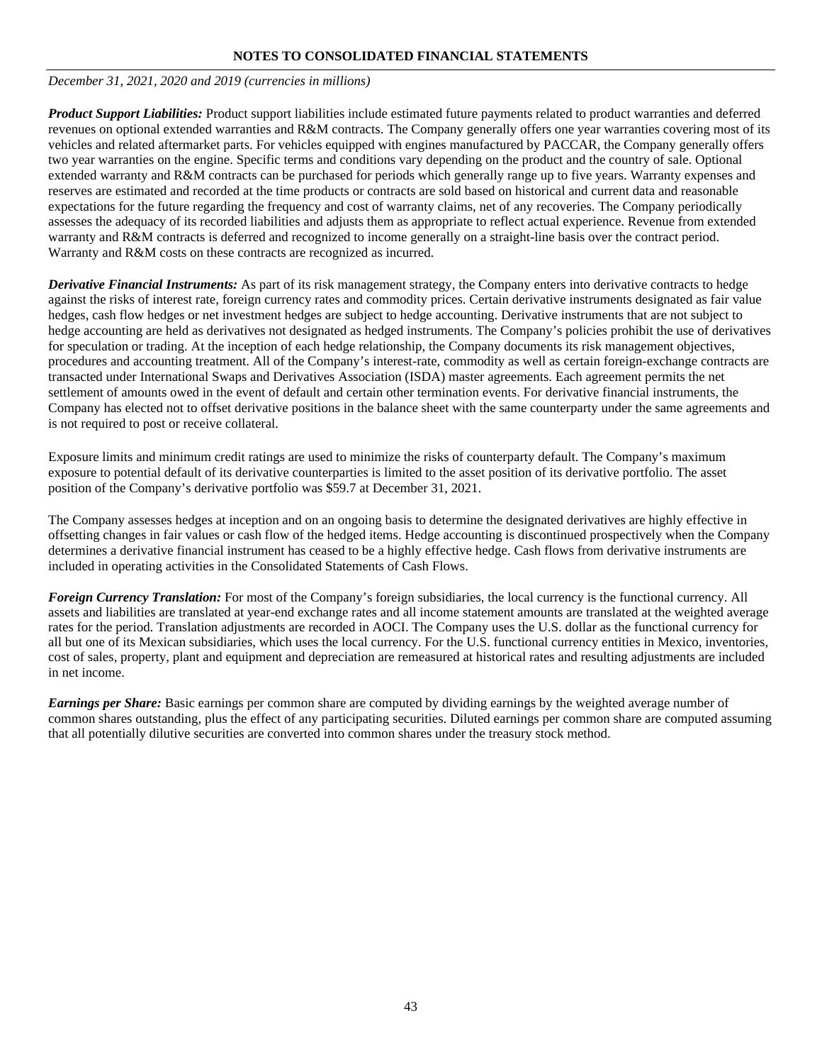## NOTES TO CONSOLIDATED FINANCIAL STATEMENTS

*December 31, 2021, 2020 and 2019 (currencies in millions)*

***Product Support Liabilities:*** Product support liabilities include estimated future payments related to product warranties and deferred revenues on optional extended warranties and R&M contracts. The Company generally offers one year warranties covering most of its vehicles and related aftermarket parts. For vehicles equipped with engines manufactured by PACCAR, the Company generally offers two year warranties on the engine. Specific terms and conditions vary depending on the product and the country of sale. Optional extended warranty and R&M contracts can be purchased for periods which generally range up to five years. Warranty expenses and reserves are estimated and recorded at the time products or contracts are sold based on historical and current data and reasonable expectations for the future regarding the frequency and cost of warranty claims, net of any recoveries. The Company periodically assesses the adequacy of its recorded liabilities and adjusts them as appropriate to reflect actual experience. Revenue from extended warranty and R&M contracts is deferred and recognized to income generally on a straight-line basis over the contract period. Warranty and R&M costs on these contracts are recognized as incurred.

***Derivative Financial Instruments:*** As part of its risk management strategy, the Company enters into derivative contracts to hedge against the risks of interest rate, foreign currency rates and commodity prices. Certain derivative instruments designated as fair value hedges, cash flow hedges or net investment hedges are subject to hedge accounting. Derivative instruments that are not subject to hedge accounting are held as derivatives not designated as hedged instruments. The Company's policies prohibit the use of derivatives for speculation or trading. At the inception of each hedge relationship, the Company documents its risk management objectives, procedures and accounting treatment. All of the Company's interest-rate, commodity as well as certain foreign-exchange contracts are transacted under International Swaps and Derivatives Association (ISDA) master agreements. Each agreement permits the net settlement of amounts owed in the event of default and certain other termination events. For derivative financial instruments, the Company has elected not to offset derivative positions in the balance sheet with the same counterparty under the same agreements and is not required to post or receive collateral.

Exposure limits and minimum credit ratings are used to minimize the risks of counterparty default. The Company's maximum exposure to potential default of its derivative counterparties is limited to the asset position of its derivative portfolio. The asset position of the Company's derivative portfolio was $59.7 at December 31, 2021.

The Company assesses hedges at inception and on an ongoing basis to determine the designated derivatives are highly effective in offsetting changes in fair values or cash flow of the hedged items. Hedge accounting is discontinued prospectively when the Company determines a derivative financial instrument has ceased to be a highly effective hedge. Cash flows from derivative instruments are included in operating activities in the Consolidated Statements of Cash Flows.

***Foreign Currency Translation:*** For most of the Company's foreign subsidiaries, the local currency is the functional currency. All assets and liabilities are translated at year-end exchange rates and all income statement amounts are translated at the weighted average rates for the period. Translation adjustments are recorded in AOCI. The Company uses the U.S. dollar as the functional currency for all but one of its Mexican subsidiaries, which uses the local currency. For the U.S. functional currency entities in Mexico, inventories, cost of sales, property, plant and equipment and depreciation are remeasured at historical rates and resulting adjustments are included in net income.

***Earnings per Share:*** Basic earnings per common share are computed by dividing earnings by the weighted average number of common shares outstanding, plus the effect of any participating securities. Diluted earnings per common share are computed assuming that all potentially dilutive securities are converted into common shares under the treasury stock method.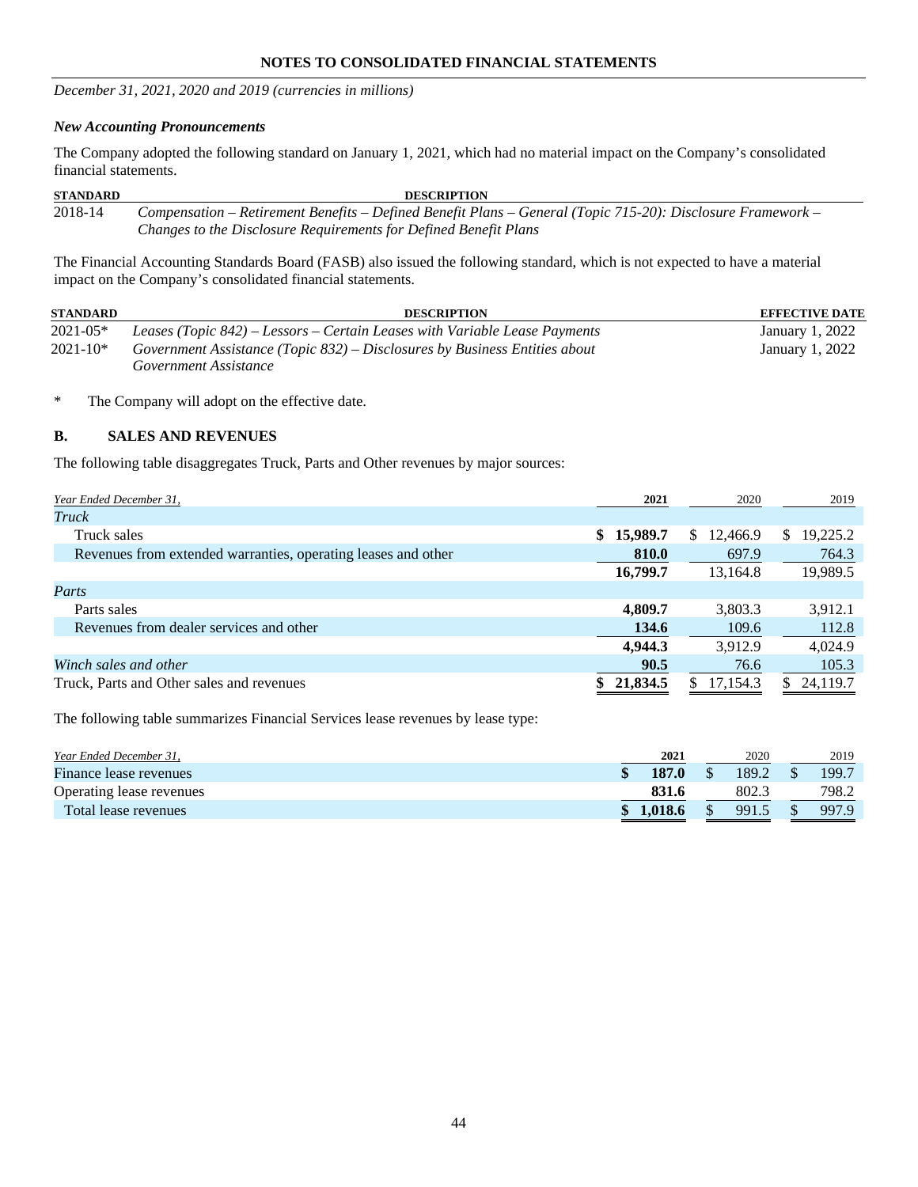**NOTES TO CONSOLIDATED FINANCIAL STATEMENTS**

*December 31, 2021, 2020 and 2019 (currencies in millions)*

***New Accounting Pronouncements***

The Company adopted the following standard on January 1, 2021, which had no material impact on the Company's consolidated financial statements.

| STANDARD | DESCRIPTION |
|---|---|
| 2018-14 | *Compensation – Retirement Benefits – Defined Benefit Plans – General (Topic 715-20): Disclosure Framework – Changes to the Disclosure Requirements for Defined Benefit Plans* |

The Financial Accounting Standards Board (FASB) also issued the following standard, which is not expected to have a material impact on the Company's consolidated financial statements.

| STANDARD | DESCRIPTION | EFFECTIVE DATE |
|---|---|---|
| 2021-05* | *Leases (Topic 842) – Lessors – Certain Leases with Variable Lease Payments* | January 1, 2022 |
| 2021-10* | *Government Assistance (Topic 832) – Disclosures by Business Entities about Government Assistance* | January 1, 2022 |

\* The Company will adopt on the effective date.

## B. SALES AND REVENUES

The following table disaggregates Truck, Parts and Other revenues by major sources:

| *Year Ended December 31,* | **2021** | 2020 | 2019 |
|---|---|---|---|
| *Truck* | | | |
| Truck sales | **$ 15,989.7** | $ 12,466.9 | $ 19,225.2 |
| Revenues from extended warranties, operating leases and other | **810.0** | 697.9 | 764.3 |
| | **16,799.7** | 13,164.8 | 19,989.5 |
| *Parts* | | | |
| Parts sales | **4,809.7** | 3,803.3 | 3,912.1 |
| Revenues from dealer services and other | **134.6** | 109.6 | 112.8 |
| | **4,944.3** | 3,912.9 | 4,024.9 |
| *Winch sales and other* | **90.5** | 76.6 | 105.3 |
| Truck, Parts and Other sales and revenues | **$ 21,834.5** | $ 17,154.3 | $ 24,119.7 |

The following table summarizes Financial Services lease revenues by lease type:

| *Year Ended December 31,* | **2021** | 2020 | 2019 |
|---|---|---|---|
| Finance lease revenues | **$ 187.0** | $ 189.2 | $ 199.7 |
| Operating lease revenues | **831.6** | 802.3 | 798.2 |
| Total lease revenues | **$ 1,018.6** | $ 991.5 | $ 997.9 |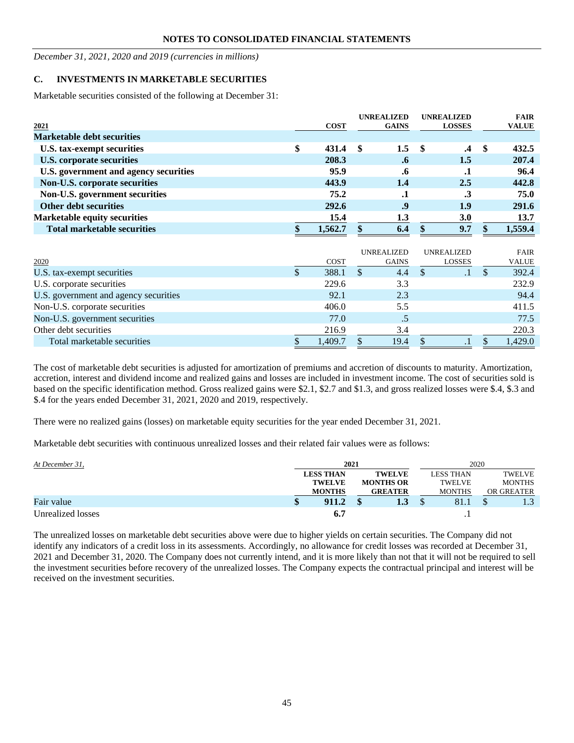## NOTES TO CONSOLIDATED FINANCIAL STATEMENTS

*December 31, 2021, 2020 and 2019 (currencies in millions)*

### C. INVESTMENTS IN MARKETABLE SECURITIES

Marketable securities consisted of the following at December 31:

| 2021 | COST | UNREALIZED GAINS | UNREALIZED LOSSES | FAIR VALUE |
|---|---|---|---|---|
| **Marketable debt securities** | | | | |
| **U.S. tax-exempt securities** | **$ 431.4** | **$ 1.5** | **$ .4** | **$ 432.5** |
| **U.S. corporate securities** | **208.3** | **.6** | **1.5** | **207.4** |
| **U.S. government and agency securities** | **95.9** | **.6** | **.1** | **96.4** |
| **Non-U.S. corporate securities** | **443.9** | **1.4** | **2.5** | **442.8** |
| **Non-U.S. government securities** | **75.2** | **.1** | **.3** | **75.0** |
| **Other debt securities** | **292.6** | **.9** | **1.9** | **291.6** |
| **Marketable equity securities** | **15.4** | **1.3** | **3.0** | **13.7** |
| **Total marketable securities** | **$ 1,562.7** | **$ 6.4** | **$ 9.7** | **$ 1,559.4** |

| 2020 | COST | UNREALIZED GAINS | UNREALIZED LOSSES | FAIR VALUE |
|---|---|---|---|---|
| U.S. tax-exempt securities | $ 388.1 | $ 4.4 | $ .1 | $ 392.4 |
| U.S. corporate securities | 229.6 | 3.3 | | 232.9 |
| U.S. government and agency securities | 92.1 | 2.3 | | 94.4 |
| Non-U.S. corporate securities | 406.0 | 5.5 | | 411.5 |
| Non-U.S. government securities | 77.0 | .5 | | 77.5 |
| Other debt securities | 216.9 | 3.4 | | 220.3 |
| Total marketable securities | $ 1,409.7 | $ 19.4 | $ .1 | $ 1,429.0 |

The cost of marketable debt securities is adjusted for amortization of premiums and accretion of discounts to maturity. Amortization, accretion, interest and dividend income and realized gains and losses are included in investment income. The cost of securities sold is based on the specific identification method. Gross realized gains were $2.1, $2.7 and $1.3, and gross realized losses were $.4, $.3 and $.4 for the years ended December 31, 2021, 2020 and 2019, respectively.

There were no realized gains (losses) on marketable equity securities for the year ended December 31, 2021.

Marketable debt securities with continuous unrealized losses and their related fair values were as follows:

| *At December 31,* | **2021** | | 2020 | |
|---|---|---|---|---|
| | **LESS THAN TWELVE MONTHS** | **TWELVE MONTHS OR GREATER** | LESS THAN TWELVE MONTHS | TWELVE MONTHS OR GREATER |
| Fair value | **$ 911.2** | **$ 1.3** | $ 81.1 | $ 1.3 |
| Unrealized losses | **6.7** | | .1 | |

The unrealized losses on marketable debt securities above were due to higher yields on certain securities. The Company did not identify any indicators of a credit loss in its assessments. Accordingly, no allowance for credit losses was recorded at December 31, 2021 and December 31, 2020. The Company does not currently intend, and it is more likely than not that it will not be required to sell the investment securities before recovery of the unrealized losses. The Company expects the contractual principal and interest will be received on the investment securities.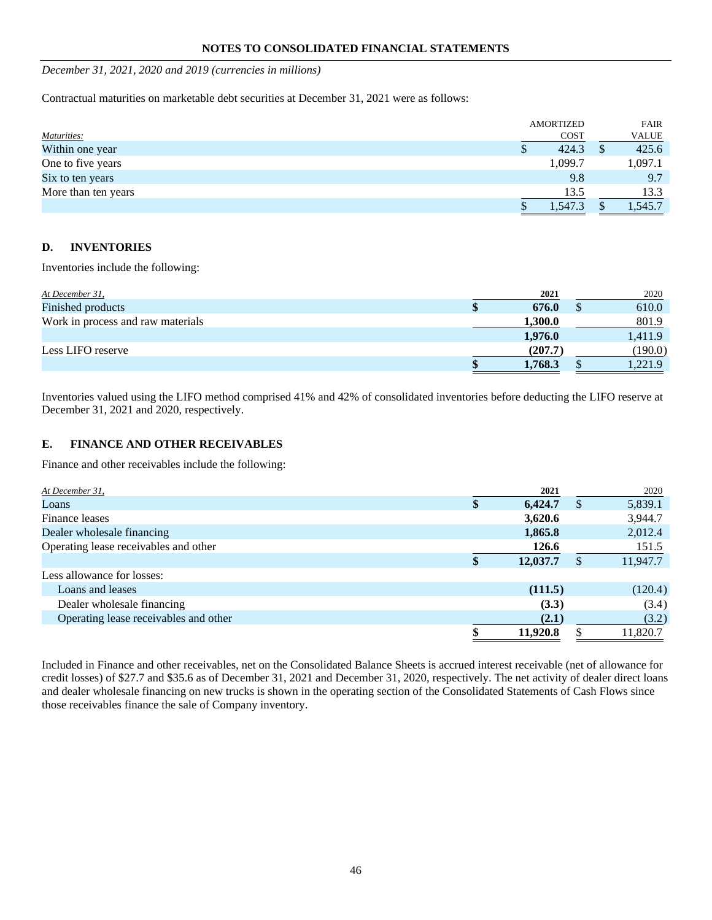**NOTES TO CONSOLIDATED FINANCIAL STATEMENTS**

*December 31, 2021, 2020 and 2019 (currencies in millions)*

Contractual maturities on marketable debt securities at December 31, 2021 were as follows:

| *Maturities:* | AMORTIZED COST | FAIR VALUE |
|---|---|---|
| Within one year | $ 424.3 | $ 425.6 |
| One to five years | 1,099.7 | 1,097.1 |
| Six to ten years | 9.8 | 9.7 |
| More than ten years | 13.5 | 13.3 |
| | $ 1,547.3 | $ 1,545.7 |

## D. INVENTORIES

Inventories include the following:

| *At December 31,* | **2021** | 2020 |
|---|---|---|
| Finished products | **$ 676.0** | $ 610.0 |
| Work in process and raw materials | **1,300.0** | 801.9 |
| | **1,976.0** | 1,411.9 |
| Less LIFO reserve | **(207.7)** | (190.0) |
| | **$ 1,768.3** | $ 1,221.9 |

Inventories valued using the LIFO method comprised 41% and 42% of consolidated inventories before deducting the LIFO reserve at December 31, 2021 and 2020, respectively.

## E. FINANCE AND OTHER RECEIVABLES

Finance and other receivables include the following:

| *At December 31,* | **2021** | 2020 |
|---|---|---|
| Loans | **$ 6,424.7** | $ 5,839.1 |
| Finance leases | **3,620.6** | 3,944.7 |
| Dealer wholesale financing | **1,865.8** | 2,012.4 |
| Operating lease receivables and other | **126.6** | 151.5 |
| | **$ 12,037.7** | $ 11,947.7 |
| Less allowance for losses: | | |
| Loans and leases | **(111.5)** | (120.4) |
| Dealer wholesale financing | **(3.3)** | (3.4) |
| Operating lease receivables and other | **(2.1)** | (3.2) |
| | **$ 11,920.8** | $ 11,820.7 |

Included in Finance and other receivables, net on the Consolidated Balance Sheets is accrued interest receivable (net of allowance for credit losses) of $27.7 and $35.6 as of December 31, 2021 and December 31, 2020, respectively. The net activity of dealer direct loans and dealer wholesale financing on new trucks is shown in the operating section of the Consolidated Statements of Cash Flows since those receivables finance the sale of Company inventory.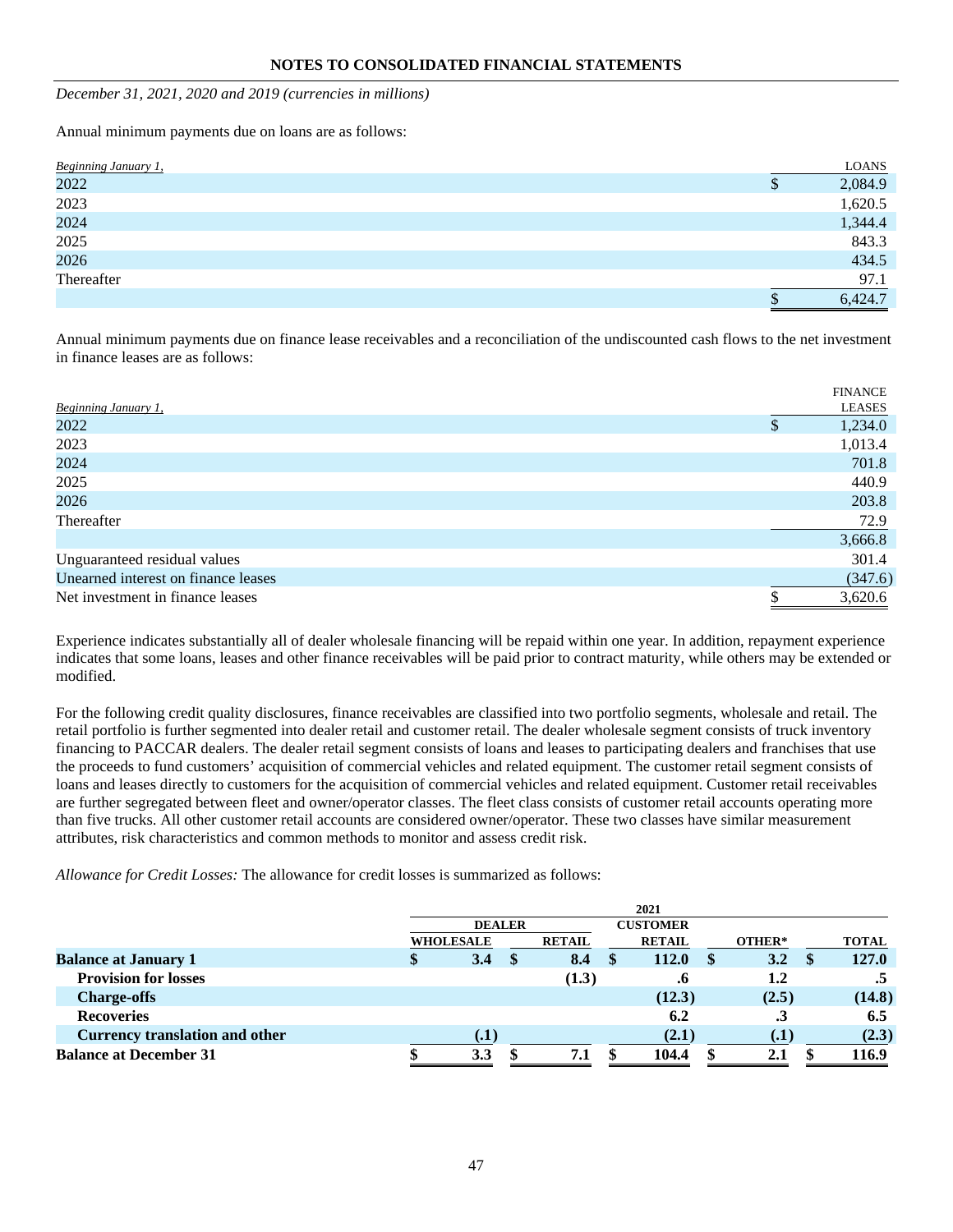**NOTES TO CONSOLIDATED FINANCIAL STATEMENTS**

*December 31, 2021, 2020 and 2019 (currencies in millions)*

Annual minimum payments due on loans are as follows:

| *Beginning January 1,* | LOANS |
|---|---|
| 2022 | $ 2,084.9 |
| 2023 | 1,620.5 |
| 2024 | 1,344.4 |
| 2025 | 843.3 |
| 2026 | 434.5 |
| Thereafter | 97.1 |
| | $ 6,424.7 |

Annual minimum payments due on finance lease receivables and a reconciliation of the undiscounted cash flows to the net investment in finance leases are as follows:

| *Beginning January 1,* | FINANCE LEASES |
|---|---|
| 2022 | $ 1,234.0 |
| 2023 | 1,013.4 |
| 2024 | 701.8 |
| 2025 | 440.9 |
| 2026 | 203.8 |
| Thereafter | 72.9 |
| | 3,666.8 |
| Unguaranteed residual values | 301.4 |
| Unearned interest on finance leases | (347.6) |
| Net investment in finance leases | $ 3,620.6 |

Experience indicates substantially all of dealer wholesale financing will be repaid within one year. In addition, repayment experience indicates that some loans, leases and other finance receivables will be paid prior to contract maturity, while others may be extended or modified.

For the following credit quality disclosures, finance receivables are classified into two portfolio segments, wholesale and retail. The retail portfolio is further segmented into dealer retail and customer retail. The dealer wholesale segment consists of truck inventory financing to PACCAR dealers. The dealer retail segment consists of loans and leases to participating dealers and franchises that use the proceeds to fund customers' acquisition of commercial vehicles and related equipment. The customer retail segment consists of loans and leases directly to customers for the acquisition of commercial vehicles and related equipment. Customer retail receivables are further segregated between fleet and owner/operator classes. The fleet class consists of customer retail accounts operating more than five trucks. All other customer retail accounts are considered owner/operator. These two classes have similar measurement attributes, risk characteristics and common methods to monitor and assess credit risk.

*Allowance for Credit Losses:* The allowance for credit losses is summarized as follows:

| | 2021 | | | | |
|---|---|---|---|---|---|
| | DEALER | | CUSTOMER | | |
| | WHOLESALE | RETAIL | RETAIL | OTHER* | TOTAL |
| **Balance at January 1** | **$ 3.4** | **$ 8.4** | **$ 112.0** | **$ 3.2** | **$ 127.0** |
| **Provision for losses** | | **(1.3)** | **.6** | **1.2** | **.5** |
| **Charge-offs** | | | **(12.3)** | **(2.5)** | **(14.8)** |
| **Recoveries** | | | **6.2** | **.3** | **6.5** |
| **Currency translation and other** | **(.1)** | | **(2.1)** | **(.1)** | **(2.3)** |
| **Balance at December 31** | **$ 3.3** | **$ 7.1** | **$ 104.4** | **$ 2.1** | **$ 116.9** |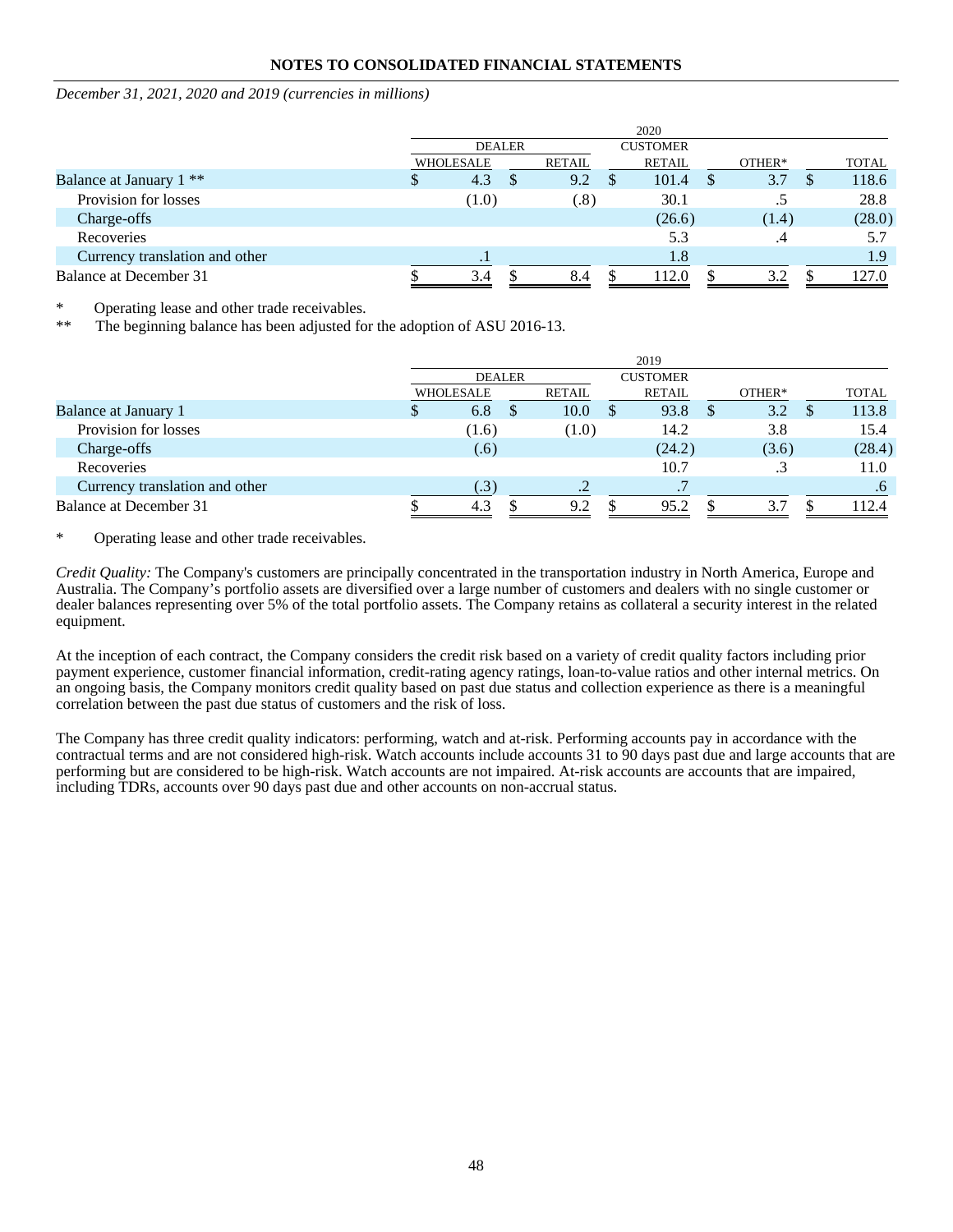## NOTES TO CONSOLIDATED FINANCIAL STATEMENTS

*December 31, 2021, 2020 and 2019 (currencies in millions)*

| | 2020 | | | | |
|---|---|---|---|---|---|
| | DEALER | | CUSTOMER | | |
| | WHOLESALE | RETAIL | RETAIL | OTHER* | TOTAL |
| Balance at January 1 ** | $ 4.3 | $ 9.2 | $ 101.4 | $ 3.7 | $ 118.6 |
| Provision for losses | (1.0) | (.8) | 30.1 | .5 | 28.8 |
| Charge-offs | | | (26.6) | (1.4) | (28.0) |
| Recoveries | | | 5.3 | .4 | 5.7 |
| Currency translation and other | .1 | | 1.8 | | 1.9 |
| Balance at December 31 | $ 3.4 | $ 8.4 | $ 112.0 | $ 3.2 | $ 127.0 |

\* Operating lease and other trade receivables.

\*\* The beginning balance has been adjusted for the adoption of ASU 2016-13.

| | 2019 | | | | |
|---|---|---|---|---|---|
| | DEALER | | CUSTOMER | | |
| | WHOLESALE | RETAIL | RETAIL | OTHER* | TOTAL |
| Balance at January 1 | $ 6.8 | $ 10.0 | $ 93.8 | $ 3.2 | $ 113.8 |
| Provision for losses | (1.6) | (1.0) | 14.2 | 3.8 | 15.4 |
| Charge-offs | (.6) | | (24.2) | (3.6) | (28.4) |
| Recoveries | | | 10.7 | .3 | 11.0 |
| Currency translation and other | (.3) | .2 | .7 | | .6 |
| Balance at December 31 | $ 4.3 | $ 9.2 | $ 95.2 | $ 3.7 | $ 112.4 |

\* Operating lease and other trade receivables.

*Credit Quality:* The Company's customers are principally concentrated in the transportation industry in North America, Europe and Australia. The Company's portfolio assets are diversified over a large number of customers and dealers with no single customer or dealer balances representing over 5% of the total portfolio assets. The Company retains as collateral a security interest in the related equipment.

At the inception of each contract, the Company considers the credit risk based on a variety of credit quality factors including prior payment experience, customer financial information, credit-rating agency ratings, loan-to-value ratios and other internal metrics. On an ongoing basis, the Company monitors credit quality based on past due status and collection experience as there is a meaningful correlation between the past due status of customers and the risk of loss.

The Company has three credit quality indicators: performing, watch and at-risk. Performing accounts pay in accordance with the contractual terms and are not considered high-risk. Watch accounts include accounts 31 to 90 days past due and large accounts that are performing but are considered to be high-risk. Watch accounts are not impaired. At-risk accounts are accounts that are impaired, including TDRs, accounts over 90 days past due and other accounts on non-accrual status.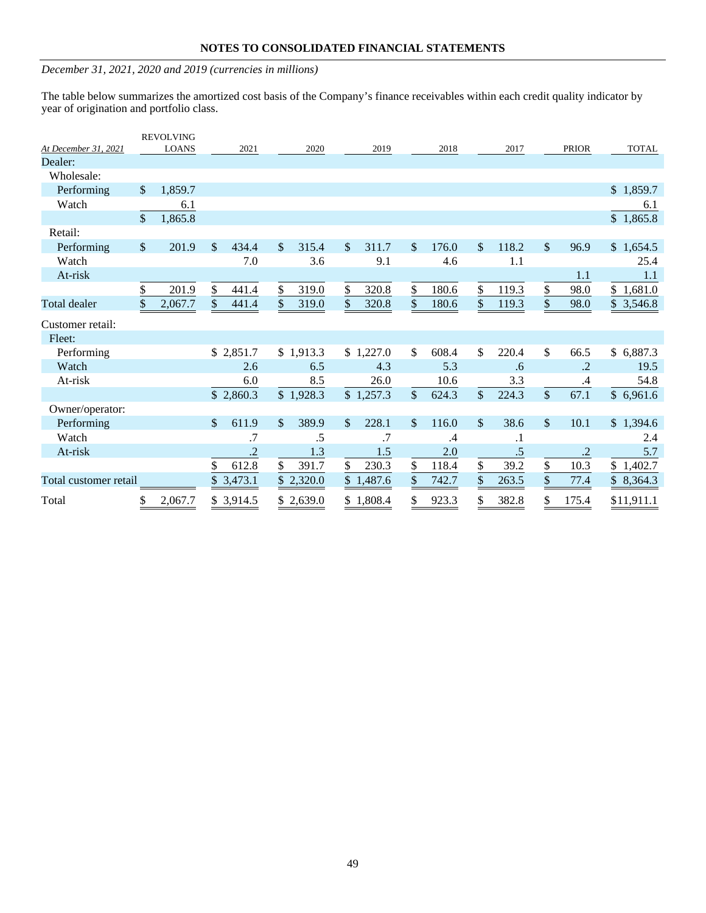## NOTES TO CONSOLIDATED FINANCIAL STATEMENTS

*December 31, 2021, 2020 and 2019 (currencies in millions)*

The table below summarizes the amortized cost basis of the Company's finance receivables within each credit quality indicator by year of origination and portfolio class.

| *At December 31, 2021* | REVOLVING LOANS | 2021 | 2020 | 2019 | 2018 | 2017 | PRIOR | TOTAL |
|---|---|---|---|---|---|---|---|---|
| Dealer: | | | | | | | | |
| Wholesale: | | | | | | | | |
| Performing | $ 1,859.7 | | | | | | | $ 1,859.7 |
| Watch | 6.1 | | | | | | | 6.1 |
| | $ 1,865.8 | | | | | | | $ 1,865.8 |
| Retail: | | | | | | | | |
| Performing | $ 201.9 | $ 434.4 | $ 315.4 | $ 311.7 | $ 176.0 | $ 118.2 | $ 96.9 | $ 1,654.5 |
| Watch | | 7.0 | 3.6 | 9.1 | 4.6 | 1.1 | | 25.4 |
| At-risk | | | | | | | 1.1 | 1.1 |
| | $ 201.9 | $ 441.4 | $ 319.0 | $ 320.8 | $ 180.6 | $ 119.3 | $ 98.0 | $ 1,681.0 |
| Total dealer | $ 2,067.7 | $ 441.4 | $ 319.0 | $ 320.8 | $ 180.6 | $ 119.3 | $ 98.0 | $ 3,546.8 |
| Customer retail: | | | | | | | | |
| Fleet: | | | | | | | | |
| Performing | | $ 2,851.7 | $ 1,913.3 | $ 1,227.0 | $ 608.4 | $ 220.4 | $ 66.5 | $ 6,887.3 |
| Watch | | 2.6 | 6.5 | 4.3 | 5.3 | .6 | .2 | 19.5 |
| At-risk | | 6.0 | 8.5 | 26.0 | 10.6 | 3.3 | .4 | 54.8 |
| | | $ 2,860.3 | $ 1,928.3 | $ 1,257.3 | $ 624.3 | $ 224.3 | $ 67.1 | $ 6,961.6 |
| Owner/operator: | | | | | | | | |
| Performing | | $ 611.9 | $ 389.9 | $ 228.1 | $ 116.0 | $ 38.6 | $ 10.1 | $ 1,394.6 |
| Watch | | .7 | .5 | .7 | .4 | .1 | | 2.4 |
| At-risk | | .2 | 1.3 | 1.5 | 2.0 | .5 | .2 | 5.7 |
| | | $ 612.8 | $ 391.7 | $ 230.3 | $ 118.4 | $ 39.2 | $ 10.3 | $ 1,402.7 |
| Total customer retail | | $ 3,473.1 | $ 2,320.0 | $ 1,487.6 | $ 742.7 | $ 263.5 | $ 77.4 | $ 8,364.3 |
| Total | $ 2,067.7 | $ 3,914.5 | $ 2,639.0 | $ 1,808.4 | $ 923.3 | $ 382.8 | $ 175.4 | $11,911.1 |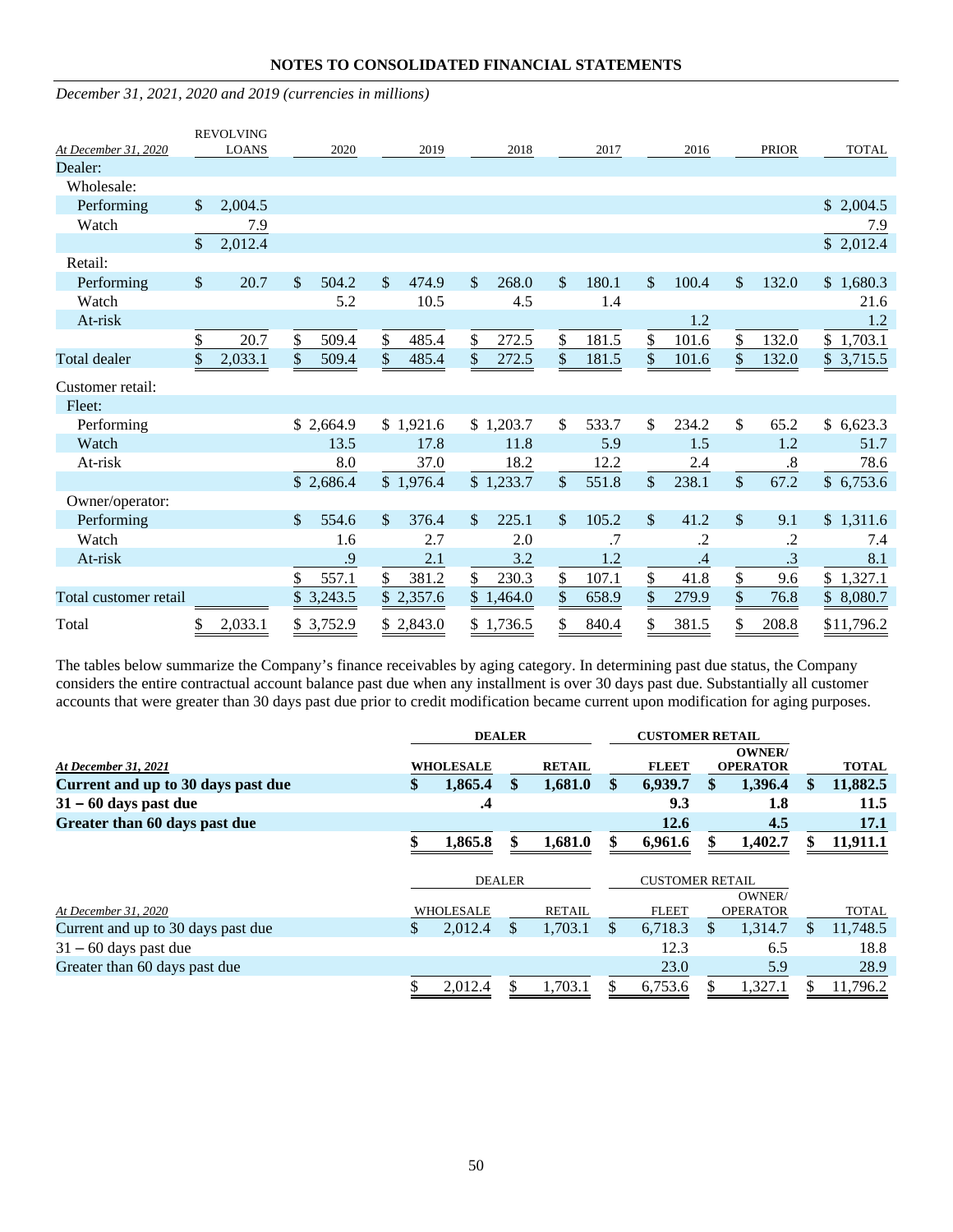December 31, 2021, 2020 and 2019 (currencies in millions)

| At December 31, 2020 | REVOLVING LOANS | 2020 | 2019 | 2018 | 2017 | 2016 | PRIOR | TOTAL |
|---|---|---|---|---|---|---|---|---|
| Dealer: | | | | | | | | |
| Wholesale: | | | | | | | | |
| Performing | $ 2,004.5 | | | | | | | $ 2,004.5 |
| Watch | 7.9 | | | | | | | 7.9 |
| | $ 2,012.4 | | | | | | | $ 2,012.4 |
| Retail: | | | | | | | | |
| Performing | $ 20.7 | $ 504.2 | $ 474.9 | $ 268.0 | $ 180.1 | $ 100.4 | $ 132.0 | $ 1,680.3 |
| Watch | | 5.2 | 10.5 | 4.5 | 1.4 | | | 21.6 |
| At-risk | | | | | | 1.2 | | 1.2 |
| | $ 20.7 | $ 509.4 | $ 485.4 | $ 272.5 | $ 181.5 | $ 101.6 | $ 132.0 | $ 1,703.1 |
| Total dealer | $ 2,033.1 | $ 509.4 | $ 485.4 | $ 272.5 | $ 181.5 | $ 101.6 | $ 132.0 | $ 3,715.5 |
| Customer retail: | | | | | | | | |
| Fleet: | | | | | | | | |
| Performing | | $ 2,664.9 | $ 1,921.6 | $ 1,203.7 | $ 533.7 | $ 234.2 | $ 65.2 | $ 6,623.3 |
| Watch | | 13.5 | 17.8 | 11.8 | 5.9 | 1.5 | 1.2 | 51.7 |
| At-risk | | 8.0 | 37.0 | 18.2 | 12.2 | 2.4 | .8 | 78.6 |
| | | $ 2,686.4 | $ 1,976.4 | $ 1,233.7 | $ 551.8 | $ 238.1 | $ 67.2 | $ 6,753.6 |
| Owner/operator: | | | | | | | | |
| Performing | | $ 554.6 | $ 376.4 | $ 225.1 | $ 105.2 | $ 41.2 | $ 9.1 | $ 1,311.6 |
| Watch | | 1.6 | 2.7 | 2.0 | .7 | .2 | .2 | 7.4 |
| At-risk | | .9 | 2.1 | 3.2 | 1.2 | .4 | .3 | 8.1 |
| | | $ 557.1 | $ 381.2 | $ 230.3 | $ 107.1 | $ 41.8 | $ 9.6 | $ 1,327.1 |
| Total customer retail | | $ 3,243.5 | $ 2,357.6 | $ 1,464.0 | $ 658.9 | $ 279.9 | $ 76.8 | $ 8,080.7 |
| Total | $ 2,033.1 | $ 3,752.9 | $ 2,843.0 | $ 1,736.5 | $ 840.4 | $ 381.5 | $ 208.8 | $11,796.2 |

The tables below summarize the Company's finance receivables by aging category. In determining past due status, the Company considers the entire contractual account balance past due when any installment is over 30 days past due. Substantially all customer accounts that were greater than 30 days past due prior to credit modification became current upon modification for aging purposes.

| | DEALER | | CUSTOMER RETAIL | | |
|---|---|---|---|---|---|
| ***At December 31, 2021*** | **WHOLESALE** | **RETAIL** | **FLEET** | **OWNER/ OPERATOR** | **TOTAL** |
| **Current and up to 30 days past due** | **$ 1,865.4** | **$ 1,681.0** | **$ 6,939.7** | **$ 1,396.4** | **$ 11,882.5** |
| **31 – 60 days past due** | **.4** | | **9.3** | **1.8** | **11.5** |
| **Greater than 60 days past due** | | | **12.6** | **4.5** | **17.1** |
| | **$ 1,865.8** | **$ 1,681.0** | **$ 6,961.6** | **$ 1,402.7** | **$ 11,911.1** |

| | DEALER | | CUSTOMER RETAIL | | |
|---|---|---|---|---|---|
| *At December 31, 2020* | WHOLESALE | RETAIL | FLEET | OWNER/ OPERATOR | TOTAL |
| Current and up to 30 days past due | $ 2,012.4 | $ 1,703.1 | $ 6,718.3 | $ 1,314.7 | $ 11,748.5 |
| 31 – 60 days past due | | | 12.3 | 6.5 | 18.8 |
| Greater than 60 days past due | | | 23.0 | 5.9 | 28.9 |
| | $ 2,012.4 | $ 1,703.1 | $ 6,753.6 | $ 1,327.1 | $ 11,796.2 |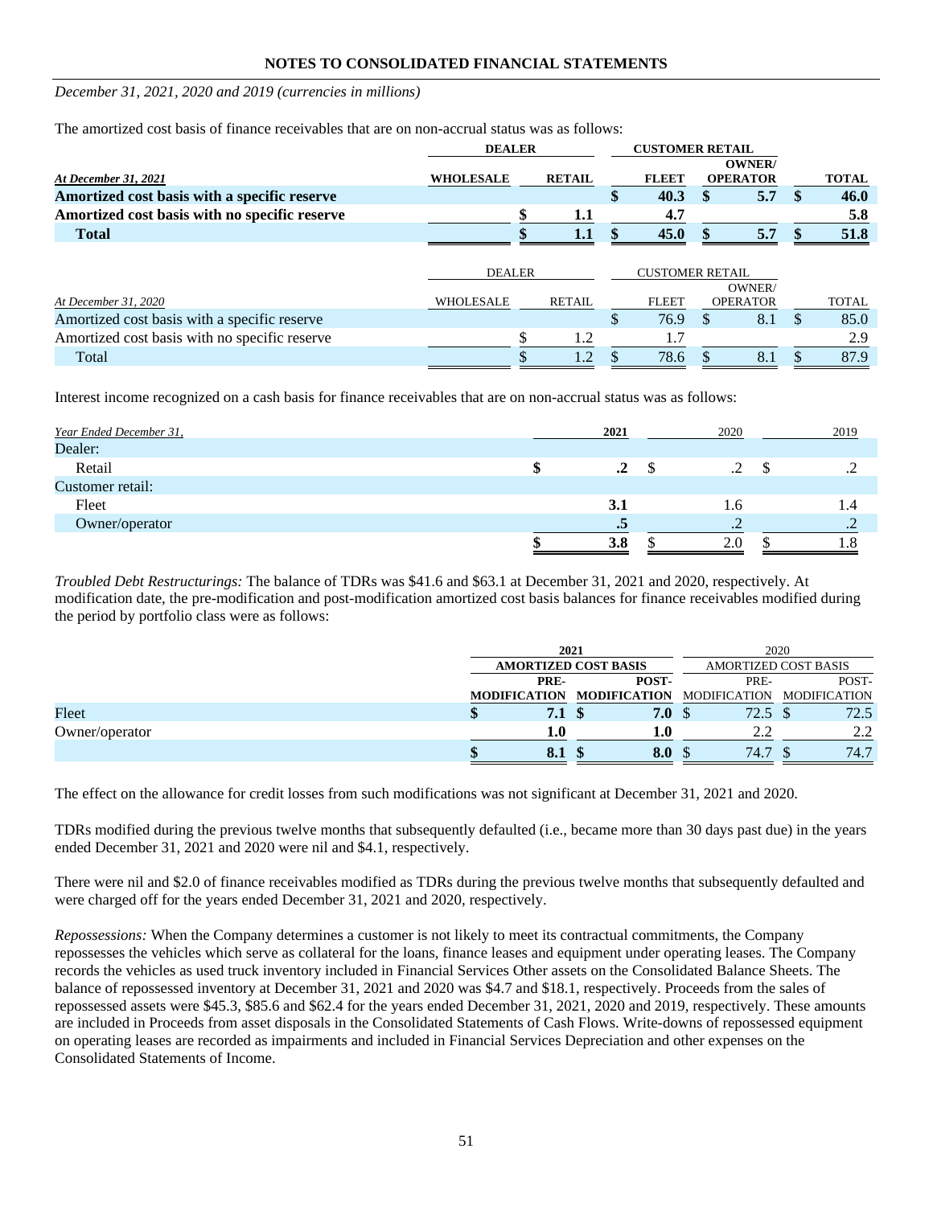## NOTES TO CONSOLIDATED FINANCIAL STATEMENTS

*December 31, 2021, 2020 and 2019 (currencies in millions)*

The amortized cost basis of finance receivables that are on non-accrual status was as follows:

| | DEALER | | CUSTOMER RETAIL | | |
|---|---|---|---|---|---|
| ***At December 31, 2021*** | **WHOLESALE** | **RETAIL** | **FLEET** | **OWNER/ OPERATOR** | **TOTAL** |
| **Amortized cost basis with a specific reserve** | | | **\$ 40.3** | **\$ 5.7** | **\$ 46.0** |
| **Amortized cost basis with no specific reserve** | | **\$ 1.1** | **4.7** | | **5.8** |
| **Total** | | **\$ 1.1** | **\$ 45.0** | **\$ 5.7** | **\$ 51.8** |

| | DEALER | | CUSTOMER RETAIL | | |
|---|---|---|---|---|---|
| *At December 31, 2020* | WHOLESALE | RETAIL | FLEET | OWNER/ OPERATOR | TOTAL |
| Amortized cost basis with a specific reserve | | | \$ 76.9 | \$ 8.1 | \$ 85.0 |
| Amortized cost basis with no specific reserve | | \$ 1.2 | 1.7 | | 2.9 |
| Total | | \$ 1.2 | \$ 78.6 | \$ 8.1 | \$ 87.9 |

Interest income recognized on a cash basis for finance receivables that are on non-accrual status was as follows:

| *Year Ended December 31,* | **2021** | 2020 | 2019 |
|---|---|---|---|
| Dealer: | | | |
| Retail | **\$ .2** | \$ .2 | \$ .2 |
| Customer retail: | | | |
| Fleet | **3.1** | 1.6 | 1.4 |
| Owner/operator | **.5** | .2 | .2 |
| | **\$ 3.8** | \$ 2.0 | \$ 1.8 |

*Troubled Debt Restructurings:* The balance of TDRs was \$41.6 and \$63.1 at December 31, 2021 and 2020, respectively. At modification date, the pre-modification and post-modification amortized cost basis balances for finance receivables modified during the period by portfolio class were as follows:

| | **2021** | | 2020 | |
|---|---|---|---|---|
| | **AMORTIZED COST BASIS** | | AMORTIZED COST BASIS | |
| | **PRE-MODIFICATION** | **POST-MODIFICATION** | PRE-MODIFICATION | POST-MODIFICATION |
| Fleet | **\$ 7.1** | **\$ 7.0** | \$ 72.5 | \$ 72.5 |
| Owner/operator | **1.0** | **1.0** | 2.2 | 2.2 |
| | **\$ 8.1** | **\$ 8.0** | \$ 74.7 | \$ 74.7 |

The effect on the allowance for credit losses from such modifications was not significant at December 31, 2021 and 2020.

TDRs modified during the previous twelve months that subsequently defaulted (i.e., became more than 30 days past due) in the years ended December 31, 2021 and 2020 were nil and \$4.1, respectively.

There were nil and \$2.0 of finance receivables modified as TDRs during the previous twelve months that subsequently defaulted and were charged off for the years ended December 31, 2021 and 2020, respectively.

*Repossessions:* When the Company determines a customer is not likely to meet its contractual commitments, the Company repossesses the vehicles which serve as collateral for the loans, finance leases and equipment under operating leases. The Company records the vehicles as used truck inventory included in Financial Services Other assets on the Consolidated Balance Sheets. The balance of repossessed inventory at December 31, 2021 and 2020 was \$4.7 and \$18.1, respectively. Proceeds from the sales of repossessed assets were \$45.3, \$85.6 and \$62.4 for the years ended December 31, 2021, 2020 and 2019, respectively. These amounts are included in Proceeds from asset disposals in the Consolidated Statements of Cash Flows. Write-downs of repossessed equipment on operating leases are recorded as impairments and included in Financial Services Depreciation and other expenses on the Consolidated Statements of Income.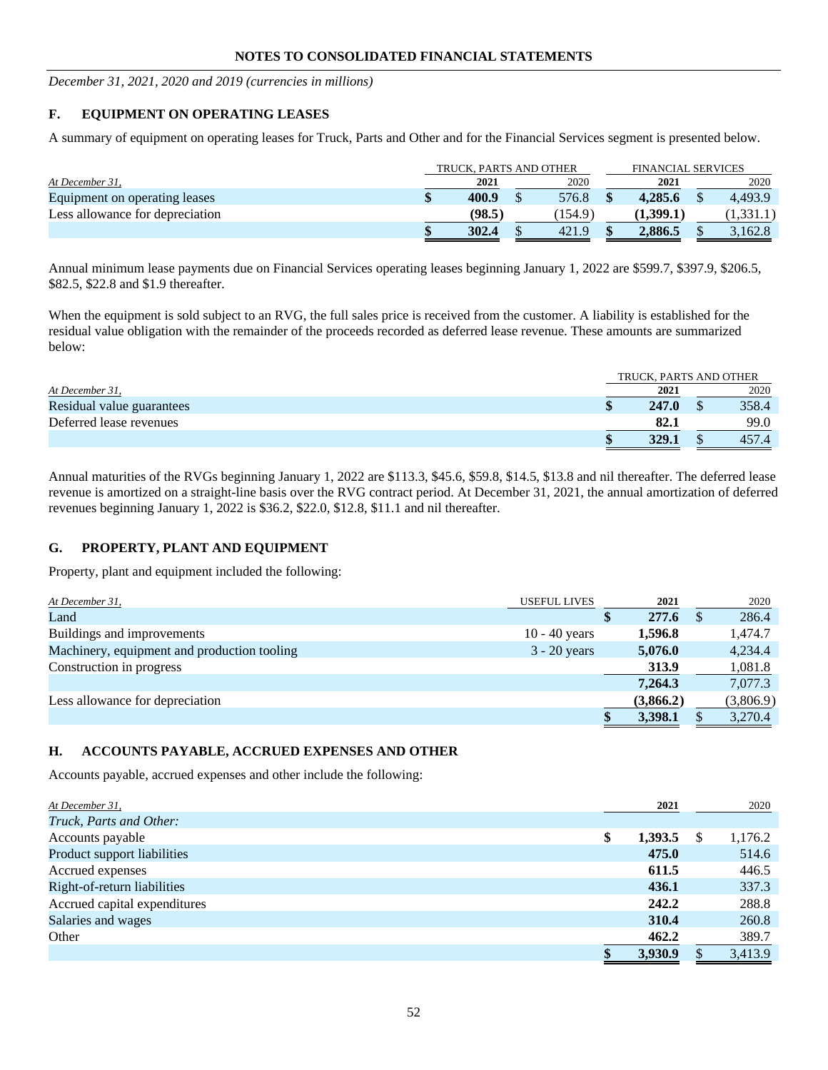## NOTES TO CONSOLIDATED FINANCIAL STATEMENTS

*December 31, 2021, 2020 and 2019 (currencies in millions)*

### F. EQUIPMENT ON OPERATING LEASES

A summary of equipment on operating leases for Truck, Parts and Other and for the Financial Services segment is presented below.

| | TRUCK, PARTS AND OTHER | | FINANCIAL SERVICES | |
|---|---|---|---|---|
| *At December 31,* | **2021** | 2020 | **2021** | 2020 |
| Equipment on operating leases | **$ 400.9** | $ 576.8 | **$ 4,285.6** | $ 4,493.9 |
| Less allowance for depreciation | **(98.5)** | (154.9) | **(1,399.1)** | (1,331.1) |
| | **$ 302.4** | $ 421.9 | **$ 2,886.5** | $ 3,162.8 |

Annual minimum lease payments due on Financial Services operating leases beginning January 1, 2022 are $599.7, $397.9, $206.5, $82.5, $22.8 and $1.9 thereafter.

When the equipment is sold subject to an RVG, the full sales price is received from the customer. A liability is established for the residual value obligation with the remainder of the proceeds recorded as deferred lease revenue. These amounts are summarized below:

| | TRUCK, PARTS AND OTHER | |
|---|---|---|
| *At December 31,* | **2021** | 2020 |
| Residual value guarantees | **$ 247.0** | $ 358.4 |
| Deferred lease revenues | **82.1** | 99.0 |
| | **$ 329.1** | $ 457.4 |

Annual maturities of the RVGs beginning January 1, 2022 are $113.3, $45.6, $59.8, $14.5, $13.8 and nil thereafter. The deferred lease revenue is amortized on a straight-line basis over the RVG contract period. At December 31, 2021, the annual amortization of deferred revenues beginning January 1, 2022 is $36.2, $22.0, $12.8, $11.1 and nil thereafter.

### G. PROPERTY, PLANT AND EQUIPMENT

Property, plant and equipment included the following:

| *At December 31,* | USEFUL LIVES | **2021** | 2020 |
|---|---|---|---|
| Land | | **$ 277.6** | $ 286.4 |
| Buildings and improvements | 10 - 40 years | **1,596.8** | 1,474.7 |
| Machinery, equipment and production tooling | 3 - 20 years | **5,076.0** | 4,234.4 |
| Construction in progress | | **313.9** | 1,081.8 |
| | | **7,264.3** | 7,077.3 |
| Less allowance for depreciation | | **(3,866.2)** | (3,806.9) |
| | | **$ 3,398.1** | $ 3,270.4 |

### H. ACCOUNTS PAYABLE, ACCRUED EXPENSES AND OTHER

Accounts payable, accrued expenses and other include the following:

| *At December 31,* | **2021** | 2020 |
|---|---|---|
| *Truck, Parts and Other:* | | |
| Accounts payable | **$ 1,393.5** | $ 1,176.2 |
| Product support liabilities | **475.0** | 514.6 |
| Accrued expenses | **611.5** | 446.5 |
| Right-of-return liabilities | **436.1** | 337.3 |
| Accrued capital expenditures | **242.2** | 288.8 |
| Salaries and wages | **310.4** | 260.8 |
| Other | **462.2** | 389.7 |
| | **$ 3,930.9** | $ 3,413.9 |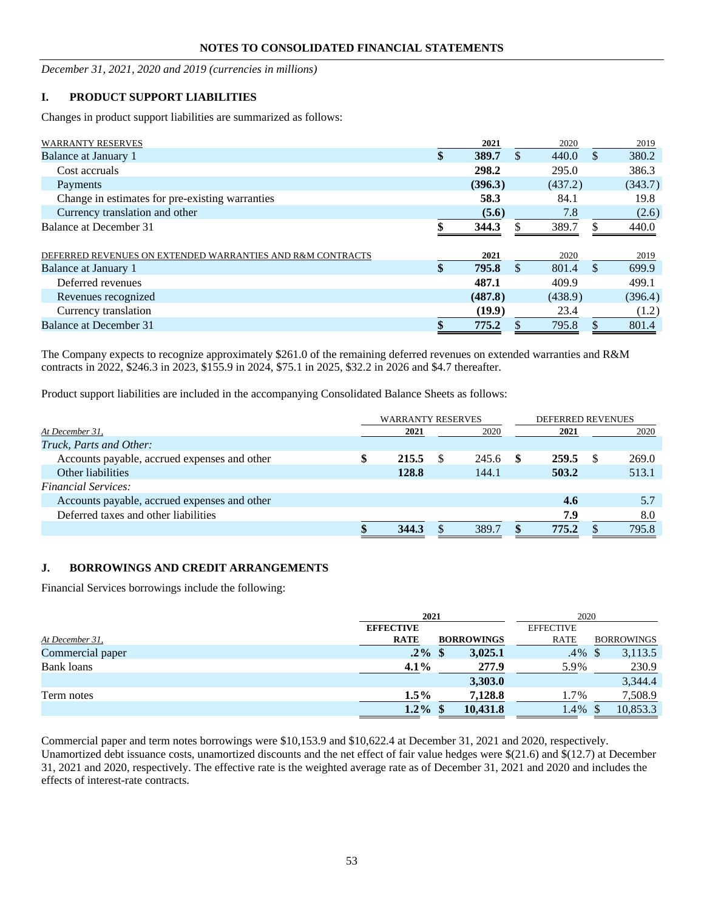## NOTES TO CONSOLIDATED FINANCIAL STATEMENTS

*December 31, 2021, 2020 and 2019 (currencies in millions)*

### I. PRODUCT SUPPORT LIABILITIES

Changes in product support liabilities are summarized as follows:

| WARRANTY RESERVES | 2021 | 2020 | 2019 |
|---|---|---|---|
| Balance at January 1 | **$ 389.7** | $ 440.0 | $ 380.2 |
| Cost accruals | **298.2** | 295.0 | 386.3 |
| Payments | **(396.3)** | (437.2) | (343.7) |
| Change in estimates for pre-existing warranties | **58.3** | 84.1 | 19.8 |
| Currency translation and other | **(5.6)** | 7.8 | (2.6) |
| Balance at December 31 | **$ 344.3** | $ 389.7 | $ 440.0 |

| DEFERRED REVENUES ON EXTENDED WARRANTIES AND R&M CONTRACTS | 2021 | 2020 | 2019 |
|---|---|---|---|
| Balance at January 1 | **$ 795.8** | $ 801.4 | $ 699.9 |
| Deferred revenues | **487.1** | 409.9 | 499.1 |
| Revenues recognized | **(487.8)** | (438.9) | (396.4) |
| Currency translation | **(19.9)** | 23.4 | (1.2) |
| Balance at December 31 | **$ 775.2** | $ 795.8 | $ 801.4 |

The Company expects to recognize approximately $261.0 of the remaining deferred revenues on extended warranties and R&M contracts in 2022, $246.3 in 2023, $155.9 in 2024, $75.1 in 2025, $32.2 in 2026 and $4.7 thereafter.

Product support liabilities are included in the accompanying Consolidated Balance Sheets as follows:

| | WARRANTY RESERVES | | DEFERRED REVENUES | |
|---|---|---|---|---|
| *At December 31,* | 2021 | 2020 | 2021 | 2020 |
| *Truck, Parts and Other:* | | | | |
| Accounts payable, accrued expenses and other | **$ 215.5** | $ 245.6 | **$ 259.5** | $ 269.0 |
| Other liabilities | **128.8** | 144.1 | **503.2** | 513.1 |
| *Financial Services:* | | | | |
| Accounts payable, accrued expenses and other | | | **4.6** | 5.7 |
| Deferred taxes and other liabilities | | | **7.9** | 8.0 |
| | **$ 344.3** | $ 389.7 | **$ 775.2** | $ 795.8 |

### J. BORROWINGS AND CREDIT ARRANGEMENTS

Financial Services borrowings include the following:

| | 2021 | | 2020 | |
|---|---|---|---|---|
| *At December 31,* | EFFECTIVE RATE | BORROWINGS | EFFECTIVE RATE | BORROWINGS |
| Commercial paper | **.2%** | **$ 3,025.1** | .4% | $ 3,113.5 |
| Bank loans | **4.1%** | **277.9** | 5.9% | 230.9 |
| | | **3,303.0** | | 3,344.4 |
| Term notes | **1.5%** | **7,128.8** | 1.7% | 7,508.9 |
| | **1.2%** | **$ 10,431.8** | 1.4% | $ 10,853.3 |

Commercial paper and term notes borrowings were $10,153.9 and $10,622.4 at December 31, 2021 and 2020, respectively. Unamortized debt issuance costs, unamortized discounts and the net effect of fair value hedges were $(21.6) and $(12.7) at December 31, 2021 and 2020, respectively. The effective rate is the weighted average rate as of December 31, 2021 and 2020 and includes the effects of interest-rate contracts.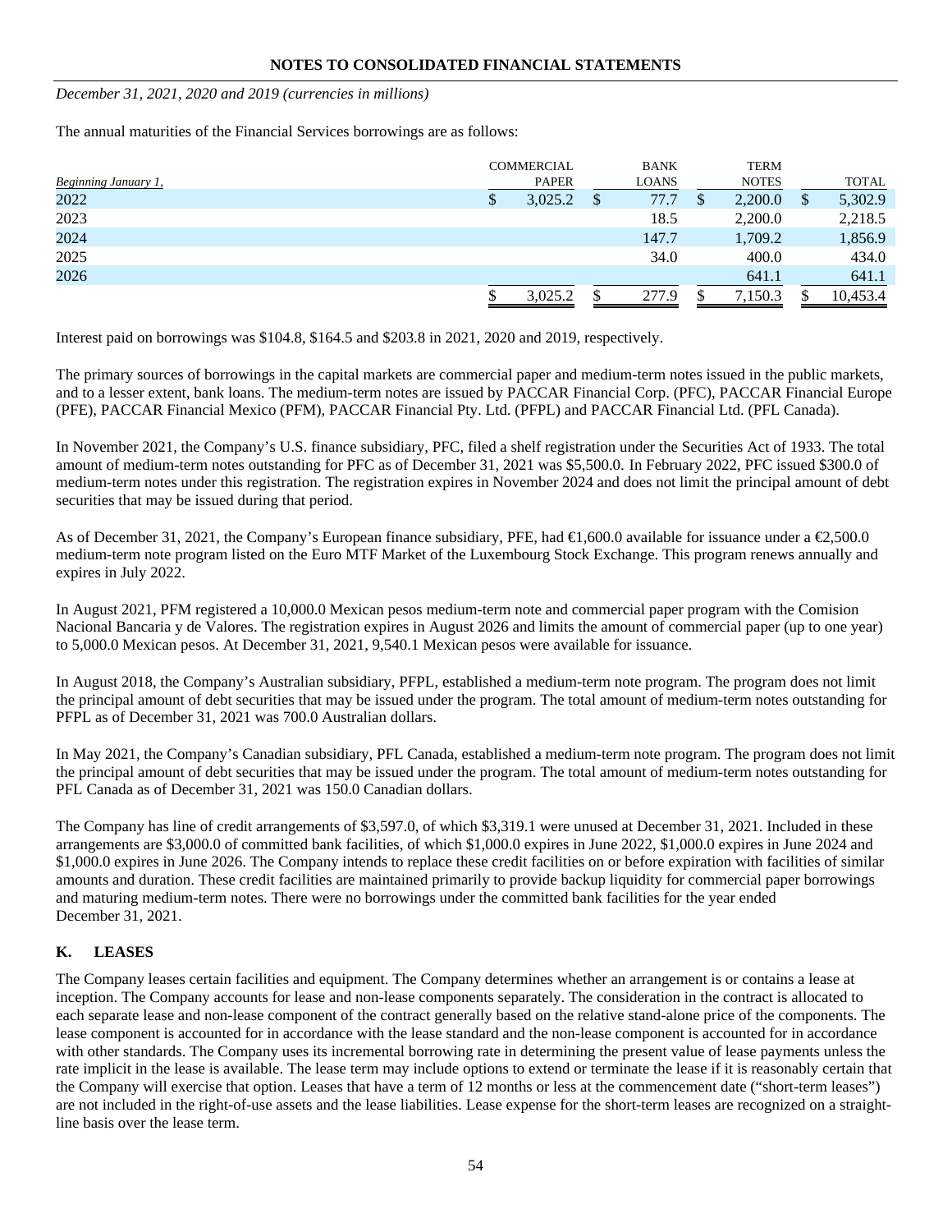**NOTES TO CONSOLIDATED FINANCIAL STATEMENTS**

*December 31, 2021, 2020 and 2019 (currencies in millions)*

The annual maturities of the Financial Services borrowings are as follows:

| *Beginning January 1,* | COMMERCIAL PAPER | BANK LOANS | TERM NOTES | TOTAL |
|---|---|---|---|---|
| 2022 | $ 3,025.2 | $ 77.7 | $ 2,200.0 | $ 5,302.9 |
| 2023 | | 18.5 | 2,200.0 | 2,218.5 |
| 2024 | | 147.7 | 1,709.2 | 1,856.9 |
| 2025 | | 34.0 | 400.0 | 434.0 |
| 2026 | | | 641.1 | 641.1 |
| | $ 3,025.2 | $ 277.9 | $ 7,150.3 | $ 10,453.4 |

Interest paid on borrowings was $104.8, $164.5 and $203.8 in 2021, 2020 and 2019, respectively.

The primary sources of borrowings in the capital markets are commercial paper and medium-term notes issued in the public markets, and to a lesser extent, bank loans. The medium-term notes are issued by PACCAR Financial Corp. (PFC), PACCAR Financial Europe (PFE), PACCAR Financial Mexico (PFM), PACCAR Financial Pty. Ltd. (PFPL) and PACCAR Financial Ltd. (PFL Canada).

In November 2021, the Company's U.S. finance subsidiary, PFC, filed a shelf registration under the Securities Act of 1933. The total amount of medium-term notes outstanding for PFC as of December 31, 2021 was $5,500.0. In February 2022, PFC issued $300.0 of medium-term notes under this registration. The registration expires in November 2024 and does not limit the principal amount of debt securities that may be issued during that period.

As of December 31, 2021, the Company's European finance subsidiary, PFE, had €1,600.0 available for issuance under a €2,500.0 medium-term note program listed on the Euro MTF Market of the Luxembourg Stock Exchange. This program renews annually and expires in July 2022.

In August 2021, PFM registered a 10,000.0 Mexican pesos medium-term note and commercial paper program with the Comision Nacional Bancaria y de Valores. The registration expires in August 2026 and limits the amount of commercial paper (up to one year) to 5,000.0 Mexican pesos. At December 31, 2021, 9,540.1 Mexican pesos were available for issuance.

In August 2018, the Company's Australian subsidiary, PFPL, established a medium-term note program. The program does not limit the principal amount of debt securities that may be issued under the program. The total amount of medium-term notes outstanding for PFPL as of December 31, 2021 was 700.0 Australian dollars.

In May 2021, the Company's Canadian subsidiary, PFL Canada, established a medium-term note program. The program does not limit the principal amount of debt securities that may be issued under the program. The total amount of medium-term notes outstanding for PFL Canada as of December 31, 2021 was 150.0 Canadian dollars.

The Company has line of credit arrangements of $3,597.0, of which $3,319.1 were unused at December 31, 2021. Included in these arrangements are $3,000.0 of committed bank facilities, of which $1,000.0 expires in June 2022, $1,000.0 expires in June 2024 and $1,000.0 expires in June 2026. The Company intends to replace these credit facilities on or before expiration with facilities of similar amounts and duration. These credit facilities are maintained primarily to provide backup liquidity for commercial paper borrowings and maturing medium-term notes. There were no borrowings under the committed bank facilities for the year ended December 31, 2021.

## K. LEASES

The Company leases certain facilities and equipment. The Company determines whether an arrangement is or contains a lease at inception. The Company accounts for lease and non-lease components separately. The consideration in the contract is allocated to each separate lease and non-lease component of the contract generally based on the relative stand-alone price of the components. The lease component is accounted for in accordance with the lease standard and the non-lease component is accounted for in accordance with other standards. The Company uses its incremental borrowing rate in determining the present value of lease payments unless the rate implicit in the lease is available. The lease term may include options to extend or terminate the lease if it is reasonably certain that the Company will exercise that option. Leases that have a term of 12 months or less at the commencement date ("short-term leases") are not included in the right-of-use assets and the lease liabilities. Lease expense for the short-term leases are recognized on a straight-line basis over the lease term.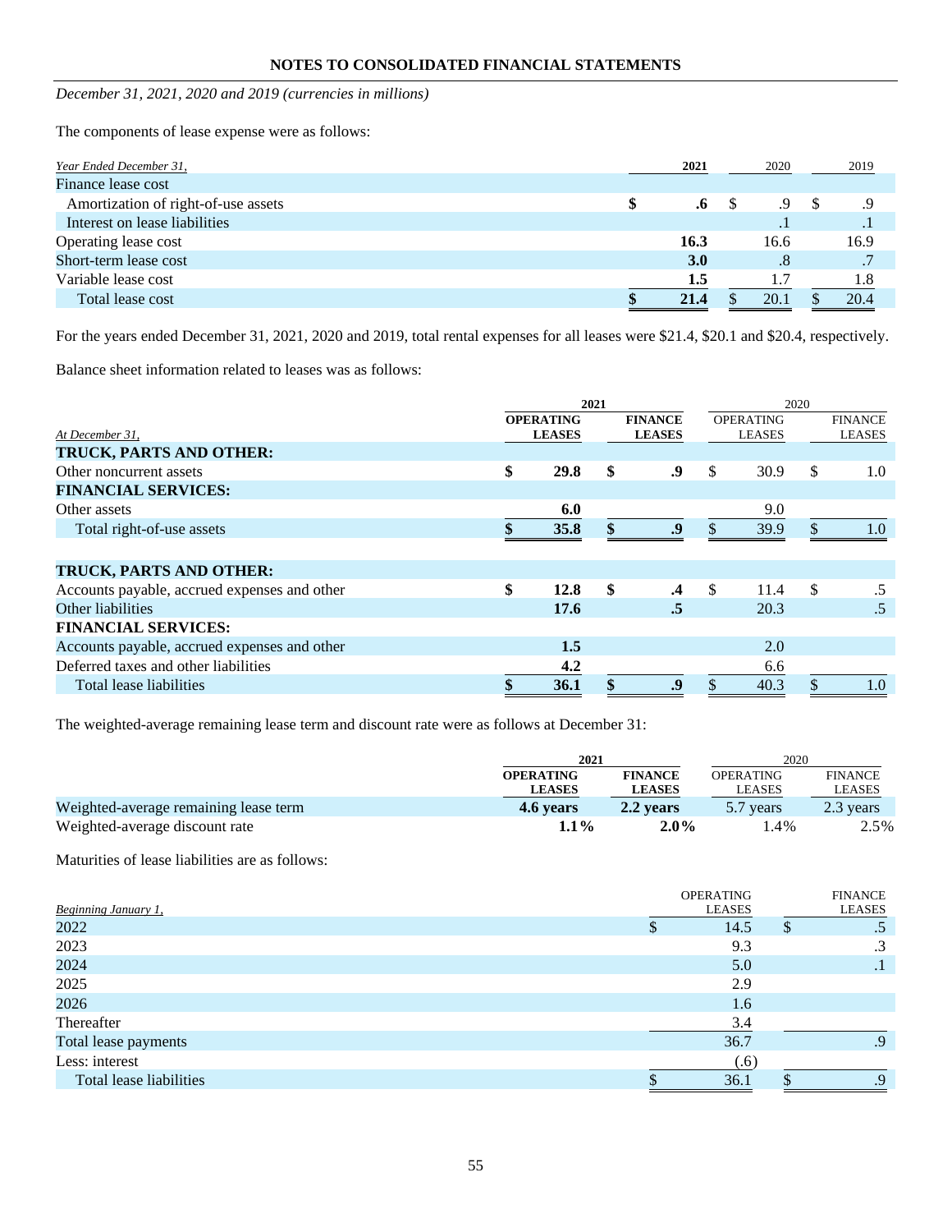**NOTES TO CONSOLIDATED FINANCIAL STATEMENTS**

*December 31, 2021, 2020 and 2019 (currencies in millions)*

The components of lease expense were as follows:

| *Year Ended December 31,* | **2021** | 2020 | 2019 |
|---|---|---|---|
| Finance lease cost | | | |
| Amortization of right-of-use assets | **$ .6** | $ .9 | $ .9 |
| Interest on lease liabilities | | .1 | .1 |
| Operating lease cost | **16.3** | 16.6 | 16.9 |
| Short-term lease cost | **3.0** | .8 | .7 |
| Variable lease cost | **1.5** | 1.7 | 1.8 |
| Total lease cost | **$ 21.4** | $ 20.1 | $ 20.4 |

For the years ended December 31, 2021, 2020 and 2019, total rental expenses for all leases were $21.4, $20.1 and $20.4, respectively.

Balance sheet information related to leases was as follows:

| | **2021** | | 2020 | |
|---|---|---|---|---|
| *At December 31,* | **OPERATING LEASES** | **FINANCE LEASES** | OPERATING LEASES | FINANCE LEASES |
| **TRUCK, PARTS AND OTHER:** | | | | |
| Other noncurrent assets | **$ 29.8** | **$ .9** | $ 30.9 | $ 1.0 |
| **FINANCIAL SERVICES:** | | | | |
| Other assets | **6.0** | | 9.0 | |
| Total right-of-use assets | **$ 35.8** | **$ .9** | $ 39.9 | $ 1.0 |
| | | | | |
| **TRUCK, PARTS AND OTHER:** | | | | |
| Accounts payable, accrued expenses and other | **$ 12.8** | **$ .4** | $ 11.4 | $ .5 |
| Other liabilities | **17.6** | **.5** | 20.3 | .5 |
| **FINANCIAL SERVICES:** | | | | |
| Accounts payable, accrued expenses and other | **1.5** | | 2.0 | |
| Deferred taxes and other liabilities | **4.2** | | 6.6 | |
| Total lease liabilities | **$ 36.1** | **$ .9** | $ 40.3 | $ 1.0 |

The weighted-average remaining lease term and discount rate were as follows at December 31:

| | **2021** | | 2020 | |
|---|---|---|---|---|
| | **OPERATING LEASES** | **FINANCE LEASES** | OPERATING LEASES | FINANCE LEASES |
| Weighted-average remaining lease term | **4.6 years** | **2.2 years** | 5.7 years | 2.3 years |
| Weighted-average discount rate | **1.1%** | **2.0%** | 1.4% | 2.5% |

Maturities of lease liabilities are as follows:

| *Beginning January 1,* | OPERATING LEASES | FINANCE LEASES |
|---|---|---|
| 2022 | $ 14.5 | $ .5 |
| 2023 | 9.3 | .3 |
| 2024 | 5.0 | .1 |
| 2025 | 2.9 | |
| 2026 | 1.6 | |
| Thereafter | 3.4 | |
| Total lease payments | 36.7 | .9 |
| Less: interest | (.6) | |
| Total lease liabilities | $ 36.1 | $ .9 |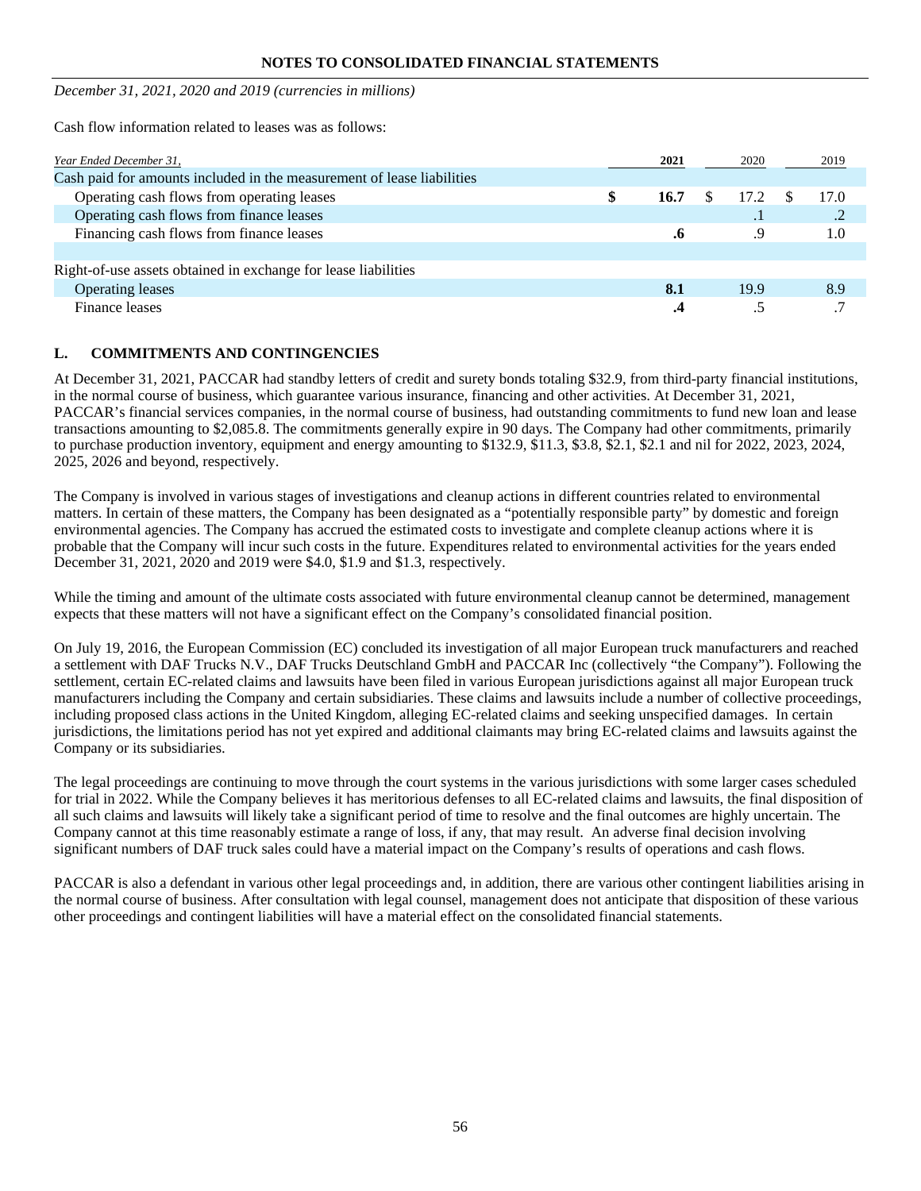NOTES TO CONSOLIDATED FINANCIAL STATEMENTS

*December 31, 2021, 2020 and 2019 (currencies in millions)*

Cash flow information related to leases was as follows:

| *Year Ended December 31,* | **2021** | 2020 | 2019 |
|---|---|---|---|
| Cash paid for amounts included in the measurement of lease liabilities | | | |
| Operating cash flows from operating leases | **$ 16.7** | $ 17.2 | $ 17.0 |
| Operating cash flows from finance leases | | .1 | .2 |
| Financing cash flows from finance leases | **.6** | .9 | 1.0 |
| | | | |
| Right-of-use assets obtained in exchange for lease liabilities | | | |
| Operating leases | **8.1** | 19.9 | 8.9 |
| Finance leases | **.4** | .5 | .7 |

## L. COMMITMENTS AND CONTINGENCIES

At December 31, 2021, PACCAR had standby letters of credit and surety bonds totaling $32.9, from third-party financial institutions, in the normal course of business, which guarantee various insurance, financing and other activities. At December 31, 2021, PACCAR's financial services companies, in the normal course of business, had outstanding commitments to fund new loan and lease transactions amounting to $2,085.8. The commitments generally expire in 90 days. The Company had other commitments, primarily to purchase production inventory, equipment and energy amounting to $132.9, $11.3, $3.8, $2.1, $2.1 and nil for 2022, 2023, 2024, 2025, 2026 and beyond, respectively.

The Company is involved in various stages of investigations and cleanup actions in different countries related to environmental matters. In certain of these matters, the Company has been designated as a "potentially responsible party" by domestic and foreign environmental agencies. The Company has accrued the estimated costs to investigate and complete cleanup actions where it is probable that the Company will incur such costs in the future. Expenditures related to environmental activities for the years ended December 31, 2021, 2020 and 2019 were $4.0, $1.9 and $1.3, respectively.

While the timing and amount of the ultimate costs associated with future environmental cleanup cannot be determined, management expects that these matters will not have a significant effect on the Company's consolidated financial position.

On July 19, 2016, the European Commission (EC) concluded its investigation of all major European truck manufacturers and reached a settlement with DAF Trucks N.V., DAF Trucks Deutschland GmbH and PACCAR Inc (collectively "the Company"). Following the settlement, certain EC-related claims and lawsuits have been filed in various European jurisdictions against all major European truck manufacturers including the Company and certain subsidiaries. These claims and lawsuits include a number of collective proceedings, including proposed class actions in the United Kingdom, alleging EC-related claims and seeking unspecified damages. In certain jurisdictions, the limitations period has not yet expired and additional claimants may bring EC-related claims and lawsuits against the Company or its subsidiaries.

The legal proceedings are continuing to move through the court systems in the various jurisdictions with some larger cases scheduled for trial in 2022. While the Company believes it has meritorious defenses to all EC-related claims and lawsuits, the final disposition of all such claims and lawsuits will likely take a significant period of time to resolve and the final outcomes are highly uncertain. The Company cannot at this time reasonably estimate a range of loss, if any, that may result. An adverse final decision involving significant numbers of DAF truck sales could have a material impact on the Company's results of operations and cash flows.

PACCAR is also a defendant in various other legal proceedings and, in addition, there are various other contingent liabilities arising in the normal course of business. After consultation with legal counsel, management does not anticipate that disposition of these various other proceedings and contingent liabilities will have a material effect on the consolidated financial statements.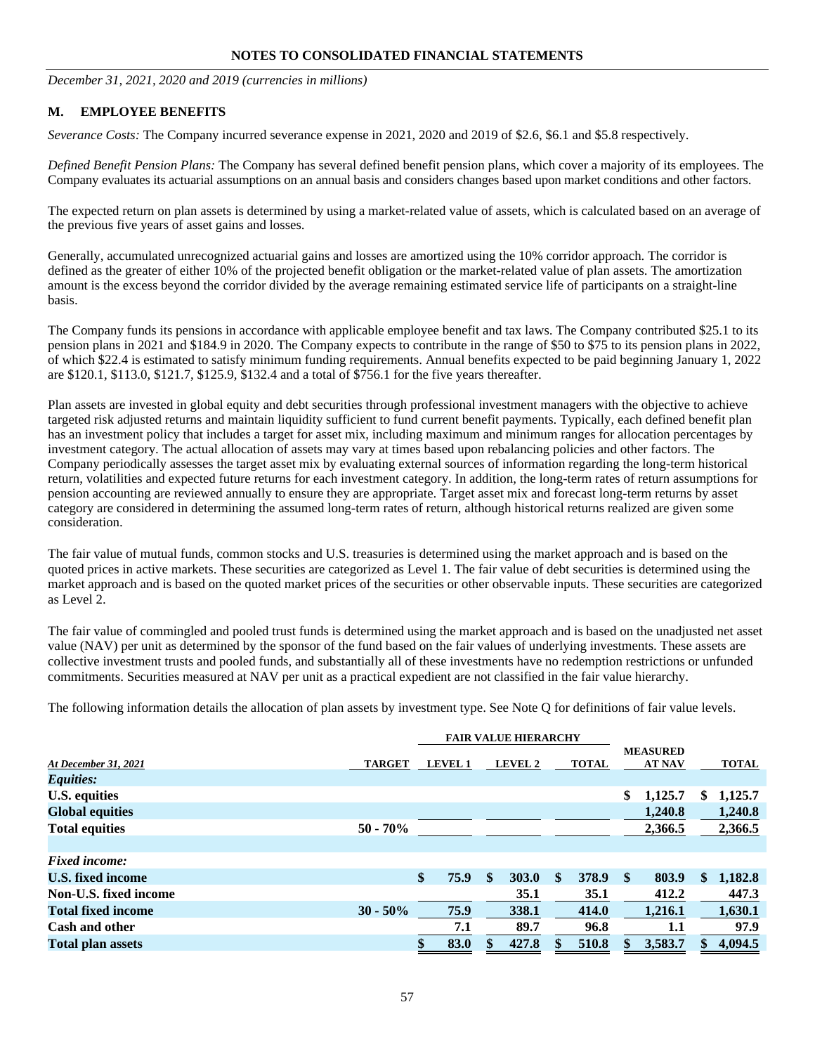NOTES TO CONSOLIDATED FINANCIAL STATEMENTS

*December 31, 2021, 2020 and 2019 (currencies in millions)*

## M. EMPLOYEE BENEFITS

*Severance Costs:* The Company incurred severance expense in 2021, 2020 and 2019 of $2.6, $6.1 and $5.8 respectively.

*Defined Benefit Pension Plans:* The Company has several defined benefit pension plans, which cover a majority of its employees. The Company evaluates its actuarial assumptions on an annual basis and considers changes based upon market conditions and other factors.

The expected return on plan assets is determined by using a market-related value of assets, which is calculated based on an average of the previous five years of asset gains and losses.

Generally, accumulated unrecognized actuarial gains and losses are amortized using the 10% corridor approach. The corridor is defined as the greater of either 10% of the projected benefit obligation or the market-related value of plan assets. The amortization amount is the excess beyond the corridor divided by the average remaining estimated service life of participants on a straight-line basis.

The Company funds its pensions in accordance with applicable employee benefit and tax laws. The Company contributed $25.1 to its pension plans in 2021 and $184.9 in 2020. The Company expects to contribute in the range of $50 to $75 to its pension plans in 2022, of which $22.4 is estimated to satisfy minimum funding requirements. Annual benefits expected to be paid beginning January 1, 2022 are $120.1, $113.0, $121.7, $125.9, $132.4 and a total of $756.1 for the five years thereafter.

Plan assets are invested in global equity and debt securities through professional investment managers with the objective to achieve targeted risk adjusted returns and maintain liquidity sufficient to fund current benefit payments. Typically, each defined benefit plan has an investment policy that includes a target for asset mix, including maximum and minimum ranges for allocation percentages by investment category. The actual allocation of assets may vary at times based upon rebalancing policies and other factors. The Company periodically assesses the target asset mix by evaluating external sources of information regarding the long-term historical return, volatilities and expected future returns for each investment category. In addition, the long-term rates of return assumptions for pension accounting are reviewed annually to ensure they are appropriate. Target asset mix and forecast long-term returns by asset category are considered in determining the assumed long-term rates of return, although historical returns realized are given some consideration.

The fair value of mutual funds, common stocks and U.S. treasuries is determined using the market approach and is based on the quoted prices in active markets. These securities are categorized as Level 1. The fair value of debt securities is determined using the market approach and is based on the quoted market prices of the securities or other observable inputs. These securities are categorized as Level 2.

The fair value of commingled and pooled trust funds is determined using the market approach and is based on the unadjusted net asset value (NAV) per unit as determined by the sponsor of the fund based on the fair values of underlying investments. These assets are collective investment trusts and pooled funds, and substantially all of these investments have no redemption restrictions or unfunded commitments. Securities measured at NAV per unit as a practical expedient are not classified in the fair value hierarchy.

The following information details the allocation of plan assets by investment type. See Note Q for definitions of fair value levels.

| | | FAIR VALUE HIERARCHY | | | | |
|---|---|---|---|---|---|---|
| *At December 31, 2021* | TARGET | LEVEL 1 | LEVEL 2 | TOTAL | MEASURED AT NAV | TOTAL |
| ***Equities:*** | | | | | | |
| **U.S. equities** | | | | | $ 1,125.7 | $ 1,125.7 |
| **Global equities** | | | | | 1,240.8 | 1,240.8 |
| **Total equities** | 50 - 70% | | | | 2,366.5 | 2,366.5 |
| | | | | | | |
| ***Fixed income:*** | | | | | | |
| **U.S. fixed income** | | $ 75.9 | $ 303.0 | $ 378.9 | $ 803.9 | $ 1,182.8 |
| **Non-U.S. fixed income** | | | 35.1 | 35.1 | 412.2 | 447.3 |
| **Total fixed income** | 30 - 50% | 75.9 | 338.1 | 414.0 | 1,216.1 | 1,630.1 |
| **Cash and other** | | 7.1 | 89.7 | 96.8 | 1.1 | 97.9 |
| **Total plan assets** | | $ 83.0 | $ 427.8 | $ 510.8 | $ 3,583.7 | $ 4,094.5 |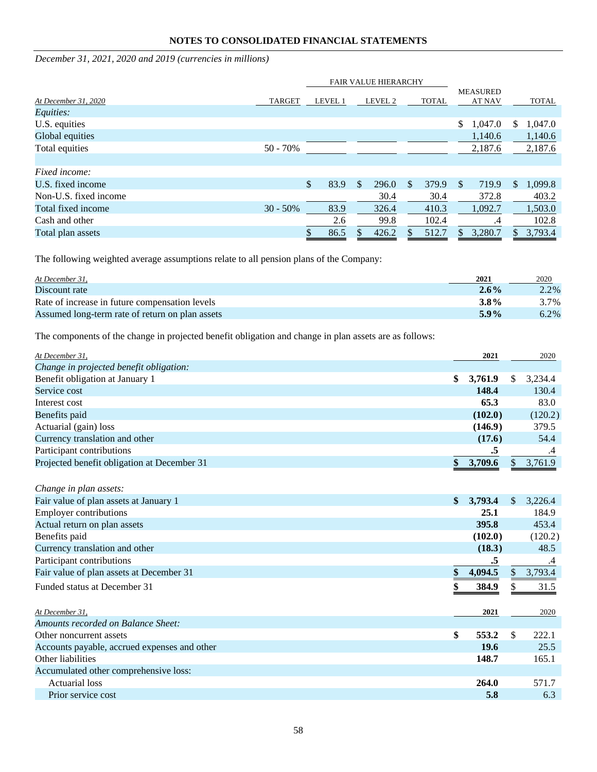## NOTES TO CONSOLIDATED FINANCIAL STATEMENTS

*December 31, 2021, 2020 and 2019 (currencies in millions)*

| At December 31, 2020 | TARGET | FAIR VALUE HIERARCHY LEVEL 1 | LEVEL 2 | TOTAL | MEASURED AT NAV | TOTAL |
|---|---|---|---|---|---|---|
| *Equities:* | | | | | | |
| U.S. equities | | | | | $ 1,047.0 | $ 1,047.0 |
| Global equities | | | | | 1,140.6 | 1,140.6 |
| Total equities | 50 - 70% | | | | 2,187.6 | 2,187.6 |
| *Fixed income:* | | | | | | |
| U.S. fixed income | | $ 83.9 | $ 296.0 | $ 379.9 | $ 719.9 | $ 1,099.8 |
| Non-U.S. fixed income | | | 30.4 | 30.4 | 372.8 | 403.2 |
| Total fixed income | 30 - 50% | 83.9 | 326.4 | 410.3 | 1,092.7 | 1,503.0 |
| Cash and other | | 2.6 | 99.8 | 102.4 | .4 | 102.8 |
| Total plan assets | | $ 86.5 | $ 426.2 | $ 512.7 | $ 3,280.7 | $ 3,793.4 |

The following weighted average assumptions relate to all pension plans of the Company:

| At December 31, | 2021 | 2020 |
|---|---|---|
| Discount rate | **2.6%** | 2.2% |
| Rate of increase in future compensation levels | **3.8%** | 3.7% |
| Assumed long-term rate of return on plan assets | **5.9%** | 6.2% |

The components of the change in projected benefit obligation and change in plan assets are as follows:

| At December 31, | 2021 | 2020 |
|---|---|---|
| *Change in projected benefit obligation:* | | |
| Benefit obligation at January 1 | **$ 3,761.9** | $ 3,234.4 |
| Service cost | **148.4** | 130.4 |
| Interest cost | **65.3** | 83.0 |
| Benefits paid | **(102.0)** | (120.2) |
| Actuarial (gain) loss | **(146.9)** | 379.5 |
| Currency translation and other | **(17.6)** | 54.4 |
| Participant contributions | **.5** | .4 |
| Projected benefit obligation at December 31 | **$ 3,709.6** | $ 3,761.9 |
| | | |
| *Change in plan assets:* | | |
| Fair value of plan assets at January 1 | **$ 3,793.4** | $ 3,226.4 |
| Employer contributions | **25.1** | 184.9 |
| Actual return on plan assets | **395.8** | 453.4 |
| Benefits paid | **(102.0)** | (120.2) |
| Currency translation and other | **(18.3)** | 48.5 |
| Participant contributions | **.5** | .4 |
| Fair value of plan assets at December 31 | **$ 4,094.5** | $ 3,793.4 |
| Funded status at December 31 | **$ 384.9** | $ 31.5 |

| At December 31, | 2021 | 2020 |
|---|---|---|
| *Amounts recorded on Balance Sheet:* | | |
| Other noncurrent assets | **$ 553.2** | $ 222.1 |
| Accounts payable, accrued expenses and other | **19.6** | 25.5 |
| Other liabilities | **148.7** | 165.1 |
| Accumulated other comprehensive loss: | | |
| Actuarial loss | **264.0** | 571.7 |
| Prior service cost | **5.8** | 6.3 |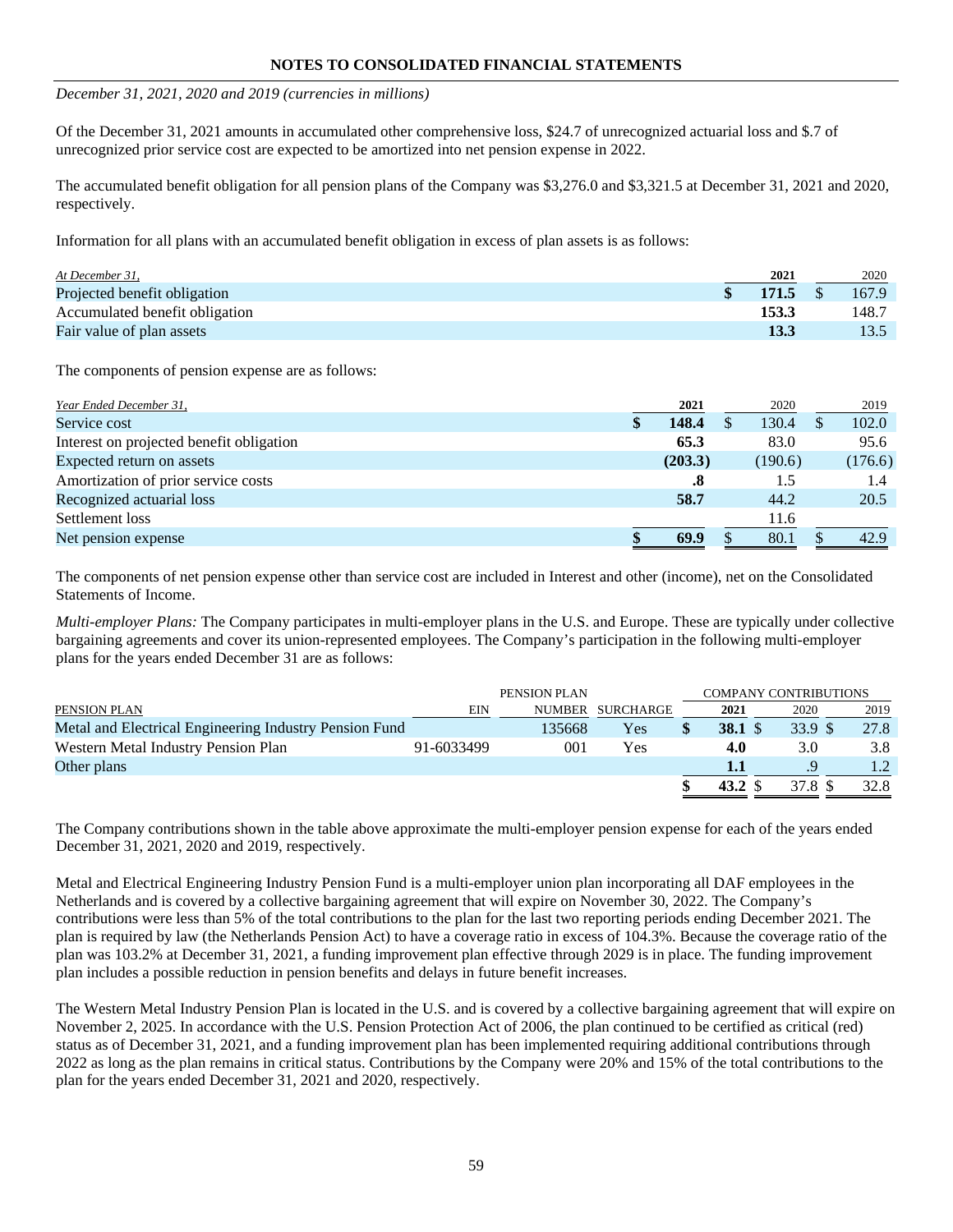**NOTES TO CONSOLIDATED FINANCIAL STATEMENTS**

*December 31, 2021, 2020 and 2019 (currencies in millions)*

Of the December 31, 2021 amounts in accumulated other comprehensive loss, $24.7 of unrecognized actuarial loss and $.7 of unrecognized prior service cost are expected to be amortized into net pension expense in 2022.

The accumulated benefit obligation for all pension plans of the Company was $3,276.0 and $3,321.5 at December 31, 2021 and 2020, respectively.

Information for all plans with an accumulated benefit obligation in excess of plan assets is as follows:

| *At December 31,* | **2021** | 2020 |
|---|---|---|
| Projected benefit obligation | **$ 171.5** | $ 167.9 |
| Accumulated benefit obligation | **153.3** | 148.7 |
| Fair value of plan assets | **13.3** | 13.5 |

The components of pension expense are as follows:

| *Year Ended December 31,* | **2021** | 2020 | 2019 |
|---|---|---|---|
| Service cost | **$ 148.4** | $ 130.4 | $ 102.0 |
| Interest on projected benefit obligation | **65.3** | 83.0 | 95.6 |
| Expected return on assets | **(203.3)** | (190.6) | (176.6) |
| Amortization of prior service costs | **.8** | 1.5 | 1.4 |
| Recognized actuarial loss | **58.7** | 44.2 | 20.5 |
| Settlement loss | | 11.6 | |
| Net pension expense | **$ 69.9** | $ 80.1 | $ 42.9 |

The components of net pension expense other than service cost are included in Interest and other (income), net on the Consolidated Statements of Income.

*Multi-employer Plans:* The Company participates in multi-employer plans in the U.S. and Europe. These are typically under collective bargaining agreements and cover its union-represented employees. The Company's participation in the following multi-employer plans for the years ended December 31 are as follows:

| PENSION PLAN | EIN | PENSION PLAN NUMBER | SURCHARGE | COMPANY CONTRIBUTIONS 2021 | 2020 | 2019 |
|---|---|---|---|---|---|---|
| Metal and Electrical Engineering Industry Pension Fund | | 135668 | Yes | **$ 38.1** | $ 33.9 | $ 27.8 |
| Western Metal Industry Pension Plan | 91-6033499 | 001 | Yes | **4.0** | 3.0 | 3.8 |
| Other plans | | | | **1.1** | .9 | 1.2 |
| | | | | **$ 43.2** | $ 37.8 | $ 32.8 |

The Company contributions shown in the table above approximate the multi-employer pension expense for each of the years ended December 31, 2021, 2020 and 2019, respectively.

Metal and Electrical Engineering Industry Pension Fund is a multi-employer union plan incorporating all DAF employees in the Netherlands and is covered by a collective bargaining agreement that will expire on November 30, 2022. The Company's contributions were less than 5% of the total contributions to the plan for the last two reporting periods ending December 2021. The plan is required by law (the Netherlands Pension Act) to have a coverage ratio in excess of 104.3%. Because the coverage ratio of the plan was 103.2% at December 31, 2021, a funding improvement plan effective through 2029 is in place. The funding improvement plan includes a possible reduction in pension benefits and delays in future benefit increases.

The Western Metal Industry Pension Plan is located in the U.S. and is covered by a collective bargaining agreement that will expire on November 2, 2025. In accordance with the U.S. Pension Protection Act of 2006, the plan continued to be certified as critical (red) status as of December 31, 2021, and a funding improvement plan has been implemented requiring additional contributions through 2022 as long as the plan remains in critical status. Contributions by the Company were 20% and 15% of the total contributions to the plan for the years ended December 31, 2021 and 2020, respectively.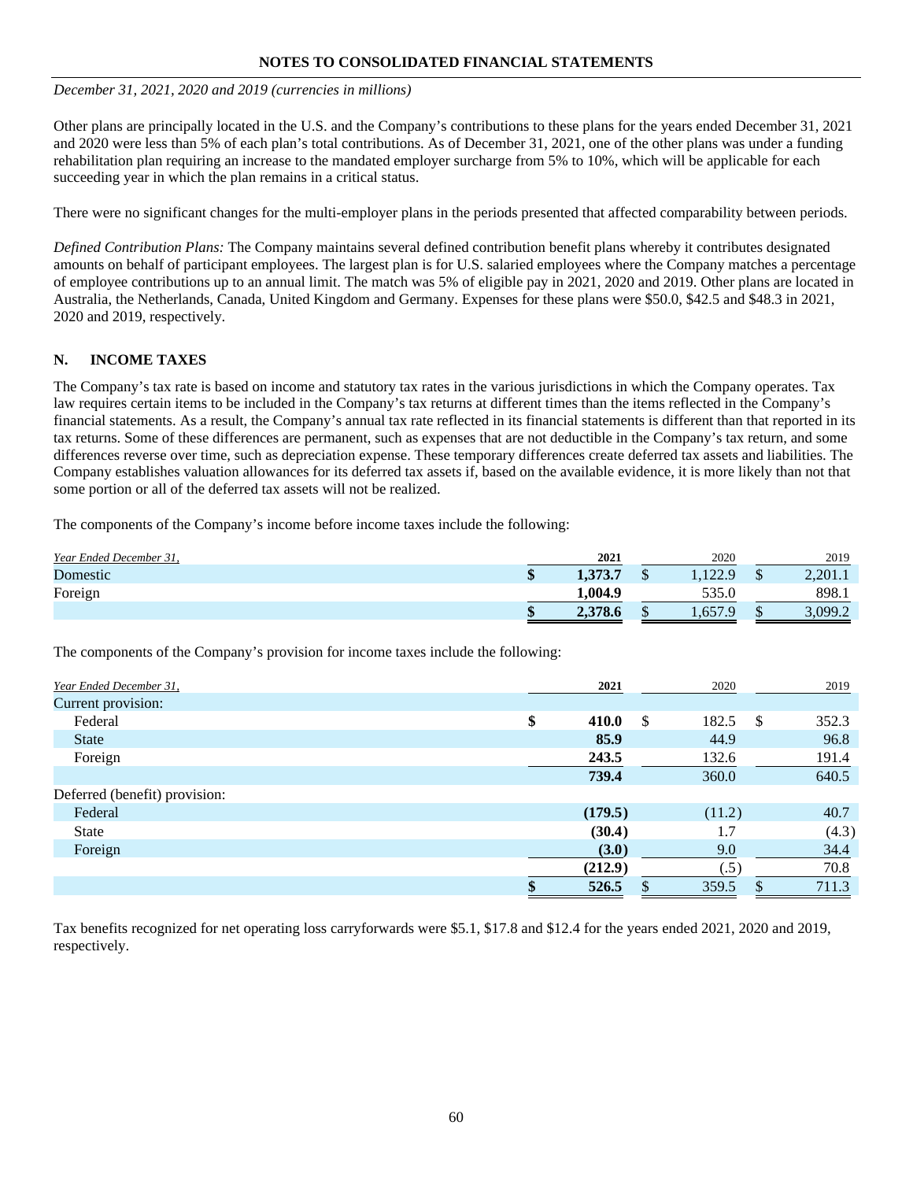NOTES TO CONSOLIDATED FINANCIAL STATEMENTS

*December 31, 2021, 2020 and 2019 (currencies in millions)*

Other plans are principally located in the U.S. and the Company's contributions to these plans for the years ended December 31, 2021 and 2020 were less than 5% of each plan's total contributions. As of December 31, 2021, one of the other plans was under a funding rehabilitation plan requiring an increase to the mandated employer surcharge from 5% to 10%, which will be applicable for each succeeding year in which the plan remains in a critical status.

There were no significant changes for the multi-employer plans in the periods presented that affected comparability between periods.

*Defined Contribution Plans:* The Company maintains several defined contribution benefit plans whereby it contributes designated amounts on behalf of participant employees. The largest plan is for U.S. salaried employees where the Company matches a percentage of employee contributions up to an annual limit. The match was 5% of eligible pay in 2021, 2020 and 2019. Other plans are located in Australia, the Netherlands, Canada, United Kingdom and Germany. Expenses for these plans were $50.0, $42.5 and $48.3 in 2021, 2020 and 2019, respectively.

## N. INCOME TAXES

The Company's tax rate is based on income and statutory tax rates in the various jurisdictions in which the Company operates. Tax law requires certain items to be included in the Company's tax returns at different times than the items reflected in the Company's financial statements. As a result, the Company's annual tax rate reflected in its financial statements is different than that reported in its tax returns. Some of these differences are permanent, such as expenses that are not deductible in the Company's tax return, and some differences reverse over time, such as depreciation expense. These temporary differences create deferred tax assets and liabilities. The Company establishes valuation allowances for its deferred tax assets if, based on the available evidence, it is more likely than not that some portion or all of the deferred tax assets will not be realized.

The components of the Company's income before income taxes include the following:

| *Year Ended December 31,* | **2021** | 2020 | 2019 |
|---|---|---|---|
| Domestic | **$ 1,373.7** | $ 1,122.9 | $ 2,201.1 |
| Foreign | **1,004.9** | 535.0 | 898.1 |
| | **$ 2,378.6** | $ 1,657.9 | $ 3,099.2 |

The components of the Company's provision for income taxes include the following:

| *Year Ended December 31,* | **2021** | 2020 | 2019 |
|---|---|---|---|
| Current provision: | | | |
| Federal | **$ 410.0** | $ 182.5 | $ 352.3 |
| State | **85.9** | 44.9 | 96.8 |
| Foreign | **243.5** | 132.6 | 191.4 |
| | **739.4** | 360.0 | 640.5 |
| Deferred (benefit) provision: | | | |
| Federal | **(179.5)** | (11.2) | 40.7 |
| State | **(30.4)** | 1.7 | (4.3) |
| Foreign | **(3.0)** | 9.0 | 34.4 |
| | **(212.9)** | (.5) | 70.8 |
| | **$ 526.5** | $ 359.5 | $ 711.3 |

Tax benefits recognized for net operating loss carryforwards were $5.1, $17.8 and $12.4 for the years ended 2021, 2020 and 2019, respectively.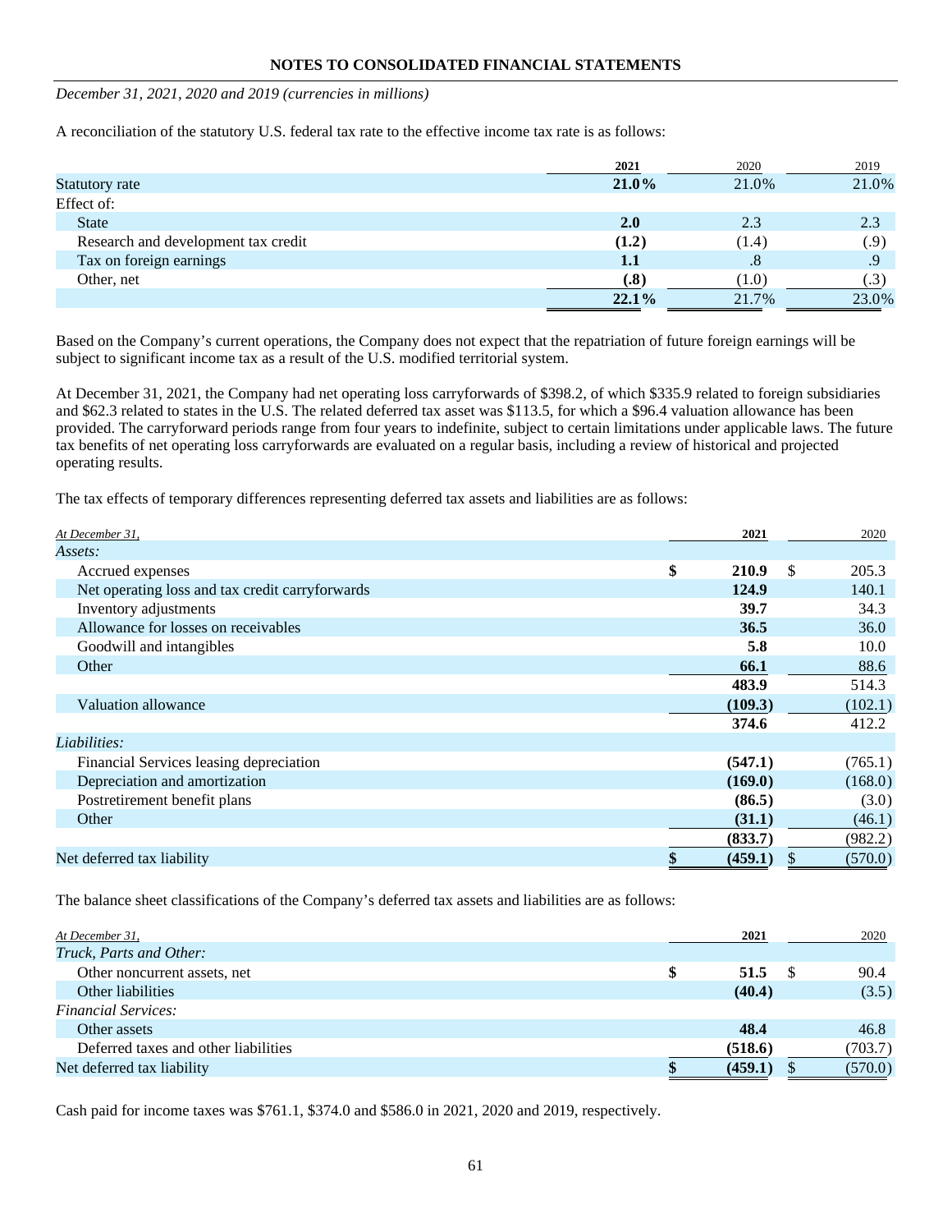December 31, 2021, 2020 and 2019 (currencies in millions)

A reconciliation of the statutory U.S. federal tax rate to the effective income tax rate is as follows:

| | **2021** | 2020 | 2019 |
|---|---|---|---|
| Statutory rate | **21.0%** | 21.0% | 21.0% |
| Effect of: | | | |
| State | **2.0** | 2.3 | 2.3 |
| Research and development tax credit | **(1.2)** | (1.4) | (.9) |
| Tax on foreign earnings | **1.1** | .8 | .9 |
| Other, net | **(.8)** | (1.0) | (.3) |
| | **22.1%** | 21.7% | 23.0% |

Based on the Company's current operations, the Company does not expect that the repatriation of future foreign earnings will be subject to significant income tax as a result of the U.S. modified territorial system.

At December 31, 2021, the Company had net operating loss carryforwards of $398.2, of which $335.9 related to foreign subsidiaries and $62.3 related to states in the U.S. The related deferred tax asset was $113.5, for which a $96.4 valuation allowance has been provided. The carryforward periods range from four years to indefinite, subject to certain limitations under applicable laws. The future tax benefits of net operating loss carryforwards are evaluated on a regular basis, including a review of historical and projected operating results.

The tax effects of temporary differences representing deferred tax assets and liabilities are as follows:

| *At December 31,* | **2021** | 2020 |
|---|---|---|
| *Assets:* | | |
| Accrued expenses | **$ 210.9** | $ 205.3 |
| Net operating loss and tax credit carryforwards | **124.9** | 140.1 |
| Inventory adjustments | **39.7** | 34.3 |
| Allowance for losses on receivables | **36.5** | 36.0 |
| Goodwill and intangibles | **5.8** | 10.0 |
| Other | **66.1** | 88.6 |
| | **483.9** | 514.3 |
| Valuation allowance | **(109.3)** | (102.1) |
| | **374.6** | 412.2 |
| *Liabilities:* | | |
| Financial Services leasing depreciation | **(547.1)** | (765.1) |
| Depreciation and amortization | **(169.0)** | (168.0) |
| Postretirement benefit plans | **(86.5)** | (3.0) |
| Other | **(31.1)** | (46.1) |
| | **(833.7)** | (982.2) |
| Net deferred tax liability | **$ (459.1)** | $ (570.0) |

The balance sheet classifications of the Company's deferred tax assets and liabilities are as follows:

| *At December 31,* | **2021** | 2020 |
|---|---|---|
| *Truck, Parts and Other:* | | |
| Other noncurrent assets, net | **$ 51.5** | $ 90.4 |
| Other liabilities | **(40.4)** | (3.5) |
| *Financial Services:* | | |
| Other assets | **48.4** | 46.8 |
| Deferred taxes and other liabilities | **(518.6)** | (703.7) |
| Net deferred tax liability | **$ (459.1)** | $ (570.0) |

Cash paid for income taxes was $761.1, $374.0 and $586.0 in 2021, 2020 and 2019, respectively.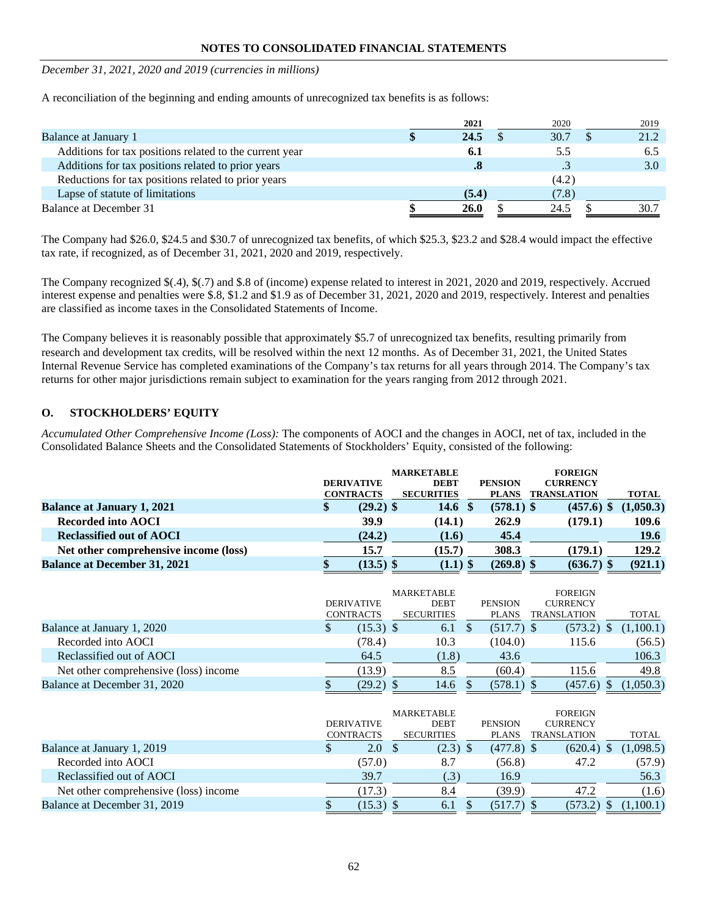## NOTES TO CONSOLIDATED FINANCIAL STATEMENTS

*December 31, 2021, 2020 and 2019 (currencies in millions)*

A reconciliation of the beginning and ending amounts of unrecognized tax benefits is as follows:

| | 2021 | 2020 | 2019 |
|---|---|---|---|
| Balance at January 1 | $ 24.5 | $ 30.7 | $ 21.2 |
| Additions for tax positions related to the current year | 6.1 | 5.5 | 6.5 |
| Additions for tax positions related to prior years | .8 | .3 | 3.0 |
| Reductions for tax positions related to prior years | | (4.2) | |
| Lapse of statute of limitations | (5.4) | (7.8) | |
| Balance at December 31 | $ 26.0 | $ 24.5 | $ 30.7 |

The Company had $26.0, $24.5 and $30.7 of unrecognized tax benefits, of which $25.3, $23.2 and $28.4 would impact the effective tax rate, if recognized, as of December 31, 2021, 2020 and 2019, respectively.

The Company recognized $(.4), $(.7) and $.8 of (income) expense related to interest in 2021, 2020 and 2019, respectively. Accrued interest expense and penalties were $.8, $1.2 and $1.9 as of December 31, 2021, 2020 and 2019, respectively. Interest and penalties are classified as income taxes in the Consolidated Statements of Income.

The Company believes it is reasonably possible that approximately $5.7 of unrecognized tax benefits, resulting primarily from research and development tax credits, will be resolved within the next 12 months. As of December 31, 2021, the United States Internal Revenue Service has completed examinations of the Company's tax returns for all years through 2014. The Company's tax returns for other major jurisdictions remain subject to examination for the years ranging from 2012 through 2021.

## O. STOCKHOLDERS' EQUITY

*Accumulated Other Comprehensive Income (Loss):* The components of AOCI and the changes in AOCI, net of tax, included in the Consolidated Balance Sheets and the Consolidated Statements of Stockholders' Equity, consisted of the following:

| | DERIVATIVE CONTRACTS | MARKETABLE DEBT SECURITIES | PENSION PLANS | FOREIGN CURRENCY TRANSLATION | TOTAL |
|---|---|---|---|---|---|
| **Balance at January 1, 2021** | **$ (29.2)** | **$ 14.6** | **$ (578.1)** | **$ (457.6)** | **$ (1,050.3)** |
| **Recorded into AOCI** | **39.9** | **(14.1)** | **262.9** | **(179.1)** | **109.6** |
| **Reclassified out of AOCI** | **(24.2)** | **(1.6)** | **45.4** | | **19.6** |
| **Net other comprehensive income (loss)** | **15.7** | **(15.7)** | **308.3** | **(179.1)** | **129.2** |
| **Balance at December 31, 2021** | **$ (13.5)** | **$ (1.1)** | **$ (269.8)** | **$ (636.7)** | **$ (921.1)** |

| | DERIVATIVE CONTRACTS | MARKETABLE DEBT SECURITIES | PENSION PLANS | FOREIGN CURRENCY TRANSLATION | TOTAL |
|---|---|---|---|---|---|
| Balance at January 1, 2020 | $ (15.3) | $ 6.1 | $ (517.7) | $ (573.2) | $ (1,100.1) |
| Recorded into AOCI | (78.4) | 10.3 | (104.0) | 115.6 | (56.5) |
| Reclassified out of AOCI | 64.5 | (1.8) | 43.6 | | 106.3 |
| Net other comprehensive (loss) income | (13.9) | 8.5 | (60.4) | 115.6 | 49.8 |
| Balance at December 31, 2020 | $ (29.2) | $ 14.6 | $ (578.1) | $ (457.6) | $ (1,050.3) |

| | DERIVATIVE CONTRACTS | MARKETABLE DEBT SECURITIES | PENSION PLANS | FOREIGN CURRENCY TRANSLATION | TOTAL |
|---|---|---|---|---|---|
| Balance at January 1, 2019 | $ 2.0 | $ (2.3) | $ (477.8) | $ (620.4) | $ (1,098.5) |
| Recorded into AOCI | (57.0) | 8.7 | (56.8) | 47.2 | (57.9) |
| Reclassified out of AOCI | 39.7 | (.3) | 16.9 | | 56.3 |
| Net other comprehensive (loss) income | (17.3) | 8.4 | (39.9) | 47.2 | (1.6) |
| Balance at December 31, 2019 | $ (15.3) | $ 6.1 | $ (517.7) | $ (573.2) | $ (1,100.1) |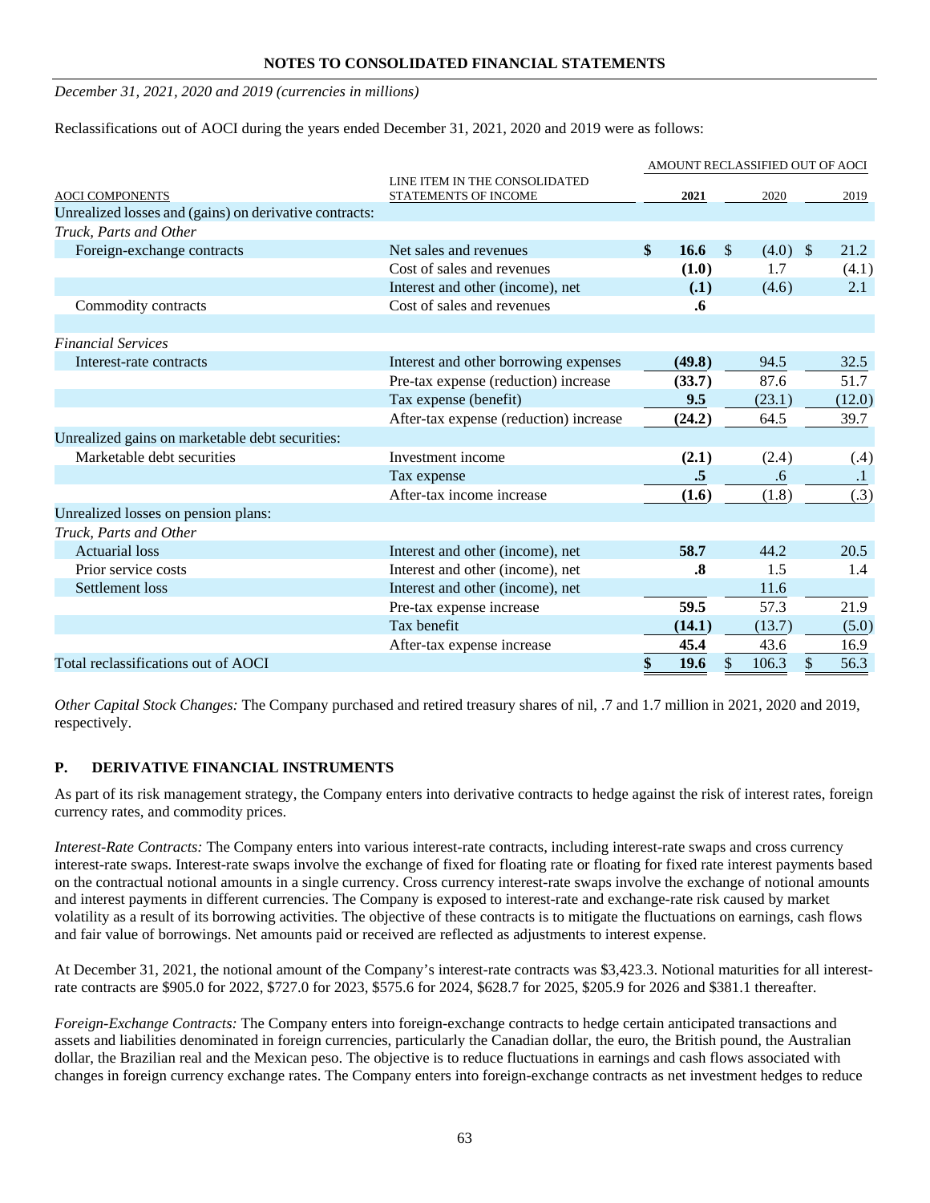**NOTES TO CONSOLIDATED FINANCIAL STATEMENTS**

*December 31, 2021, 2020 and 2019 (currencies in millions)*

Reclassifications out of AOCI during the years ended December 31, 2021, 2020 and 2019 were as follows:

| AOCI COMPONENTS | LINE ITEM IN THE CONSOLIDATED STATEMENTS OF INCOME | AMOUNT RECLASSIFIED OUT OF AOCI 2021 | 2020 | 2019 |
|---|---|---|---|---|
| Unrealized losses and (gains) on derivative contracts: | | | | |
| *Truck, Parts and Other* | | | | |
| Foreign-exchange contracts | Net sales and revenues | **$ 16.6** | $ (4.0) | $ 21.2 |
| | Cost of sales and revenues | **(1.0)** | 1.7 | (4.1) |
| | Interest and other (income), net | **(.1)** | (4.6) | 2.1 |
| Commodity contracts | Cost of sales and revenues | **.6** | | |
| *Financial Services* | | | | |
| Interest-rate contracts | Interest and other borrowing expenses | **(49.8)** | 94.5 | 32.5 |
| | Pre-tax expense (reduction) increase | **(33.7)** | 87.6 | 51.7 |
| | Tax expense (benefit) | **9.5** | (23.1) | (12.0) |
| | After-tax expense (reduction) increase | **(24.2)** | 64.5 | 39.7 |
| Unrealized gains on marketable debt securities: | | | | |
| Marketable debt securities | Investment income | **(2.1)** | (2.4) | (.4) |
| | Tax expense | **.5** | .6 | .1 |
| | After-tax income increase | **(1.6)** | (1.8) | (.3) |
| Unrealized losses on pension plans: | | | | |
| *Truck, Parts and Other* | | | | |
| Actuarial loss | Interest and other (income), net | **58.7** | 44.2 | 20.5 |
| Prior service costs | Interest and other (income), net | **.8** | 1.5 | 1.4 |
| Settlement loss | Interest and other (income), net | | 11.6 | |
| | Pre-tax expense increase | **59.5** | 57.3 | 21.9 |
| | Tax benefit | **(14.1)** | (13.7) | (5.0) |
| | After-tax expense increase | **45.4** | 43.6 | 16.9 |
| Total reclassifications out of AOCI | | **$ 19.6** | $ 106.3 | $ 56.3 |

*Other Capital Stock Changes:* The Company purchased and retired treasury shares of nil, .7 and 1.7 million in 2021, 2020 and 2019, respectively.

## P. DERIVATIVE FINANCIAL INSTRUMENTS

As part of its risk management strategy, the Company enters into derivative contracts to hedge against the risk of interest rates, foreign currency rates, and commodity prices.

*Interest-Rate Contracts:* The Company enters into various interest-rate contracts, including interest-rate swaps and cross currency interest-rate swaps. Interest-rate swaps involve the exchange of fixed for floating rate or floating for fixed rate interest payments based on the contractual notional amounts in a single currency. Cross currency interest-rate swaps involve the exchange of notional amounts and interest payments in different currencies. The Company is exposed to interest-rate and exchange-rate risk caused by market volatility as a result of its borrowing activities. The objective of these contracts is to mitigate the fluctuations on earnings, cash flows and fair value of borrowings. Net amounts paid or received are reflected as adjustments to interest expense.

At December 31, 2021, the notional amount of the Company's interest-rate contracts was $3,423.3. Notional maturities for all interest-rate contracts are $905.0 for 2022, $727.0 for 2023, $575.6 for 2024, $628.7 for 2025, $205.9 for 2026 and $381.1 thereafter.

*Foreign-Exchange Contracts:* The Company enters into foreign-exchange contracts to hedge certain anticipated transactions and assets and liabilities denominated in foreign currencies, particularly the Canadian dollar, the euro, the British pound, the Australian dollar, the Brazilian real and the Mexican peso. The objective is to reduce fluctuations in earnings and cash flows associated with changes in foreign currency exchange rates. The Company enters into foreign-exchange contracts as net investment hedges to reduce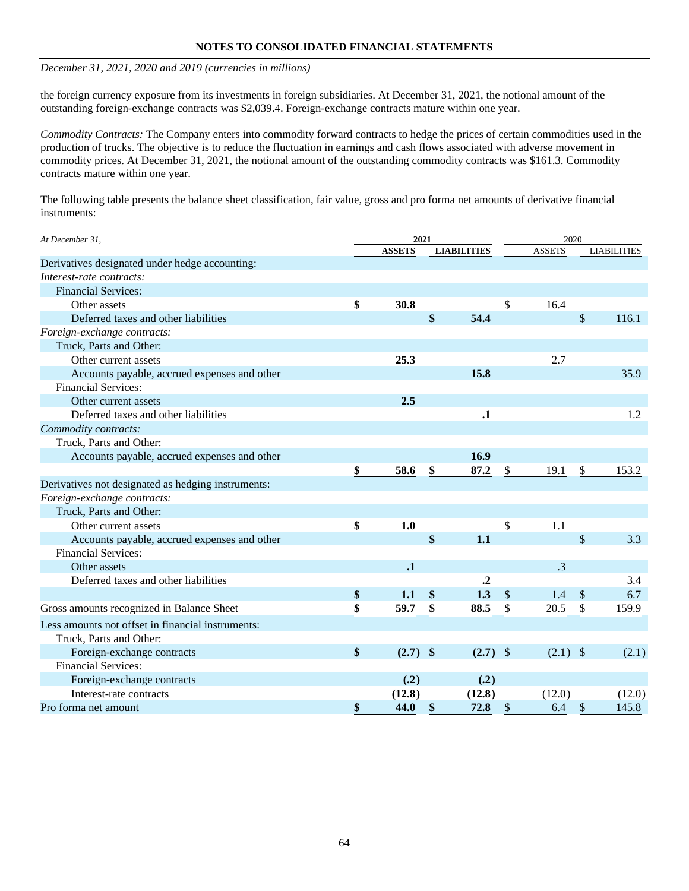NOTES TO CONSOLIDATED FINANCIAL STATEMENTS

*December 31, 2021, 2020 and 2019 (currencies in millions)*

the foreign currency exposure from its investments in foreign subsidiaries. At December 31, 2021, the notional amount of the outstanding foreign-exchange contracts was $2,039.4. Foreign-exchange contracts mature within one year.

*Commodity Contracts:* The Company enters into commodity forward contracts to hedge the prices of certain commodities used in the production of trucks. The objective is to reduce the fluctuation in earnings and cash flows associated with adverse movement in commodity prices. At December 31, 2021, the notional amount of the outstanding commodity contracts was $161.3. Commodity contracts mature within one year.

The following table presents the balance sheet classification, fair value, gross and pro forma net amounts of derivative financial instruments:

| *At December 31,* | **2021** | | 2020 | |
|---|---|---|---|---|
| | **ASSETS** | **LIABILITIES** | ASSETS | LIABILITIES |
| Derivatives designated under hedge accounting: | | | | |
| *Interest-rate contracts:* | | | | |
| Financial Services: | | | | |
| Other assets | **$ 30.8** | | $ 16.4 | |
| Deferred taxes and other liabilities | | **$ 54.4** | | $ 116.1 |
| *Foreign-exchange contracts:* | | | | |
| Truck, Parts and Other: | | | | |
| Other current assets | **25.3** | | 2.7 | |
| Accounts payable, accrued expenses and other | | **15.8** | | 35.9 |
| Financial Services: | | | | |
| Other current assets | **2.5** | | | |
| Deferred taxes and other liabilities | | **.1** | | 1.2 |
| *Commodity contracts:* | | | | |
| Truck, Parts and Other: | | | | |
| Accounts payable, accrued expenses and other | | **16.9** | | |
| | **$ 58.6** | **$ 87.2** | $ 19.1 | $ 153.2 |
| Derivatives not designated as hedging instruments: | | | | |
| *Foreign-exchange contracts:* | | | | |
| Truck, Parts and Other: | | | | |
| Other current assets | **$ 1.0** | | $ 1.1 | |
| Accounts payable, accrued expenses and other | | **$ 1.1** | | $ 3.3 |
| Financial Services: | | | | |
| Other assets | **.1** | | .3 | |
| Deferred taxes and other liabilities | | **.2** | | 3.4 |
| | **$ 1.1** | **$ 1.3** | $ 1.4 | $ 6.7 |
| Gross amounts recognized in Balance Sheet | **$ 59.7** | **$ 88.5** | $ 20.5 | $ 159.9 |
| Less amounts not offset in financial instruments: | | | | |
| Truck, Parts and Other: | | | | |
| Foreign-exchange contracts | **$ (2.7)** | **$ (2.7)** | $ (2.1) | $ (2.1) |
| Financial Services: | | | | |
| Foreign-exchange contracts | **(.2)** | **(.2)** | | |
| Interest-rate contracts | **(12.8)** | **(12.8)** | (12.0) | (12.0) |
| Pro forma net amount | **$ 44.0** | **$ 72.8** | $ 6.4 | $ 145.8 |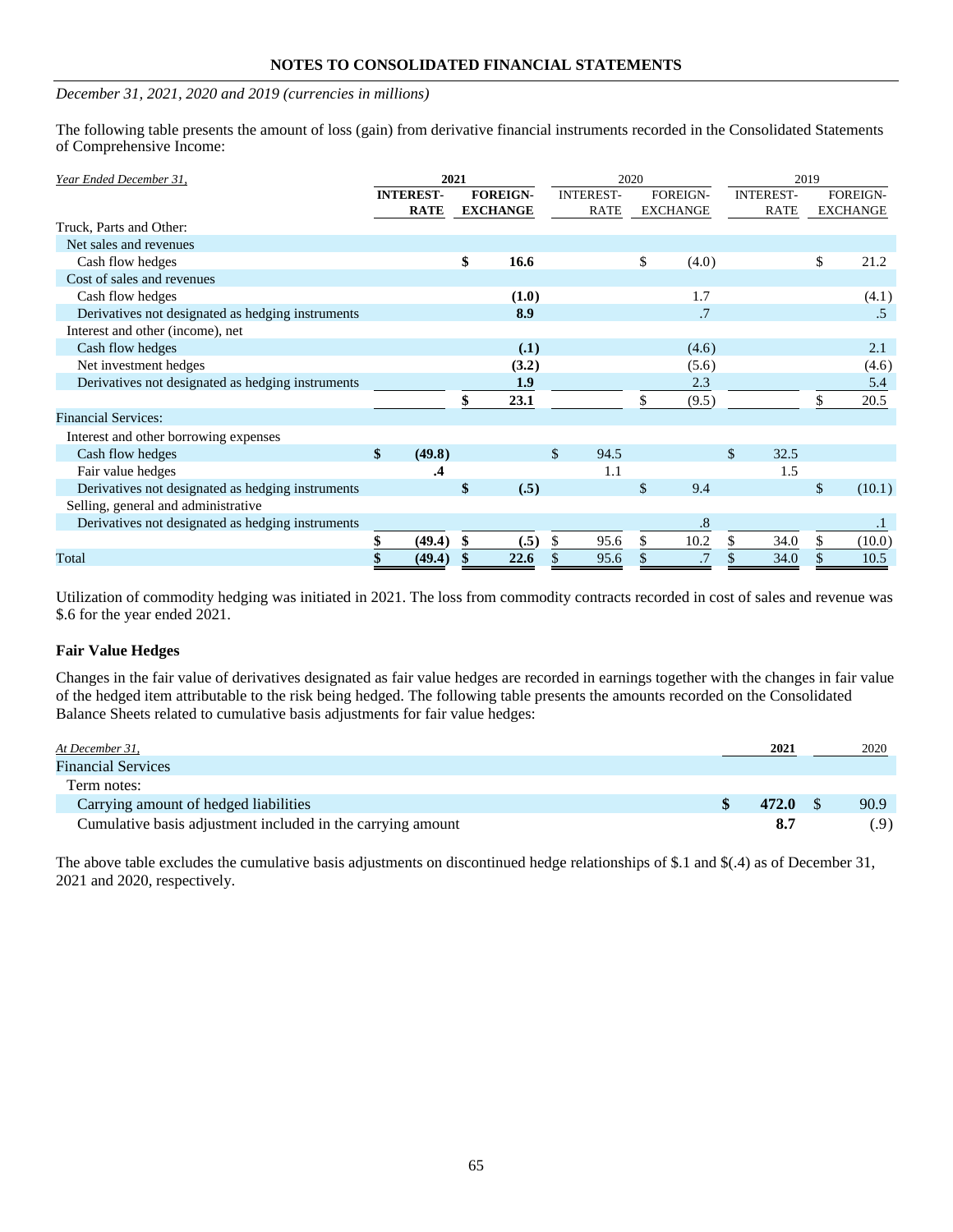NOTES TO CONSOLIDATED FINANCIAL STATEMENTS

*December 31, 2021, 2020 and 2019 (currencies in millions)*

The following table presents the amount of loss (gain) from derivative financial instruments recorded in the Consolidated Statements of Comprehensive Income:

| *Year Ended December 31,* | **2021** | | 2020 | | 2019 | |
|---|---|---|---|---|---|---|
| | **INTEREST-RATE** | **FOREIGN-EXCHANGE** | INTEREST-RATE | FOREIGN-EXCHANGE | INTEREST-RATE | FOREIGN-EXCHANGE |
| Truck, Parts and Other: | | | | | | |
| Net sales and revenues | | | | | | |
| Cash flow hedges | | **$ 16.6** | | $ (4.0) | | $ 21.2 |
| Cost of sales and revenues | | | | | | |
| Cash flow hedges | | **(1.0)** | | 1.7 | | (4.1) |
| Derivatives not designated as hedging instruments | | **8.9** | | .7 | | .5 |
| Interest and other (income), net | | | | | | |
| Cash flow hedges | | **(.1)** | | (4.6) | | 2.1 |
| Net investment hedges | | **(3.2)** | | (5.6) | | (4.6) |
| Derivatives not designated as hedging instruments | | **1.9** | | 2.3 | | 5.4 |
| | | **$ 23.1** | | $ (9.5) | | $ 20.5 |
| Financial Services: | | | | | | |
| Interest and other borrowing expenses | | | | | | |
| Cash flow hedges | **$ (49.8)** | | $ 94.5 | | $ 32.5 | |
| Fair value hedges | **.4** | | 1.1 | | 1.5 | |
| Derivatives not designated as hedging instruments | | **$ (.5)** | | $ 9.4 | | $ (10.1) |
| Selling, general and administrative | | | | | | |
| Derivatives not designated as hedging instruments | | | | .8 | | .1 |
| | **$ (49.4)** | **$ (.5)** | $ 95.6 | $ 10.2 | $ 34.0 | $ (10.0) |
| Total | **$ (49.4)** | **$ 22.6** | $ 95.6 | $ .7 | $ 34.0 | $ 10.5 |

Utilization of commodity hedging was initiated in 2021. The loss from commodity contracts recorded in cost of sales and revenue was $.6 for the year ended 2021.

**Fair Value Hedges**

Changes in the fair value of derivatives designated as fair value hedges are recorded in earnings together with the changes in fair value of the hedged item attributable to the risk being hedged. The following table presents the amounts recorded on the Consolidated Balance Sheets related to cumulative basis adjustments for fair value hedges:

| *At December 31,* | **2021** | 2020 |
|---|---|---|
| Financial Services | | |
| Term notes: | | |
| Carrying amount of hedged liabilities | **$ 472.0** | $ 90.9 |
| Cumulative basis adjustment included in the carrying amount | **8.7** | (.9) |

The above table excludes the cumulative basis adjustments on discontinued hedge relationships of $.1 and $(.4) as of December 31, 2021 and 2020, respectively.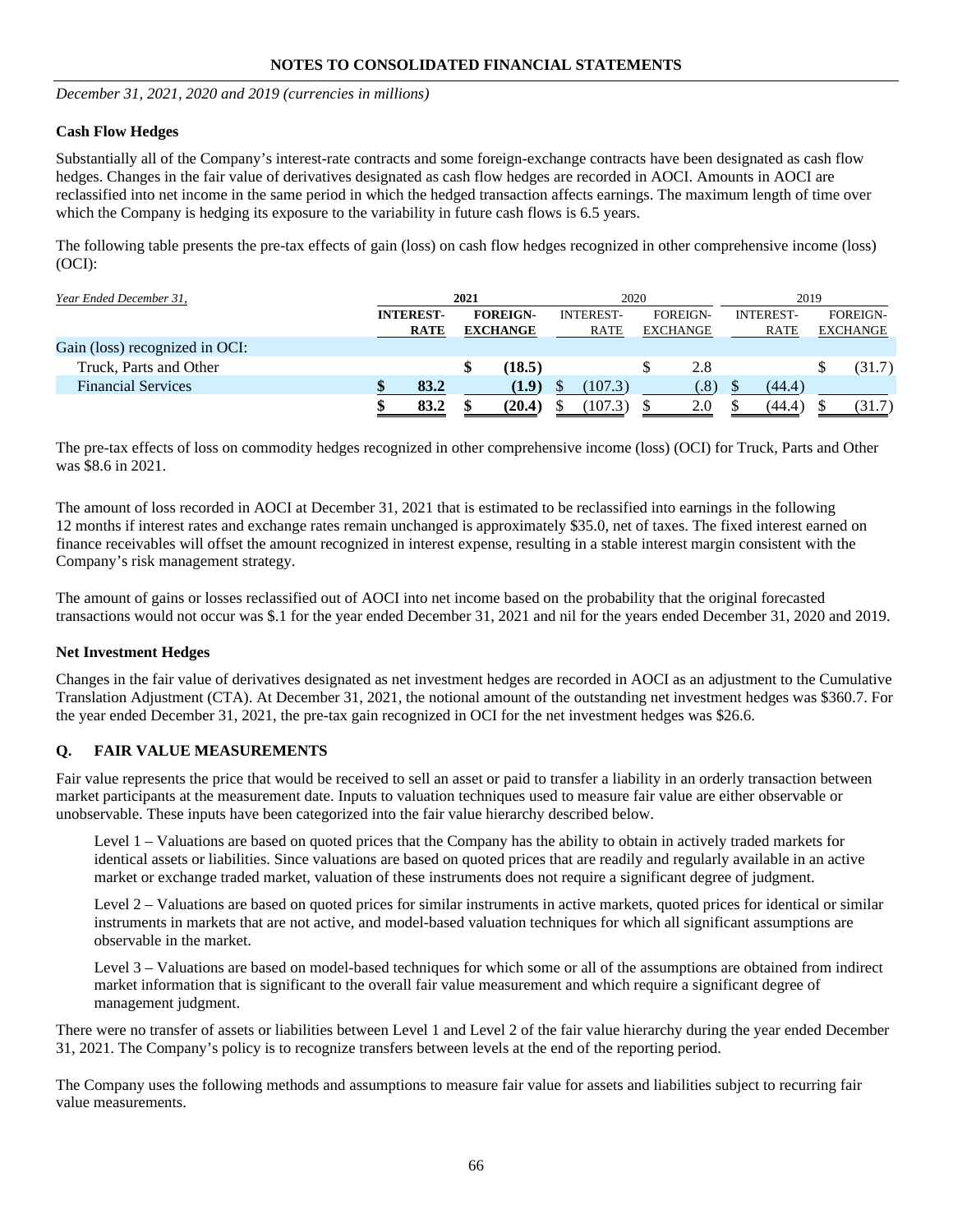## Cash Flow Hedges

Substantially all of the Company's interest-rate contracts and some foreign-exchange contracts have been designated as cash flow hedges. Changes in the fair value of derivatives designated as cash flow hedges are recorded in AOCI. Amounts in AOCI are reclassified into net income in the same period in which the hedged transaction affects earnings. The maximum length of time over which the Company is hedging its exposure to the variability in future cash flows is 6.5 years.

The following table presents the pre-tax effects of gain (loss) on cash flow hedges recognized in other comprehensive income (loss) (OCI):

| *Year Ended December 31,* | **2021** | | 2020 | | 2019 | |
|---|---|---|---|---|---|---|
| | **INTEREST-RATE** | **FOREIGN-EXCHANGE** | INTEREST-RATE | FOREIGN-EXCHANGE | INTEREST-RATE | FOREIGN-EXCHANGE |
| Gain (loss) recognized in OCI: | | | | | | |
| Truck, Parts and Other | | **$ (18.5)** | | $ 2.8 | | $ (31.7) |
| Financial Services | **$ 83.2** | **(1.9)** | $ (107.3) | (.8) | $ (44.4) | |
| | **$ 83.2** | **$ (20.4)** | $ (107.3) | $ 2.0 | $ (44.4) | $ (31.7) |

The pre-tax effects of loss on commodity hedges recognized in other comprehensive income (loss) (OCI) for Truck, Parts and Other was $8.6 in 2021.

The amount of loss recorded in AOCI at December 31, 2021 that is estimated to be reclassified into earnings in the following 12 months if interest rates and exchange rates remain unchanged is approximately $35.0, net of taxes. The fixed interest earned on finance receivables will offset the amount recognized in interest expense, resulting in a stable interest margin consistent with the Company's risk management strategy.

The amount of gains or losses reclassified out of AOCI into net income based on the probability that the original forecasted transactions would not occur was $.1 for the year ended December 31, 2021 and nil for the years ended December 31, 2020 and 2019.

## Net Investment Hedges

Changes in the fair value of derivatives designated as net investment hedges are recorded in AOCI as an adjustment to the Cumulative Translation Adjustment (CTA). At December 31, 2021, the notional amount of the outstanding net investment hedges was $360.7. For the year ended December 31, 2021, the pre-tax gain recognized in OCI for the net investment hedges was $26.6.

## Q. FAIR VALUE MEASUREMENTS

Fair value represents the price that would be received to sell an asset or paid to transfer a liability in an orderly transaction between market participants at the measurement date. Inputs to valuation techniques used to measure fair value are either observable or unobservable. These inputs have been categorized into the fair value hierarchy described below.

Level 1 – Valuations are based on quoted prices that the Company has the ability to obtain in actively traded markets for identical assets or liabilities. Since valuations are based on quoted prices that are readily and regularly available in an active market or exchange traded market, valuation of these instruments does not require a significant degree of judgment.

Level 2 – Valuations are based on quoted prices for similar instruments in active markets, quoted prices for identical or similar instruments in markets that are not active, and model-based valuation techniques for which all significant assumptions are observable in the market.

Level 3 – Valuations are based on model-based techniques for which some or all of the assumptions are obtained from indirect market information that is significant to the overall fair value measurement and which require a significant degree of management judgment.

There were no transfer of assets or liabilities between Level 1 and Level 2 of the fair value hierarchy during the year ended December 31, 2021. The Company's policy is to recognize transfers between levels at the end of the reporting period.

The Company uses the following methods and assumptions to measure fair value for assets and liabilities subject to recurring fair value measurements.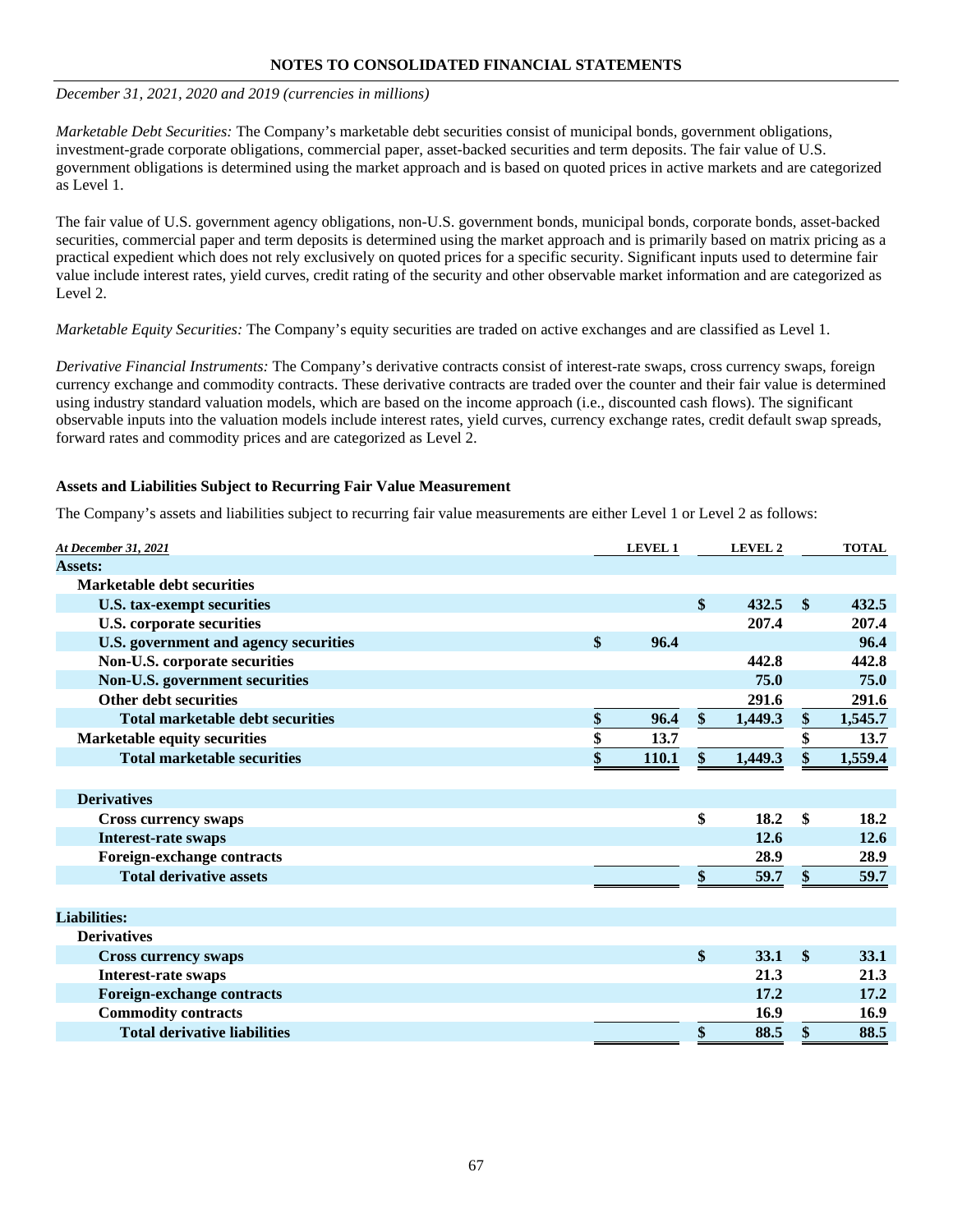**NOTES TO CONSOLIDATED FINANCIAL STATEMENTS**

*December 31, 2021, 2020 and 2019 (currencies in millions)*

*Marketable Debt Securities:* The Company's marketable debt securities consist of municipal bonds, government obligations, investment-grade corporate obligations, commercial paper, asset-backed securities and term deposits. The fair value of U.S. government obligations is determined using the market approach and is based on quoted prices in active markets and are categorized as Level 1.

The fair value of U.S. government agency obligations, non-U.S. government bonds, municipal bonds, corporate bonds, asset-backed securities, commercial paper and term deposits is determined using the market approach and is primarily based on matrix pricing as a practical expedient which does not rely exclusively on quoted prices for a specific security. Significant inputs used to determine fair value include interest rates, yield curves, credit rating of the security and other observable market information and are categorized as Level 2.

*Marketable Equity Securities:* The Company's equity securities are traded on active exchanges and are classified as Level 1.

*Derivative Financial Instruments:* The Company's derivative contracts consist of interest-rate swaps, cross currency swaps, foreign currency exchange and commodity contracts. These derivative contracts are traded over the counter and their fair value is determined using industry standard valuation models, which are based on the income approach (i.e., discounted cash flows). The significant observable inputs into the valuation models include interest rates, yield curves, currency exchange rates, credit default swap spreads, forward rates and commodity prices and are categorized as Level 2.

**Assets and Liabilities Subject to Recurring Fair Value Measurement**

The Company's assets and liabilities subject to recurring fair value measurements are either Level 1 or Level 2 as follows:

| *At December 31, 2021* | LEVEL 1 | LEVEL 2 | TOTAL |
|---|---|---|---|
| **Assets:** | | | |
| **Marketable debt securities** | | | |
| **U.S. tax-exempt securities** | | $ 432.5 | $ 432.5 |
| **U.S. corporate securities** | | 207.4 | 207.4 |
| **U.S. government and agency securities** | $ 96.4 | | 96.4 |
| **Non-U.S. corporate securities** | | 442.8 | 442.8 |
| **Non-U.S. government securities** | | 75.0 | 75.0 |
| **Other debt securities** | | 291.6 | 291.6 |
| **Total marketable debt securities** | $ 96.4 | $ 1,449.3 | $ 1,545.7 |
| **Marketable equity securities** | $ 13.7 | | $ 13.7 |
| **Total marketable securities** | $ 110.1 | $ 1,449.3 | $ 1,559.4 |
| | | | |
| **Derivatives** | | | |
| **Cross currency swaps** | | $ 18.2 | $ 18.2 |
| **Interest-rate swaps** | | 12.6 | 12.6 |
| **Foreign-exchange contracts** | | 28.9 | 28.9 |
| **Total derivative assets** | | $ 59.7 | $ 59.7 |
| | | | |
| **Liabilities:** | | | |
| **Derivatives** | | | |
| **Cross currency swaps** | | $ 33.1 | $ 33.1 |
| **Interest-rate swaps** | | 21.3 | 21.3 |
| **Foreign-exchange contracts** | | 17.2 | 17.2 |
| **Commodity contracts** | | 16.9 | 16.9 |
| **Total derivative liabilities** | | $ 88.5 | $ 88.5 |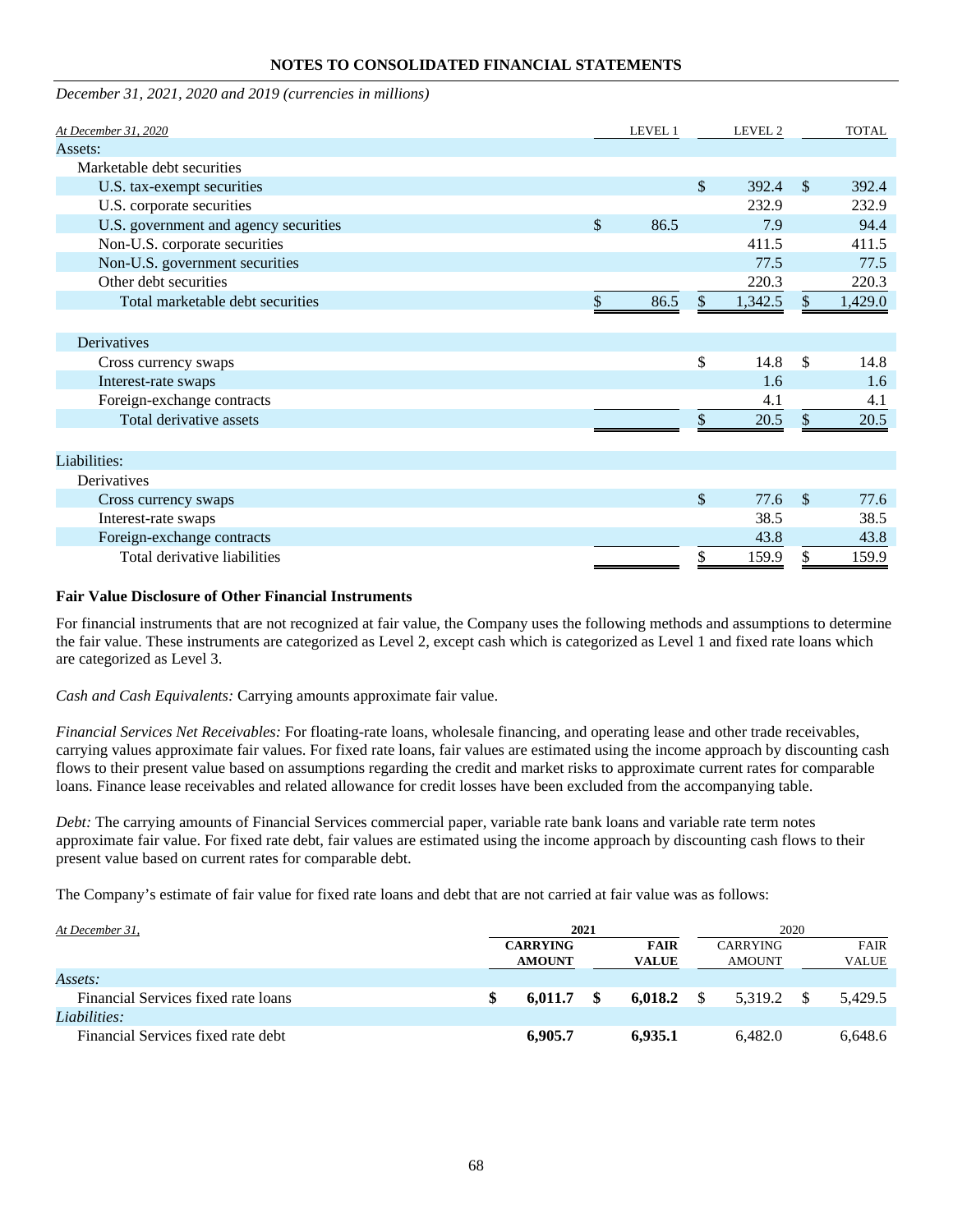## NOTES TO CONSOLIDATED FINANCIAL STATEMENTS

*December 31, 2021, 2020 and 2019 (currencies in millions)*

| *At December 31, 2020* | LEVEL 1 | LEVEL 2 | TOTAL |
|---|---|---|---|
| Assets: | | | |
| Marketable debt securities | | | |
| U.S. tax-exempt securities | | $ 392.4 | $ 392.4 |
| U.S. corporate securities | | 232.9 | 232.9 |
| U.S. government and agency securities | $ 86.5 | 7.9 | 94.4 |
| Non-U.S. corporate securities | | 411.5 | 411.5 |
| Non-U.S. government securities | | 77.5 | 77.5 |
| Other debt securities | | 220.3 | 220.3 |
| Total marketable debt securities | $ 86.5 | $ 1,342.5 | $ 1,429.0 |
| Derivatives | | | |
| Cross currency swaps | | $ 14.8 | $ 14.8 |
| Interest-rate swaps | | 1.6 | 1.6 |
| Foreign-exchange contracts | | 4.1 | 4.1 |
| Total derivative assets | | $ 20.5 | $ 20.5 |
| Liabilities: | | | |
| Derivatives | | | |
| Cross currency swaps | | $ 77.6 | $ 77.6 |
| Interest-rate swaps | | 38.5 | 38.5 |
| Foreign-exchange contracts | | 43.8 | 43.8 |
| Total derivative liabilities | | $ 159.9 | $ 159.9 |

**Fair Value Disclosure of Other Financial Instruments**

For financial instruments that are not recognized at fair value, the Company uses the following methods and assumptions to determine the fair value. These instruments are categorized as Level 2, except cash which is categorized as Level 1 and fixed rate loans which are categorized as Level 3.

*Cash and Cash Equivalents:* Carrying amounts approximate fair value.

*Financial Services Net Receivables:* For floating-rate loans, wholesale financing, and operating lease and other trade receivables, carrying values approximate fair values. For fixed rate loans, fair values are estimated using the income approach by discounting cash flows to their present value based on assumptions regarding the credit and market risks to approximate current rates for comparable loans. Finance lease receivables and related allowance for credit losses have been excluded from the accompanying table.

*Debt:* The carrying amounts of Financial Services commercial paper, variable rate bank loans and variable rate term notes approximate fair value. For fixed rate debt, fair values are estimated using the income approach by discounting cash flows to their present value based on current rates for comparable debt.

The Company's estimate of fair value for fixed rate loans and debt that are not carried at fair value was as follows:

| *At December 31,* | **2021** | | 2020 | |
|---|---|---|---|---|
| | **CARRYING AMOUNT** | **FAIR VALUE** | CARRYING AMOUNT | FAIR VALUE |
| *Assets:* | | | | |
| Financial Services fixed rate loans | **$ 6,011.7** | **$ 6,018.2** | $ 5,319.2 | $ 5,429.5 |
| *Liabilities:* | | | | |
| Financial Services fixed rate debt | **6,905.7** | **6,935.1** | 6,482.0 | 6,648.6 |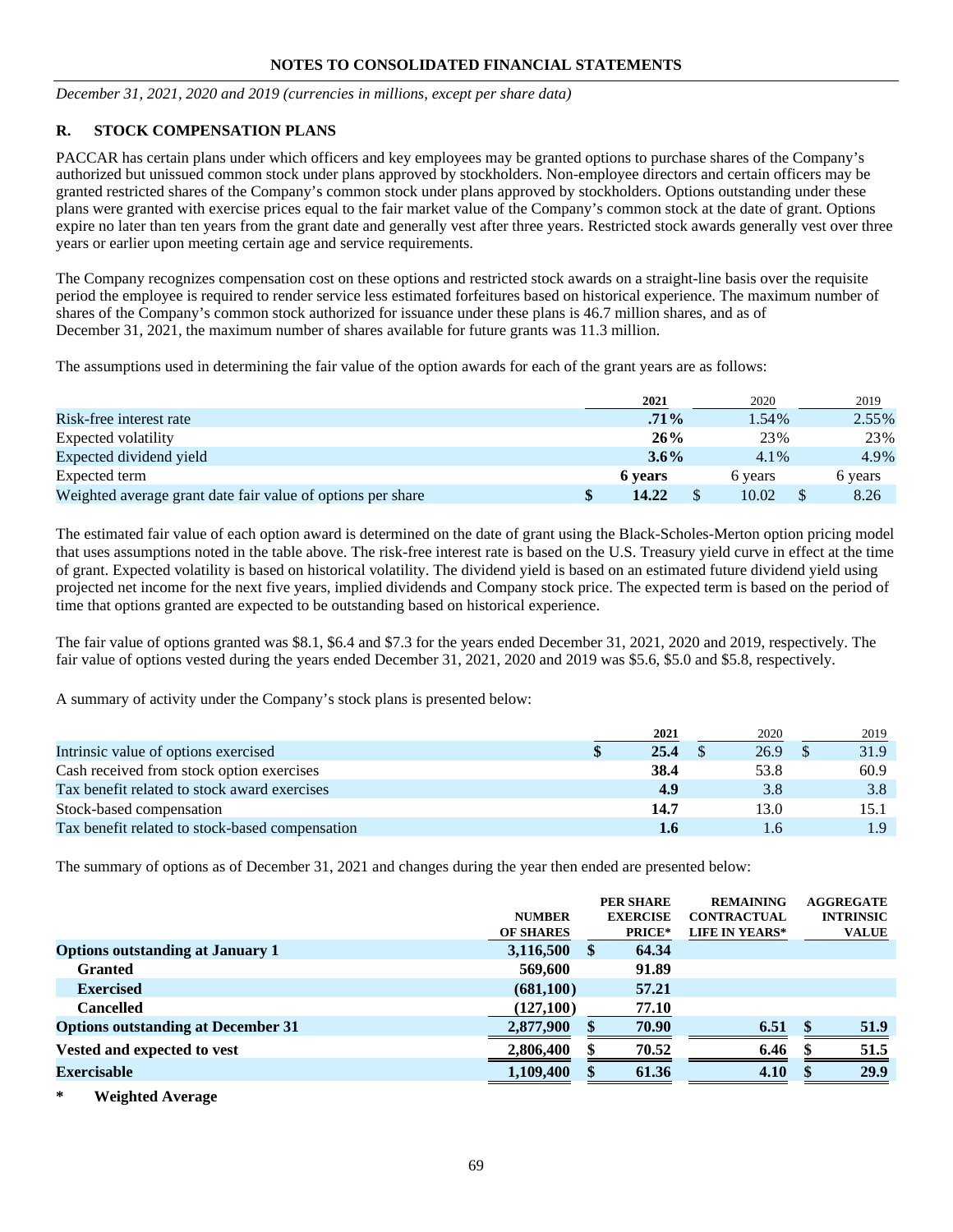NOTES TO CONSOLIDATED FINANCIAL STATEMENTS

*December 31, 2021, 2020 and 2019 (currencies in millions, except per share data)*

## R. STOCK COMPENSATION PLANS

PACCAR has certain plans under which officers and key employees may be granted options to purchase shares of the Company's authorized but unissued common stock under plans approved by stockholders. Non-employee directors and certain officers may be granted restricted shares of the Company's common stock under plans approved by stockholders. Options outstanding under these plans were granted with exercise prices equal to the fair market value of the Company's common stock at the date of grant. Options expire no later than ten years from the grant date and generally vest after three years. Restricted stock awards generally vest over three years or earlier upon meeting certain age and service requirements.

The Company recognizes compensation cost on these options and restricted stock awards on a straight-line basis over the requisite period the employee is required to render service less estimated forfeitures based on historical experience. The maximum number of shares of the Company's common stock authorized for issuance under these plans is 46.7 million shares, and as of December 31, 2021, the maximum number of shares available for future grants was 11.3 million.

The assumptions used in determining the fair value of the option awards for each of the grant years are as follows:

| | **2021** | 2020 | 2019 |
|---|---|---|---|
| Risk-free interest rate | **.71%** | 1.54% | 2.55% |
| Expected volatility | **26%** | 23% | 23% |
| Expected dividend yield | **3.6%** | 4.1% | 4.9% |
| Expected term | **6 years** | 6 years | 6 years |
| Weighted average grant date fair value of options per share | **$ 14.22** | $ 10.02 | $ 8.26 |

The estimated fair value of each option award is determined on the date of grant using the Black-Scholes-Merton option pricing model that uses assumptions noted in the table above. The risk-free interest rate is based on the U.S. Treasury yield curve in effect at the time of grant. Expected volatility is based on historical volatility. The dividend yield is based on an estimated future dividend yield using projected net income for the next five years, implied dividends and Company stock price. The expected term is based on the period of time that options granted are expected to be outstanding based on historical experience.

The fair value of options granted was $8.1, $6.4 and $7.3 for the years ended December 31, 2021, 2020 and 2019, respectively. The fair value of options vested during the years ended December 31, 2021, 2020 and 2019 was $5.6, $5.0 and $5.8, respectively.

A summary of activity under the Company's stock plans is presented below:

| | **2021** | 2020 | 2019 |
|---|---|---|---|
| Intrinsic value of options exercised | **$ 25.4** | $ 26.9 | $ 31.9 |
| Cash received from stock option exercises | **38.4** | 53.8 | 60.9 |
| Tax benefit related to stock award exercises | **4.9** | 3.8 | 3.8 |
| Stock-based compensation | **14.7** | 13.0 | 15.1 |
| Tax benefit related to stock-based compensation | **1.6** | 1.6 | 1.9 |

The summary of options as of December 31, 2021 and changes during the year then ended are presented below:

| | **NUMBER OF SHARES** | **PER SHARE EXERCISE PRICE*** | **REMAINING CONTRACTUAL LIFE IN YEARS*** | **AGGREGATE INTRINSIC VALUE** |
|---|---|---|---|---|
| **Options outstanding at January 1** | **3,116,500** | **$ 64.34** | | |
| **Granted** | **569,600** | **91.89** | | |
| **Exercised** | **(681,100)** | **57.21** | | |
| **Cancelled** | **(127,100)** | **77.10** | | |
| **Options outstanding at December 31** | **2,877,900** | **$ 70.90** | **6.51** | **$ 51.9** |
| **Vested and expected to vest** | **2,806,400** | **$ 70.52** | **6.46** | **$ 51.5** |
| **Exercisable** | **1,109,400** | **$ 61.36** | **4.10** | **$ 29.9** |

\* **Weighted Average**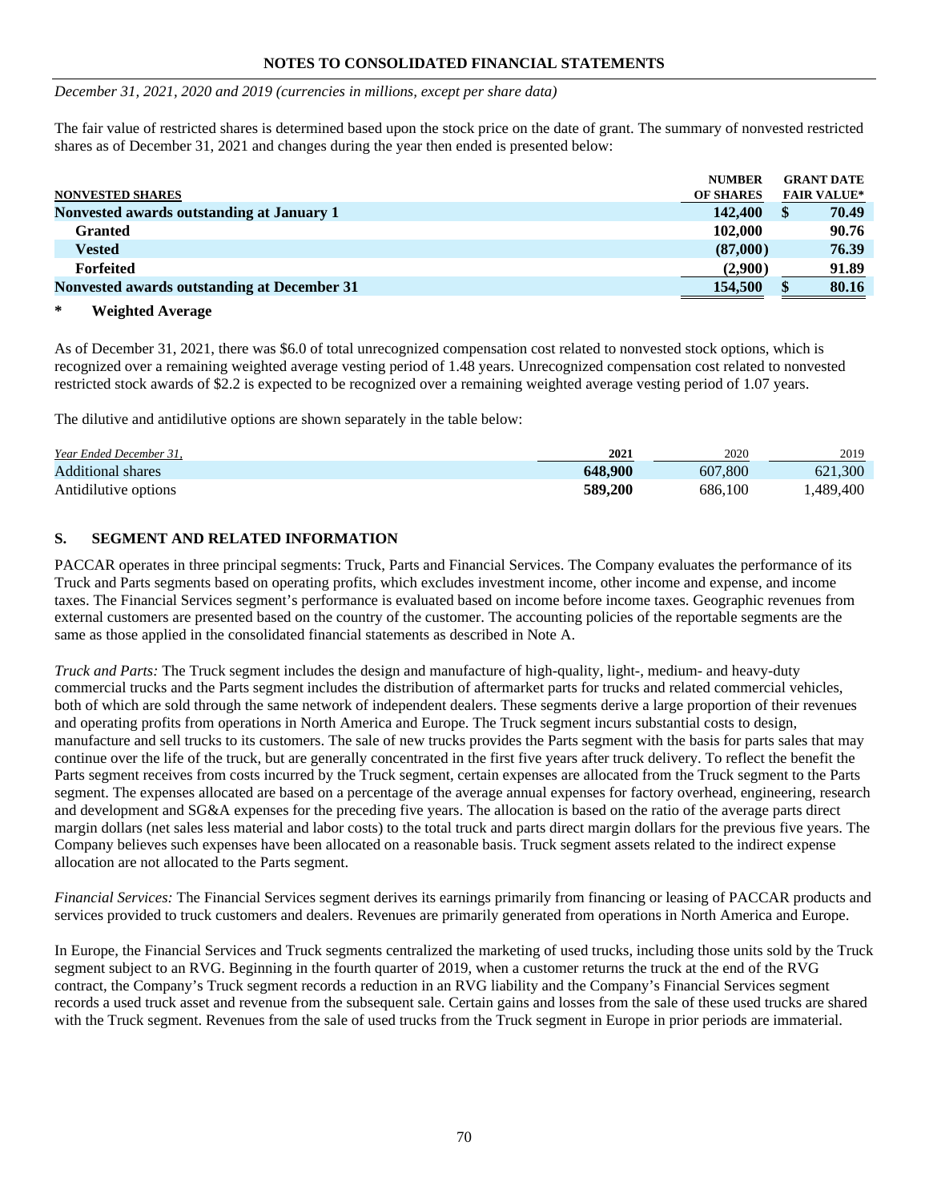**NOTES TO CONSOLIDATED FINANCIAL STATEMENTS**

*December 31, 2021, 2020 and 2019 (currencies in millions, except per share data)*

The fair value of restricted shares is determined based upon the stock price on the date of grant. The summary of nonvested restricted shares as of December 31, 2021 and changes during the year then ended is presented below:

| NONVESTED SHARES | NUMBER OF SHARES | GRANT DATE FAIR VALUE* |
|---|---|---|
| **Nonvested awards outstanding at January 1** | **142,400** | **$ 70.49** |
| **Granted** | **102,000** | **90.76** |
| **Vested** | **(87,000)** | **76.39** |
| **Forfeited** | **(2,900)** | **91.89** |
| **Nonvested awards outstanding at December 31** | **154,500** | **$ 80.16** |

\* **Weighted Average**

As of December 31, 2021, there was $6.0 of total unrecognized compensation cost related to nonvested stock options, which is recognized over a remaining weighted average vesting period of 1.48 years. Unrecognized compensation cost related to nonvested restricted stock awards of $2.2 is expected to be recognized over a remaining weighted average vesting period of 1.07 years.

The dilutive and antidilutive options are shown separately in the table below:

| *Year Ended December 31,* | **2021** | 2020 | 2019 |
|---|---|---|---|
| Additional shares | **648,900** | 607,800 | 621,300 |
| Antidilutive options | **589,200** | 686,100 | 1,489,400 |

## S. SEGMENT AND RELATED INFORMATION

PACCAR operates in three principal segments: Truck, Parts and Financial Services. The Company evaluates the performance of its Truck and Parts segments based on operating profits, which excludes investment income, other income and expense, and income taxes. The Financial Services segment's performance is evaluated based on income before income taxes. Geographic revenues from external customers are presented based on the country of the customer. The accounting policies of the reportable segments are the same as those applied in the consolidated financial statements as described in Note A.

*Truck and Parts:* The Truck segment includes the design and manufacture of high-quality, light-, medium- and heavy-duty commercial trucks and the Parts segment includes the distribution of aftermarket parts for trucks and related commercial vehicles, both of which are sold through the same network of independent dealers. These segments derive a large proportion of their revenues and operating profits from operations in North America and Europe. The Truck segment incurs substantial costs to design, manufacture and sell trucks to its customers. The sale of new trucks provides the Parts segment with the basis for parts sales that may continue over the life of the truck, but are generally concentrated in the first five years after truck delivery. To reflect the benefit the Parts segment receives from costs incurred by the Truck segment, certain expenses are allocated from the Truck segment to the Parts segment. The expenses allocated are based on a percentage of the average annual expenses for factory overhead, engineering, research and development and SG&A expenses for the preceding five years. The allocation is based on the ratio of the average parts direct margin dollars (net sales less material and labor costs) to the total truck and parts direct margin dollars for the previous five years. The Company believes such expenses have been allocated on a reasonable basis. Truck segment assets related to the indirect expense allocation are not allocated to the Parts segment.

*Financial Services:* The Financial Services segment derives its earnings primarily from financing or leasing of PACCAR products and services provided to truck customers and dealers. Revenues are primarily generated from operations in North America and Europe.

In Europe, the Financial Services and Truck segments centralized the marketing of used trucks, including those units sold by the Truck segment subject to an RVG. Beginning in the fourth quarter of 2019, when a customer returns the truck at the end of the RVG contract, the Company's Truck segment records a reduction in an RVG liability and the Company's Financial Services segment records a used truck asset and revenue from the subsequent sale. Certain gains and losses from the sale of these used trucks are shared with the Truck segment. Revenues from the sale of used trucks from the Truck segment in Europe in prior periods are immaterial.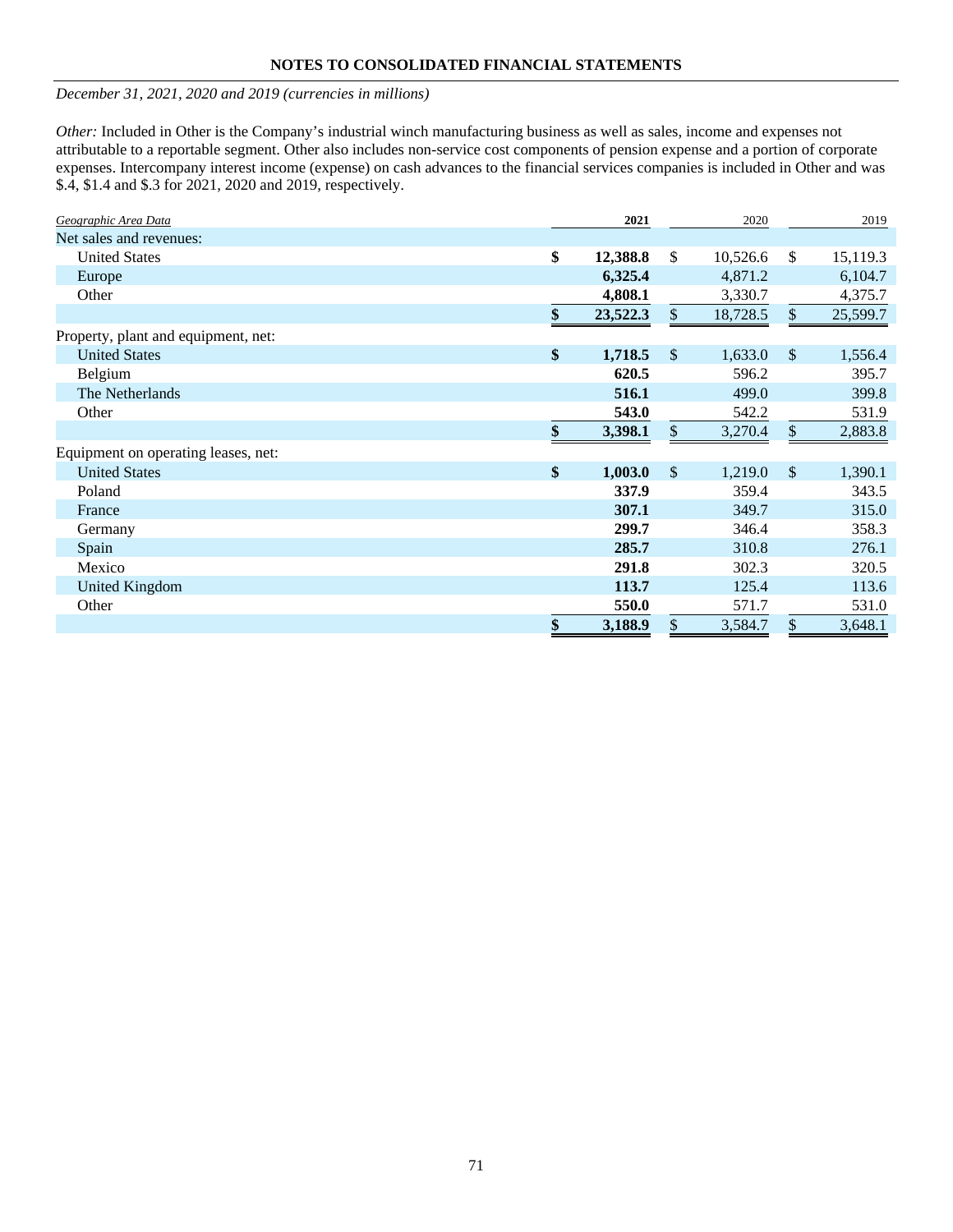**NOTES TO CONSOLIDATED FINANCIAL STATEMENTS**

*December 31, 2021, 2020 and 2019 (currencies in millions)*

*Other:* Included in Other is the Company's industrial winch manufacturing business as well as sales, income and expenses not attributable to a reportable segment. Other also includes non-service cost components of pension expense and a portion of corporate expenses. Intercompany interest income (expense) on cash advances to the financial services companies is included in Other and was $.4, $1.4 and $.3 for 2021, 2020 and 2019, respectively.

| *Geographic Area Data* | **2021** | 2020 | 2019 |
|---|---|---|---|
| Net sales and revenues: | | | |
| United States | **$ 12,388.8** | $ 10,526.6 | $ 15,119.3 |
| Europe | **6,325.4** | 4,871.2 | 6,104.7 |
| Other | **4,808.1** | 3,330.7 | 4,375.7 |
| | **$ 23,522.3** | $ 18,728.5 | $ 25,599.7 |
| Property, plant and equipment, net: | | | |
| United States | **$ 1,718.5** | $ 1,633.0 | $ 1,556.4 |
| Belgium | **620.5** | 596.2 | 395.7 |
| The Netherlands | **516.1** | 499.0 | 399.8 |
| Other | **543.0** | 542.2 | 531.9 |
| | **$ 3,398.1** | $ 3,270.4 | $ 2,883.8 |
| Equipment on operating leases, net: | | | |
| United States | **$ 1,003.0** | $ 1,219.0 | $ 1,390.1 |
| Poland | **337.9** | 359.4 | 343.5 |
| France | **307.1** | 349.7 | 315.0 |
| Germany | **299.7** | 346.4 | 358.3 |
| Spain | **285.7** | 310.8 | 276.1 |
| Mexico | **291.8** | 302.3 | 320.5 |
| United Kingdom | **113.7** | 125.4 | 113.6 |
| Other | **550.0** | 571.7 | 531.0 |
| | **$ 3,188.9** | $ 3,584.7 | $ 3,648.1 |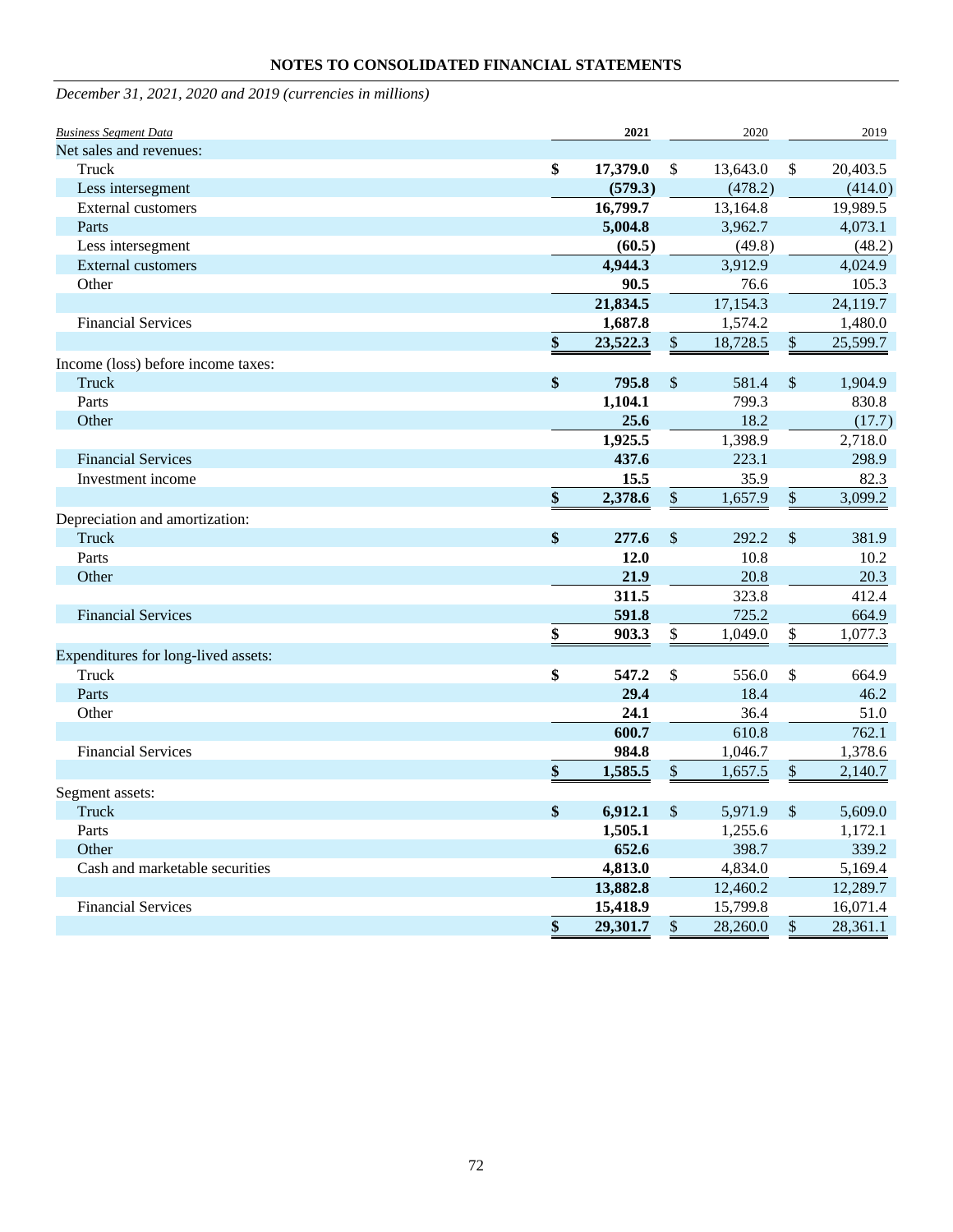**NOTES TO CONSOLIDATED FINANCIAL STATEMENTS**

*December 31, 2021, 2020 and 2019 (currencies in millions)*

| *Business Segment Data* | 2021 | 2020 | 2019 |
|---|---|---|---|
| Net sales and revenues: | | | |
| Truck | $ 17,379.0 | $ 13,643.0 | $ 20,403.5 |
| Less intersegment | (579.3) | (478.2) | (414.0) |
| External customers | 16,799.7 | 13,164.8 | 19,989.5 |
| Parts | 5,004.8 | 3,962.7 | 4,073.1 |
| Less intersegment | (60.5) | (49.8) | (48.2) |
| External customers | 4,944.3 | 3,912.9 | 4,024.9 |
| Other | 90.5 | 76.6 | 105.3 |
| | 21,834.5 | 17,154.3 | 24,119.7 |
| Financial Services | 1,687.8 | 1,574.2 | 1,480.0 |
| | $ 23,522.3 | $ 18,728.5 | $ 25,599.7 |
| Income (loss) before income taxes: | | | |
| Truck | $ 795.8 | $ 581.4 | $ 1,904.9 |
| Parts | 1,104.1 | 799.3 | 830.8 |
| Other | 25.6 | 18.2 | (17.7) |
| | 1,925.5 | 1,398.9 | 2,718.0 |
| Financial Services | 437.6 | 223.1 | 298.9 |
| Investment income | 15.5 | 35.9 | 82.3 |
| | $ 2,378.6 | $ 1,657.9 | $ 3,099.2 |
| Depreciation and amortization: | | | |
| Truck | $ 277.6 | $ 292.2 | $ 381.9 |
| Parts | 12.0 | 10.8 | 10.2 |
| Other | 21.9 | 20.8 | 20.3 |
| | 311.5 | 323.8 | 412.4 |
| Financial Services | 591.8 | 725.2 | 664.9 |
| | $ 903.3 | $ 1,049.0 | $ 1,077.3 |
| Expenditures for long-lived assets: | | | |
| Truck | $ 547.2 | $ 556.0 | $ 664.9 |
| Parts | 29.4 | 18.4 | 46.2 |
| Other | 24.1 | 36.4 | 51.0 |
| | 600.7 | 610.8 | 762.1 |
| Financial Services | 984.8 | 1,046.7 | 1,378.6 |
| | $ 1,585.5 | $ 1,657.5 | $ 2,140.7 |
| Segment assets: | | | |
| Truck | $ 6,912.1 | $ 5,971.9 | $ 5,609.0 |
| Parts | 1,505.1 | 1,255.6 | 1,172.1 |
| Other | 652.6 | 398.7 | 339.2 |
| Cash and marketable securities | 4,813.0 | 4,834.0 | 5,169.4 |
| | 13,882.8 | 12,460.2 | 12,289.7 |
| Financial Services | 15,418.9 | 15,799.8 | 16,071.4 |
| | $ 29,301.7 | $ 28,260.0 | $ 28,361.1 |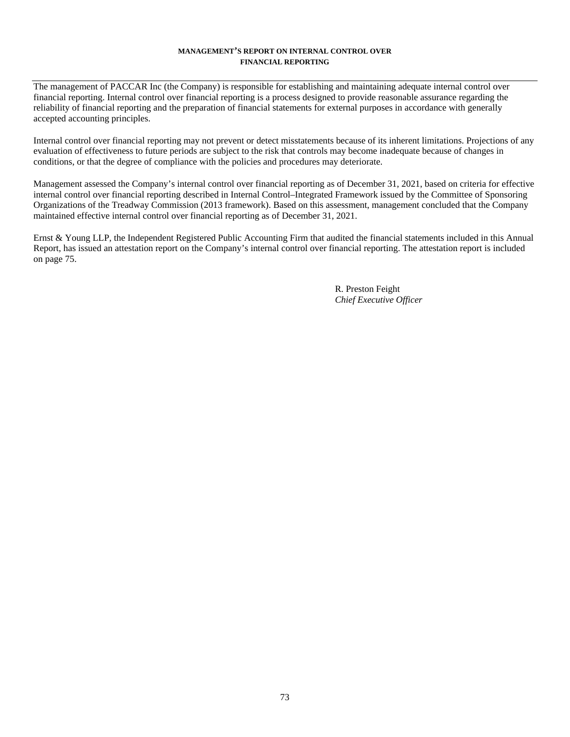## MANAGEMENT'S REPORT ON INTERNAL CONTROL OVER FINANCIAL REPORTING

The management of PACCAR Inc (the Company) is responsible for establishing and maintaining adequate internal control over financial reporting. Internal control over financial reporting is a process designed to provide reasonable assurance regarding the reliability of financial reporting and the preparation of financial statements for external purposes in accordance with generally accepted accounting principles.

Internal control over financial reporting may not prevent or detect misstatements because of its inherent limitations. Projections of any evaluation of effectiveness to future periods are subject to the risk that controls may become inadequate because of changes in conditions, or that the degree of compliance with the policies and procedures may deteriorate.

Management assessed the Company's internal control over financial reporting as of December 31, 2021, based on criteria for effective internal control over financial reporting described in Internal Control–Integrated Framework issued by the Committee of Sponsoring Organizations of the Treadway Commission (2013 framework). Based on this assessment, management concluded that the Company maintained effective internal control over financial reporting as of December 31, 2021.

Ernst & Young LLP, the Independent Registered Public Accounting Firm that audited the financial statements included in this Annual Report, has issued an attestation report on the Company's internal control over financial reporting. The attestation report is included on page 75.

R. Preston Feight
*Chief Executive Officer*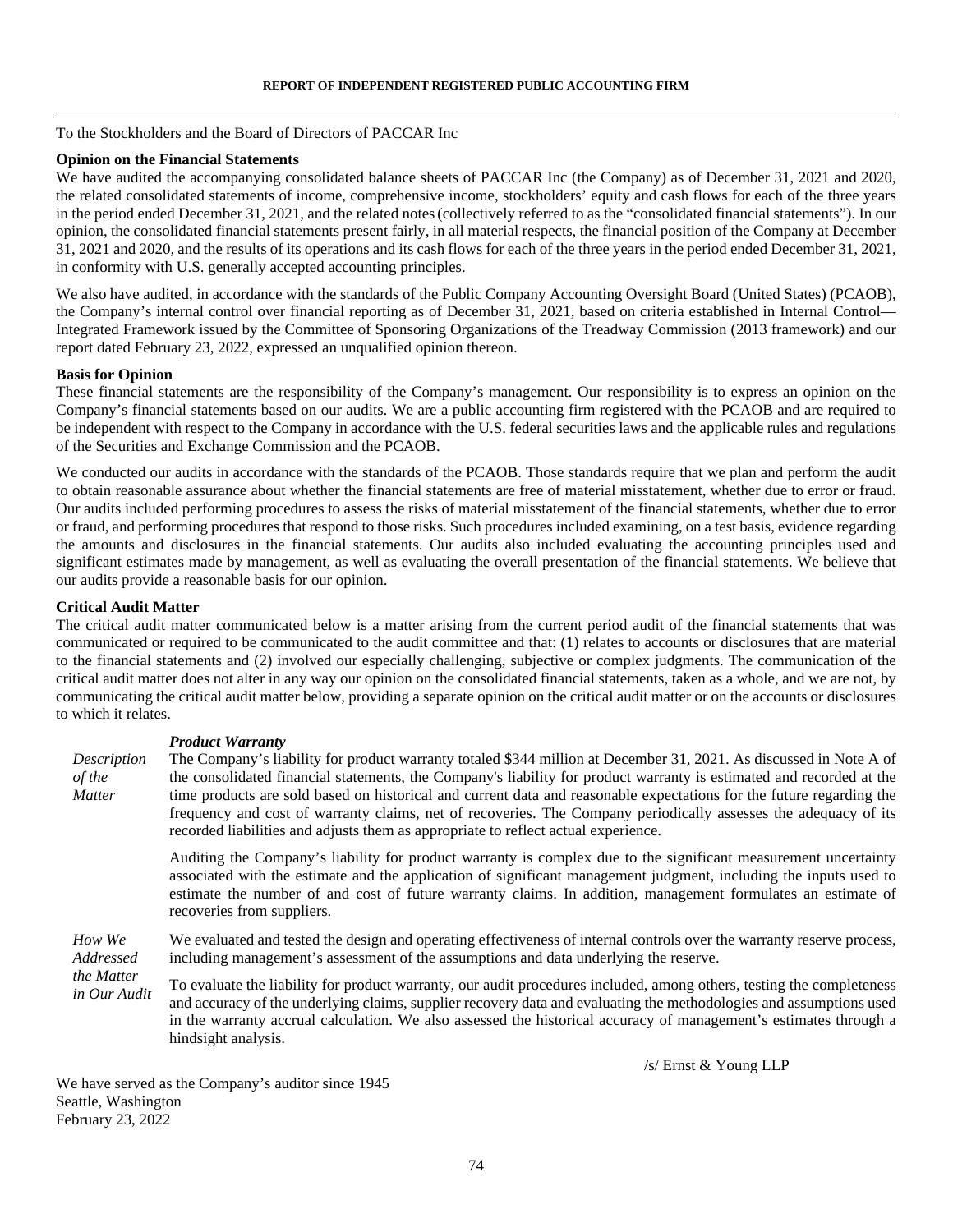## REPORT OF INDEPENDENT REGISTERED PUBLIC ACCOUNTING FIRM

To the Stockholders and the Board of Directors of PACCAR Inc

**Opinion on the Financial Statements**

We have audited the accompanying consolidated balance sheets of PACCAR Inc (the Company) as of December 31, 2021 and 2020, the related consolidated statements of income, comprehensive income, stockholders' equity and cash flows for each of the three years in the period ended December 31, 2021, and the related notes (collectively referred to as the "consolidated financial statements"). In our opinion, the consolidated financial statements present fairly, in all material respects, the financial position of the Company at December 31, 2021 and 2020, and the results of its operations and its cash flows for each of the three years in the period ended December 31, 2021, in conformity with U.S. generally accepted accounting principles.

We also have audited, in accordance with the standards of the Public Company Accounting Oversight Board (United States) (PCAOB), the Company's internal control over financial reporting as of December 31, 2021, based on criteria established in Internal Control—Integrated Framework issued by the Committee of Sponsoring Organizations of the Treadway Commission (2013 framework) and our report dated February 23, 2022, expressed an unqualified opinion thereon.

**Basis for Opinion**

These financial statements are the responsibility of the Company's management. Our responsibility is to express an opinion on the Company's financial statements based on our audits. We are a public accounting firm registered with the PCAOB and are required to be independent with respect to the Company in accordance with the U.S. federal securities laws and the applicable rules and regulations of the Securities and Exchange Commission and the PCAOB.

We conducted our audits in accordance with the standards of the PCAOB. Those standards require that we plan and perform the audit to obtain reasonable assurance about whether the financial statements are free of material misstatement, whether due to error or fraud. Our audits included performing procedures to assess the risks of material misstatement of the financial statements, whether due to error or fraud, and performing procedures that respond to those risks. Such procedures included examining, on a test basis, evidence regarding the amounts and disclosures in the financial statements. Our audits also included evaluating the accounting principles used and significant estimates made by management, as well as evaluating the overall presentation of the financial statements. We believe that our audits provide a reasonable basis for our opinion.

**Critical Audit Matter**

The critical audit matter communicated below is a matter arising from the current period audit of the financial statements that was communicated or required to be communicated to the audit committee and that: (1) relates to accounts or disclosures that are material to the financial statements and (2) involved our especially challenging, subjective or complex judgments. The communication of the critical audit matter does not alter in any way our opinion on the consolidated financial statements, taken as a whole, and we are not, by communicating the critical audit matter below, providing a separate opinion on the critical audit matter or on the accounts or disclosures to which it relates.

***Product Warranty***

*Description of the Matter*

The Company's liability for product warranty totaled $344 million at December 31, 2021. As discussed in Note A of the consolidated financial statements, the Company's liability for product warranty is estimated and recorded at the time products are sold based on historical and current data and reasonable expectations for the future regarding the frequency and cost of warranty claims, net of recoveries. The Company periodically assesses the adequacy of its recorded liabilities and adjusts them as appropriate to reflect actual experience.

Auditing the Company's liability for product warranty is complex due to the significant measurement uncertainty associated with the estimate and the application of significant management judgment, including the inputs used to estimate the number of and cost of future warranty claims. In addition, management formulates an estimate of recoveries from suppliers.

*How We Addressed the Matter in Our Audit*

We evaluated and tested the design and operating effectiveness of internal controls over the warranty reserve process, including management's assessment of the assumptions and data underlying the reserve.

To evaluate the liability for product warranty, our audit procedures included, among others, testing the completeness and accuracy of the underlying claims, supplier recovery data and evaluating the methodologies and assumptions used in the warranty accrual calculation. We also assessed the historical accuracy of management's estimates through a hindsight analysis.

/s/ Ernst & Young LLP

We have served as the Company's auditor since 1945
Seattle, Washington
February 23, 2022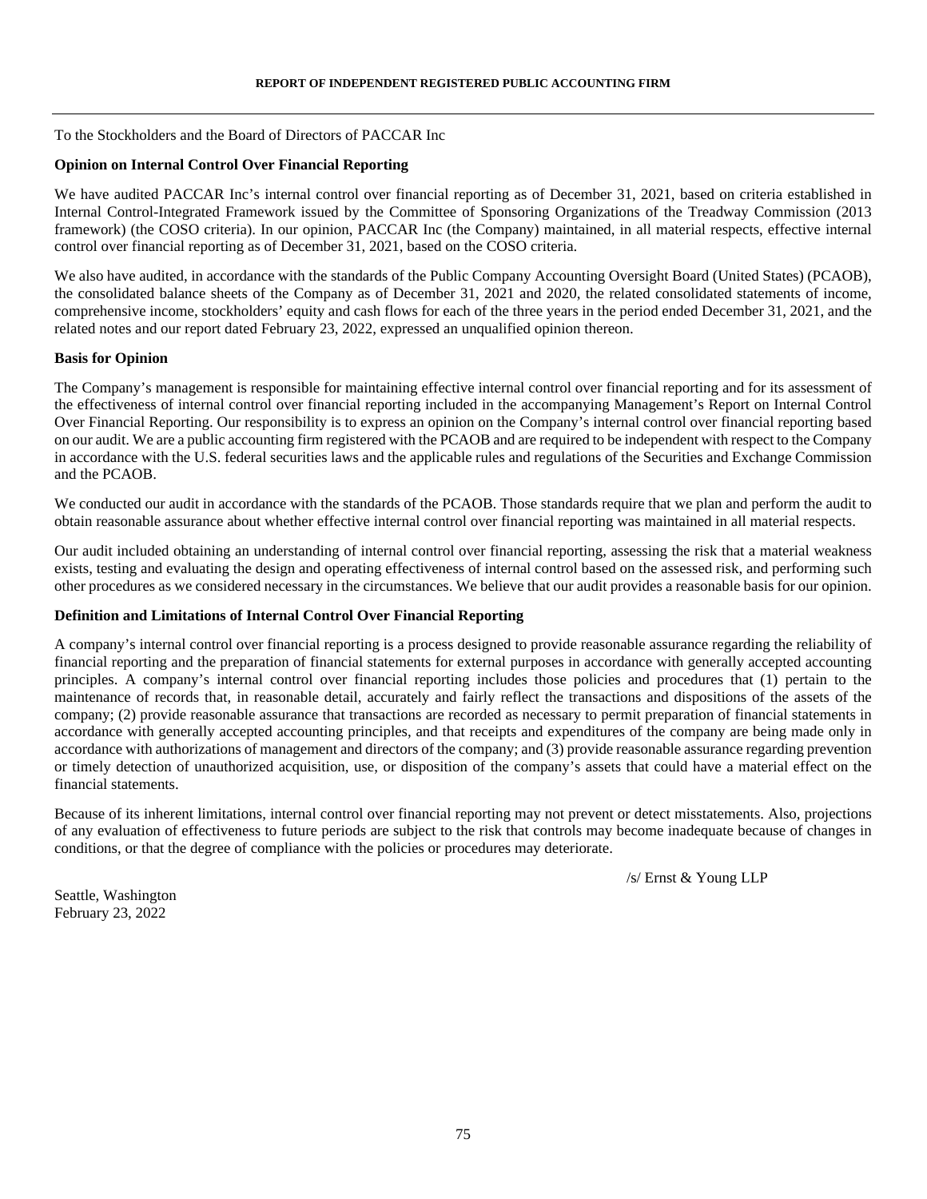## REPORT OF INDEPENDENT REGISTERED PUBLIC ACCOUNTING FIRM

To the Stockholders and the Board of Directors of PACCAR Inc

**Opinion on Internal Control Over Financial Reporting**

We have audited PACCAR Inc's internal control over financial reporting as of December 31, 2021, based on criteria established in Internal Control-Integrated Framework issued by the Committee of Sponsoring Organizations of the Treadway Commission (2013 framework) (the COSO criteria). In our opinion, PACCAR Inc (the Company) maintained, in all material respects, effective internal control over financial reporting as of December 31, 2021, based on the COSO criteria.

We also have audited, in accordance with the standards of the Public Company Accounting Oversight Board (United States) (PCAOB), the consolidated balance sheets of the Company as of December 31, 2021 and 2020, the related consolidated statements of income, comprehensive income, stockholders' equity and cash flows for each of the three years in the period ended December 31, 2021, and the related notes and our report dated February 23, 2022, expressed an unqualified opinion thereon.

**Basis for Opinion**

The Company's management is responsible for maintaining effective internal control over financial reporting and for its assessment of the effectiveness of internal control over financial reporting included in the accompanying Management's Report on Internal Control Over Financial Reporting. Our responsibility is to express an opinion on the Company's internal control over financial reporting based on our audit. We are a public accounting firm registered with the PCAOB and are required to be independent with respect to the Company in accordance with the U.S. federal securities laws and the applicable rules and regulations of the Securities and Exchange Commission and the PCAOB.

We conducted our audit in accordance with the standards of the PCAOB. Those standards require that we plan and perform the audit to obtain reasonable assurance about whether effective internal control over financial reporting was maintained in all material respects.

Our audit included obtaining an understanding of internal control over financial reporting, assessing the risk that a material weakness exists, testing and evaluating the design and operating effectiveness of internal control based on the assessed risk, and performing such other procedures as we considered necessary in the circumstances. We believe that our audit provides a reasonable basis for our opinion.

**Definition and Limitations of Internal Control Over Financial Reporting**

A company's internal control over financial reporting is a process designed to provide reasonable assurance regarding the reliability of financial reporting and the preparation of financial statements for external purposes in accordance with generally accepted accounting principles. A company's internal control over financial reporting includes those policies and procedures that (1) pertain to the maintenance of records that, in reasonable detail, accurately and fairly reflect the transactions and dispositions of the assets of the company; (2) provide reasonable assurance that transactions are recorded as necessary to permit preparation of financial statements in accordance with generally accepted accounting principles, and that receipts and expenditures of the company are being made only in accordance with authorizations of management and directors of the company; and (3) provide reasonable assurance regarding prevention or timely detection of unauthorized acquisition, use, or disposition of the company's assets that could have a material effect on the financial statements.

Because of its inherent limitations, internal control over financial reporting may not prevent or detect misstatements. Also, projections of any evaluation of effectiveness to future periods are subject to the risk that controls may become inadequate because of changes in conditions, or that the degree of compliance with the policies or procedures may deteriorate.

/s/ Ernst & Young LLP

Seattle, Washington
February 23, 2022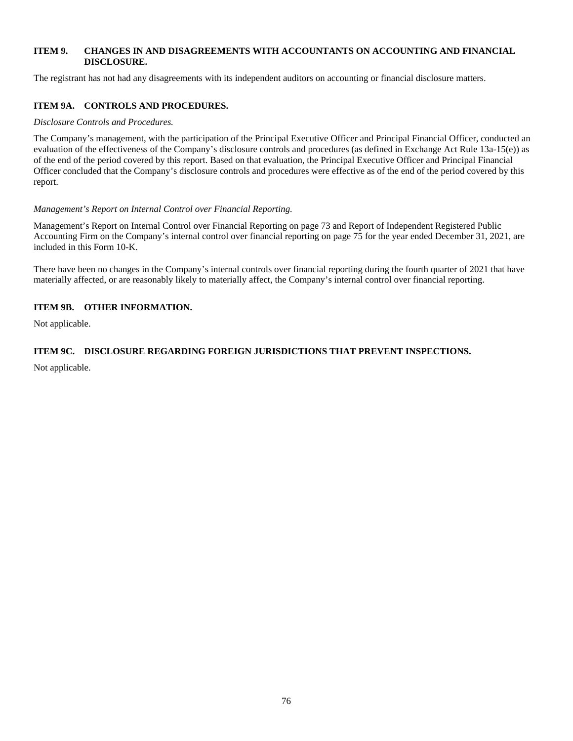## ITEM 9. CHANGES IN AND DISAGREEMENTS WITH ACCOUNTANTS ON ACCOUNTING AND FINANCIAL DISCLOSURE.

The registrant has not had any disagreements with its independent auditors on accounting or financial disclosure matters.

## ITEM 9A. CONTROLS AND PROCEDURES.

*Disclosure Controls and Procedures.*

The Company's management, with the participation of the Principal Executive Officer and Principal Financial Officer, conducted an evaluation of the effectiveness of the Company's disclosure controls and procedures (as defined in Exchange Act Rule 13a-15(e)) as of the end of the period covered by this report. Based on that evaluation, the Principal Executive Officer and Principal Financial Officer concluded that the Company's disclosure controls and procedures were effective as of the end of the period covered by this report.

*Management's Report on Internal Control over Financial Reporting.*

Management's Report on Internal Control over Financial Reporting on page 73 and Report of Independent Registered Public Accounting Firm on the Company's internal control over financial reporting on page 75 for the year ended December 31, 2021, are included in this Form 10-K.

There have been no changes in the Company's internal controls over financial reporting during the fourth quarter of 2021 that have materially affected, or are reasonably likely to materially affect, the Company's internal control over financial reporting.

## ITEM 9B. OTHER INFORMATION.

Not applicable.

## ITEM 9C. DISCLOSURE REGARDING FOREIGN JURISDICTIONS THAT PREVENT INSPECTIONS.

Not applicable.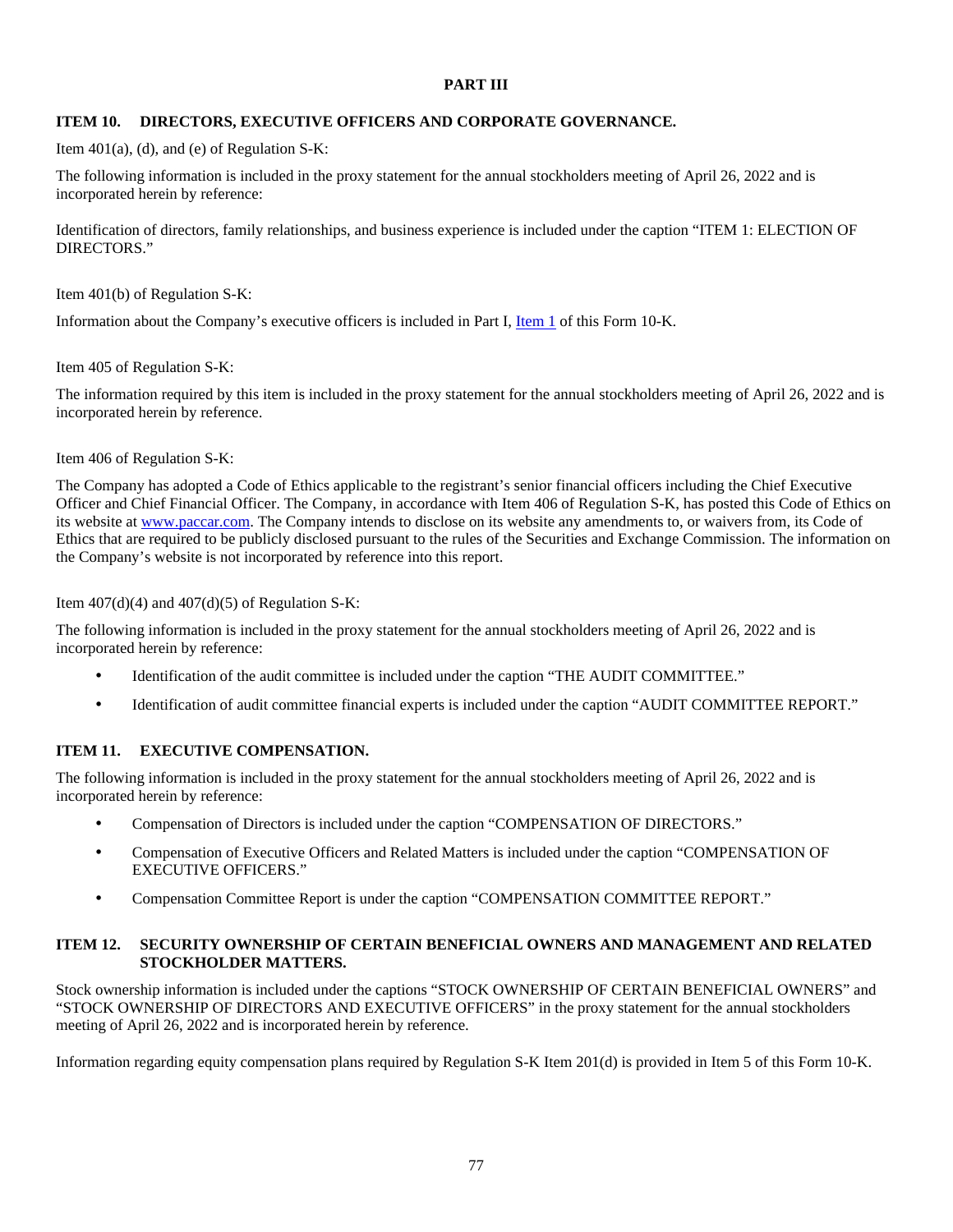# PART III

## ITEM 10. DIRECTORS, EXECUTIVE OFFICERS AND CORPORATE GOVERNANCE.

Item 401(a), (d), and (e) of Regulation S-K:

The following information is included in the proxy statement for the annual stockholders meeting of April 26, 2022 and is incorporated herein by reference:

Identification of directors, family relationships, and business experience is included under the caption "ITEM 1: ELECTION OF DIRECTORS."

Item 401(b) of Regulation S-K:

Information about the Company's executive officers is included in Part I, Item 1 of this Form 10-K.

Item 405 of Regulation S-K:

The information required by this item is included in the proxy statement for the annual stockholders meeting of April 26, 2022 and is incorporated herein by reference.

Item 406 of Regulation S-K:

The Company has adopted a Code of Ethics applicable to the registrant's senior financial officers including the Chief Executive Officer and Chief Financial Officer. The Company, in accordance with Item 406 of Regulation S-K, has posted this Code of Ethics on its website at www.paccar.com. The Company intends to disclose on its website any amendments to, or waivers from, its Code of Ethics that are required to be publicly disclosed pursuant to the rules of the Securities and Exchange Commission. The information on the Company's website is not incorporated by reference into this report.

Item 407(d)(4) and 407(d)(5) of Regulation S-K:

The following information is included in the proxy statement for the annual stockholders meeting of April 26, 2022 and is incorporated herein by reference:

- Identification of the audit committee is included under the caption "THE AUDIT COMMITTEE."
- Identification of audit committee financial experts is included under the caption "AUDIT COMMITTEE REPORT."

## ITEM 11. EXECUTIVE COMPENSATION.

The following information is included in the proxy statement for the annual stockholders meeting of April 26, 2022 and is incorporated herein by reference:

- Compensation of Directors is included under the caption "COMPENSATION OF DIRECTORS."
- Compensation of Executive Officers and Related Matters is included under the caption "COMPENSATION OF EXECUTIVE OFFICERS."
- Compensation Committee Report is under the caption "COMPENSATION COMMITTEE REPORT."

## ITEM 12. SECURITY OWNERSHIP OF CERTAIN BENEFICIAL OWNERS AND MANAGEMENT AND RELATED STOCKHOLDER MATTERS.

Stock ownership information is included under the captions "STOCK OWNERSHIP OF CERTAIN BENEFICIAL OWNERS" and "STOCK OWNERSHIP OF DIRECTORS AND EXECUTIVE OFFICERS" in the proxy statement for the annual stockholders meeting of April 26, 2022 and is incorporated herein by reference.

Information regarding equity compensation plans required by Regulation S-K Item 201(d) is provided in Item 5 of this Form 10-K.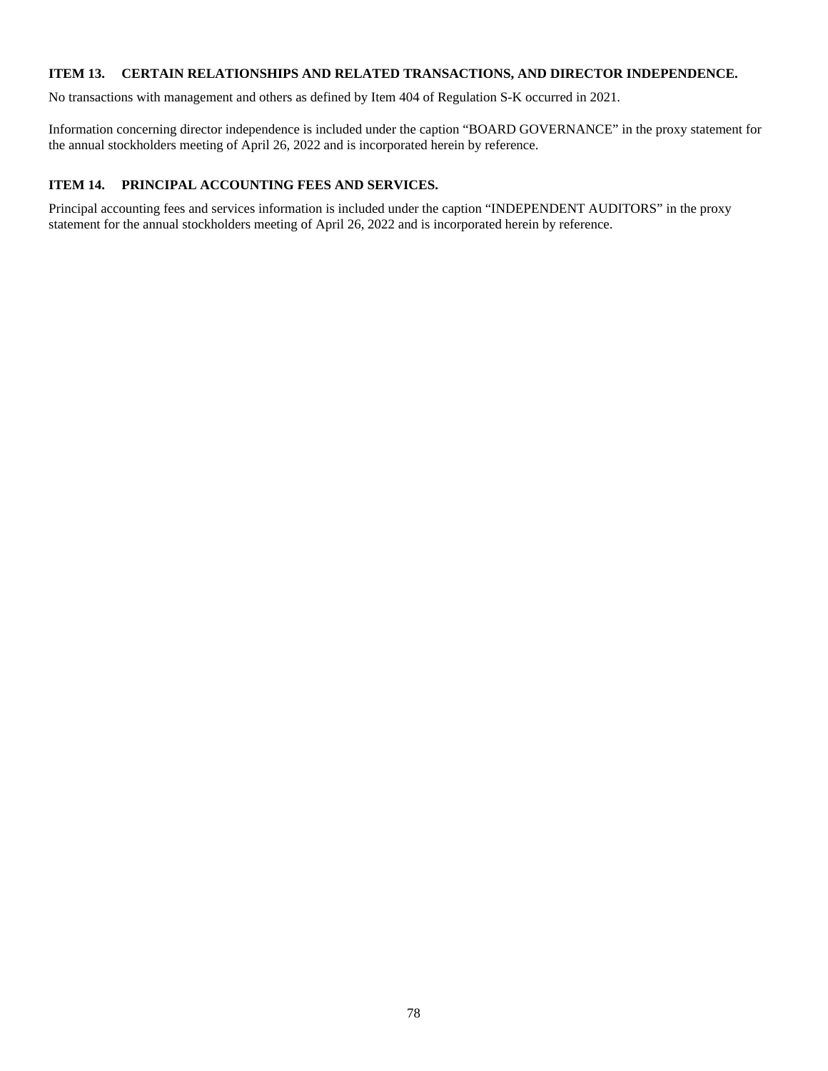### ITEM 13. CERTAIN RELATIONSHIPS AND RELATED TRANSACTIONS, AND DIRECTOR INDEPENDENCE.

No transactions with management and others as defined by Item 404 of Regulation S-K occurred in 2021.

Information concerning director independence is included under the caption "BOARD GOVERNANCE" in the proxy statement for the annual stockholders meeting of April 26, 2022 and is incorporated herein by reference.

### ITEM 14. PRINCIPAL ACCOUNTING FEES AND SERVICES.

Principal accounting fees and services information is included under the caption "INDEPENDENT AUDITORS" in the proxy statement for the annual stockholders meeting of April 26, 2022 and is incorporated herein by reference.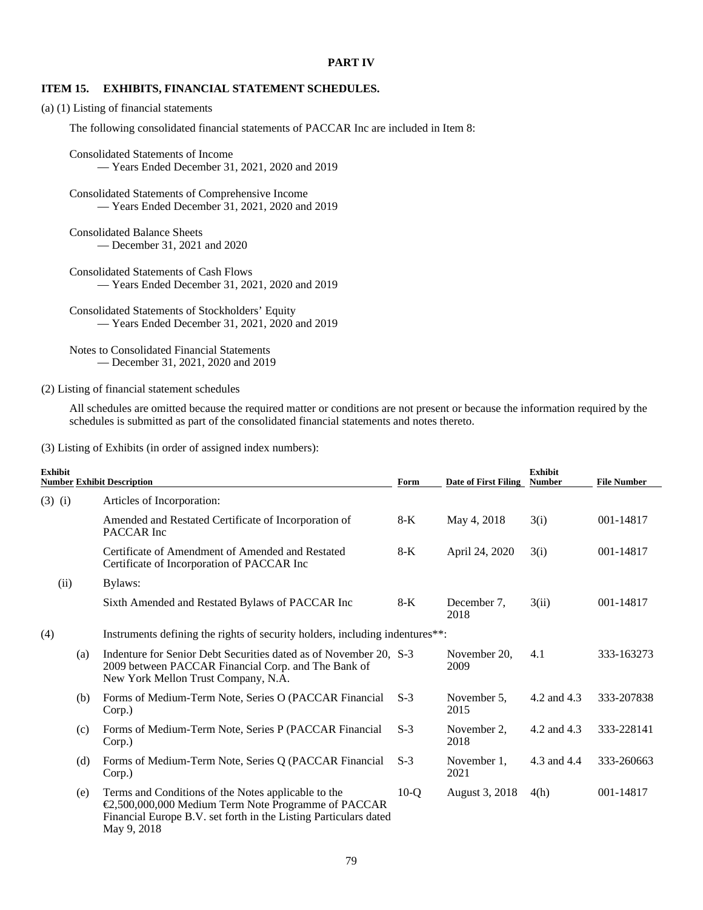# PART IV

## ITEM 15. EXHIBITS, FINANCIAL STATEMENT SCHEDULES.

(a) (1) Listing of financial statements

The following consolidated financial statements of PACCAR Inc are included in Item 8:

Consolidated Statements of Income
— Years Ended December 31, 2021, 2020 and 2019

Consolidated Statements of Comprehensive Income
— Years Ended December 31, 2021, 2020 and 2019

Consolidated Balance Sheets
— December 31, 2021 and 2020

Consolidated Statements of Cash Flows
— Years Ended December 31, 2021, 2020 and 2019

Consolidated Statements of Stockholders' Equity
— Years Ended December 31, 2021, 2020 and 2019

Notes to Consolidated Financial Statements
— December 31, 2021, 2020 and 2019

(2) Listing of financial statement schedules

All schedules are omitted because the required matter or conditions are not present or because the information required by the schedules is submitted as part of the consolidated financial statements and notes thereto.

(3) Listing of Exhibits (in order of assigned index numbers):

| Exhibit Number | | Exhibit Description | Form | Date of First Filing | Exhibit Number | File Number |
|---|---|---|---|---|---|---|
| (3) | (i) | Articles of Incorporation: | | | | |
| | | Amended and Restated Certificate of Incorporation of PACCAR Inc | 8-K | May 4, 2018 | 3(i) | 001-14817 |
| | | Certificate of Amendment of Amended and Restated Certificate of Incorporation of PACCAR Inc | 8-K | April 24, 2020 | 3(i) | 001-14817 |
| | (ii) | Bylaws: | | | | |
| | | Sixth Amended and Restated Bylaws of PACCAR Inc | 8-K | December 7, 2018 | 3(ii) | 001-14817 |
| (4) | | Instruments defining the rights of security holders, including indentures**: | | | | |
| | (a) | Indenture for Senior Debt Securities dated as of November 20, 2009 between PACCAR Financial Corp. and The Bank of New York Mellon Trust Company, N.A. | S-3 | November 20, 2009 | 4.1 | 333-163273 |
| | (b) | Forms of Medium-Term Note, Series O (PACCAR Financial Corp.) | S-3 | November 5, 2015 | 4.2 and 4.3 | 333-207838 |
| | (c) | Forms of Medium-Term Note, Series P (PACCAR Financial Corp.) | S-3 | November 2, 2018 | 4.2 and 4.3 | 333-228141 |
| | (d) | Forms of Medium-Term Note, Series Q (PACCAR Financial Corp.) | S-3 | November 1, 2021 | 4.3 and 4.4 | 333-260663 |
| | (e) | Terms and Conditions of the Notes applicable to the €2,500,000,000 Medium Term Note Programme of PACCAR Financial Europe B.V. set forth in the Listing Particulars dated May 9, 2018 | 10-Q | August 3, 2018 | 4(h) | 001-14817 |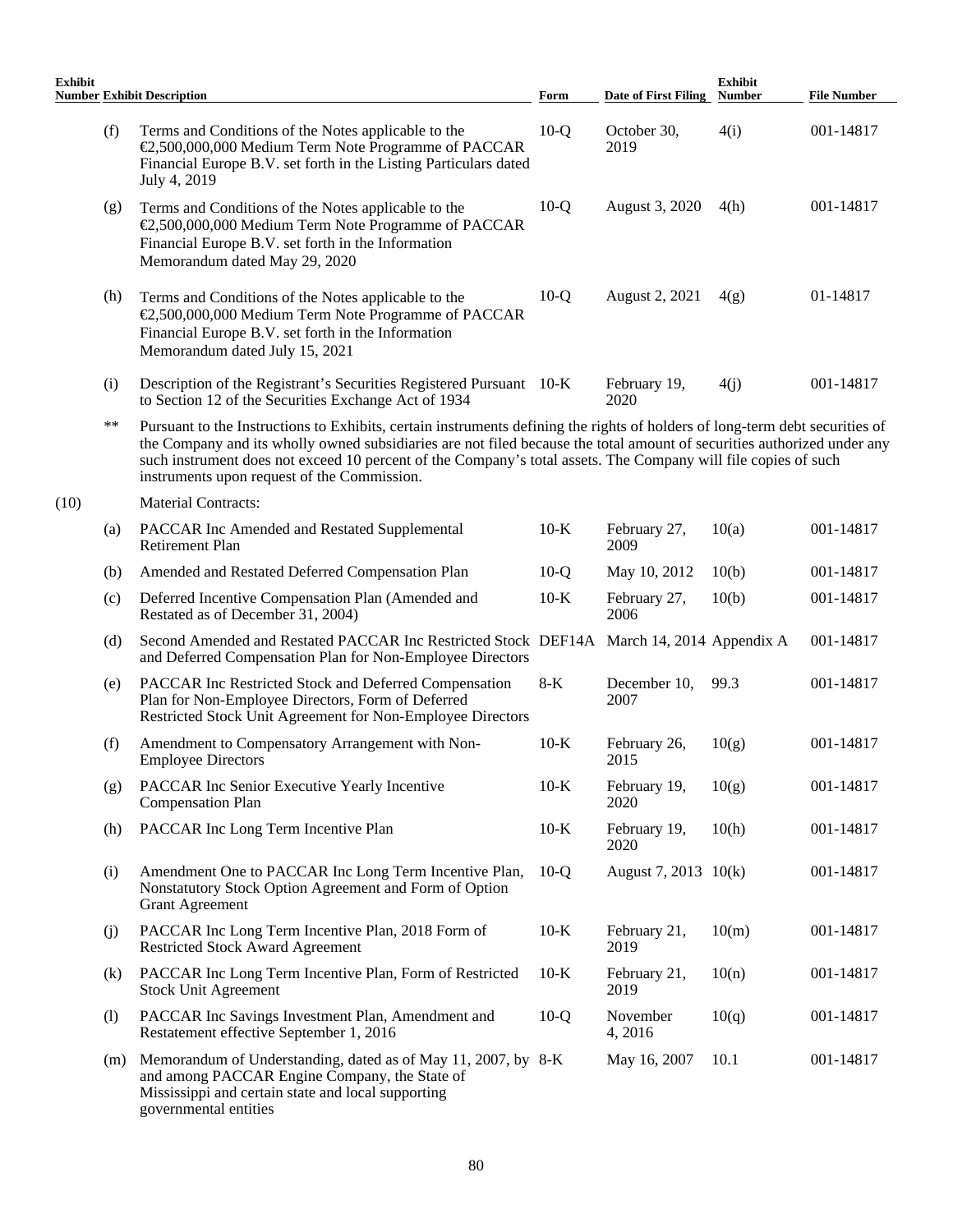| Exhibit Number | | Exhibit Description | Form | Date of First Filing | Exhibit Number | File Number |
|---|---|---|---|---|---|---|
| | (f) | Terms and Conditions of the Notes applicable to the €2,500,000,000 Medium Term Note Programme of PACCAR Financial Europe B.V. set forth in the Listing Particulars dated July 4, 2019 | 10-Q | October 30, 2019 | 4(i) | 001-14817 |
| | (g) | Terms and Conditions of the Notes applicable to the €2,500,000,000 Medium Term Note Programme of PACCAR Financial Europe B.V. set forth in the Information Memorandum dated May 29, 2020 | 10-Q | August 3, 2020 | 4(h) | 001-14817 |
| | (h) | Terms and Conditions of the Notes applicable to the €2,500,000,000 Medium Term Note Programme of PACCAR Financial Europe B.V. set forth in the Information Memorandum dated July 15, 2021 | 10-Q | August 2, 2021 | 4(g) | 01-14817 |
| | (i) | Description of the Registrant's Securities Registered Pursuant to Section 12 of the Securities Exchange Act of 1934 | 10-K | February 19, 2020 | 4(j) | 001-14817 |
| | ** | Pursuant to the Instructions to Exhibits, certain instruments defining the rights of holders of long-term debt securities of the Company and its wholly owned subsidiaries are not filed because the total amount of securities authorized under any such instrument does not exceed 10 percent of the Company's total assets. The Company will file copies of such instruments upon request of the Commission. | | | | |
| (10) | | Material Contracts: | | | | |
| | (a) | PACCAR Inc Amended and Restated Supplemental Retirement Plan | 10-K | February 27, 2009 | 10(a) | 001-14817 |
| | (b) | Amended and Restated Deferred Compensation Plan | 10-Q | May 10, 2012 | 10(b) | 001-14817 |
| | (c) | Deferred Incentive Compensation Plan (Amended and Restated as of December 31, 2004) | 10-K | February 27, 2006 | 10(b) | 001-14817 |
| | (d) | Second Amended and Restated PACCAR Inc Restricted Stock and Deferred Compensation Plan for Non-Employee Directors | DEF14A | March 14, 2014 | Appendix A | 001-14817 |
| | (e) | PACCAR Inc Restricted Stock and Deferred Compensation Plan for Non-Employee Directors, Form of Deferred Restricted Stock Unit Agreement for Non-Employee Directors | 8-K | December 10, 2007 | 99.3 | 001-14817 |
| | (f) | Amendment to Compensatory Arrangement with Non-Employee Directors | 10-K | February 26, 2015 | 10(g) | 001-14817 |
| | (g) | PACCAR Inc Senior Executive Yearly Incentive Compensation Plan | 10-K | February 19, 2020 | 10(g) | 001-14817 |
| | (h) | PACCAR Inc Long Term Incentive Plan | 10-K | February 19, 2020 | 10(h) | 001-14817 |
| | (i) | Amendment One to PACCAR Inc Long Term Incentive Plan, Nonstatutory Stock Option Agreement and Form of Option Grant Agreement | 10-Q | August 7, 2013 | 10(k) | 001-14817 |
| | (j) | PACCAR Inc Long Term Incentive Plan, 2018 Form of Restricted Stock Award Agreement | 10-K | February 21, 2019 | 10(m) | 001-14817 |
| | (k) | PACCAR Inc Long Term Incentive Plan, Form of Restricted Stock Unit Agreement | 10-K | February 21, 2019 | 10(n) | 001-14817 |
| | (l) | PACCAR Inc Savings Investment Plan, Amendment and Restatement effective September 1, 2016 | 10-Q | November 4, 2016 | 10(q) | 001-14817 |
| | (m) | Memorandum of Understanding, dated as of May 11, 2007, by and among PACCAR Engine Company, the State of Mississippi and certain state and local supporting governmental entities | 8-K | May 16, 2007 | 10.1 | 001-14817 |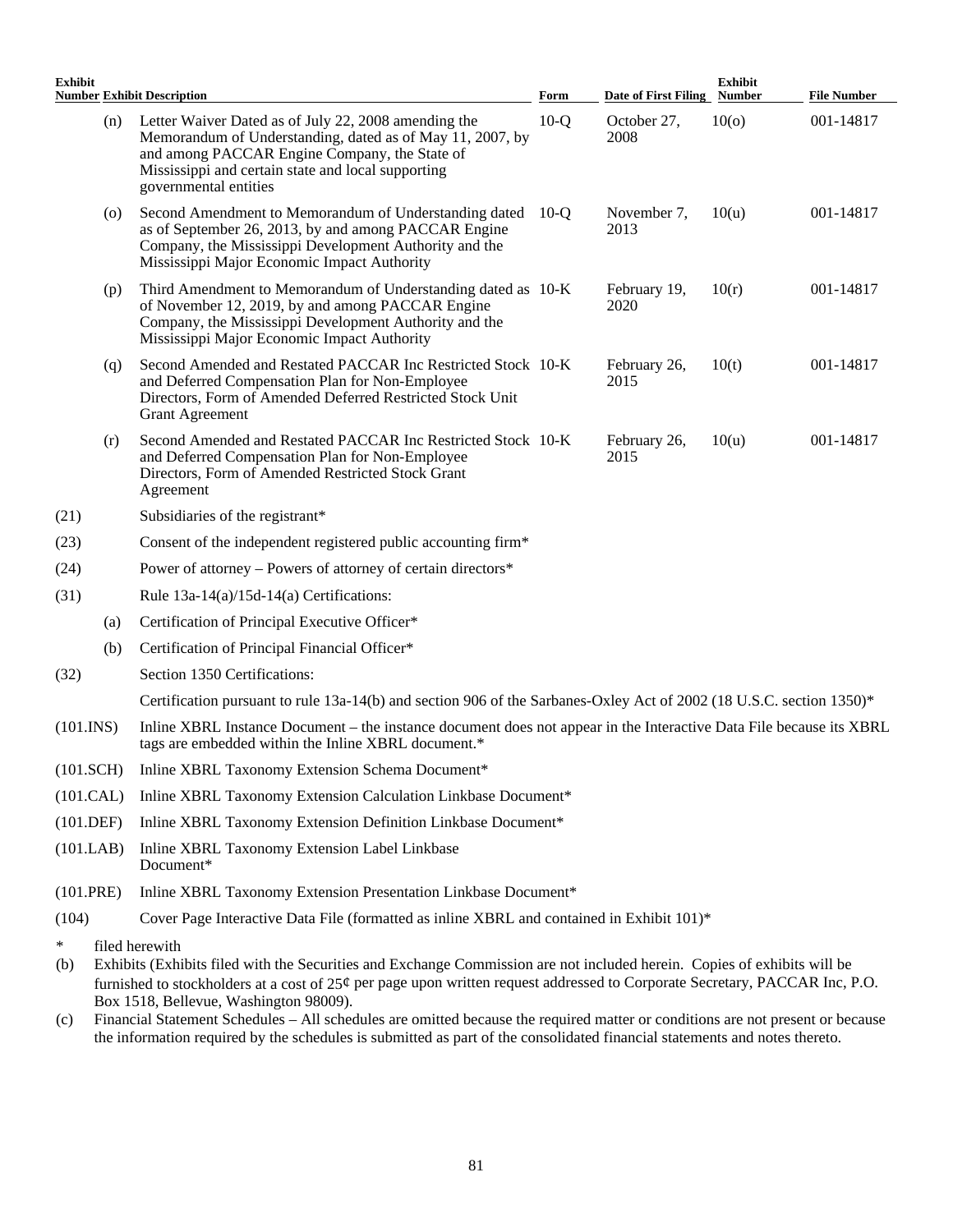| Exhibit Number | | Exhibit Description | Form | Date of First Filing | Exhibit Number | File Number |
|---|---|---|---|---|---|---|
| | (n) | Letter Waiver Dated as of July 22, 2008 amending the Memorandum of Understanding, dated as of May 11, 2007, by and among PACCAR Engine Company, the State of Mississippi and certain state and local supporting governmental entities | 10-Q | October 27, 2008 | 10(o) | 001-14817 |
| | (o) | Second Amendment to Memorandum of Understanding dated as of September 26, 2013, by and among PACCAR Engine Company, the Mississippi Development Authority and the Mississippi Major Economic Impact Authority | 10-Q | November 7, 2013 | 10(u) | 001-14817 |
| | (p) | Third Amendment to Memorandum of Understanding dated as of November 12, 2019, by and among PACCAR Engine Company, the Mississippi Development Authority and the Mississippi Major Economic Impact Authority | 10-K | February 19, 2020 | 10(r) | 001-14817 |
| | (q) | Second Amended and Restated PACCAR Inc Restricted Stock and Deferred Compensation Plan for Non-Employee Directors, Form of Amended Deferred Restricted Stock Unit Grant Agreement | 10-K | February 26, 2015 | 10(t) | 001-14817 |
| | (r) | Second Amended and Restated PACCAR Inc Restricted Stock and Deferred Compensation Plan for Non-Employee Directors, Form of Amended Restricted Stock Grant Agreement | 10-K | February 26, 2015 | 10(u) | 001-14817 |
| (21) | | Subsidiaries of the registrant* | | | | |
| (23) | | Consent of the independent registered public accounting firm* | | | | |
| (24) | | Power of attorney – Powers of attorney of certain directors* | | | | |
| (31) | | Rule 13a-14(a)/15d-14(a) Certifications: | | | | |
| | (a) | Certification of Principal Executive Officer* | | | | |
| | (b) | Certification of Principal Financial Officer* | | | | |
| (32) | | Section 1350 Certifications: | | | | |
| | | Certification pursuant to rule 13a-14(b) and section 906 of the Sarbanes-Oxley Act of 2002 (18 U.S.C. section 1350)* | | | | |
| (101.INS) | | Inline XBRL Instance Document – the instance document does not appear in the Interactive Data File because its XBRL tags are embedded within the Inline XBRL document.* | | | | |
| (101.SCH) | | Inline XBRL Taxonomy Extension Schema Document* | | | | |
| (101.CAL) | | Inline XBRL Taxonomy Extension Calculation Linkbase Document* | | | | |
| (101.DEF) | | Inline XBRL Taxonomy Extension Definition Linkbase Document* | | | | |
| (101.LAB) | | Inline XBRL Taxonomy Extension Label Linkbase Document* | | | | |
| (101.PRE) | | Inline XBRL Taxonomy Extension Presentation Linkbase Document* | | | | |
| (104) | | Cover Page Interactive Data File (formatted as inline XBRL and contained in Exhibit 101)* | | | | |

\* filed herewith

(b) Exhibits (Exhibits filed with the Securities and Exchange Commission are not included herein. Copies of exhibits will be furnished to stockholders at a cost of 25¢ per page upon written request addressed to Corporate Secretary, PACCAR Inc, P.O. Box 1518, Bellevue, Washington 98009).

(c) Financial Statement Schedules – All schedules are omitted because the required matter or conditions are not present or because the information required by the schedules is submitted as part of the consolidated financial statements and notes thereto.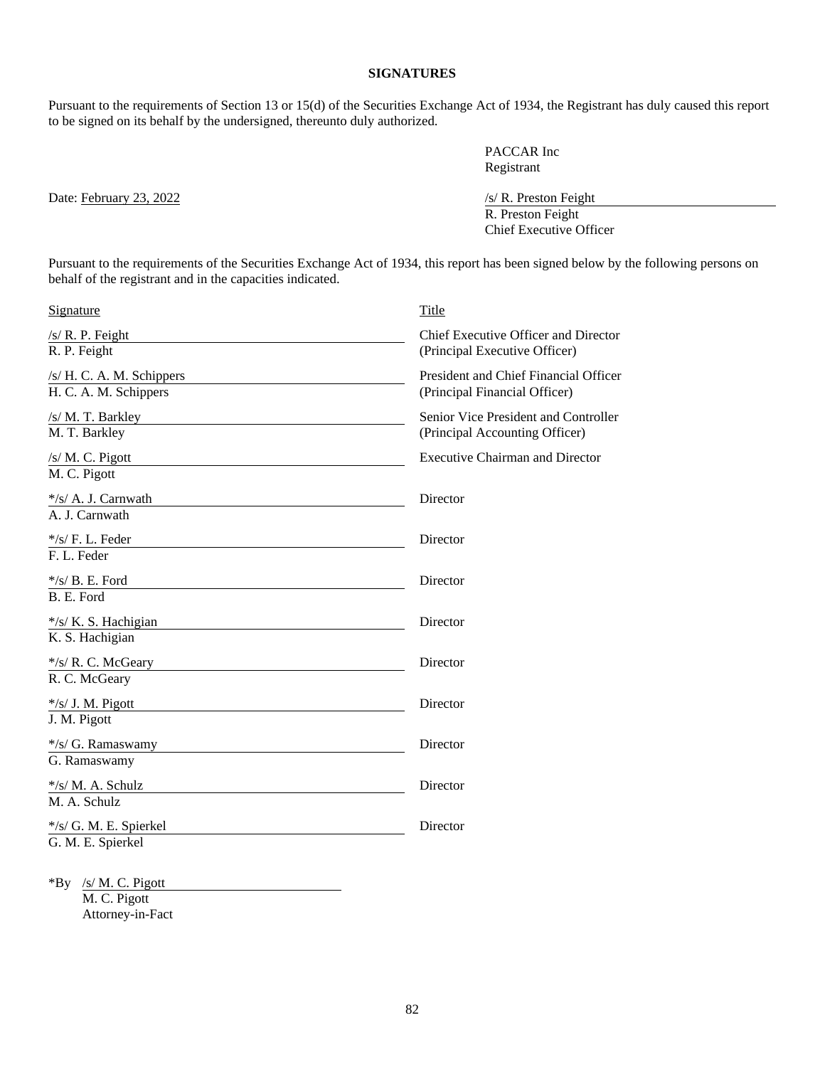**SIGNATURES**

Pursuant to the requirements of Section 13 or 15(d) of the Securities Exchange Act of 1934, the Registrant has duly caused this report to be signed on its behalf by the undersigned, thereunto duly authorized.

PACCAR Inc
Registrant

Date: February 23, 2022

/s/ R. Preston Feight
R. Preston Feight
Chief Executive Officer

Pursuant to the requirements of the Securities Exchange Act of 1934, this report has been signed below by the following persons on behalf of the registrant and in the capacities indicated.

| Signature | Title |
|---|---|
| /s/ R. P. Feight<br>R. P. Feight | Chief Executive Officer and Director<br>(Principal Executive Officer) |
| /s/ H. C. A. M. Schippers<br>H. C. A. M. Schippers | President and Chief Financial Officer<br>(Principal Financial Officer) |
| /s/ M. T. Barkley<br>M. T. Barkley | Senior Vice President and Controller<br>(Principal Accounting Officer) |
| /s/ M. C. Pigott<br>M. C. Pigott | Executive Chairman and Director |
| */s/ A. J. Carnwath<br>A. J. Carnwath | Director |
| */s/ F. L. Feder<br>F. L. Feder | Director |
| */s/ B. E. Ford<br>B. E. Ford | Director |
| */s/ K. S. Hachigian<br>K. S. Hachigian | Director |
| */s/ R. C. McGeary<br>R. C. McGeary | Director |
| */s/ J. M. Pigott<br>J. M. Pigott | Director |
| */s/ G. Ramaswamy<br>G. Ramaswamy | Director |
| */s/ M. A. Schulz<br>M. A. Schulz | Director |
| */s/ G. M. E. Spierkel<br>G. M. E. Spierkel | Director |

*By /s/ M. C. Pigott
M. C. Pigott
Attorney-in-Fact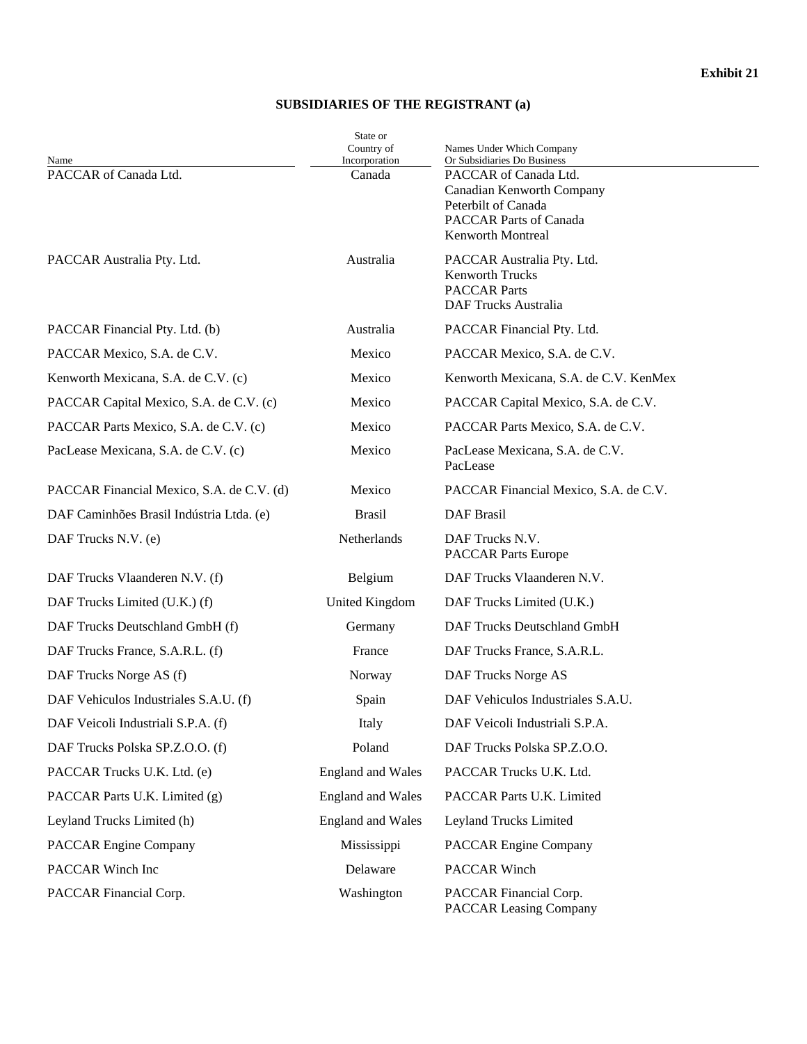**Exhibit 21**

## SUBSIDIARIES OF THE REGISTRANT (a)

| Name | State or Country of Incorporation | Names Under Which Company Or Subsidiaries Do Business |
|---|---|---|
| PACCAR of Canada Ltd. | Canada | PACCAR of Canada Ltd.<br>Canadian Kenworth Company<br>Peterbilt of Canada<br>PACCAR Parts of Canada<br>Kenworth Montreal |
| PACCAR Australia Pty. Ltd. | Australia | PACCAR Australia Pty. Ltd.<br>Kenworth Trucks<br>PACCAR Parts<br>DAF Trucks Australia |
| PACCAR Financial Pty. Ltd. (b) | Australia | PACCAR Financial Pty. Ltd. |
| PACCAR Mexico, S.A. de C.V. | Mexico | PACCAR Mexico, S.A. de C.V. |
| Kenworth Mexicana, S.A. de C.V. (c) | Mexico | Kenworth Mexicana, S.A. de C.V. KenMex |
| PACCAR Capital Mexico, S.A. de C.V. (c) | Mexico | PACCAR Capital Mexico, S.A. de C.V. |
| PACCAR Parts Mexico, S.A. de C.V. (c) | Mexico | PACCAR Parts Mexico, S.A. de C.V. |
| PacLease Mexicana, S.A. de C.V. (c) | Mexico | PacLease Mexicana, S.A. de C.V.<br>PacLease |
| PACCAR Financial Mexico, S.A. de C.V. (d) | Mexico | PACCAR Financial Mexico, S.A. de C.V. |
| DAF Caminhões Brasil Indústria Ltda. (e) | Brasil | DAF Brasil |
| DAF Trucks N.V. (e) | Netherlands | DAF Trucks N.V.<br>PACCAR Parts Europe |
| DAF Trucks Vlaanderen N.V. (f) | Belgium | DAF Trucks Vlaanderen N.V. |
| DAF Trucks Limited (U.K.) (f) | United Kingdom | DAF Trucks Limited (U.K.) |
| DAF Trucks Deutschland GmbH (f) | Germany | DAF Trucks Deutschland GmbH |
| DAF Trucks France, S.A.R.L. (f) | France | DAF Trucks France, S.A.R.L. |
| DAF Trucks Norge AS (f) | Norway | DAF Trucks Norge AS |
| DAF Vehiculos Industriales S.A.U. (f) | Spain | DAF Vehiculos Industriales S.A.U. |
| DAF Veicoli Industriali S.P.A. (f) | Italy | DAF Veicoli Industriali S.P.A. |
| DAF Trucks Polska SP.Z.O.O. (f) | Poland | DAF Trucks Polska SP.Z.O.O. |
| PACCAR Trucks U.K. Ltd. (e) | England and Wales | PACCAR Trucks U.K. Ltd. |
| PACCAR Parts U.K. Limited (g) | England and Wales | PACCAR Parts U.K. Limited |
| Leyland Trucks Limited (h) | England and Wales | Leyland Trucks Limited |
| PACCAR Engine Company | Mississippi | PACCAR Engine Company |
| PACCAR Winch Inc | Delaware | PACCAR Winch |
| PACCAR Financial Corp. | Washington | PACCAR Financial Corp.<br>PACCAR Leasing Company |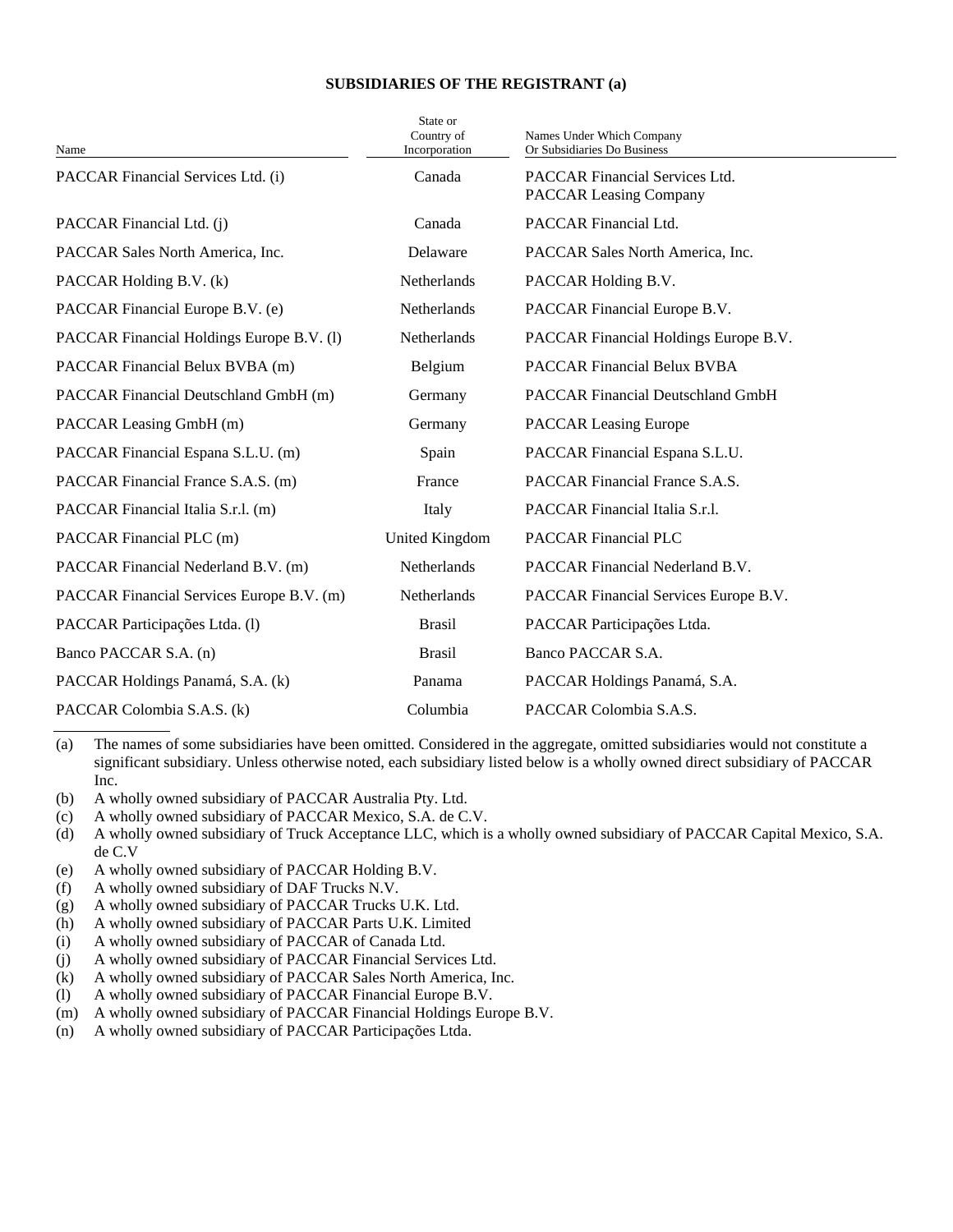**SUBSIDIARIES OF THE REGISTRANT (a)**

| Name | State or Country of Incorporation | Names Under Which Company Or Subsidiaries Do Business |
|---|---|---|
| PACCAR Financial Services Ltd. (i) | Canada | PACCAR Financial Services Ltd.<br>PACCAR Leasing Company |
| PACCAR Financial Ltd. (j) | Canada | PACCAR Financial Ltd. |
| PACCAR Sales North America, Inc. | Delaware | PACCAR Sales North America, Inc. |
| PACCAR Holding B.V. (k) | Netherlands | PACCAR Holding B.V. |
| PACCAR Financial Europe B.V. (e) | Netherlands | PACCAR Financial Europe B.V. |
| PACCAR Financial Holdings Europe B.V. (l) | Netherlands | PACCAR Financial Holdings Europe B.V. |
| PACCAR Financial Belux BVBA (m) | Belgium | PACCAR Financial Belux BVBA |
| PACCAR Financial Deutschland GmbH (m) | Germany | PACCAR Financial Deutschland GmbH |
| PACCAR Leasing GmbH (m) | Germany | PACCAR Leasing Europe |
| PACCAR Financial Espana S.L.U. (m) | Spain | PACCAR Financial Espana S.L.U. |
| PACCAR Financial France S.A.S. (m) | France | PACCAR Financial France S.A.S. |
| PACCAR Financial Italia S.r.l. (m) | Italy | PACCAR Financial Italia S.r.l. |
| PACCAR Financial PLC (m) | United Kingdom | PACCAR Financial PLC |
| PACCAR Financial Nederland B.V. (m) | Netherlands | PACCAR Financial Nederland B.V. |
| PACCAR Financial Services Europe B.V. (m) | Netherlands | PACCAR Financial Services Europe B.V. |
| PACCAR Participações Ltda. (l) | Brasil | PACCAR Participações Ltda. |
| Banco PACCAR S.A. (n) | Brasil | Banco PACCAR S.A. |
| PACCAR Holdings Panamá, S.A. (k) | Panama | PACCAR Holdings Panamá, S.A. |
| PACCAR Colombia S.A.S. (k) | Columbia | PACCAR Colombia S.A.S. |

(a) The names of some subsidiaries have been omitted. Considered in the aggregate, omitted subsidiaries would not constitute a significant subsidiary. Unless otherwise noted, each subsidiary listed below is a wholly owned direct subsidiary of PACCAR Inc.
(b) A wholly owned subsidiary of PACCAR Australia Pty. Ltd.
(c) A wholly owned subsidiary of PACCAR Mexico, S.A. de C.V.
(d) A wholly owned subsidiary of Truck Acceptance LLC, which is a wholly owned subsidiary of PACCAR Capital Mexico, S.A. de C.V
(e) A wholly owned subsidiary of PACCAR Holding B.V.
(f) A wholly owned subsidiary of DAF Trucks N.V.
(g) A wholly owned subsidiary of PACCAR Trucks U.K. Ltd.
(h) A wholly owned subsidiary of PACCAR Parts U.K. Limited
(i) A wholly owned subsidiary of PACCAR of Canada Ltd.
(j) A wholly owned subsidiary of PACCAR Financial Services Ltd.
(k) A wholly owned subsidiary of PACCAR Sales North America, Inc.
(l) A wholly owned subsidiary of PACCAR Financial Europe B.V.
(m) A wholly owned subsidiary of PACCAR Financial Holdings Europe B.V.
(n) A wholly owned subsidiary of PACCAR Participações Ltda.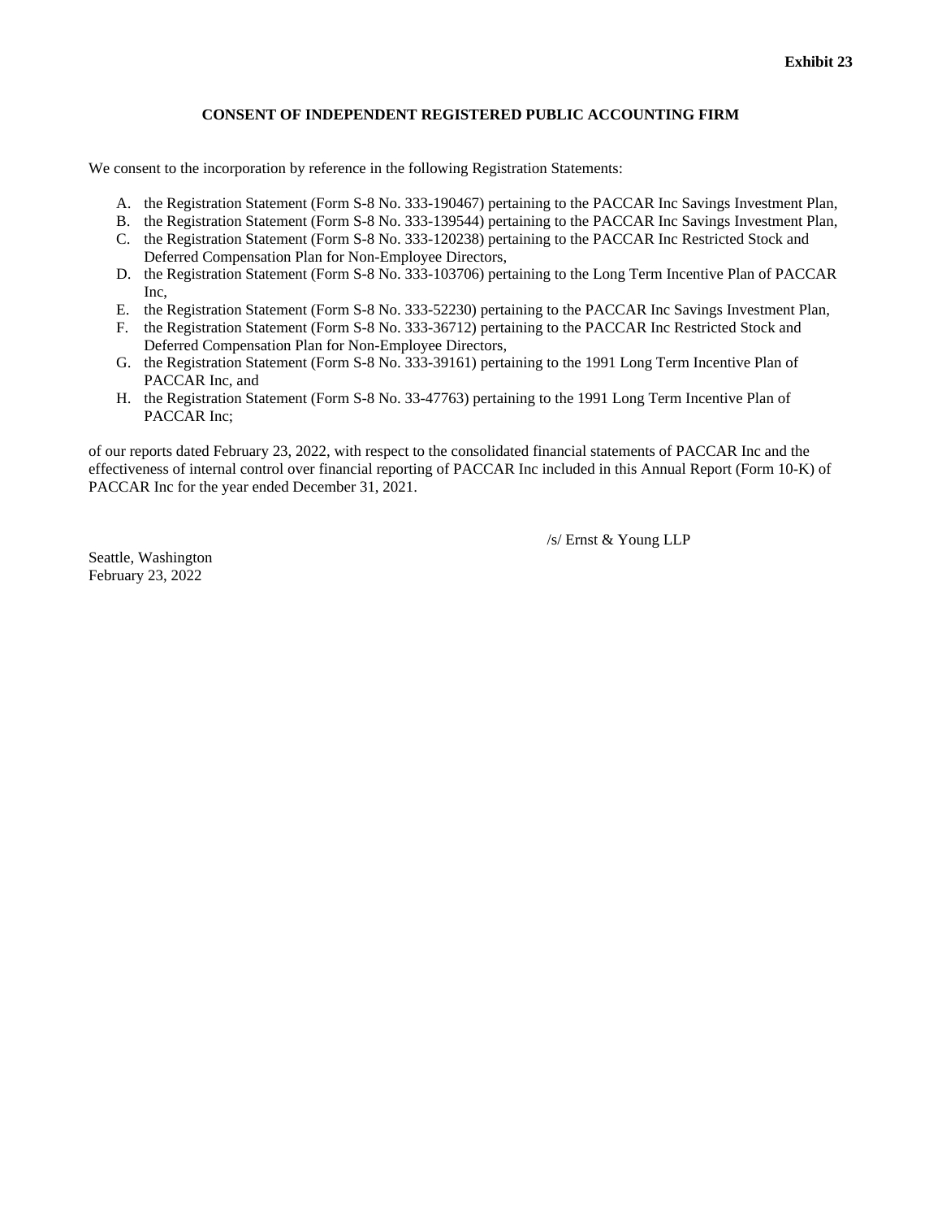**Exhibit 23**

**CONSENT OF INDEPENDENT REGISTERED PUBLIC ACCOUNTING FIRM**

We consent to the incorporation by reference in the following Registration Statements:

A. the Registration Statement (Form S-8 No. 333-190467) pertaining to the PACCAR Inc Savings Investment Plan,
B. the Registration Statement (Form S-8 No. 333-139544) pertaining to the PACCAR Inc Savings Investment Plan,
C. the Registration Statement (Form S-8 No. 333-120238) pertaining to the PACCAR Inc Restricted Stock and Deferred Compensation Plan for Non-Employee Directors,
D. the Registration Statement (Form S-8 No. 333-103706) pertaining to the Long Term Incentive Plan of PACCAR Inc,
E. the Registration Statement (Form S-8 No. 333-52230) pertaining to the PACCAR Inc Savings Investment Plan,
F. the Registration Statement (Form S-8 No. 333-36712) pertaining to the PACCAR Inc Restricted Stock and Deferred Compensation Plan for Non-Employee Directors,
G. the Registration Statement (Form S-8 No. 333-39161) pertaining to the 1991 Long Term Incentive Plan of PACCAR Inc, and
H. the Registration Statement (Form S-8 No. 33-47763) pertaining to the 1991 Long Term Incentive Plan of PACCAR Inc;

of our reports dated February 23, 2022, with respect to the consolidated financial statements of PACCAR Inc and the effectiveness of internal control over financial reporting of PACCAR Inc included in this Annual Report (Form 10-K) of PACCAR Inc for the year ended December 31, 2021.

/s/ Ernst & Young LLP

Seattle, Washington
February 23, 2022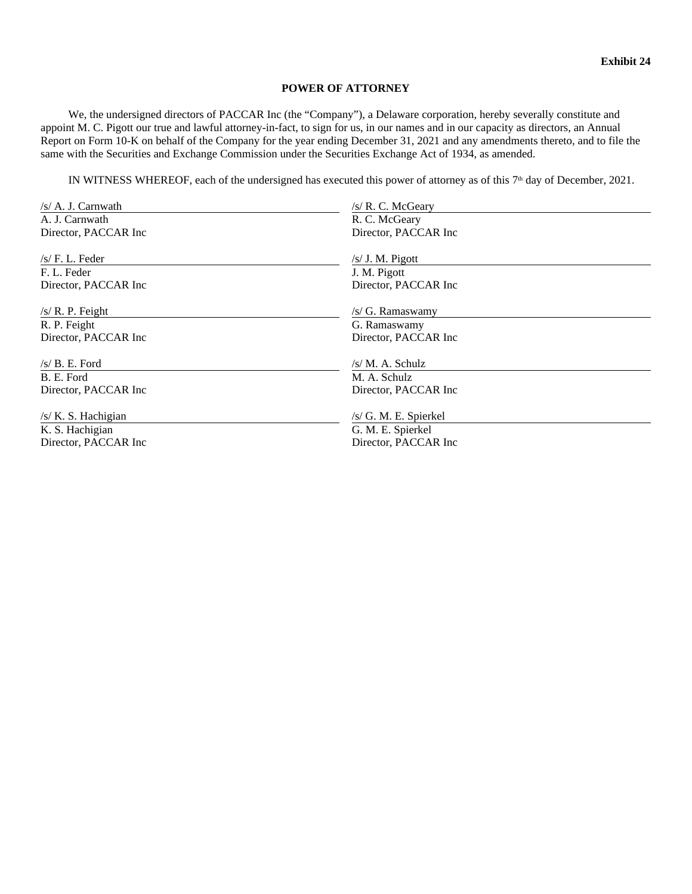**Exhibit 24**

**POWER OF ATTORNEY**

We, the undersigned directors of PACCAR Inc (the “Company”), a Delaware corporation, hereby severally constitute and appoint M. C. Pigott our true and lawful attorney-in-fact, to sign for us, in our names and in our capacity as directors, an Annual Report on Form 10-K on behalf of the Company for the year ending December 31, 2021 and any amendments thereto, and to file the same with the Securities and Exchange Commission under the Securities Exchange Act of 1934, as amended.

IN WITNESS WHEREOF, each of the undersigned has executed this power of attorney as of this 7th day of December, 2021.

/s/ A. J. Carnwath
A. J. Carnwath
Director, PACCAR Inc

/s/ F. L. Feder
F. L. Feder
Director, PACCAR Inc

/s/ R. P. Feight
R. P. Feight
Director, PACCAR Inc

/s/ B. E. Ford
B. E. Ford
Director, PACCAR Inc

/s/ K. S. Hachigian
K. S. Hachigian
Director, PACCAR Inc

/s/ R. C. McGeary
R. C. McGeary
Director, PACCAR Inc

/s/ J. M. Pigott
J. M. Pigott
Director, PACCAR Inc

/s/ G. Ramaswamy
G. Ramaswamy
Director, PACCAR Inc

/s/ M. A. Schulz
M. A. Schulz
Director, PACCAR Inc

/s/ G. M. E. Spierkel
G. M. E. Spierkel
Director, PACCAR Inc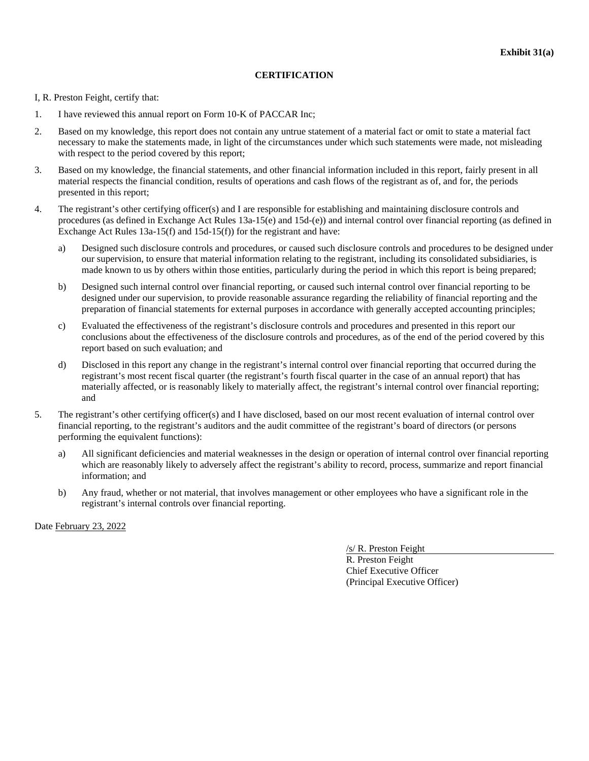**Exhibit 31(a)**

**CERTIFICATION**

I, R. Preston Feight, certify that:

1. I have reviewed this annual report on Form 10-K of PACCAR Inc;
2. Based on my knowledge, this report does not contain any untrue statement of a material fact or omit to state a material fact necessary to make the statements made, in light of the circumstances under which such statements were made, not misleading with respect to the period covered by this report;
3. Based on my knowledge, the financial statements, and other financial information included in this report, fairly present in all material respects the financial condition, results of operations and cash flows of the registrant as of, and for, the periods presented in this report;
4. The registrant's other certifying officer(s) and I are responsible for establishing and maintaining disclosure controls and procedures (as defined in Exchange Act Rules 13a-15(e) and 15d-(e)) and internal control over financial reporting (as defined in Exchange Act Rules 13a-15(f) and 15d-15(f)) for the registrant and have:
   a) Designed such disclosure controls and procedures, or caused such disclosure controls and procedures to be designed under our supervision, to ensure that material information relating to the registrant, including its consolidated subsidiaries, is made known to us by others within those entities, particularly during the period in which this report is being prepared;
   b) Designed such internal control over financial reporting, or caused such internal control over financial reporting to be designed under our supervision, to provide reasonable assurance regarding the reliability of financial reporting and the preparation of financial statements for external purposes in accordance with generally accepted accounting principles;
   c) Evaluated the effectiveness of the registrant's disclosure controls and procedures and presented in this report our conclusions about the effectiveness of the disclosure controls and procedures, as of the end of the period covered by this report based on such evaluation; and
   d) Disclosed in this report any change in the registrant's internal control over financial reporting that occurred during the registrant's most recent fiscal quarter (the registrant's fourth fiscal quarter in the case of an annual report) that has materially affected, or is reasonably likely to materially affect, the registrant's internal control over financial reporting; and
5. The registrant's other certifying officer(s) and I have disclosed, based on our most recent evaluation of internal control over financial reporting, to the registrant's auditors and the audit committee of the registrant's board of directors (or persons performing the equivalent functions):
   a) All significant deficiencies and material weaknesses in the design or operation of internal control over financial reporting which are reasonably likely to adversely affect the registrant's ability to record, process, summarize and report financial information; and
   b) Any fraud, whether or not material, that involves management or other employees who have a significant role in the registrant's internal controls over financial reporting.

Date February 23, 2022

/s/ R. Preston Feight
R. Preston Feight
Chief Executive Officer
(Principal Executive Officer)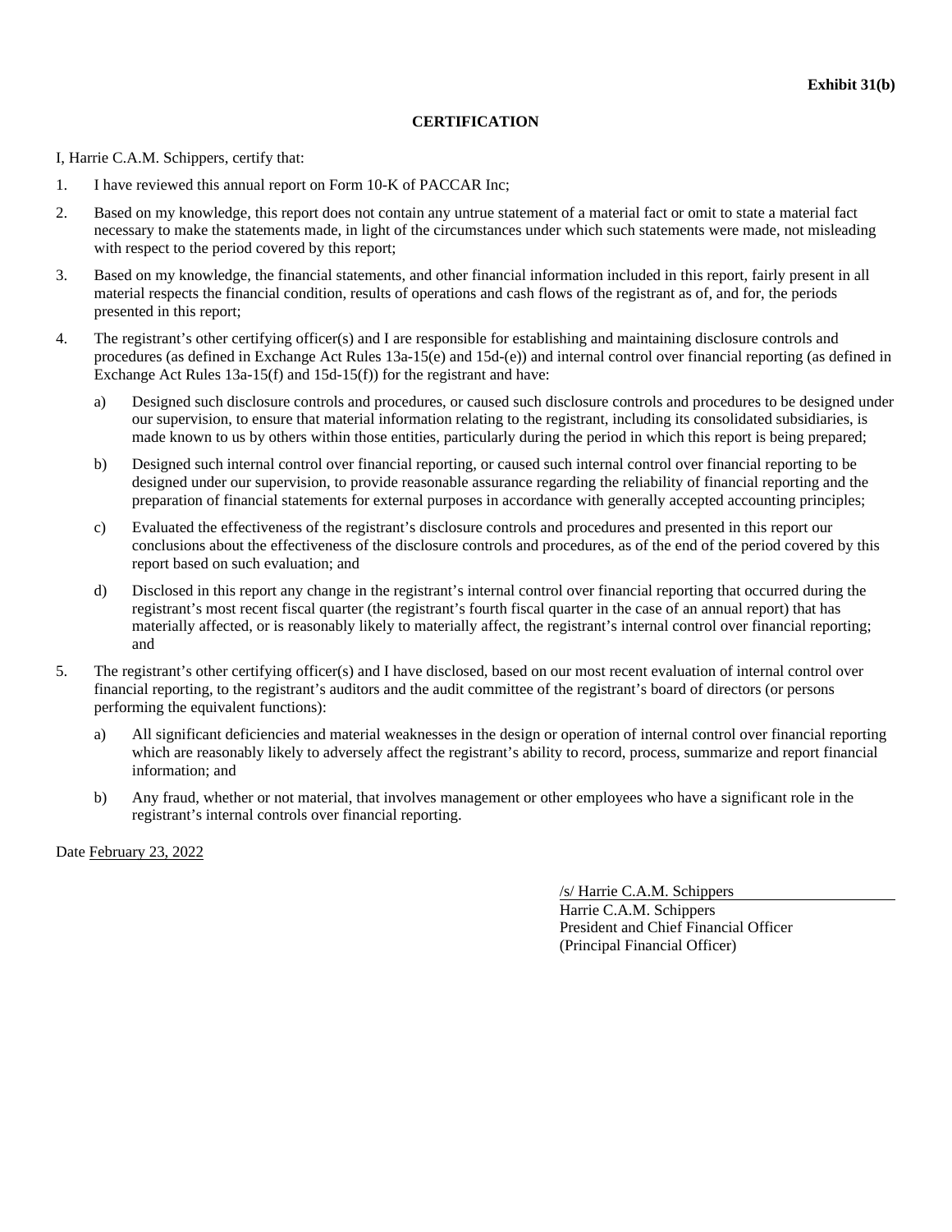**Exhibit 31(b)**

**CERTIFICATION**

I, Harrie C.A.M. Schippers, certify that:

1. I have reviewed this annual report on Form 10-K of PACCAR Inc;
2. Based on my knowledge, this report does not contain any untrue statement of a material fact or omit to state a material fact necessary to make the statements made, in light of the circumstances under which such statements were made, not misleading with respect to the period covered by this report;
3. Based on my knowledge, the financial statements, and other financial information included in this report, fairly present in all material respects the financial condition, results of operations and cash flows of the registrant as of, and for, the periods presented in this report;
4. The registrant's other certifying officer(s) and I are responsible for establishing and maintaining disclosure controls and procedures (as defined in Exchange Act Rules 13a-15(e) and 15d-(e)) and internal control over financial reporting (as defined in Exchange Act Rules 13a-15(f) and 15d-15(f)) for the registrant and have:
   a) Designed such disclosure controls and procedures, or caused such disclosure controls and procedures to be designed under our supervision, to ensure that material information relating to the registrant, including its consolidated subsidiaries, is made known to us by others within those entities, particularly during the period in which this report is being prepared;
   b) Designed such internal control over financial reporting, or caused such internal control over financial reporting to be designed under our supervision, to provide reasonable assurance regarding the reliability of financial reporting and the preparation of financial statements for external purposes in accordance with generally accepted accounting principles;
   c) Evaluated the effectiveness of the registrant's disclosure controls and procedures and presented in this report our conclusions about the effectiveness of the disclosure controls and procedures, as of the end of the period covered by this report based on such evaluation; and
   d) Disclosed in this report any change in the registrant's internal control over financial reporting that occurred during the registrant's most recent fiscal quarter (the registrant's fourth fiscal quarter in the case of an annual report) that has materially affected, or is reasonably likely to materially affect, the registrant's internal control over financial reporting; and
5. The registrant's other certifying officer(s) and I have disclosed, based on our most recent evaluation of internal control over financial reporting, to the registrant's auditors and the audit committee of the registrant's board of directors (or persons performing the equivalent functions):
   a) All significant deficiencies and material weaknesses in the design or operation of internal control over financial reporting which are reasonably likely to adversely affect the registrant's ability to record, process, summarize and report financial information; and
   b) Any fraud, whether or not material, that involves management or other employees who have a significant role in the registrant's internal controls over financial reporting.

Date February 23, 2022

/s/ Harrie C.A.M. Schippers
Harrie C.A.M. Schippers
President and Chief Financial Officer
(Principal Financial Officer)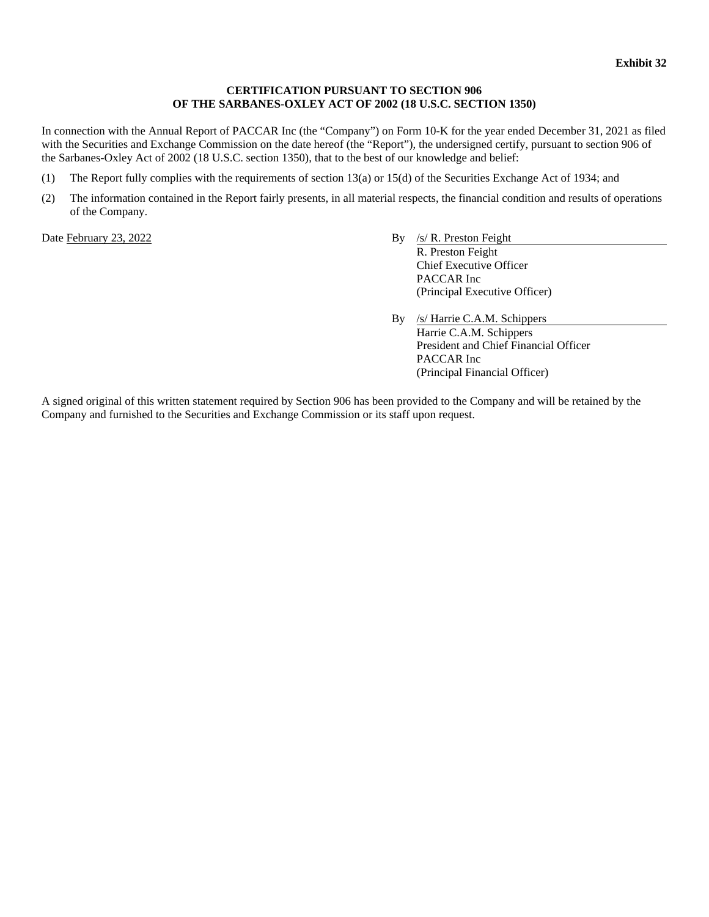**Exhibit 32**

**CERTIFICATION PURSUANT TO SECTION 906**
**OF THE SARBANES-OXLEY ACT OF 2002 (18 U.S.C. SECTION 1350)**

In connection with the Annual Report of PACCAR Inc (the "Company") on Form 10-K for the year ended December 31, 2021 as filed with the Securities and Exchange Commission on the date hereof (the "Report"), the undersigned certify, pursuant to section 906 of the Sarbanes-Oxley Act of 2002 (18 U.S.C. section 1350), that to the best of our knowledge and belief:

(1) The Report fully complies with the requirements of section 13(a) or 15(d) of the Securities Exchange Act of 1934; and

(2) The information contained in the Report fairly presents, in all material respects, the financial condition and results of operations of the Company.

Date February 23, 2022

By /s/ R. Preston Feight
R. Preston Feight
Chief Executive Officer
PACCAR Inc
(Principal Executive Officer)

By /s/ Harrie C.A.M. Schippers
Harrie C.A.M. Schippers
President and Chief Financial Officer
PACCAR Inc
(Principal Financial Officer)

A signed original of this written statement required by Section 906 has been provided to the Company and will be retained by the Company and furnished to the Securities and Exchange Commission or its staff upon request.